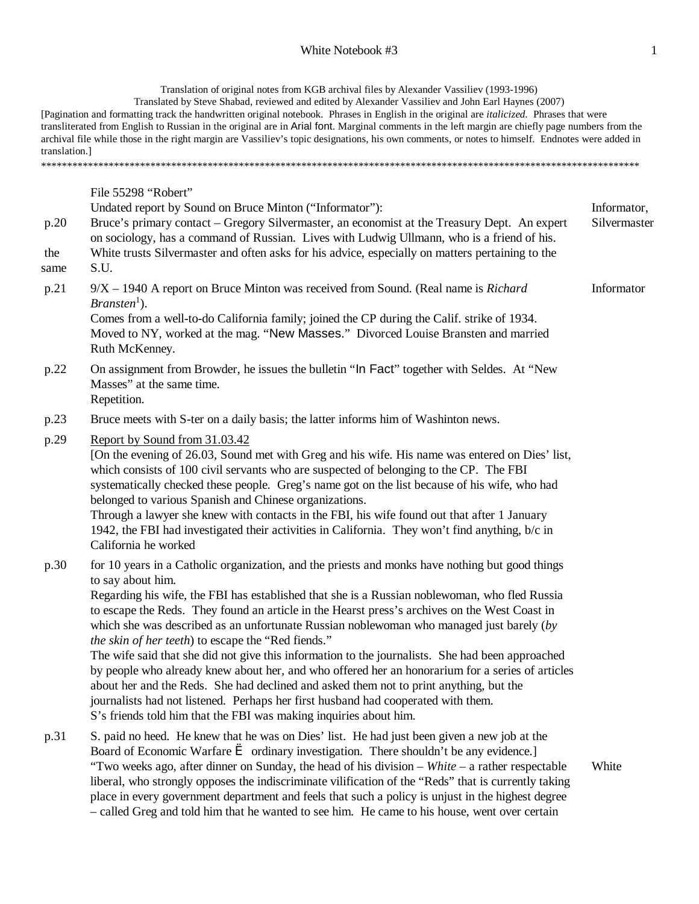Translation of original notes from KGB archival files by Alexander Vassiliev (1993-1996)
Translated by Steve Shabad, reviewed and edited by Alexander Vassiliev and John Earl Haynes (2007)
[Pagination and formatting track the handwritten original notebook. Phrases in English in the original are *italicized.* Phrases that were transliterated from English to Russian in the original are in Arial font. Marginal comments in the left margin are chiefly page numbers from the archival file while those in the right margin are Vassiliev's topic designations, his own comments, or notes to himself. Endnotes were added in translation.]
*******************************************************************************************************************

File 55298 "Robert"

Undated report by Sound on Bruce Minton ("Informator"): — Informator, Silvermaster

p.20 — Bruce's primary contact – Gregory Silvermaster, an economist at the Treasury Dept. An expert on sociology, has a command of Russian. Lives with Ludwig Ullmann, who is a friend of his.

the same — White trusts Silvermaster and often asks for his advice, especially on matters pertaining to the S.U.

p.21 — 9/X – 1940 A report on Bruce Minton was received from Sound. (Real name is *Richard Bransten*[1]). — Informator
Comes from a well-to-do California family; joined the CP during the Calif. strike of 1934. Moved to NY, worked at the mag. "New Masses." Divorced Louise Bransten and married Ruth McKenney.

p.22 — On assignment from Browder, he issues the bulletin "In Fact" together with Seldes. At "New Masses" at the same time.
Repetition.

p.23 — Bruce meets with S-ter on a daily basis; the latter informs him of Washinton news.

p.29 — Report by Sound from 31.03.42
[On the evening of 26.03, Sound met with Greg and his wife. His name was entered on Dies' list, which consists of 100 civil servants who are suspected of belonging to the CP. The FBI systematically checked these people. Greg's name got on the list because of his wife, who had belonged to various Spanish and Chinese organizations.
Through a lawyer she knew with contacts in the FBI, his wife found out that after 1 January 1942, the FBI had investigated their activities in California. They won't find anything, b/c in California he worked

p.30 — for 10 years in a Catholic organization, and the priests and monks have nothing but good things to say about him.
Regarding his wife, the FBI has established that she is a Russian noblewoman, who fled Russia to escape the Reds. They found an article in the Hearst press's archives on the West Coast in which she was described as an unfortunate Russian noblewoman who managed just barely (*by the skin of her teeth*) to escape the "Red fiends."
The wife said that she did not give this information to the journalists. She had been approached by people who already knew about her, and who offered her an honorarium for a series of articles about her and the Reds. She had declined and asked them not to print anything, but the journalists had not listened. Perhaps her first husband had cooperated with them.
S's friends told him that the FBI was making inquiries about him.

p.31 — S. paid no heed. He knew that he was on Dies' list. He had just been given a new job at the Board of Economic Warfare Ë ordinary investigation. There shouldn't be any evidence.]
"Two weeks ago, after dinner on Sunday, the head of his division – *White* – a rather respectable liberal, who strongly opposes the indiscriminate vilification of the "Reds" that is currently taking place in every government department and feels that such a policy is unjust in the highest degree – called Greg and told him that he wanted to see him. He came to his house, went over certain — White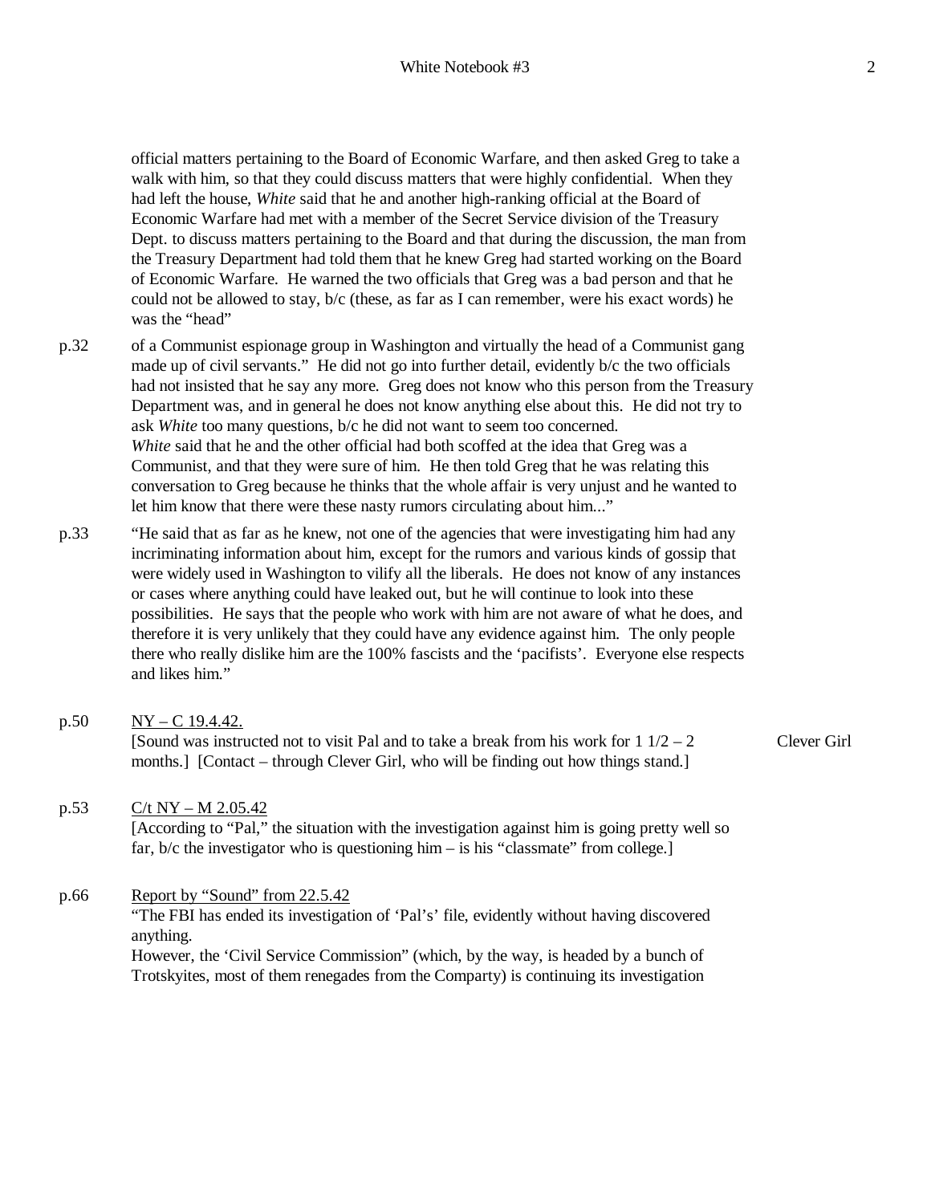official matters pertaining to the Board of Economic Warfare, and then asked Greg to take a walk with him, so that they could discuss matters that were highly confidential. When they had left the house, *White* said that he and another high-ranking official at the Board of Economic Warfare had met with a member of the Secret Service division of the Treasury Dept. to discuss matters pertaining to the Board and that during the discussion, the man from the Treasury Department had told them that he knew Greg had started working on the Board of Economic Warfare. He warned the two officials that Greg was a bad person and that he could not be allowed to stay, b/c (these, as far as I can remember, were his exact words) he was the "head"

p.32 of a Communist espionage group in Washington and virtually the head of a Communist gang made up of civil servants." He did not go into further detail, evidently b/c the two officials had not insisted that he say any more. Greg does not know who this person from the Treasury Department was, and in general he does not know anything else about this. He did not try to ask *White* too many questions, b/c he did not want to seem too concerned.
*White* said that he and the other official had both scoffed at the idea that Greg was a Communist, and that they were sure of him. He then told Greg that he was relating this conversation to Greg because he thinks that the whole affair is very unjust and he wanted to let him know that there were these nasty rumors circulating about him..."

p.33 "He said that as far as he knew, not one of the agencies that were investigating him had any incriminating information about him, except for the rumors and various kinds of gossip that were widely used in Washington to vilify all the liberals. He does not know of any instances or cases where anything could have leaked out, but he will continue to look into these possibilities. He says that the people who work with him are not aware of what he does, and therefore it is very unlikely that they could have any evidence against him. The only people there who really dislike him are the 100% fascists and the 'pacifists'. Everyone else respects and likes him."

p.50 <u>NY – C 19.4.42.</u>
[Sound was instructed not to visit Pal and to take a break from his work for 1 1/2 – 2 months.] [Contact – through Clever Girl, who will be finding out how things stand.] Clever Girl

p.53 <u>C/t NY – M 2.05.42</u>
[According to "Pal," the situation with the investigation against him is going pretty well so far, b/c the investigator who is questioning him – is his "classmate" from college.]

p.66 <u>Report by "Sound" from 22.5.42</u>
"The FBI has ended its investigation of 'Pal's' file, evidently without having discovered anything.
However, the 'Civil Service Commission" (which, by the way, is headed by a bunch of Trotskyites, most of them renegades from the Comparty) is continuing its investigation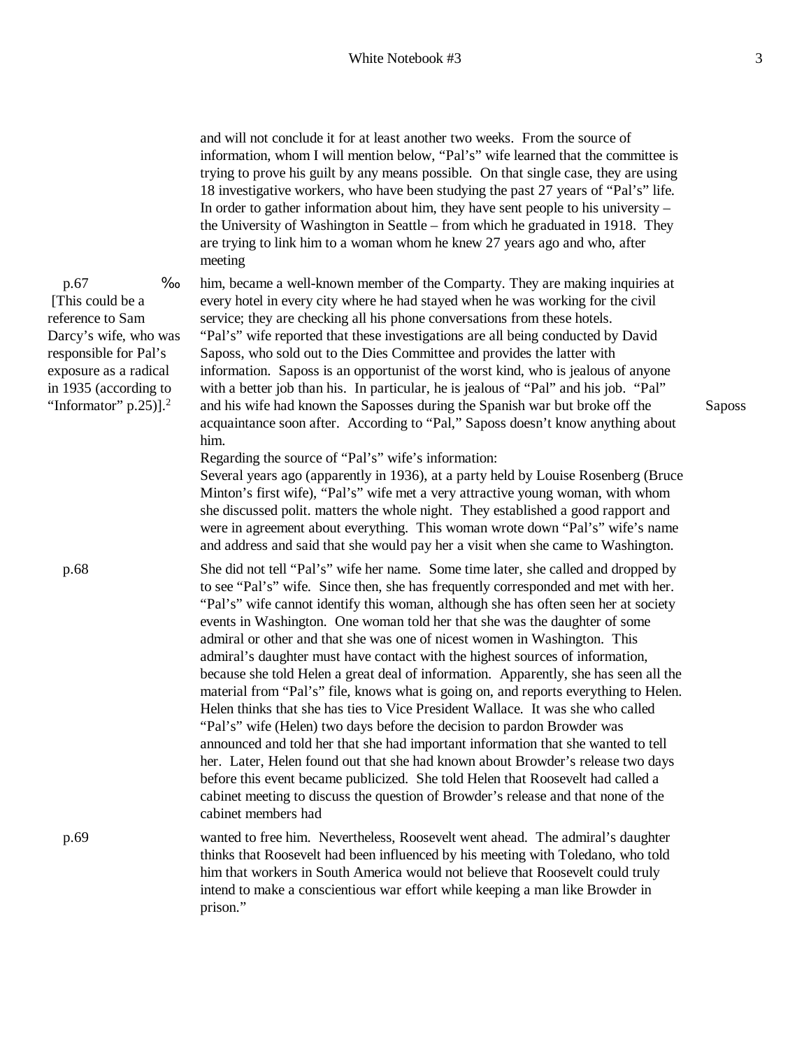and will not conclude it for at least another two weeks. From the source of information, whom I will mention below, "Pal's" wife learned that the committee is trying to prove his guilt by any means possible. On that single case, they are using 18 investigative workers, who have been studying the past 27 years of "Pal's" life. In order to gather information about him, they have sent people to his university – the University of Washington in Seattle – from which he graduated in 1918. They are trying to link him to a woman whom he knew 27 years ago and who, after meeting

p.67 ‰ [This could be a reference to Sam Darcy's wife, who was responsible for Pal's exposure as a radical in 1935 (according to "Informator" p.25)].[2]

him, became a well-known member of the Comparty. They are making inquiries at every hotel in every city where he had stayed when he was working for the civil service; they are checking all his phone conversations from these hotels.

"Pal's" wife reported that these investigations are all being conducted by David Saposs, who sold out to the Dies Committee and provides the latter with information. Saposs is an opportunist of the worst kind, who is jealous of anyone with a better job than his. In particular, he is jealous of "Pal" and his job. "Pal" and his wife had known the Saposses during the Spanish war but broke off the acquaintance soon after. According to "Pal," Saposs doesn't know anything about him.

Saposs

Regarding the source of "Pal's" wife's information:

Several years ago (apparently in 1936), at a party held by Louise Rosenberg (Bruce Minton's first wife), "Pal's" wife met a very attractive young woman, with whom she discussed polit. matters the whole night. They established a good rapport and were in agreement about everything. This woman wrote down "Pal's" wife's name and address and said that she would pay her a visit when she came to Washington.

p.68

She did not tell "Pal's" wife her name. Some time later, she called and dropped by to see "Pal's" wife. Since then, she has frequently corresponded and met with her. "Pal's" wife cannot identify this woman, although she has often seen her at society events in Washington. One woman told her that she was the daughter of some admiral or other and that she was one of nicest women in Washington. This admiral's daughter must have contact with the highest sources of information, because she told Helen a great deal of information. Apparently, she has seen all the material from "Pal's" file, knows what is going on, and reports everything to Helen. Helen thinks that she has ties to Vice President Wallace. It was she who called "Pal's" wife (Helen) two days before the decision to pardon Browder was announced and told her that she had important information that she wanted to tell her. Later, Helen found out that she had known about Browder's release two days before this event became publicized. She told Helen that Roosevelt had called a cabinet meeting to discuss the question of Browder's release and that none of the cabinet members had

p.69

wanted to free him. Nevertheless, Roosevelt went ahead. The admiral's daughter thinks that Roosevelt had been influenced by his meeting with Toledano, who told him that workers in South America would not believe that Roosevelt could truly intend to make a conscientious war effort while keeping a man like Browder in prison."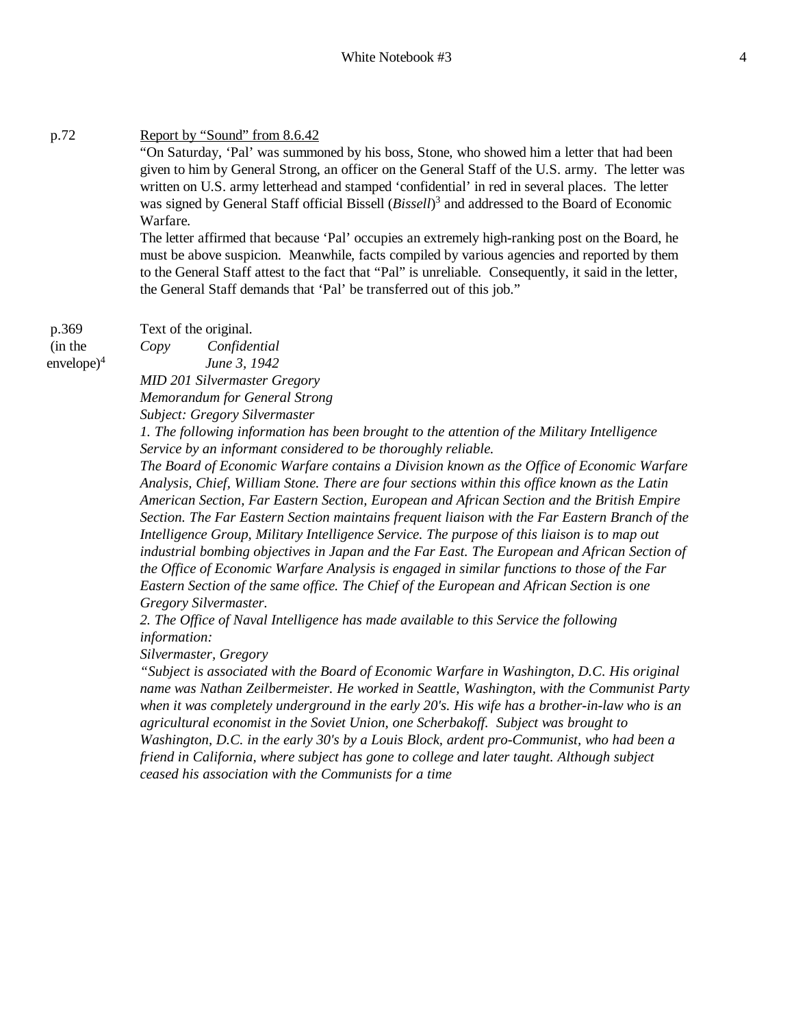p.72 Report by "Sound" from 8.6.42

"On Saturday, 'Pal' was summoned by his boss, Stone, who showed him a letter that had been given to him by General Strong, an officer on the General Staff of the U.S. army. The letter was written on U.S. army letterhead and stamped 'confidential' in red in several places. The letter was signed by General Staff official Bissell (*Bissell*)[3] and addressed to the Board of Economic Warfare.

The letter affirmed that because 'Pal' occupies an extremely high-ranking post on the Board, he must be above suspicion. Meanwhile, facts compiled by various agencies and reported by them to the General Staff attest to the fact that "Pal" is unreliable. Consequently, it said in the letter, the General Staff demands that 'Pal' be transferred out of this job."

p.369 (in the envelope)[4] Text of the original.

*Copy Confidential*

*June 3, 1942*

*MID 201 Silvermaster Gregory*

*Memorandum for General Strong*

*Subject: Gregory Silvermaster*

*1. The following information has been brought to the attention of the Military Intelligence Service by an informant considered to be thoroughly reliable.*

*The Board of Economic Warfare contains a Division known as the Office of Economic Warfare Analysis, Chief, William Stone. There are four sections within this office known as the Latin American Section, Far Eastern Section, European and African Section and the British Empire Section. The Far Eastern Section maintains frequent liaison with the Far Eastern Branch of the Intelligence Group, Military Intelligence Service. The purpose of this liaison is to map out industrial bombing objectives in Japan and the Far East. The European and African Section of the Office of Economic Warfare Analysis is engaged in similar functions to those of the Far Eastern Section of the same office. The Chief of the European and African Section is one Gregory Silvermaster.*

*2. The Office of Naval Intelligence has made available to this Service the following information:*

*Silvermaster, Gregory*

*"Subject is associated with the Board of Economic Warfare in Washington, D.C. His original name was Nathan Zeilbermeister. He worked in Seattle, Washington, with the Communist Party when it was completely underground in the early 20's. His wife has a brother-in-law who is an agricultural economist in the Soviet Union, one Scherbakoff. Subject was brought to Washington, D.C. in the early 30's by a Louis Block, ardent pro-Communist, who had been a friend in California, where subject has gone to college and later taught. Although subject ceased his association with the Communists for a time*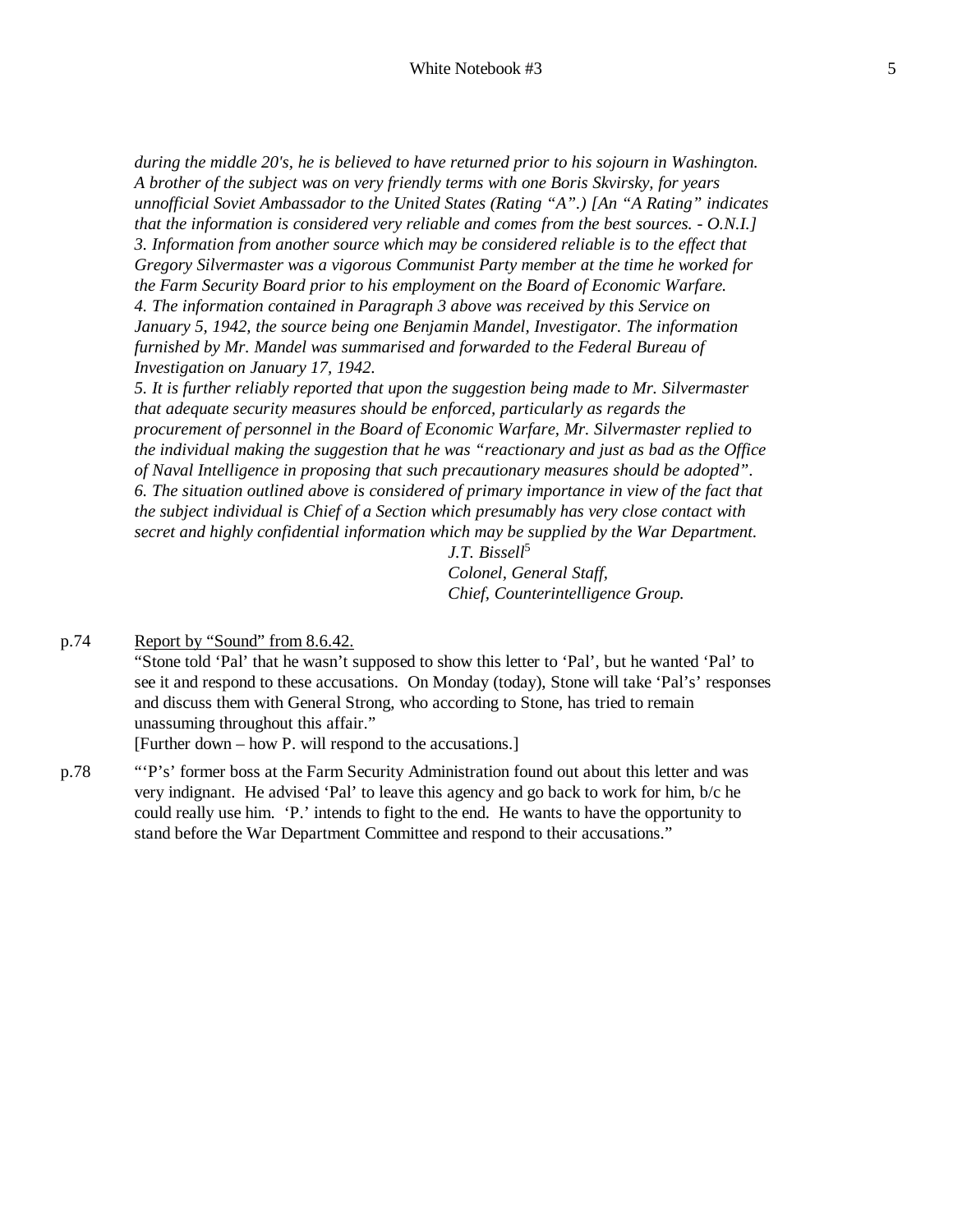*during the middle 20's, he is believed to have returned prior to his sojourn in Washington. A brother of the subject was on very friendly terms with one Boris Skvirsky, for years unnofficial Soviet Ambassador to the United States (Rating "A".) [An "A Rating" indicates that the information is considered very reliable and comes from the best sources. - O.N.I.]*
*3. Information from another source which may be considered reliable is to the effect that Gregory Silvermaster was a vigorous Communist Party member at the time he worked for the Farm Security Board prior to his employment on the Board of Economic Warfare.*
*4. The information contained in Paragraph 3 above was received by this Service on January 5, 1942, the source being one Benjamin Mandel, Investigator. The information furnished by Mr. Mandel was summarised and forwarded to the Federal Bureau of Investigation on January 17, 1942.*
*5. It is further reliably reported that upon the suggestion being made to Mr. Silvermaster that adequate security measures should be enforced, particularly as regards the procurement of personnel in the Board of Economic Warfare, Mr. Silvermaster replied to the individual making the suggestion that he was "reactionary and just as bad as the Office of Naval Intelligence in proposing that such precautionary measures should be adopted".*
*6. The situation outlined above is considered of primary importance in view of the fact that the subject individual is Chief of a Section which presumably has very close contact with secret and highly confidential information which may be supplied by the War Department.*

*J.T. Bissell*[5]
*Colonel, General Staff,*
*Chief, Counterintelligence Group.*

p.74 Report by "Sound" from 8.6.42.

"Stone told 'Pal' that he wasn't supposed to show this letter to 'Pal', but he wanted 'Pal' to see it and respond to these accusations. On Monday (today), Stone will take 'Pal's' responses and discuss them with General Strong, who according to Stone, has tried to remain unassuming throughout this affair."

[Further down – how P. will respond to the accusations.]

p.78 "'P's' former boss at the Farm Security Administration found out about this letter and was very indignant. He advised 'Pal' to leave this agency and go back to work for him, b/c he could really use him. 'P.' intends to fight to the end. He wants to have the opportunity to stand before the War Department Committee and respond to their accusations."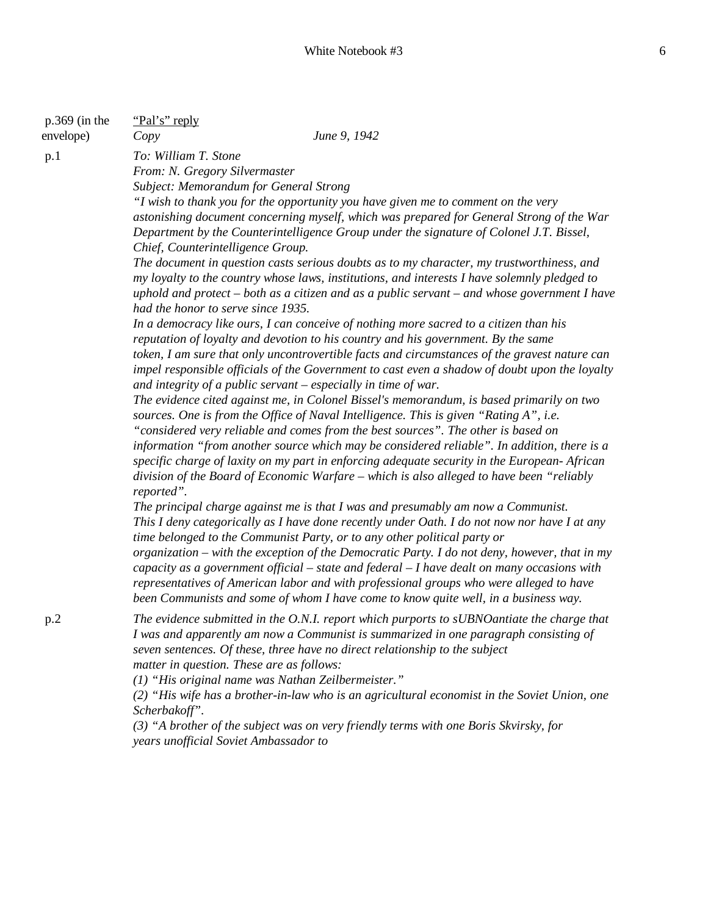p.369 (in the envelope) <u>"Pal's" reply</u>

*Copy* *June 9, 1942*

p.1 *To: William T. Stone*
*From: N. Gregory Silvermaster*
*Subject: Memorandum for General Strong*

*"I wish to thank you for the opportunity you have given me to comment on the very astonishing document concerning myself, which was prepared for General Strong of the War Department by the Counterintelligence Group under the signature of Colonel J.T. Bissel, Chief, Counterintelligence Group.*

*The document in question casts serious doubts as to my character, my trustworthiness, and my loyalty to the country whose laws, institutions, and interests I have solemnly pledged to uphold and protect – both as a citizen and as a public servant – and whose government I have had the honor to serve since 1935.*

*In a democracy like ours, I can conceive of nothing more sacred to a citizen than his reputation of loyalty and devotion to his country and his government. By the same token, I am sure that only uncontrovertible facts and circumstances of the gravest nature can impel responsible officials of the Government to cast even a shadow of doubt upon the loyalty and integrity of a public servant – especially in time of war.*

*The evidence cited against me, in Colonel Bissel's memorandum, is based primarily on two sources. One is from the Office of Naval Intelligence. This is given "Rating A", i.e. "considered very reliable and comes from the best sources". The other is based on information "from another source which may be considered reliable". In addition, there is a specific charge of laxity on my part in enforcing adequate security in the European- African division of the Board of Economic Warfare – which is also alleged to have been "reliably reported".*

*The principal charge against me is that I was and presumably am now a Communist. This I deny categorically as I have done recently under Oath. I do not now nor have I at any time belonged to the Communist Party, or to any other political party or organization – with the exception of the Democratic Party. I do not deny, however, that in my capacity as a government official – state and federal – I have dealt on many occasions with representatives of American labor and with professional groups who were alleged to have been Communists and some of whom I have come to know quite well, in a business way.*

p.2 *The evidence submitted in the O.N.I. report which purports to sUBNOantiate the charge that I was and apparently am now a Communist is summarized in one paragraph consisting of seven sentences. Of these, three have no direct relationship to the subject matter in question. These are as follows:*

*(1) "His original name was Nathan Zeilbermeister."*

*(2) "His wife has a brother-in-law who is an agricultural economist in the Soviet Union, one Scherbakoff".*

*(3) "A brother of the subject was on very friendly terms with one Boris Skvirsky, for years unofficial Soviet Ambassador to*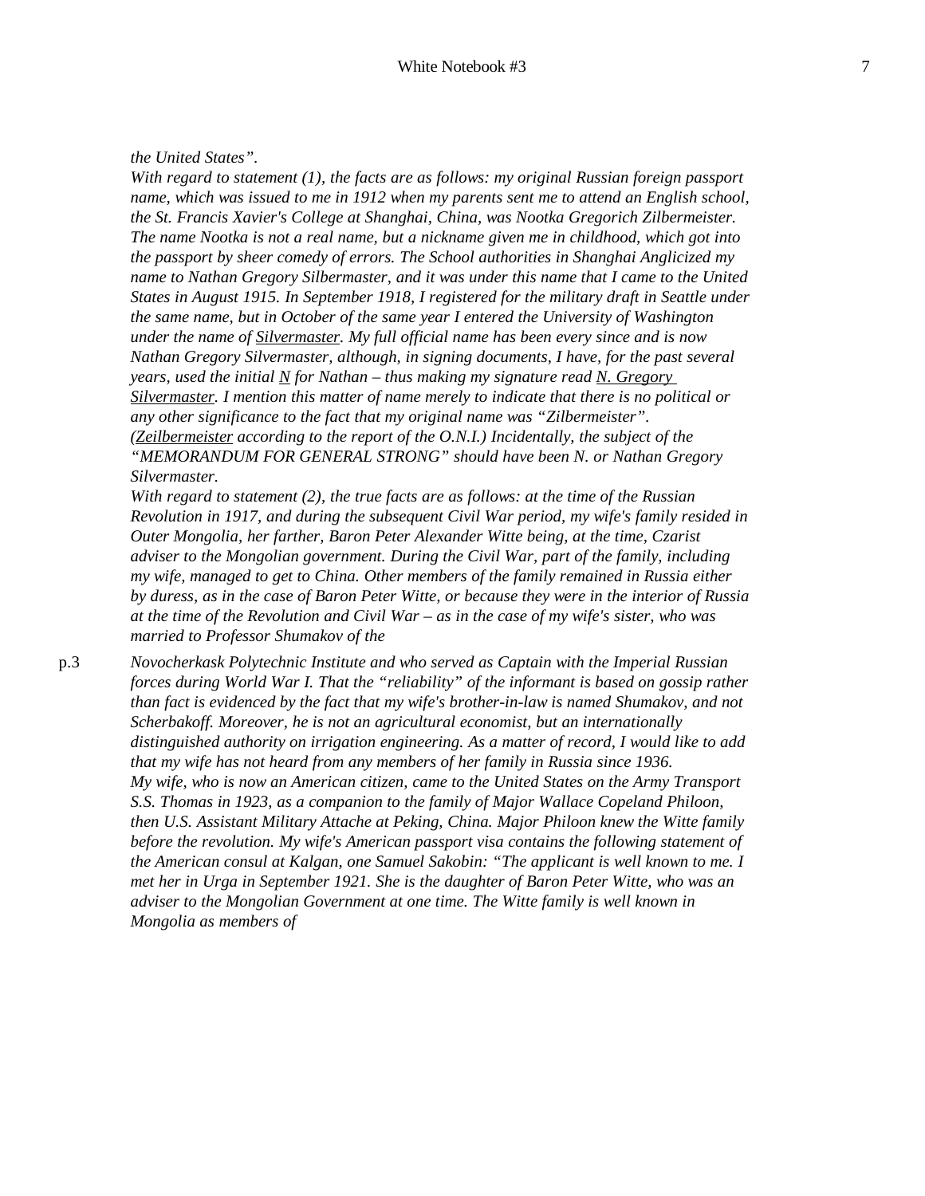*the United States".*

*With regard to statement (1), the facts are as follows: my original Russian foreign passport name, which was issued to me in 1912 when my parents sent me to attend an English school, the St. Francis Xavier's College at Shanghai, China, was Nootka Gregorich Zilbermeister. The name Nootka is not a real name, but a nickname given me in childhood, which got into the passport by sheer comedy of errors. The School authorities in Shanghai Anglicized my name to Nathan Gregory Silbermaster, and it was under this name that I came to the United States in August 1915. In September 1918, I registered for the military draft in Seattle under the same name, but in October of the same year I entered the University of Washington under the name of <u>Silvermaster</u>. My full official name has been every since and is now Nathan Gregory Silvermaster, although, in signing documents, I have, for the past several years, used the initial <u>N</u> for Nathan – thus making my signature read <u>N. Gregory Silvermaster</u>. I mention this matter of name merely to indicate that there is no political or any other significance to the fact that my original name was "Zilbermeister". (<u>Zeilbermeister</u> according to the report of the O.N.I.) Incidentally, the subject of the "MEMORANDUM FOR GENERAL STRONG" should have been N. or Nathan Gregory Silvermaster.*

*With regard to statement (2), the true facts are as follows: at the time of the Russian Revolution in 1917, and during the subsequent Civil War period, my wife's family resided in Outer Mongolia, her farther, Baron Peter Alexander Witte being, at the time, Czarist adviser to the Mongolian government. During the Civil War, part of the family, including my wife, managed to get to China. Other members of the family remained in Russia either by duress, as in the case of Baron Peter Witte, or because they were in the interior of Russia at the time of the Revolution and Civil War – as in the case of my wife's sister, who was married to Professor Shumakov of the*

p.3 *Novocherkask Polytechnic Institute and who served as Captain with the Imperial Russian forces during World War I. That the "reliability" of the informant is based on gossip rather than fact is evidenced by the fact that my wife's brother-in-law is named Shumakov, and not Scherbakoff. Moreover, he is not an agricultural economist, but an internationally distinguished authority on irrigation engineering. As a matter of record, I would like to add that my wife has not heard from any members of her family in Russia since 1936.*

*My wife, who is now an American citizen, came to the United States on the Army Transport S.S. Thomas in 1923, as a companion to the family of Major Wallace Copeland Philoon, then U.S. Assistant Military Attache at Peking, China. Major Philoon knew the Witte family before the revolution. My wife's American passport visa contains the following statement of the American consul at Kalgan, one Samuel Sakobin: "The applicant is well known to me. I met her in Urga in September 1921. She is the daughter of Baron Peter Witte, who was an adviser to the Mongolian Government at one time. The Witte family is well known in Mongolia as members of*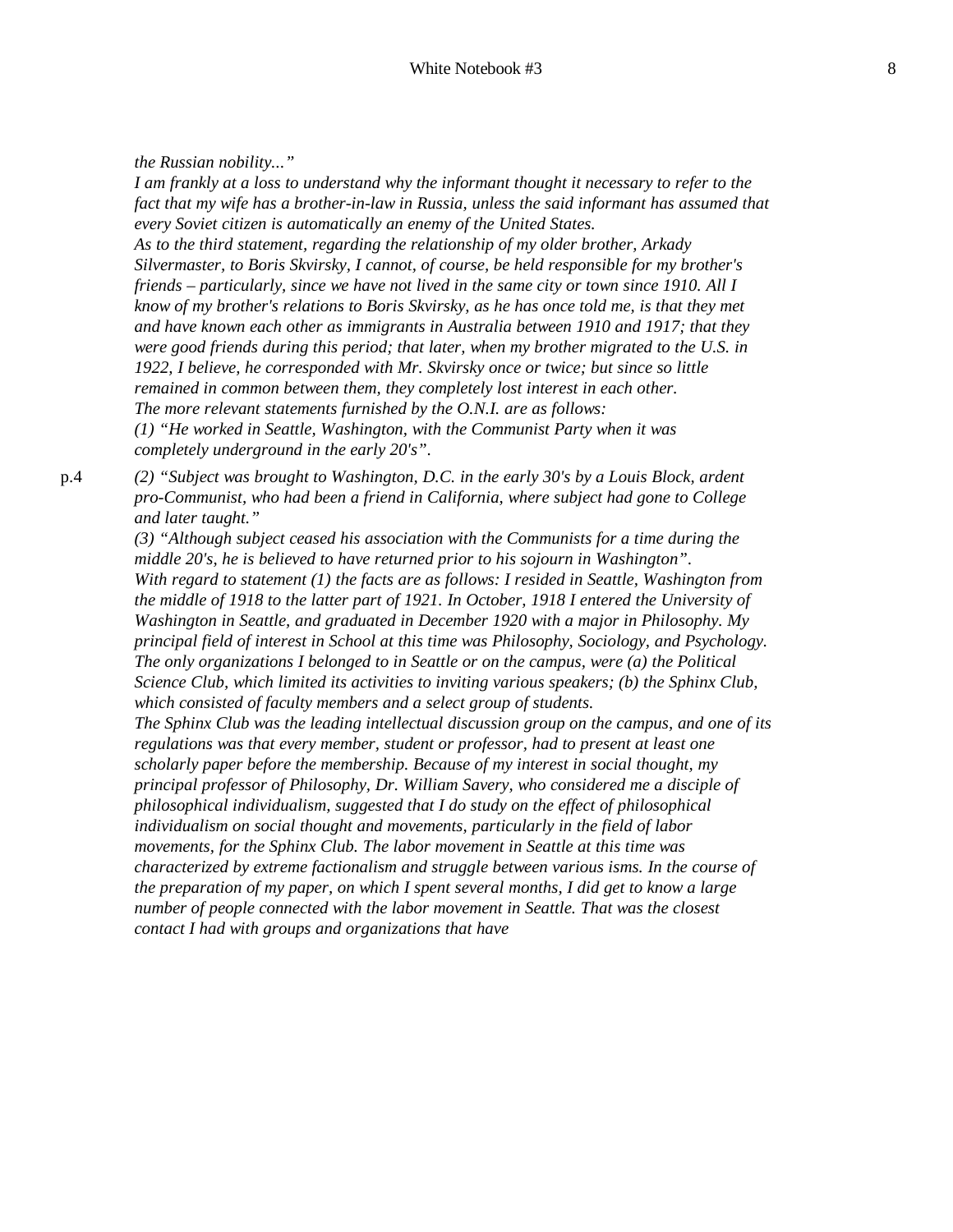*the Russian nobility..."*

*I am frankly at a loss to understand why the informant thought it necessary to refer to the fact that my wife has a brother-in-law in Russia, unless the said informant has assumed that every Soviet citizen is automatically an enemy of the United States.*

*As to the third statement, regarding the relationship of my older brother, Arkady Silvermaster, to Boris Skvirsky, I cannot, of course, be held responsible for my brother's friends – particularly, since we have not lived in the same city or town since 1910. All I know of my brother's relations to Boris Skvirsky, as he has once told me, is that they met and have known each other as immigrants in Australia between 1910 and 1917; that they were good friends during this period; that later, when my brother migrated to the U.S. in 1922, I believe, he corresponded with Mr. Skvirsky once or twice; but since so little remained in common between them, they completely lost interest in each other.*

*The more relevant statements furnished by the O.N.I. are as follows:*

*(1) "He worked in Seattle, Washington, with the Communist Party when it was completely underground in the early 20's".*

p.4 *(2) "Subject was brought to Washington, D.C. in the early 30's by a Louis Block, ardent pro-Communist, who had been a friend in California, where subject had gone to College and later taught."*

*(3) "Although subject ceased his association with the Communists for a time during the middle 20's, he is believed to have returned prior to his sojourn in Washington".*

*With regard to statement (1) the facts are as follows: I resided in Seattle, Washington from the middle of 1918 to the latter part of 1921. In October, 1918 I entered the University of Washington in Seattle, and graduated in December 1920 with a major in Philosophy. My principal field of interest in School at this time was Philosophy, Sociology, and Psychology. The only organizations I belonged to in Seattle or on the campus, were (a) the Political Science Club, which limited its activities to inviting various speakers; (b) the Sphinx Club, which consisted of faculty members and a select group of students.*

*The Sphinx Club was the leading intellectual discussion group on the campus, and one of its regulations was that every member, student or professor, had to present at least one scholarly paper before the membership. Because of my interest in social thought, my principal professor of Philosophy, Dr. William Savery, who considered me a disciple of philosophical individualism, suggested that I do study on the effect of philosophical individualism on social thought and movements, particularly in the field of labor movements, for the Sphinx Club. The labor movement in Seattle at this time was characterized by extreme factionalism and struggle between various isms. In the course of the preparation of my paper, on which I spent several months, I did get to know a large number of people connected with the labor movement in Seattle. That was the closest contact I had with groups and organizations that have*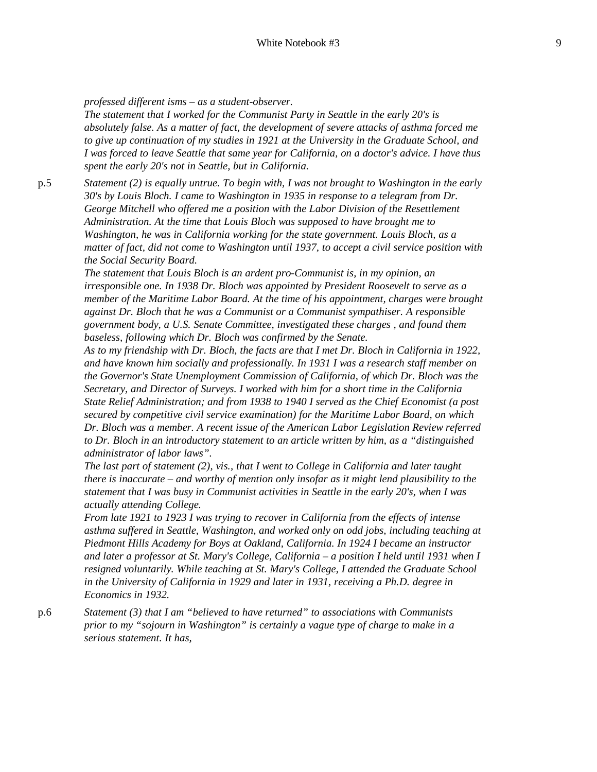p.5

*professed different isms – as a student-observer.*

*The statement that I worked for the Communist Party in Seattle in the early 20's is absolutely false. As a matter of fact, the development of severe attacks of asthma forced me to give up continuation of my studies in 1921 at the University in the Graduate School, and I was forced to leave Seattle that same year for California, on a doctor's advice. I have thus spent the early 20's not in Seattle, but in California.*

*Statement (2) is equally untrue. To begin with, I was not brought to Washington in the early 30's by Louis Bloch. I came to Washington in 1935 in response to a telegram from Dr. George Mitchell who offered me a position with the Labor Division of the Resettlement Administration. At the time that Louis Bloch was supposed to have brought me to Washington, he was in California working for the state government. Louis Bloch, as a matter of fact, did not come to Washington until 1937, to accept a civil service position with the Social Security Board.*

*The statement that Louis Bloch is an ardent pro-Communist is, in my opinion, an irresponsible one. In 1938 Dr. Bloch was appointed by President Roosevelt to serve as a member of the Maritime Labor Board. At the time of his appointment, charges were brought against Dr. Bloch that he was a Communist or a Communist sympathiser. A responsible government body, a U.S. Senate Committee, investigated these charges , and found them baseless, following which Dr. Bloch was confirmed by the Senate.*

*As to my friendship with Dr. Bloch, the facts are that I met Dr. Bloch in California in 1922, and have known him socially and professionally. In 1931 I was a research staff member on the Governor's State Unemployment Commission of California, of which Dr. Bloch was the Secretary, and Director of Surveys. I worked with him for a short time in the California State Relief Administration; and from 1938 to 1940 I served as the Chief Economist (a post secured by competitive civil service examination) for the Maritime Labor Board, on which Dr. Bloch was a member. A recent issue of the American Labor Legislation Review referred to Dr. Bloch in an introductory statement to an article written by him, as a "distinguished administrator of labor laws".*

*The last part of statement (2), vis., that I went to College in California and later taught there is inaccurate – and worthy of mention only insofar as it might lend plausibility to the statement that I was busy in Communist activities in Seattle in the early 20's, when I was actually attending College.*

*From late 1921 to 1923 I was trying to recover in California from the effects of intense asthma suffered in Seattle, Washington, and worked only on odd jobs, including teaching at Piedmont Hills Academy for Boys at Oakland, California. In 1924 I became an instructor and later a professor at St. Mary's College, California – a position I held until 1931 when I resigned voluntarily. While teaching at St. Mary's College, I attended the Graduate School in the University of California in 1929 and later in 1931, receiving a Ph.D. degree in Economics in 1932.*

p.6

*Statement (3) that I am "believed to have returned" to associations with Communists prior to my "sojourn in Washington" is certainly a vague type of charge to make in a serious statement. It has,*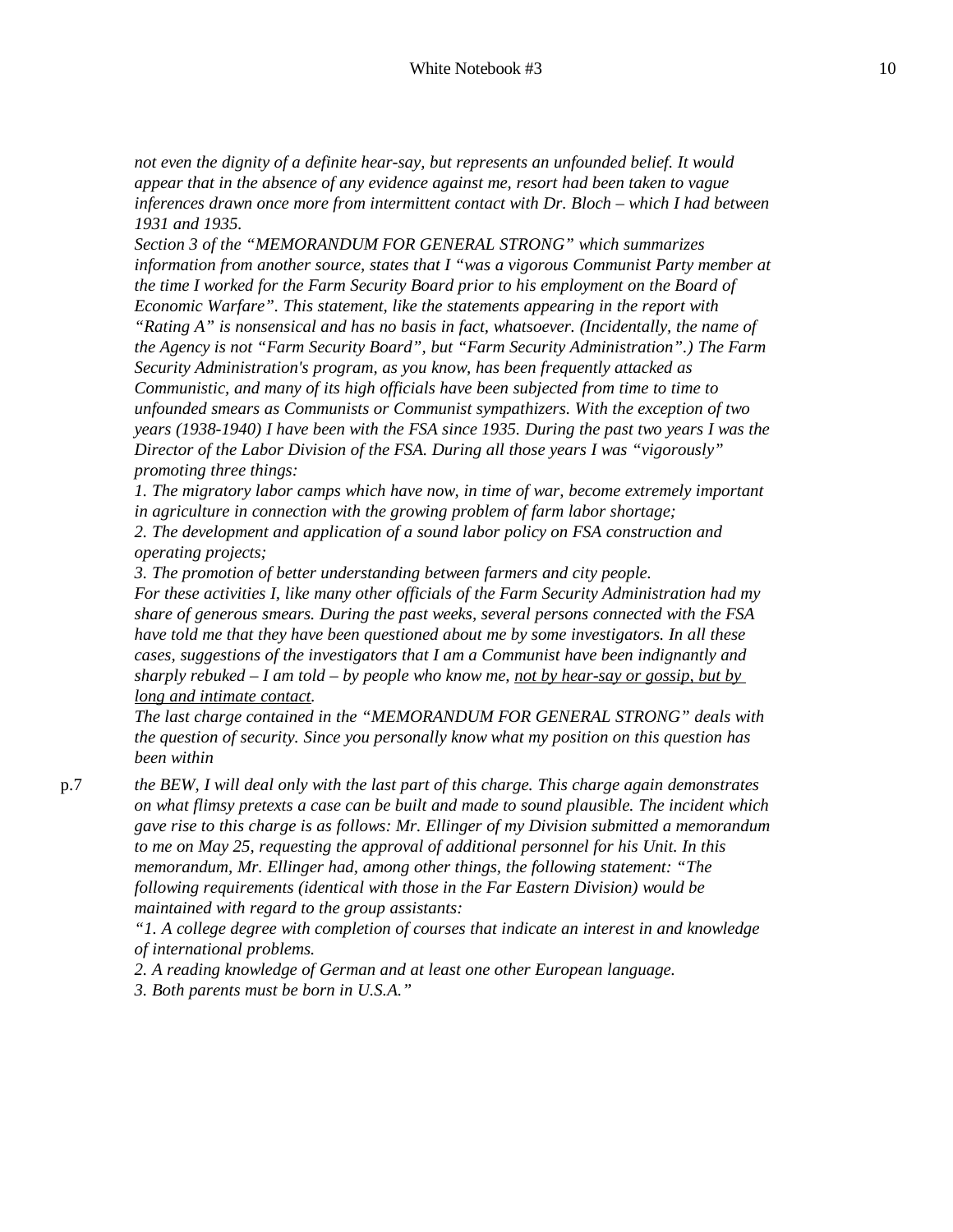*not even the dignity of a definite hear-say, but represents an unfounded belief. It would appear that in the absence of any evidence against me, resort had been taken to vague inferences drawn once more from intermittent contact with Dr. Bloch – which I had between 1931 and 1935.*

*Section 3 of the "MEMORANDUM FOR GENERAL STRONG" which summarizes information from another source, states that I "was a vigorous Communist Party member at the time I worked for the Farm Security Board prior to his employment on the Board of Economic Warfare". This statement, like the statements appearing in the report with "Rating A" is nonsensical and has no basis in fact, whatsoever. (Incidentally, the name of the Agency is not "Farm Security Board", but "Farm Security Administration".) The Farm Security Administration's program, as you know, has been frequently attacked as Communistic, and many of its high officials have been subjected from time to time to unfounded smears as Communists or Communist sympathizers. With the exception of two years (1938-1940) I have been with the FSA since 1935. During the past two years I was the Director of the Labor Division of the FSA. During all those years I was "vigorously" promoting three things:*

*1. The migratory labor camps which have now, in time of war, become extremely important in agriculture in connection with the growing problem of farm labor shortage;*

*2. The development and application of a sound labor policy on FSA construction and operating projects;*

*3. The promotion of better understanding between farmers and city people.*

*For these activities I, like many other officials of the Farm Security Administration had my share of generous smears. During the past weeks, several persons connected with the FSA have told me that they have been questioned about me by some investigators. In all these cases, suggestions of the investigators that I am a Communist have been indignantly and sharply rebuked – I am told – by people who know me, <u>not by hear-say or gossip, but by long and intimate contact</u>.*

*The last charge contained in the "MEMORANDUM FOR GENERAL STRONG" deals with the question of security. Since you personally know what my position on this question has been within*

p.7 *the BEW, I will deal only with the last part of this charge. This charge again demonstrates on what flimsy pretexts a case can be built and made to sound plausible. The incident which gave rise to this charge is as follows: Mr. Ellinger of my Division submitted a memorandum to me on May 25, requesting the approval of additional personnel for his Unit. In this memorandum, Mr. Ellinger had, among other things, the following statement: "The following requirements (identical with those in the Far Eastern Division) would be maintained with regard to the group assistants:*

*"1. A college degree with completion of courses that indicate an interest in and knowledge of international problems.*

*2. A reading knowledge of German and at least one other European language.*

*3. Both parents must be born in U.S.A."*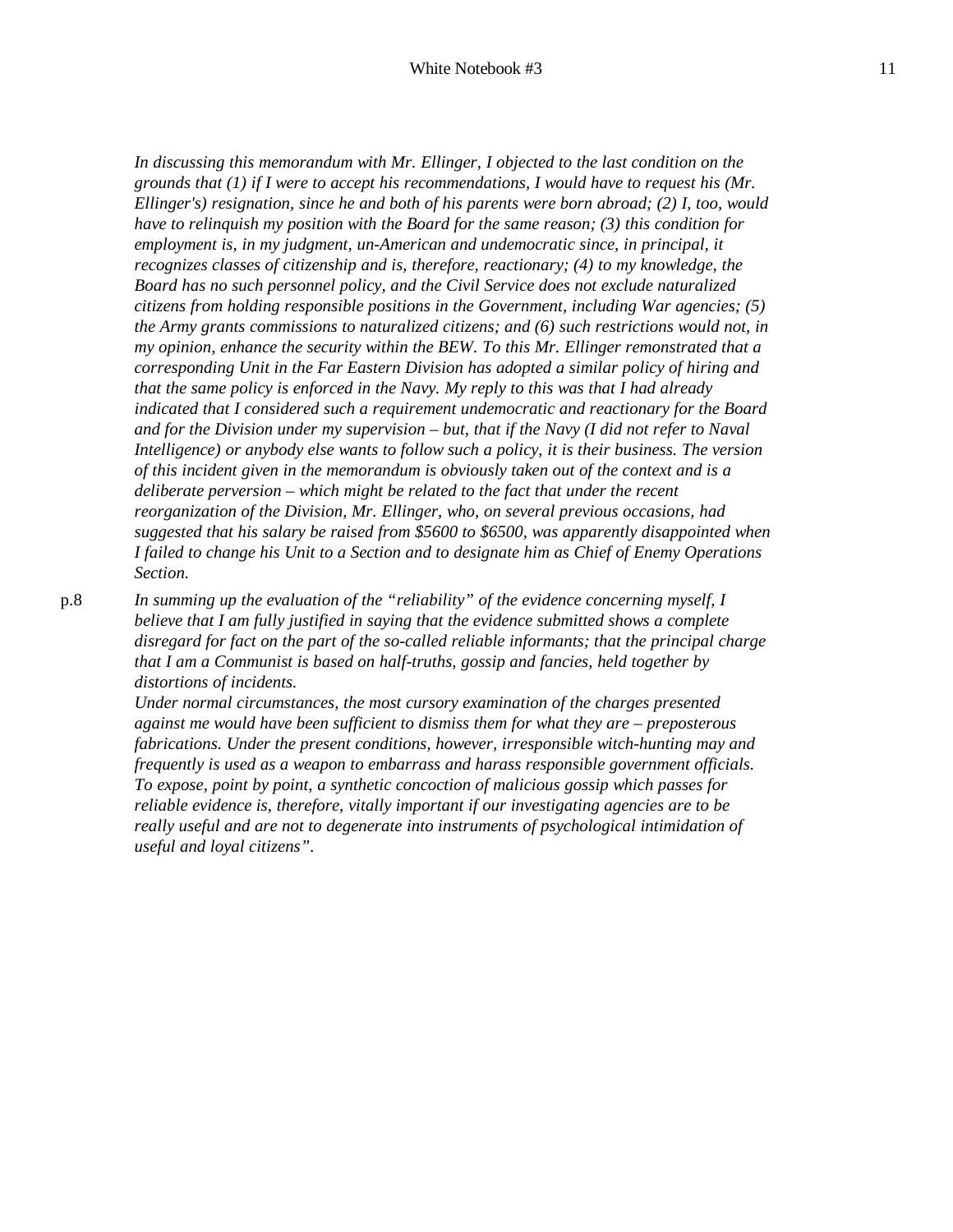*In discussing this memorandum with Mr. Ellinger, I objected to the last condition on the grounds that (1) if I were to accept his recommendations, I would have to request his (Mr. Ellinger's) resignation, since he and both of his parents were born abroad; (2) I, too, would have to relinquish my position with the Board for the same reason; (3) this condition for employment is, in my judgment, un-American and undemocratic since, in principal, it recognizes classes of citizenship and is, therefore, reactionary; (4) to my knowledge, the Board has no such personnel policy, and the Civil Service does not exclude naturalized citizens from holding responsible positions in the Government, including War agencies; (5) the Army grants commissions to naturalized citizens; and (6) such restrictions would not, in my opinion, enhance the security within the BEW. To this Mr. Ellinger remonstrated that a corresponding Unit in the Far Eastern Division has adopted a similar policy of hiring and that the same policy is enforced in the Navy. My reply to this was that I had already indicated that I considered such a requirement undemocratic and reactionary for the Board and for the Division under my supervision – but, that if the Navy (I did not refer to Naval Intelligence) or anybody else wants to follow such a policy, it is their business. The version of this incident given in the memorandum is obviously taken out of the context and is a deliberate perversion – which might be related to the fact that under the recent reorganization of the Division, Mr. Ellinger, who, on several previous occasions, had suggested that his salary be raised from $5600 to $6500, was apparently disappointed when I failed to change his Unit to a Section and to designate him as Chief of Enemy Operations Section.*

p.8 *In summing up the evaluation of the "reliability" of the evidence concerning myself, I believe that I am fully justified in saying that the evidence submitted shows a complete disregard for fact on the part of the so-called reliable informants; that the principal charge that I am a Communist is based on half-truths, gossip and fancies, held together by distortions of incidents.*

*Under normal circumstances, the most cursory examination of the charges presented against me would have been sufficient to dismiss them for what they are – preposterous fabrications. Under the present conditions, however, irresponsible witch-hunting may and frequently is used as a weapon to embarrass and harass responsible government officials. To expose, point by point, a synthetic concoction of malicious gossip which passes for reliable evidence is, therefore, vitally important if our investigating agencies are to be really useful and are not to degenerate into instruments of psychological intimidation of useful and loyal citizens".*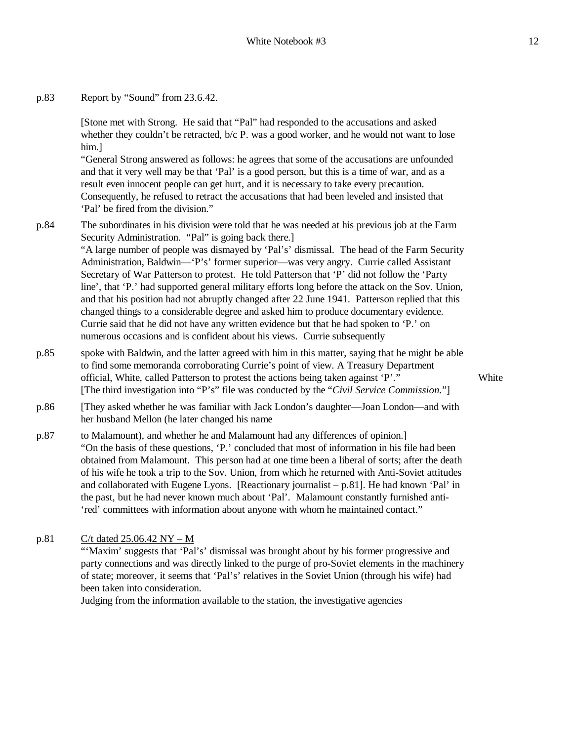p.83 Report by "Sound" from 23.6.42.

[Stone met with Strong. He said that "Pal" had responded to the accusations and asked whether they couldn't be retracted, b/c P. was a good worker, and he would not want to lose him.]

"General Strong answered as follows: he agrees that some of the accusations are unfounded and that it very well may be that 'Pal' is a good person, but this is a time of war, and as a result even innocent people can get hurt, and it is necessary to take every precaution. Consequently, he refused to retract the accusations that had been leveled and insisted that 'Pal' be fired from the division."

p.84 The subordinates in his division were told that he was needed at his previous job at the Farm Security Administration. "Pal" is going back there.]

"A large number of people was dismayed by 'Pal's' dismissal. The head of the Farm Security Administration, Baldwin—'P's' former superior—was very angry. Currie called Assistant Secretary of War Patterson to protest. He told Patterson that 'P' did not follow the 'Party line', that 'P.' had supported general military efforts long before the attack on the Sov. Union, and that his position had not abruptly changed after 22 June 1941. Patterson replied that this changed things to a considerable degree and asked him to produce documentary evidence. Currie said that he did not have any written evidence but that he had spoken to 'P.' on numerous occasions and is confident about his views. Currie subsequently

p.85 spoke with Baldwin, and the latter agreed with him in this matter, saying that he might be able to find some memoranda corroborating Currie's point of view. A Treasury Department official, White, called Patterson to protest the actions being taken against 'P'." White

[The third investigation into "P's" file was conducted by the "*Civil Service Commission.*"]

p.86 [They asked whether he was familiar with Jack London's daughter—Joan London—and with her husband Mellon (he later changed his name

p.87 to Malamount), and whether he and Malamount had any differences of opinion.]

"On the basis of these questions, 'P.' concluded that most of information in his file had been obtained from Malamount. This person had at one time been a liberal of sorts; after the death of his wife he took a trip to the Sov. Union, from which he returned with Anti-Soviet attitudes and collaborated with Eugene Lyons. [Reactionary journalist – p.81]. He had known 'Pal' in the past, but he had never known much about 'Pal'. Malamount constantly furnished anti-'red' committees with information about anyone with whom he maintained contact."

p.81 C/t dated 25.06.42 NY – M

"'Maxim' suggests that 'Pal's' dismissal was brought about by his former progressive and party connections and was directly linked to the purge of pro-Soviet elements in the machinery of state; moreover, it seems that 'Pal's' relatives in the Soviet Union (through his wife) had been taken into consideration.

Judging from the information available to the station, the investigative agencies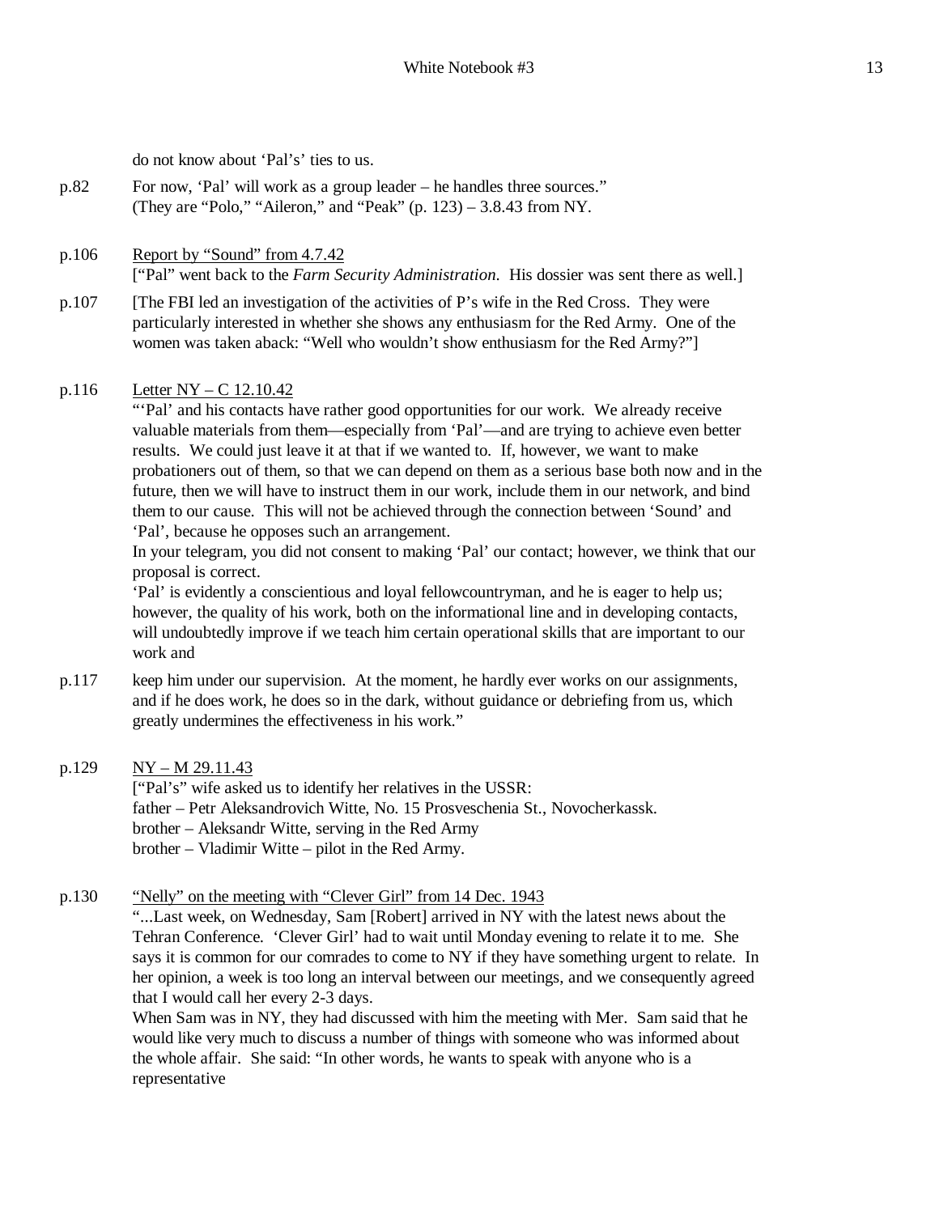do not know about 'Pal's' ties to us.

p.82 For now, 'Pal' will work as a group leader – he handles three sources."
(They are "Polo," "Aileron," and "Peak" (p. 123) – 3.8.43 from NY.

p.106 <u>Report by "Sound" from 4.7.42</u>
["Pal" went back to the *Farm Security Administration*. His dossier was sent there as well.]

p.107 [The FBI led an investigation of the activities of P's wife in the Red Cross. They were particularly interested in whether she shows any enthusiasm for the Red Army. One of the women was taken aback: "Well who wouldn't show enthusiasm for the Red Army?"]

p.116 <u>Letter NY – C 12.10.42</u>
"'Pal' and his contacts have rather good opportunities for our work. We already receive valuable materials from them—especially from 'Pal'—and are trying to achieve even better results. We could just leave it at that if we wanted to. If, however, we want to make probationers out of them, so that we can depend on them as a serious base both now and in the future, then we will have to instruct them in our work, include them in our network, and bind them to our cause. This will not be achieved through the connection between 'Sound' and 'Pal', because he opposes such an arrangement.
In your telegram, you did not consent to making 'Pal' our contact; however, we think that our proposal is correct.
'Pal' is evidently a conscientious and loyal fellowcountryman, and he is eager to help us; however, the quality of his work, both on the informational line and in developing contacts, will undoubtedly improve if we teach him certain operational skills that are important to our work and

p.117 keep him under our supervision. At the moment, he hardly ever works on our assignments, and if he does work, he does so in the dark, without guidance or debriefing from us, which greatly undermines the effectiveness in his work."

p.129 <u>NY – M 29.11.43</u>
["Pal's" wife asked us to identify her relatives in the USSR:
father – Petr Aleksandrovich Witte, No. 15 Prosveschenia St., Novocherkassk.
brother – Aleksandr Witte, serving in the Red Army
brother – Vladimir Witte – pilot in the Red Army.

p.130 <u>"Nelly" on the meeting with "Clever Girl" from 14 Dec. 1943</u>
"...Last week, on Wednesday, Sam [Robert] arrived in NY with the latest news about the Tehran Conference. 'Clever Girl' had to wait until Monday evening to relate it to me. She says it is common for our comrades to come to NY if they have something urgent to relate. In her opinion, a week is too long an interval between our meetings, and we consequently agreed that I would call her every 2-3 days.
When Sam was in NY, they had discussed with him the meeting with Mer. Sam said that he would like very much to discuss a number of things with someone who was informed about the whole affair. She said: "In other words, he wants to speak with anyone who is a representative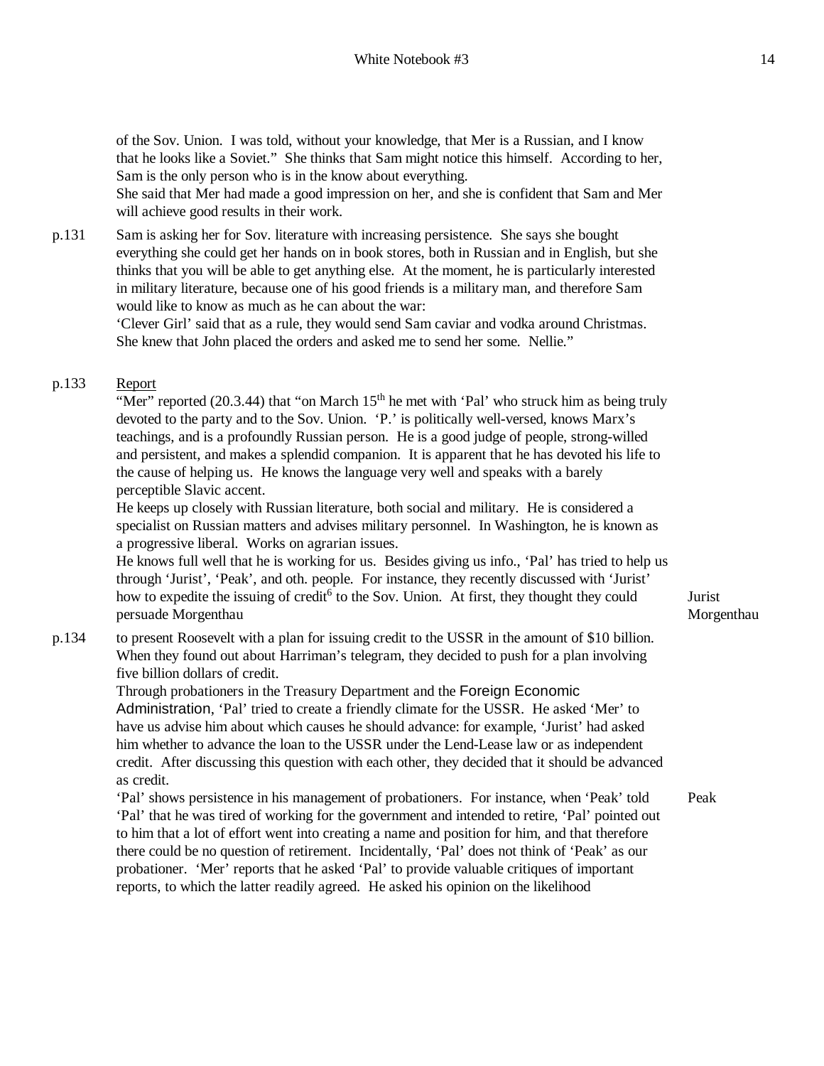of the Sov. Union. I was told, without your knowledge, that Mer is a Russian, and I know that he looks like a Soviet." She thinks that Sam might notice this himself. According to her, Sam is the only person who is in the know about everything.
She said that Mer had made a good impression on her, and she is confident that Sam and Mer will achieve good results in their work.

p.131 Sam is asking her for Sov. literature with increasing persistence. She says she bought everything she could get her hands on in book stores, both in Russian and in English, but she thinks that you will be able to get anything else. At the moment, he is particularly interested in military literature, because one of his good friends is a military man, and therefore Sam would like to know as much as he can about the war:
'Clever Girl' said that as a rule, they would send Sam caviar and vodka around Christmas. She knew that John placed the orders and asked me to send her some. Nellie."

p.133 <u>Report</u>
"Mer" reported (20.3.44) that "on March 15th he met with 'Pal' who struck him as being truly devoted to the party and to the Sov. Union. 'P.' is politically well-versed, knows Marx's teachings, and is a profoundly Russian person. He is a good judge of people, strong-willed and persistent, and makes a splendid companion. It is apparent that he has devoted his life to the cause of helping us. He knows the language very well and speaks with a barely perceptible Slavic accent.
He keeps up closely with Russian literature, both social and military. He is considered a specialist on Russian matters and advises military personnel. In Washington, he is known as a progressive liberal. Works on agrarian issues.
He knows full well that he is working for us. Besides giving us info., 'Pal' has tried to help us through 'Jurist', 'Peak', and oth. people. For instance, they recently discussed with 'Jurist' how to expedite the issuing of credit[6] to the Sov. Union. At first, they thought they could persuade Morgenthau

Jurist
Morgenthau

p.134 to present Roosevelt with a plan for issuing credit to the USSR in the amount of $10 billion. When they found out about Harriman's telegram, they decided to push for a plan involving five billion dollars of credit.
Through probationers in the Treasury Department and the Foreign Economic Administration, 'Pal' tried to create a friendly climate for the USSR. He asked 'Mer' to have us advise him about which causes he should advance: for example, 'Jurist' had asked him whether to advance the loan to the USSR under the Lend-Lease law or as independent credit. After discussing this question with each other, they decided that it should be advanced as credit.
'Pal' shows persistence in his management of probationers. For instance, when 'Peak' told 'Pal' that he was tired of working for the government and intended to retire, 'Pal' pointed out to him that a lot of effort went into creating a name and position for him, and that therefore there could be no question of retirement. Incidentally, 'Pal' does not think of 'Peak' as our probationer. 'Mer' reports that he asked 'Pal' to provide valuable critiques of important reports, to which the latter readily agreed. He asked his opinion on the likelihood

Peak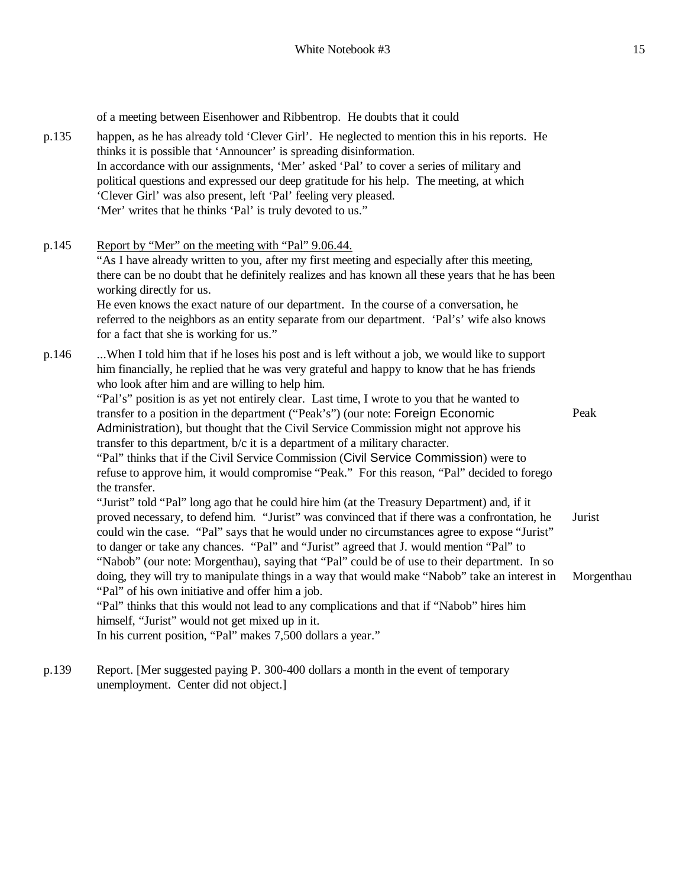of a meeting between Eisenhower and Ribbentrop. He doubts that it could

p.135 happen, as he has already told 'Clever Girl'. He neglected to mention this in his reports. He thinks it is possible that 'Announcer' is spreading disinformation.
In accordance with our assignments, 'Mer' asked 'Pal' to cover a series of military and political questions and expressed our deep gratitude for his help. The meeting, at which 'Clever Girl' was also present, left 'Pal' feeling very pleased.
'Mer' writes that he thinks 'Pal' is truly devoted to us."

p.145 <u>Report by "Mer" on the meeting with "Pal" 9.06.44.</u>
"As I have already written to you, after my first meeting and especially after this meeting, there can be no doubt that he definitely realizes and has known all these years that he has been working directly for us.
He even knows the exact nature of our department. In the course of a conversation, he referred to the neighbors as an entity separate from our department. 'Pal's' wife also knows for a fact that she is working for us."

p.146 ...When I told him that if he loses his post and is left without a job, we would like to support him financially, he replied that he was very grateful and happy to know that he has friends who look after him and are willing to help him.
"Pal's" position is as yet not entirely clear. Last time, I wrote to you that he wanted to transfer to a position in the department ("Peak's") (our note: Foreign Economic Administration), but thought that the Civil Service Commission might not approve his transfer to this department, b/c it is a department of a military character. — Peak
"Pal" thinks that if the Civil Service Commission (Civil Service Commission) were to refuse to approve him, it would compromise "Peak." For this reason, "Pal" decided to forego the transfer.
"Jurist" told "Pal" long ago that he could hire him (at the Treasury Department) and, if it proved necessary, to defend him. "Jurist" was convinced that if there was a confrontation, he could win the case. "Pal" says that he would under no circumstances agree to expose "Jurist" to danger or take any chances. "Pal" and "Jurist" agreed that J. would mention "Pal" to "Nabob" (our note: Morgenthau), saying that "Pal" could be of use to their department. In so doing, they will try to manipulate things in a way that would make "Nabob" take an interest in "Pal" of his own initiative and offer him a job. — Jurist — Morgenthau
"Pal" thinks that this would not lead to any complications and that if "Nabob" hires him himself, "Jurist" would not get mixed up in it.
In his current position, "Pal" makes 7,500 dollars a year."

p.139 Report. [Mer suggested paying P. 300-400 dollars a month in the event of temporary unemployment. Center did not object.]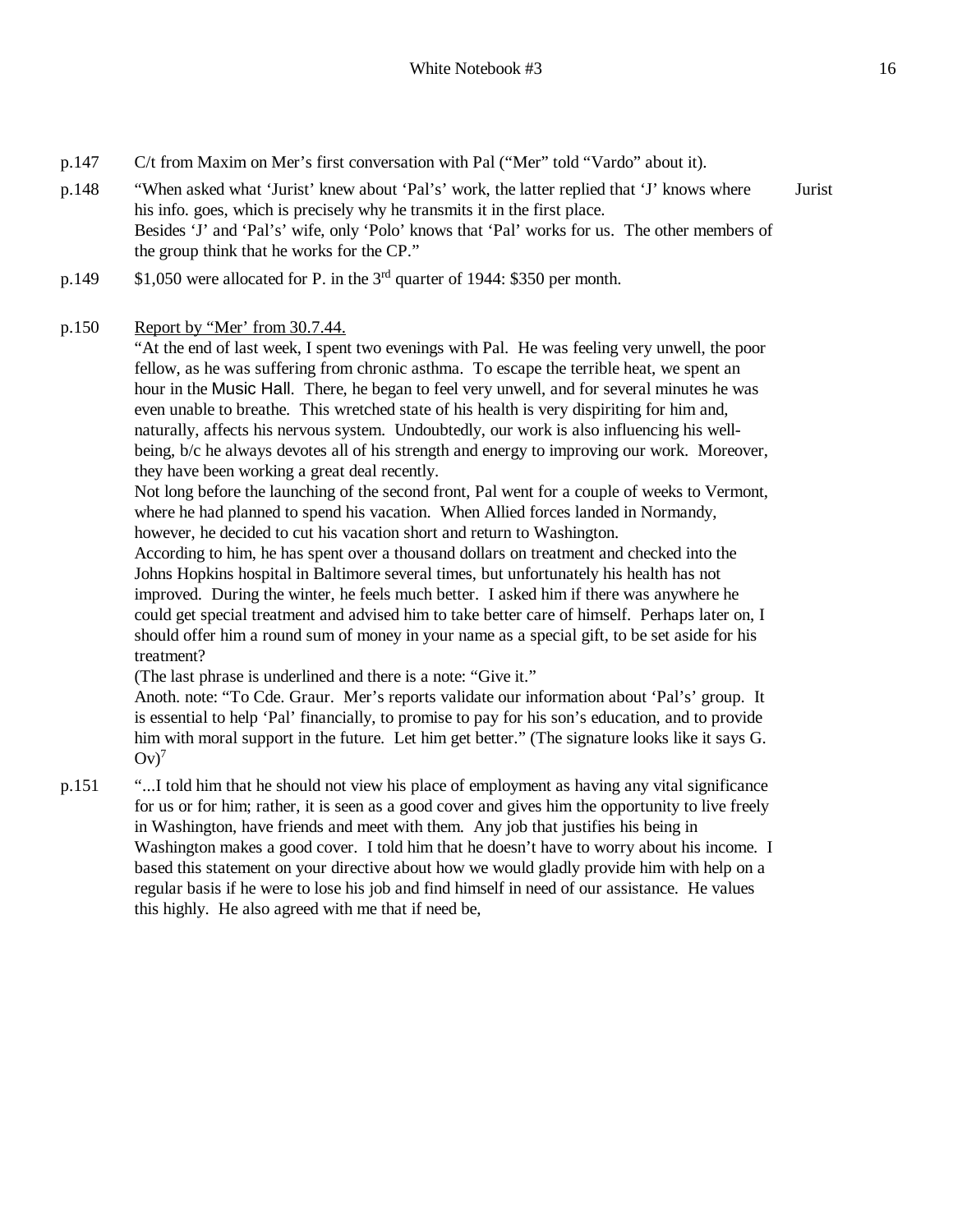p.147 C/t from Maxim on Mer's first conversation with Pal ("Mer" told "Vardo" about it).

p.148 "When asked what 'Jurist' knew about 'Pal's' work, the latter replied that 'J' knows where his info. goes, which is precisely why he transmits it in the first place. Jurist

Besides 'J' and 'Pal's' wife, only 'Polo' knows that 'Pal' works for us. The other members of the group think that he works for the CP."

p.149 $1,050 were allocated for P. in the 3rd quarter of 1944: $350 per month.

p.150 Report by "Mer' from 30.7.44.

"At the end of last week, I spent two evenings with Pal. He was feeling very unwell, the poor fellow, as he was suffering from chronic asthma. To escape the terrible heat, we spent an hour in the Music Hall. There, he began to feel very unwell, and for several minutes he was even unable to breathe. This wretched state of his health is very dispiriting for him and, naturally, affects his nervous system. Undoubtedly, our work is also influencing his well-being, b/c he always devotes all of his strength and energy to improving our work. Moreover, they have been working a great deal recently.

Not long before the launching of the second front, Pal went for a couple of weeks to Vermont, where he had planned to spend his vacation. When Allied forces landed in Normandy, however, he decided to cut his vacation short and return to Washington.

According to him, he has spent over a thousand dollars on treatment and checked into the Johns Hopkins hospital in Baltimore several times, but unfortunately his health has not improved. During the winter, he feels much better. I asked him if there was anywhere he could get special treatment and advised him to take better care of himself. Perhaps later on, I should offer him a round sum of money in your name as a special gift, to be set aside for his treatment?

(The last phrase is underlined and there is a note: "Give it."

Anoth. note: "To Cde. Graur. Mer's reports validate our information about 'Pal's' group. It is essential to help 'Pal' financially, to promise to pay for his son's education, and to provide him with moral support in the future. Let him get better." (The signature looks like it says G. Ov)[7]

p.151 "...I told him that he should not view his place of employment as having any vital significance for us or for him; rather, it is seen as a good cover and gives him the opportunity to live freely in Washington, have friends and meet with them. Any job that justifies his being in Washington makes a good cover. I told him that he doesn't have to worry about his income. I based this statement on your directive about how we would gladly provide him with help on a regular basis if he were to lose his job and find himself in need of our assistance. He values this highly. He also agreed with me that if need be,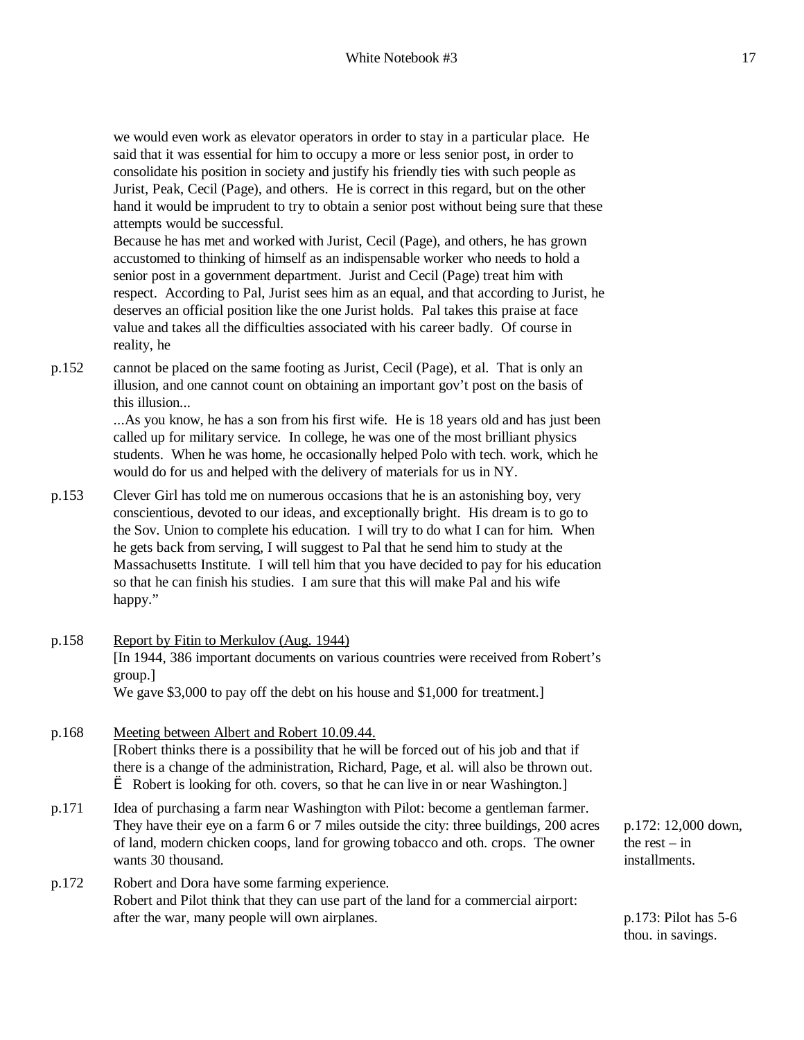we would even work as elevator operators in order to stay in a particular place. He said that it was essential for him to occupy a more or less senior post, in order to consolidate his position in society and justify his friendly ties with such people as Jurist, Peak, Cecil (Page), and others. He is correct in this regard, but on the other hand it would be imprudent to try to obtain a senior post without being sure that these attempts would be successful.
Because he has met and worked with Jurist, Cecil (Page), and others, he has grown accustomed to thinking of himself as an indispensable worker who needs to hold a senior post in a government department. Jurist and Cecil (Page) treat him with respect. According to Pal, Jurist sees him as an equal, and that according to Jurist, he deserves an official position like the one Jurist holds. Pal takes this praise at face value and takes all the difficulties associated with his career badly. Of course in reality, he

p.152 cannot be placed on the same footing as Jurist, Cecil (Page), et al. That is only an illusion, and one cannot count on obtaining an important gov't post on the basis of this illusion...
...As you know, he has a son from his first wife. He is 18 years old and has just been called up for military service. In college, he was one of the most brilliant physics students. When he was home, he occasionally helped Polo with tech. work, which he would do for us and helped with the delivery of materials for us in NY.

p.153 Clever Girl has told me on numerous occasions that he is an astonishing boy, very conscientious, devoted to our ideas, and exceptionally bright. His dream is to go to the Sov. Union to complete his education. I will try to do what I can for him. When he gets back from serving, I will suggest to Pal that he send him to study at the Massachusetts Institute. I will tell him that you have decided to pay for his education so that he can finish his studies. I am sure that this will make Pal and his wife happy."

p.158 <u>Report by Fitin to Merkulov (Aug. 1944)</u>
[In 1944, 386 important documents on various countries were received from Robert's group.]
We gave $3,000 to pay off the debt on his house and $1,000 for treatment.]

p.168 <u>Meeting between Albert and Robert 10.09.44.</u>
[Robert thinks there is a possibility that he will be forced out of his job and that if there is a change of the administration, Richard, Page, et al. will also be thrown out.
Ë Robert is looking for oth. covers, so that he can live in or near Washington.]

p.171 Idea of purchasing a farm near Washington with Pilot: become a gentleman farmer. They have their eye on a farm 6 or 7 miles outside the city: three buildings, 200 acres of land, modern chicken coops, land for growing tobacco and oth. crops. The owner wants 30 thousand.

p.172: 12,000 down, the rest – in installments.

p.172 Robert and Dora have some farming experience.
Robert and Pilot think that they can use part of the land for a commercial airport: after the war, many people will own airplanes.

p.173: Pilot has 5-6 thou. in savings.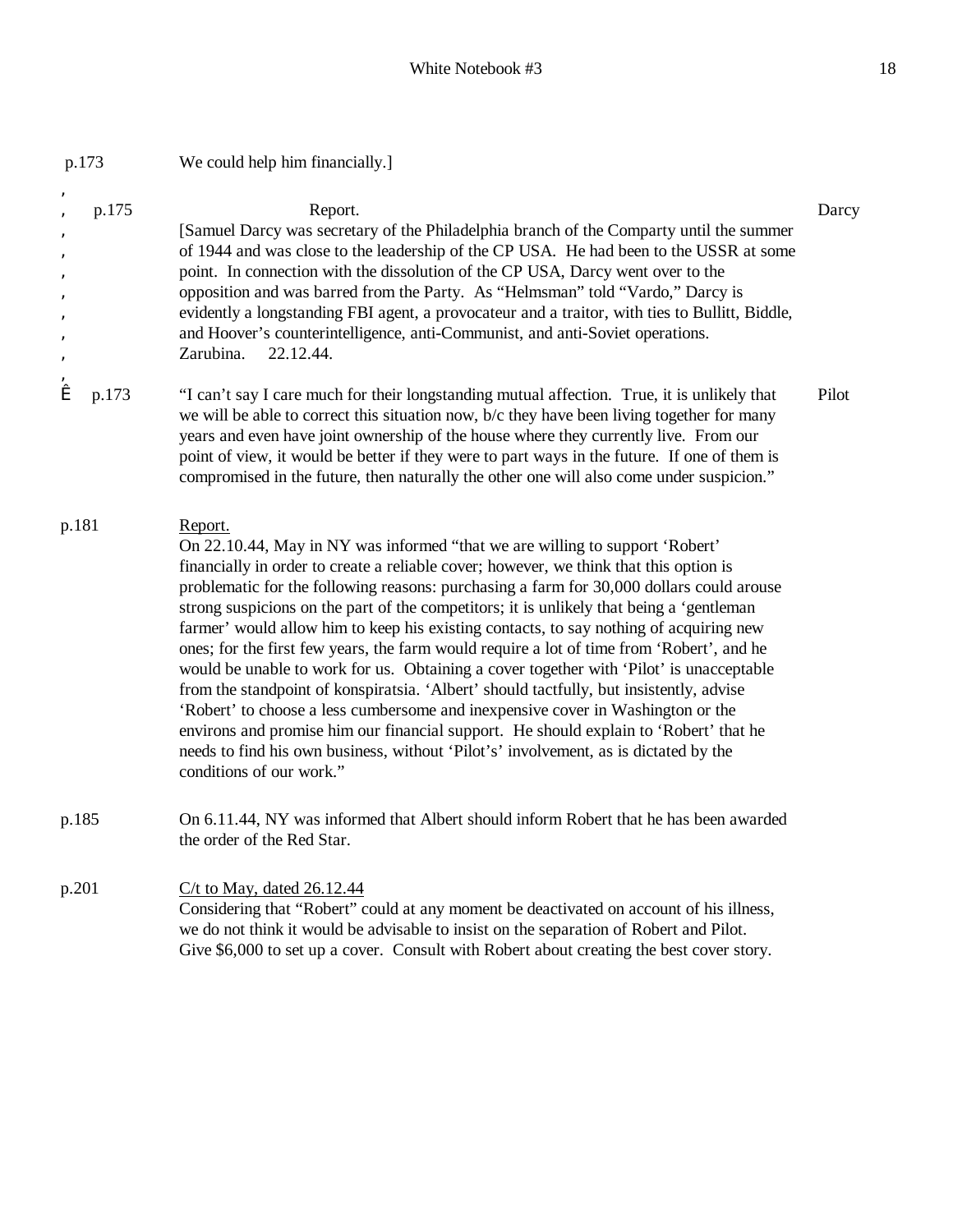p.173 We could help him financially.]

p.175 Report. Darcy

[Samuel Darcy was secretary of the Philadelphia branch of the Comparty until the summer of 1944 and was close to the leadership of the CP USA. He had been to the USSR at some point. In connection with the dissolution of the CP USA, Darcy went over to the opposition and was barred from the Party. As "Helmsman" told "Vardo," Darcy is evidently a longstanding FBI agent, a provocateur and a traitor, with ties to Bullitt, Biddle, and Hoover's counterintelligence, anti-Communist, and anti-Soviet operations. Zarubina. 22.12.44.

p.173 "I can't say I care much for their longstanding mutual affection. True, it is unlikely that we will be able to correct this situation now, b/c they have been living together for many years and even have joint ownership of the house where they currently live. From our point of view, it would be better if they were to part ways in the future. If one of them is compromised in the future, then naturally the other one will also come under suspicion." Pilot

p.181 Report.

On 22.10.44, May in NY was informed "that we are willing to support 'Robert' financially in order to create a reliable cover; however, we think that this option is problematic for the following reasons: purchasing a farm for 30,000 dollars could arouse strong suspicions on the part of the competitors; it is unlikely that being a 'gentleman farmer' would allow him to keep his existing contacts, to say nothing of acquiring new ones; for the first few years, the farm would require a lot of time from 'Robert', and he would be unable to work for us. Obtaining a cover together with 'Pilot' is unacceptable from the standpoint of konspiratsia. 'Albert' should tactfully, but insistently, advise 'Robert' to choose a less cumbersome and inexpensive cover in Washington or the environs and promise him our financial support. He should explain to 'Robert' that he needs to find his own business, without 'Pilot's' involvement, as is dictated by the conditions of our work."

p.185 On 6.11.44, NY was informed that Albert should inform Robert that he has been awarded the order of the Red Star.

p.201 C/t to May, dated 26.12.44

Considering that "Robert" could at any moment be deactivated on account of his illness, we do not think it would be advisable to insist on the separation of Robert and Pilot. Give $6,000 to set up a cover. Consult with Robert about creating the best cover story.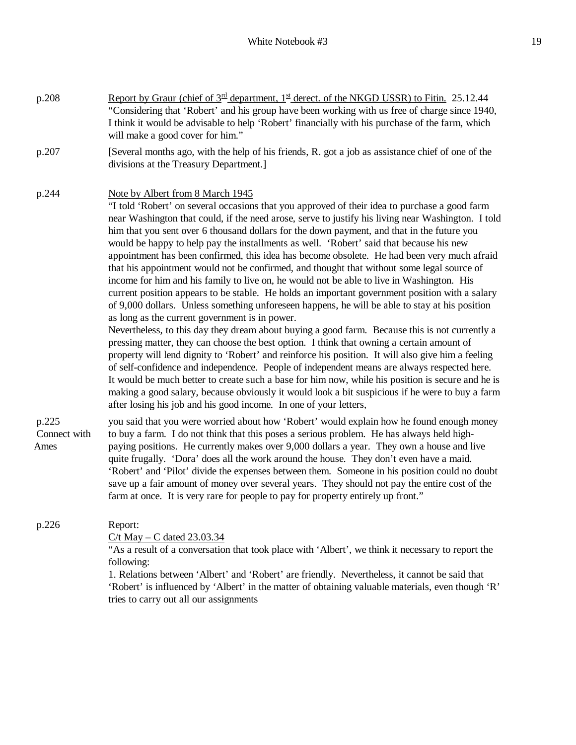p.208 <u>Report by Graur (chief of 3rd department, 1st derect. of the NKGD USSR) to Fitin.</u> 25.12.44
"Considering that 'Robert' and his group have been working with us free of charge since 1940, I think it would be advisable to help 'Robert' financially with his purchase of the farm, which will make a good cover for him."

p.207 [Several months ago, with the help of his friends, R. got a job as assistance chief of one of the divisions at the Treasury Department.]

p.244 <u>Note by Albert from 8 March 1945</u>
"I told 'Robert' on several occasions that you approved of their idea to purchase a good farm near Washington that could, if the need arose, serve to justify his living near Washington. I told him that you sent over 6 thousand dollars for the down payment, and that in the future you would be happy to help pay the installments as well. 'Robert' said that because his new appointment has been confirmed, this idea has become obsolete. He had been very much afraid that his appointment would not be confirmed, and thought that without some legal source of income for him and his family to live on, he would not be able to live in Washington. His current position appears to be stable. He holds an important government position with a salary of 9,000 dollars. Unless something unforeseen happens, he will be able to stay at his position as long as the current government is in power.
Nevertheless, to this day they dream about buying a good farm. Because this is not currently a pressing matter, they can choose the best option. I think that owning a certain amount of property will lend dignity to 'Robert' and reinforce his position. It will also give him a feeling of self-confidence and independence. People of independent means are always respected here. It would be much better to create such a base for him now, while his position is secure and he is making a good salary, because obviously it would look a bit suspicious if he were to buy a farm after losing his job and his good income. In one of your letters,

p.225 Connect with Ames
you said that you were worried about how 'Robert' would explain how he found enough money to buy a farm. I do not think that this poses a serious problem. He has always held high-paying positions. He currently makes over 9,000 dollars a year. They own a house and live quite frugally. 'Dora' does all the work around the house. They don't even have a maid. 'Robert' and 'Pilot' divide the expenses between them. Someone in his position could no doubt save up a fair amount of money over several years. They should not pay the entire cost of the farm at once. It is very rare for people to pay for property entirely up front."

p.226 Report:
<u>C/t May – C dated 23.03.34</u>
"As a result of a conversation that took place with 'Albert', we think it necessary to report the following:
1. Relations between 'Albert' and 'Robert' are friendly. Nevertheless, it cannot be said that 'Robert' is influenced by 'Albert' in the matter of obtaining valuable materials, even though 'R' tries to carry out all our assignments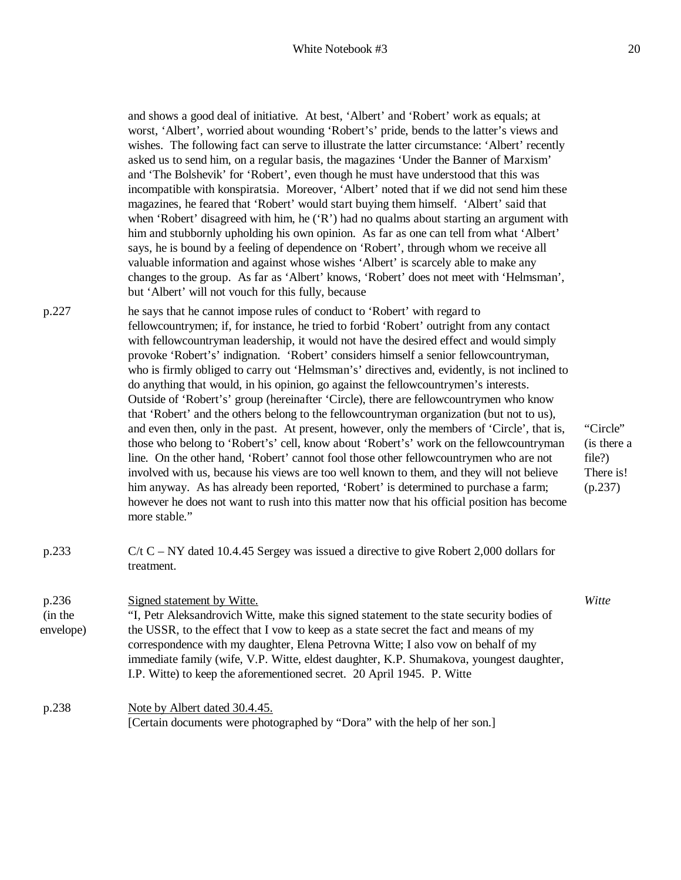and shows a good deal of initiative. At best, 'Albert' and 'Robert' work as equals; at worst, 'Albert', worried about wounding 'Robert's' pride, bends to the latter's views and wishes. The following fact can serve to illustrate the latter circumstance: 'Albert' recently asked us to send him, on a regular basis, the magazines 'Under the Banner of Marxism' and 'The Bolshevik' for 'Robert', even though he must have understood that this was incompatible with konspiratsia. Moreover, 'Albert' noted that if we did not send him these magazines, he feared that 'Robert' would start buying them himself. 'Albert' said that when 'Robert' disagreed with him, he ('R') had no qualms about starting an argument with him and stubbornly upholding his own opinion. As far as one can tell from what 'Albert' says, he is bound by a feeling of dependence on 'Robert', through whom we receive all valuable information and against whose wishes 'Albert' is scarcely able to make any changes to the group. As far as 'Albert' knows, 'Robert' does not meet with 'Helmsman', but 'Albert' will not vouch for this fully, because

p.227 — he says that he cannot impose rules of conduct to 'Robert' with regard to fellowcountrymen; if, for instance, he tried to forbid 'Robert' outright from any contact with fellowcountryman leadership, it would not have the desired effect and would simply provoke 'Robert's' indignation. 'Robert' considers himself a senior fellowcountryman, who is firmly obliged to carry out 'Helmsman's' directives and, evidently, is not inclined to do anything that would, in his opinion, go against the fellowcountrymen's interests. Outside of 'Robert's' group (hereinafter 'Circle'), there are fellowcountrymen who know that 'Robert' and the others belong to the fellowcountryman organization (but not to us), and even then, only in the past. At present, however, only the members of 'Circle', that is, those who belong to 'Robert's' cell, know about 'Robert's' work on the fellowcountryman line. On the other hand, 'Robert' cannot fool those other fellowcountrymen who are not involved with us, because his views are too well known to them, and they will not believe him anyway. As has already been reported, 'Robert' is determined to purchase a farm; however he does not want to rush into this matter now that his official position has become more stable."

*[Margin: "Circle" (is there a file?) There is! (p.237)]*

p.233 — C/t C – NY dated 10.4.45 Sergey was issued a directive to give Robert 2,000 dollars for treatment.

p.236 (in the envelope) — Signed statement by Witte.

*[Margin: Witte]*

"I, Petr Aleksandrovich Witte, make this signed statement to the state security bodies of the USSR, to the effect that I vow to keep as a state secret the fact and means of my correspondence with my daughter, Elena Petrovna Witte; I also vow on behalf of my immediate family (wife, V.P. Witte, eldest daughter, K.P. Shumakova, youngest daughter, I.P. Witte) to keep the aforementioned secret. 20 April 1945. P. Witte

p.238 — Note by Albert dated 30.4.45.

[Certain documents were photographed by "Dora" with the help of her son.]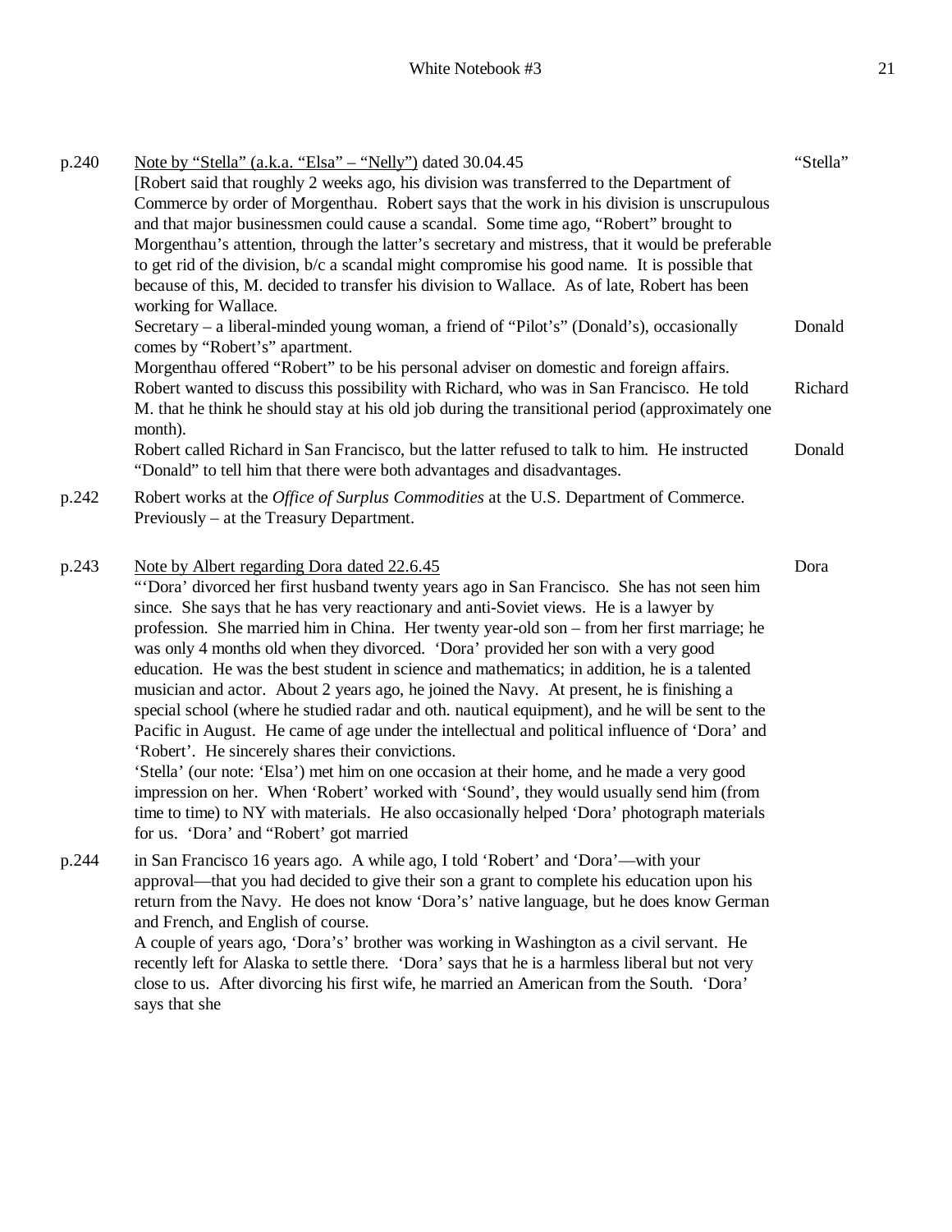p.240 Note by "Stella" (a.k.a. "Elsa" – "Nelly") dated 30.04.45 — "Stella"

[Robert said that roughly 2 weeks ago, his division was transferred to the Department of Commerce by order of Morgenthau. Robert says that the work in his division is unscrupulous and that major businessmen could cause a scandal. Some time ago, "Robert" brought to Morgenthau's attention, through the latter's secretary and mistress, that it would be preferable to get rid of the division, b/c a scandal might compromise his good name. It is possible that because of this, M. decided to transfer his division to Wallace. As of late, Robert has been working for Wallace.

Secretary – a liberal-minded young woman, a friend of "Pilot's" (Donald's), occasionally comes by "Robert's" apartment. — Donald

Morgenthau offered "Robert" to be his personal adviser on domestic and foreign affairs. Robert wanted to discuss this possibility with Richard, who was in San Francisco. He told M. that he think he should stay at his old job during the transitional period (approximately one month). — Richard

Robert called Richard in San Francisco, but the latter refused to talk to him. He instructed "Donald" to tell him that there were both advantages and disadvantages. — Donald

p.242 Robert works at the *Office of Surplus Commodities* at the U.S. Department of Commerce. Previously – at the Treasury Department.

p.243 Note by Albert regarding Dora dated 22.6.45 — Dora

"'Dora' divorced her first husband twenty years ago in San Francisco. She has not seen him since. She says that he has very reactionary and anti-Soviet views. He is a lawyer by profession. She married him in China. Her twenty year-old son – from her first marriage; he was only 4 months old when they divorced. 'Dora' provided her son with a very good education. He was the best student in science and mathematics; in addition, he is a talented musician and actor. About 2 years ago, he joined the Navy. At present, he is finishing a special school (where he studied radar and oth. nautical equipment), and he will be sent to the Pacific in August. He came of age under the intellectual and political influence of 'Dora' and 'Robert'. He sincerely shares their convictions.

'Stella' (our note: 'Elsa') met him on one occasion at their home, and he made a very good impression on her. When 'Robert' worked with 'Sound', they would usually send him (from time to time) to NY with materials. He also occasionally helped 'Dora' photograph materials for us. 'Dora' and "Robert" got married

p.244 in San Francisco 16 years ago. A while ago, I told 'Robert' and 'Dora'—with your approval—that you had decided to give their son a grant to complete his education upon his return from the Navy. He does not know 'Dora's' native language, but he does know German and French, and English of course.

A couple of years ago, 'Dora's' brother was working in Washington as a civil servant. He recently left for Alaska to settle there. 'Dora' says that he is a harmless liberal but not very close to us. After divorcing his first wife, he married an American from the South. 'Dora' says that she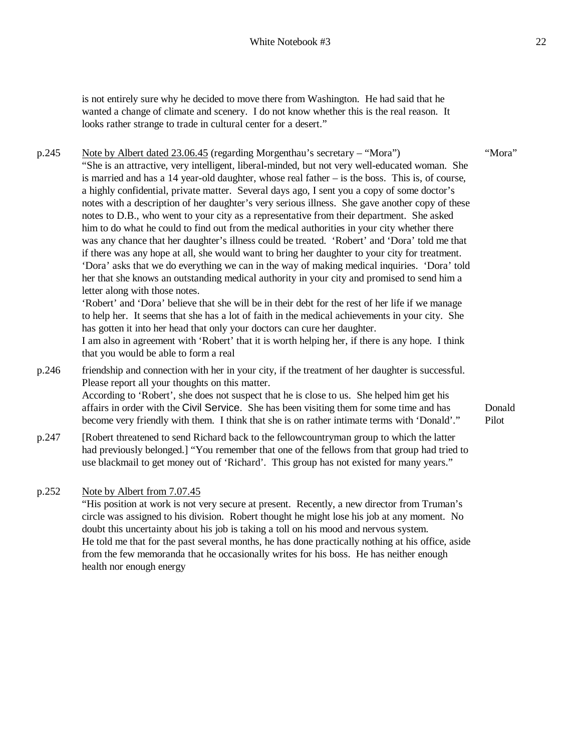is not entirely sure why he decided to move there from Washington. He had said that he wanted a change of climate and scenery. I do not know whether this is the real reason. It looks rather strange to trade in cultural center for a desert."

p.245 Note by Albert dated 23.06.45 (regarding Morgenthau's secretary – "Mora") — "Mora"

"She is an attractive, very intelligent, liberal-minded, but not very well-educated woman. She is married and has a 14 year-old daughter, whose real father – is the boss. This is, of course, a highly confidential, private matter. Several days ago, I sent you a copy of some doctor's notes with a description of her daughter's very serious illness. She gave another copy of these notes to D.B., who went to your city as a representative from their department. She asked him to do what he could to find out from the medical authorities in your city whether there was any chance that her daughter's illness could be treated. 'Robert' and 'Dora' told me that if there was any hope at all, she would want to bring her daughter to your city for treatment. 'Dora' asks that we do everything we can in the way of making medical inquiries. 'Dora' told her that she knows an outstanding medical authority in your city and promised to send him a letter along with those notes.

'Robert' and 'Dora' believe that she will be in their debt for the rest of her life if we manage to help her. It seems that she has a lot of faith in the medical achievements in your city. She has gotten it into her head that only your doctors can cure her daughter.

I am also in agreement with 'Robert' that it is worth helping her, if there is any hope. I think that you would be able to form a real

p.246 friendship and connection with her in your city, if the treatment of her daughter is successful. Please report all your thoughts on this matter.

According to 'Robert', she does not suspect that he is close to us. She helped him get his affairs in order with the Civil Service. She has been visiting them for some time and has become very friendly with them. I think that she is on rather intimate terms with 'Donald'." — Donald Pilot

p.247 [Robert threatened to send Richard back to the fellowcountryman group to which the latter had previously belonged.] "You remember that one of the fellows from that group had tried to use blackmail to get money out of 'Richard'. This group has not existed for many years."

p.252 Note by Albert from 7.07.45

"His position at work is not very secure at present. Recently, a new director from Truman's circle was assigned to his division. Robert thought he might lose his job at any moment. No doubt this uncertainty about his job is taking a toll on his mood and nervous system.

He told me that for the past several months, he has done practically nothing at his office, aside from the few memoranda that he occasionally writes for his boss. He has neither enough health nor enough energy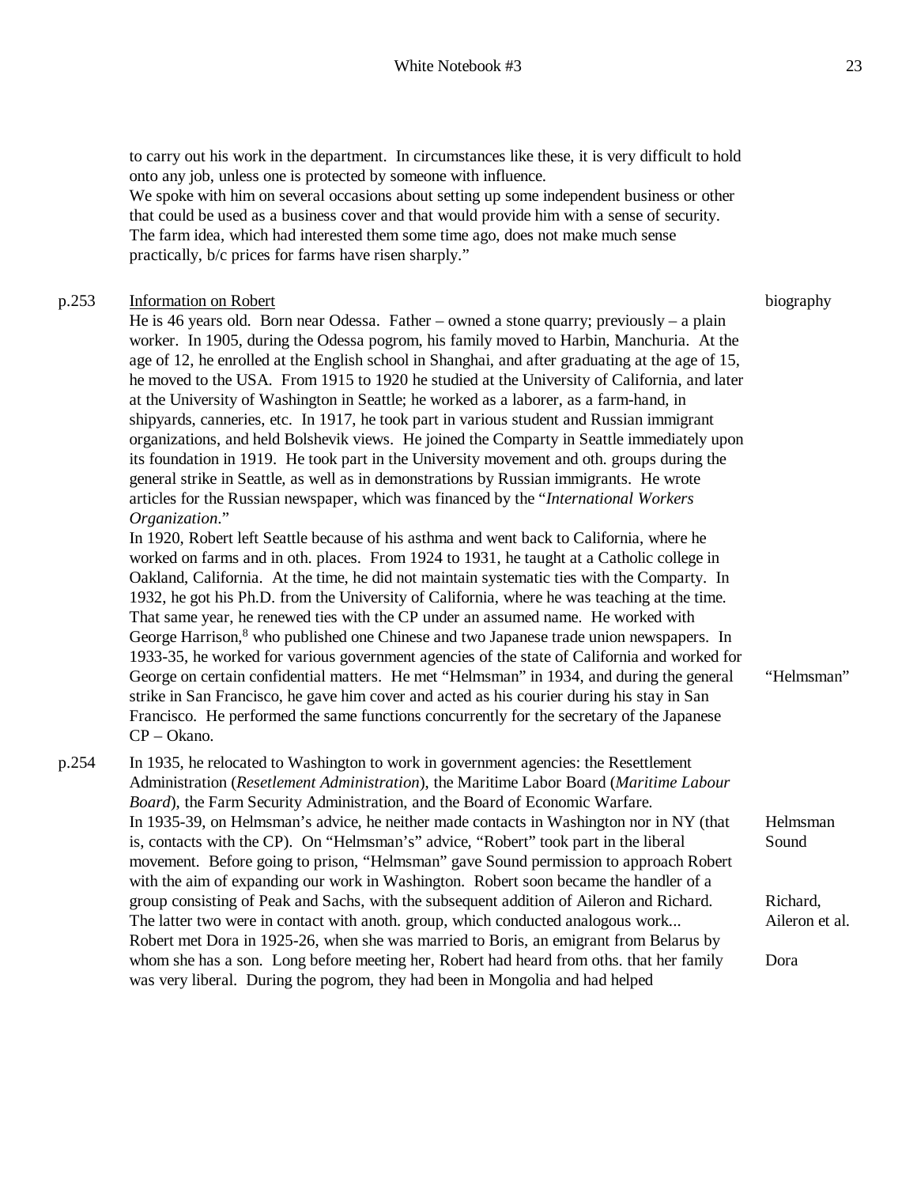to carry out his work in the department. In circumstances like these, it is very difficult to hold onto any job, unless one is protected by someone with influence.
We spoke with him on several occasions about setting up some independent business or other that could be used as a business cover and that would provide him with a sense of security. The farm idea, which had interested them some time ago, does not make much sense practically, b/c prices for farms have risen sharply."

p.253 Information on Robert — biography

He is 46 years old. Born near Odessa. Father – owned a stone quarry; previously – a plain worker. In 1905, during the Odessa pogrom, his family moved to Harbin, Manchuria. At the age of 12, he enrolled at the English school in Shanghai, and after graduating at the age of 15, he moved to the USA. From 1915 to 1920 he studied at the University of California, and later at the University of Washington in Seattle; he worked as a laborer, as a farm-hand, in shipyards, canneries, etc. In 1917, he took part in various student and Russian immigrant organizations, and held Bolshevik views. He joined the Comparty in Seattle immediately upon its foundation in 1919. He took part in the University movement and oth. groups during the general strike in Seattle, as well as in demonstrations by Russian immigrants. He wrote articles for the Russian newspaper, which was financed by the "*International Workers Organization*."
In 1920, Robert left Seattle because of his asthma and went back to California, where he worked on farms and in oth. places. From 1924 to 1931, he taught at a Catholic college in Oakland, California. At the time, he did not maintain systematic ties with the Comparty. In 1932, he got his Ph.D. from the University of California, where he was teaching at the time. That same year, he renewed ties with the CP under an assumed name. He worked with George Harrison,[8] who published one Chinese and two Japanese trade union newspapers. In 1933-35, he worked for various government agencies of the state of California and worked for George on certain confidential matters. He met "Helmsman" in 1934, and during the general strike in San Francisco, he gave him cover and acted as his courier during his stay in San Francisco. He performed the same functions concurrently for the secretary of the Japanese CP – Okano. — "Helmsman"

p.254 In 1935, he relocated to Washington to work in government agencies: the Resettlement Administration (*Resetelement Administration*), the Maritime Labor Board (*Maritime Labour Board*), the Farm Security Administration, and the Board of Economic Warfare.
In 1935-39, on Helmsman's advice, he neither made contacts in Washington nor in NY (that is, contacts with the CP). On "Helmsman's" advice, "Robert" took part in the liberal movement. Before going to prison, "Helmsman" gave Sound permission to approach Robert with the aim of expanding our work in Washington. Robert soon became the handler of a group consisting of Peak and Sachs, with the subsequent addition of Aileron and Richard. The latter two were in contact with anoth. group, which conducted analogous work... — Helmsman, Sound; Richard, Aileron et al.
Robert met Dora in 1925-26, when she was married to Boris, an emigrant from Belarus by whom she has a son. Long before meeting her, Robert had heard from oths. that her family was very liberal. During the pogrom, they had been in Mongolia and had helped — Dora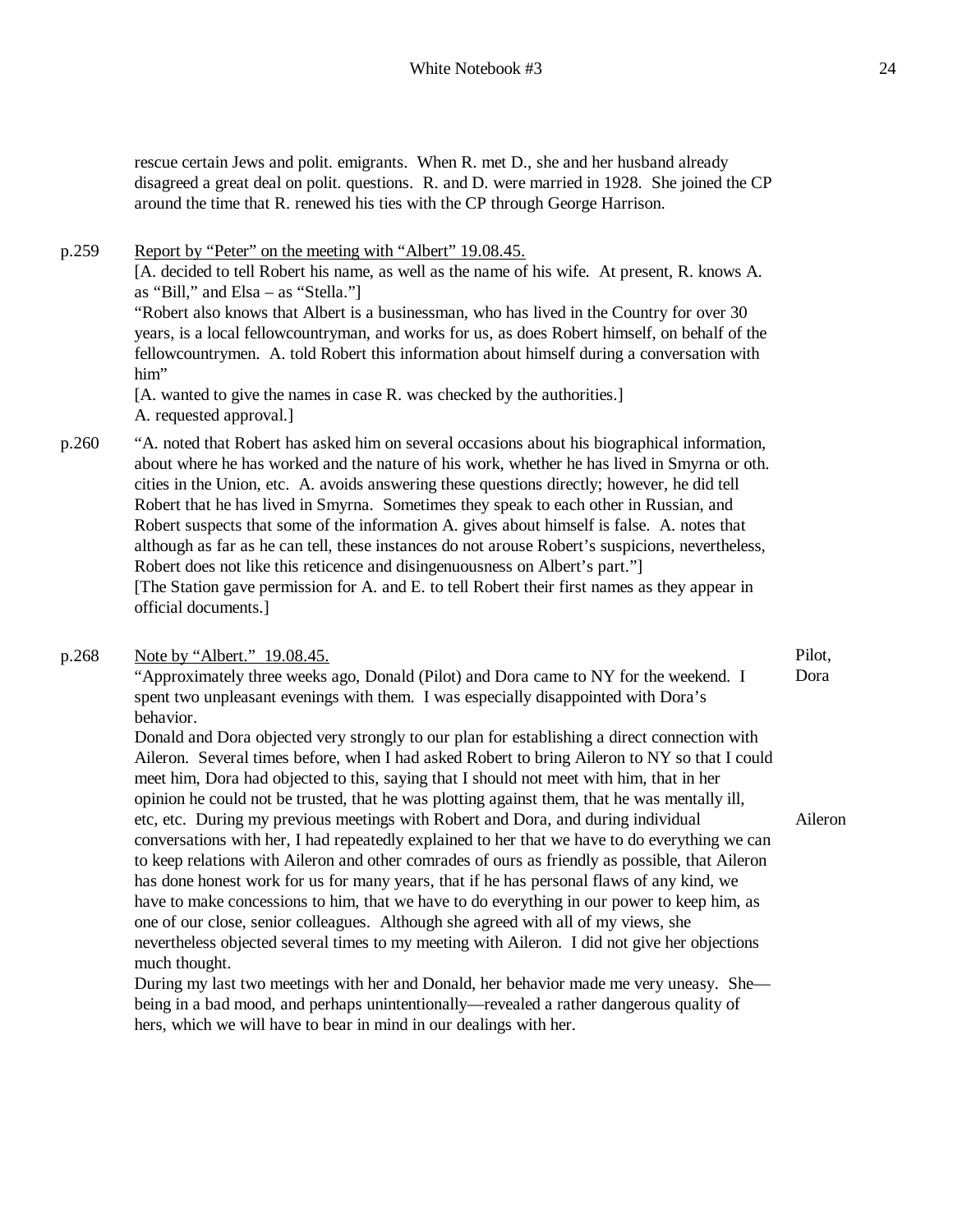rescue certain Jews and polit. emigrants. When R. met D., she and her husband already disagreed a great deal on polit. questions. R. and D. were married in 1928. She joined the CP around the time that R. renewed his ties with the CP through George Harrison.

p.259 Report by "Peter" on the meeting with "Albert" 19.08.45.

[A. decided to tell Robert his name, as well as the name of his wife. At present, R. knows A. as "Bill," and Elsa – as "Stella."]

"Robert also knows that Albert is a businessman, who has lived in the Country for over 30 years, is a local fellowcountryman, and works for us, as does Robert himself, on behalf of the fellowcountrymen. A. told Robert this information about himself during a conversation with him"

[A. wanted to give the names in case R. was checked by the authorities.]

A. requested approval.]

p.260 "A. noted that Robert has asked him on several occasions about his biographical information, about where he has worked and the nature of his work, whether he has lived in Smyrna or oth. cities in the Union, etc. A. avoids answering these questions directly; however, he did tell Robert that he has lived in Smyrna. Sometimes they speak to each other in Russian, and Robert suspects that some of the information A. gives about himself is false. A. notes that although as far as he can tell, these instances do not arouse Robert's suspicions, nevertheless, Robert does not like this reticence and disingenuousness on Albert's part."]

[The Station gave permission for A. and E. to tell Robert their first names as they appear in official documents.]

p.268 Note by "Albert." 19.08.45. *(margin: Pilot, Dora)*

"Approximately three weeks ago, Donald (Pilot) and Dora came to NY for the weekend. I spent two unpleasant evenings with them. I was especially disappointed with Dora's behavior.

Donald and Dora objected very strongly to our plan for establishing a direct connection with Aileron. Several times before, when I had asked Robert to bring Aileron to NY so that I could meet him, Dora had objected to this, saying that I should not meet with him, that in her opinion he could not be trusted, that he was plotting against them, that he was mentally ill, etc, etc. During my previous meetings with Robert and Dora, and during individual conversations with her, I had repeatedly explained to her that we have to do everything we can to keep relations with Aileron and other comrades of ours as friendly as possible, that Aileron has done honest work for us for many years, that if he has personal flaws of any kind, we have to make concessions to him, that we have to do everything in our power to keep him, as one of our close, senior colleagues. Although she agreed with all of my views, she nevertheless objected several times to my meeting with Aileron. I did not give her objections much thought. *(margin: Aileron)*

During my last two meetings with her and Donald, her behavior made me very uneasy. She—being in a bad mood, and perhaps unintentionally—revealed a rather dangerous quality of hers, which we will have to bear in mind in our dealings with her.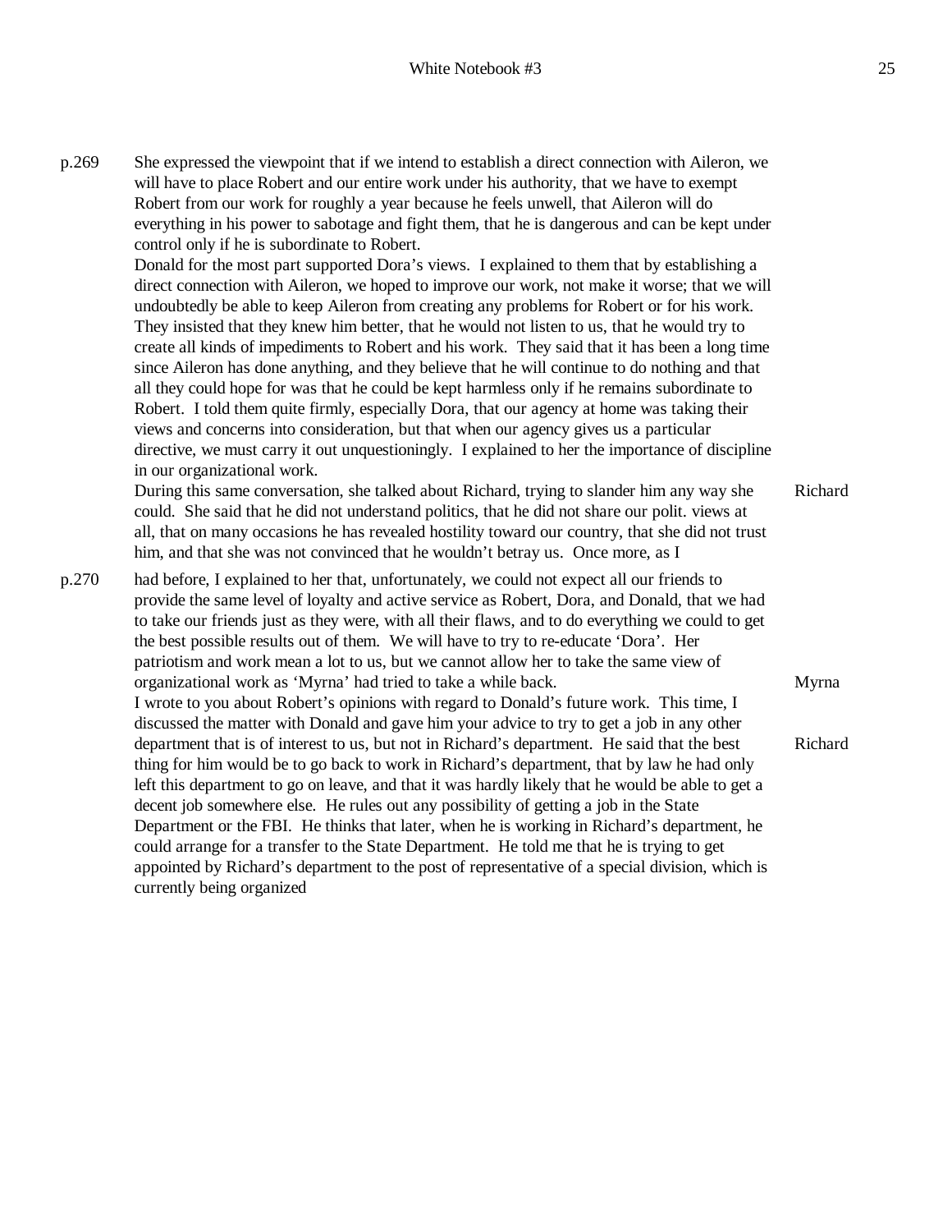p.269 She expressed the viewpoint that if we intend to establish a direct connection with Aileron, we will have to place Robert and our entire work under his authority, that we have to exempt Robert from our work for roughly a year because he feels unwell, that Aileron will do everything in his power to sabotage and fight them, that he is dangerous and can be kept under control only if he is subordinate to Robert.

Donald for the most part supported Dora's views. I explained to them that by establishing a direct connection with Aileron, we hoped to improve our work, not make it worse; that we will undoubtedly be able to keep Aileron from creating any problems for Robert or for his work. They insisted that they knew him better, that he would not listen to us, that he would try to create all kinds of impediments to Robert and his work. They said that it has been a long time since Aileron has done anything, and they believe that he will continue to do nothing and that all they could hope for was that he could be kept harmless only if he remains subordinate to Robert. I told them quite firmly, especially Dora, that our agency at home was taking their views and concerns into consideration, but that when our agency gives us a particular directive, we must carry it out unquestioningly. I explained to her the importance of discipline in our organizational work.

During this same conversation, she talked about Richard, trying to slander him any way she could. She said that he did not understand politics, that he did not share our polit. views at all, that on many occasions he has revealed hostility toward our country, that she did not trust him, and that she was not convinced that he wouldn't betray us. Once more, as I — Richard

p.270 had before, I explained to her that, unfortunately, we could not expect all our friends to provide the same level of loyalty and active service as Robert, Dora, and Donald, that we had to take our friends just as they were, with all their flaws, and to do everything we could to get the best possible results out of them. We will have to try to re-educate 'Dora'. Her patriotism and work mean a lot to us, but we cannot allow her to take the same view of organizational work as 'Myrna' had tried to take a while back. — Myrna

I wrote to you about Robert's opinions with regard to Donald's future work. This time, I discussed the matter with Donald and gave him your advice to try to get a job in any other department that is of interest to us, but not in Richard's department. He said that the best thing for him would be to go back to work in Richard's department, that by law he had only left this department to go on leave, and that it was hardly likely that he would be able to get a decent job somewhere else. He rules out any possibility of getting a job in the State Department or the FBI. He thinks that later, when he is working in Richard's department, he could arrange for a transfer to the State Department. He told me that he is trying to get appointed by Richard's department to the post of representative of a special division, which is currently being organized — Richard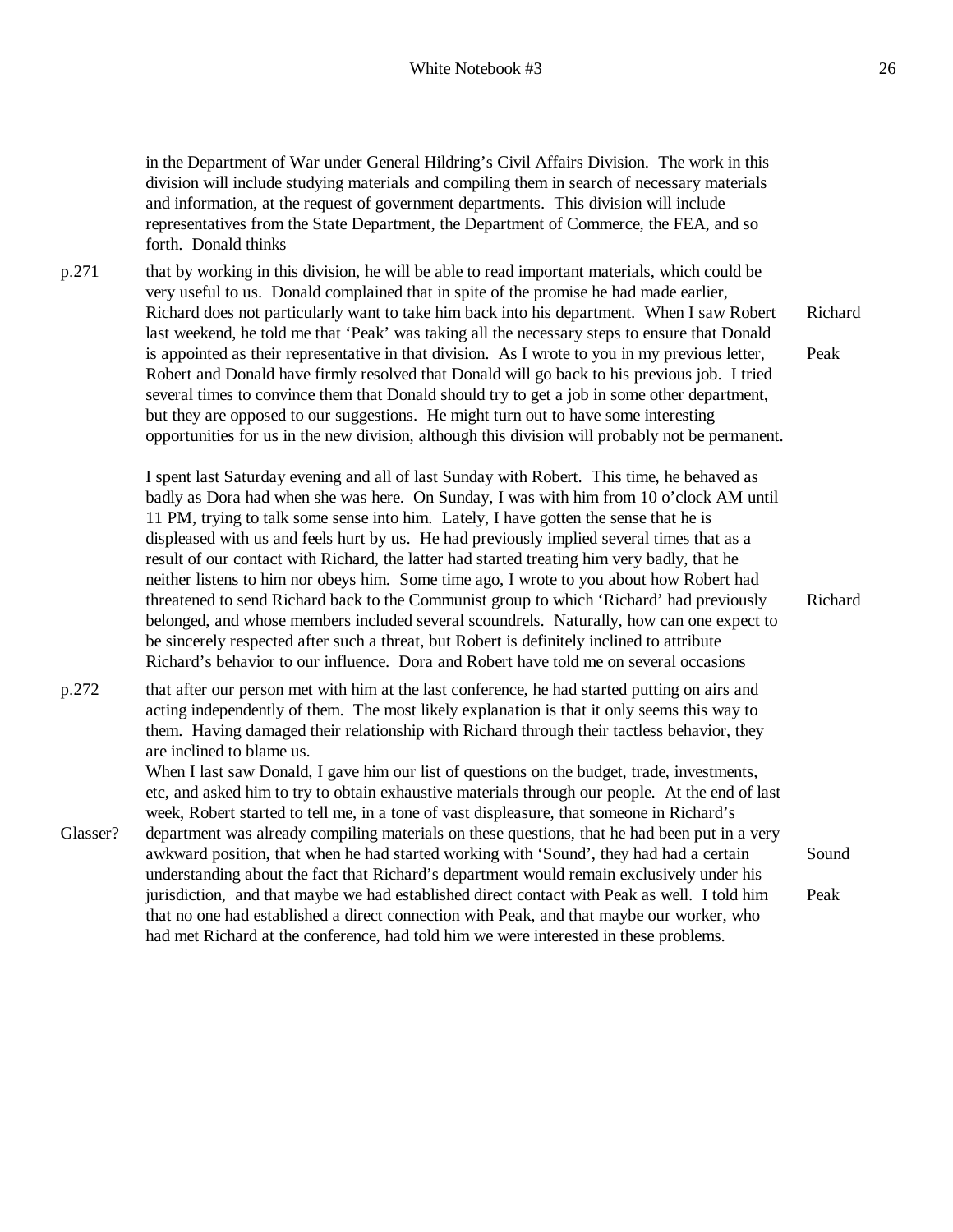in the Department of War under General Hildring's Civil Affairs Division. The work in this division will include studying materials and compiling them in search of necessary materials and information, at the request of government departments. This division will include representatives from the State Department, the Department of Commerce, the FEA, and so forth. Donald thinks

p.271 that by working in this division, he will be able to read important materials, which could be very useful to us. Donald complained that in spite of the promise he had made earlier, Richard does not particularly want to take him back into his department. When I saw Robert last weekend, he told me that 'Peak' was taking all the necessary steps to ensure that Donald is appointed as their representative in that division. As I wrote to you in my previous letter, Robert and Donald have firmly resolved that Donald will go back to his previous job. I tried several times to convince them that Donald should try to get a job in some other department, but they are opposed to our suggestions. He might turn out to have some interesting opportunities for us in the new division, although this division will probably not be permanent. Richard Peak

I spent last Saturday evening and all of last Sunday with Robert. This time, he behaved as badly as Dora had when she was here. On Sunday, I was with him from 10 o'clock AM until 11 PM, trying to talk some sense into him. Lately, I have gotten the sense that he is displeased with us and feels hurt by us. He had previously implied several times that as a result of our contact with Richard, the latter had started treating him very badly, that he neither listens to him nor obeys him. Some time ago, I wrote to you about how Robert had threatened to send Richard back to the Communist group to which 'Richard' had previously belonged, and whose members included several scoundrels. Naturally, how can one expect to be sincerely respected after such a threat, but Robert is definitely inclined to attribute Richard's behavior to our influence. Dora and Robert have told me on several occasions Richard

p.272 that after our person met with him at the last conference, he had started putting on airs and acting independently of them. The most likely explanation is that it only seems this way to them. Having damaged their relationship with Richard through their tactless behavior, they are inclined to blame us.

When I last saw Donald, I gave him our list of questions on the budget, trade, investments, etc, and asked him to try to obtain exhaustive materials through our people. At the end of last week, Robert started to tell me, in a tone of vast displeasure, that someone in Richard's department was already compiling materials on these questions, that he had been put in a very awkward position, that when he had started working with 'Sound', they had had a certain understanding about the fact that Richard's department would remain exclusively under his jurisdiction, and that maybe we had established direct contact with Peak as well. I told him that no one had established a direct connection with Peak, and that maybe our worker, who had met Richard at the conference, had told him we were interested in these problems. Glasser? Sound Peak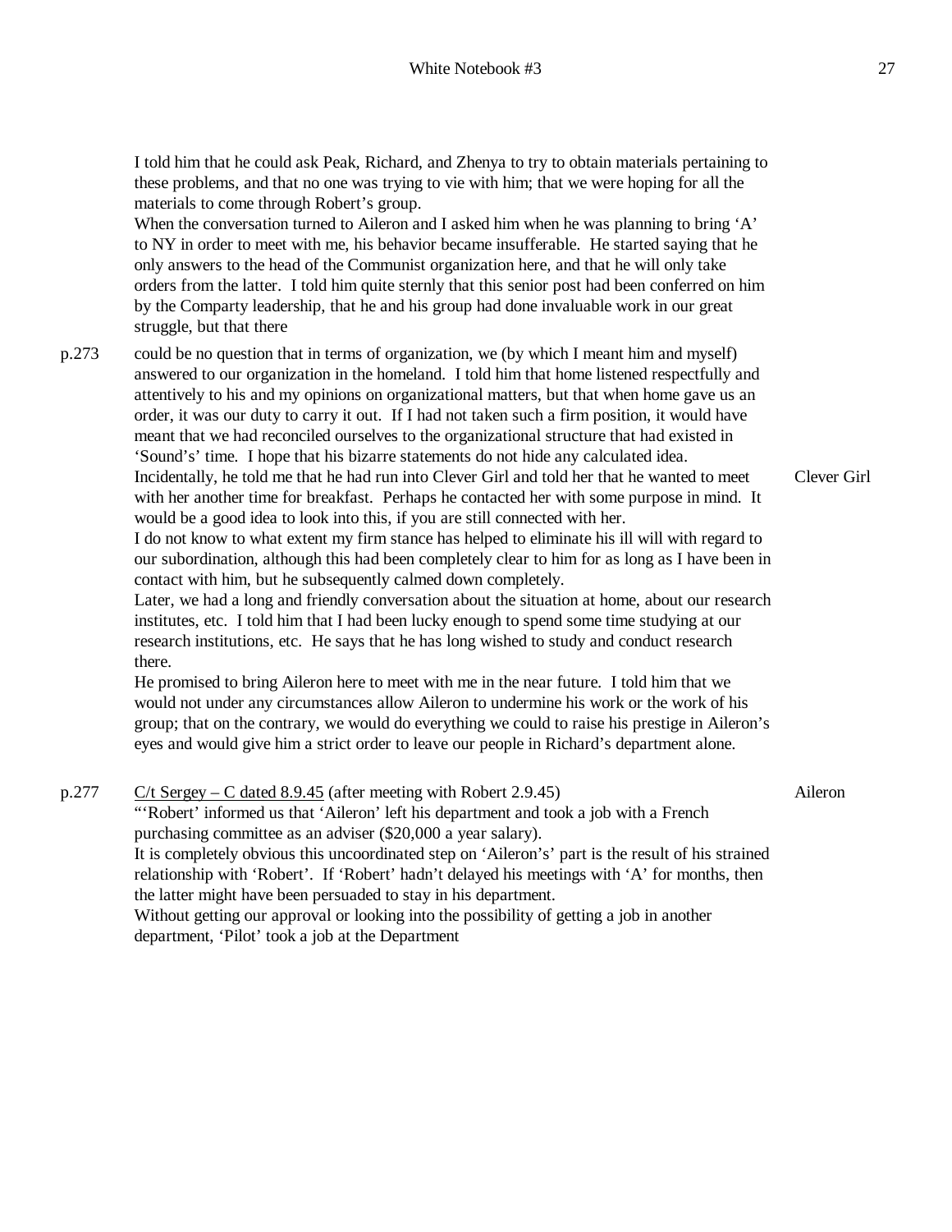I told him that he could ask Peak, Richard, and Zhenya to try to obtain materials pertaining to these problems, and that no one was trying to vie with him; that we were hoping for all the materials to come through Robert's group.
When the conversation turned to Aileron and I asked him when he was planning to bring 'A' to NY in order to meet with me, his behavior became insufferable. He started saying that he only answers to the head of the Communist organization here, and that he will only take orders from the latter. I told him quite sternly that this senior post had been conferred on him by the Comparty leadership, that he and his group had done invaluable work in our great struggle, but that there

p.273 could be no question that in terms of organization, we (by which I meant him and myself) answered to our organization in the homeland. I told him that home listened respectfully and attentively to his and my opinions on organizational matters, but that when home gave us an order, it was our duty to carry it out. If I had not taken such a firm position, it would have meant that we had reconciled ourselves to the organizational structure that had existed in 'Sound's' time. I hope that his bizarre statements do not hide any calculated idea.
Incidentally, he told me that he had run into Clever Girl and told her that he wanted to meet with her another time for breakfast. Perhaps he contacted her with some purpose in mind. It would be a good idea to look into this, if you are still connected with her. — Clever Girl
I do not know to what extent my firm stance has helped to eliminate his ill will with regard to our subordination, although this had been completely clear to him for as long as I have been in contact with him, but he subsequently calmed down completely.
Later, we had a long and friendly conversation about the situation at home, about our research institutes, etc. I told him that I had been lucky enough to spend some time studying at our research institutions, etc. He says that he has long wished to study and conduct research there.
He promised to bring Aileron here to meet with me in the near future. I told him that we would not under any circumstances allow Aileron to undermine his work or the work of his group; that on the contrary, we would do everything we could to raise his prestige in Aileron's eyes and would give him a strict order to leave our people in Richard's department alone.

p.277 C/t Sergey – C dated 8.9.45 (after meeting with Robert 2.9.45) — Aileron
"'Robert' informed us that 'Aileron' left his department and took a job with a French purchasing committee as an adviser ($20,000 a year salary).
It is completely obvious this uncoordinated step on 'Aileron's' part is the result of his strained relationship with 'Robert'. If 'Robert' hadn't delayed his meetings with 'A' for months, then the latter might have been persuaded to stay in his department.
Without getting our approval or looking into the possibility of getting a job in another department, 'Pilot' took a job at the Department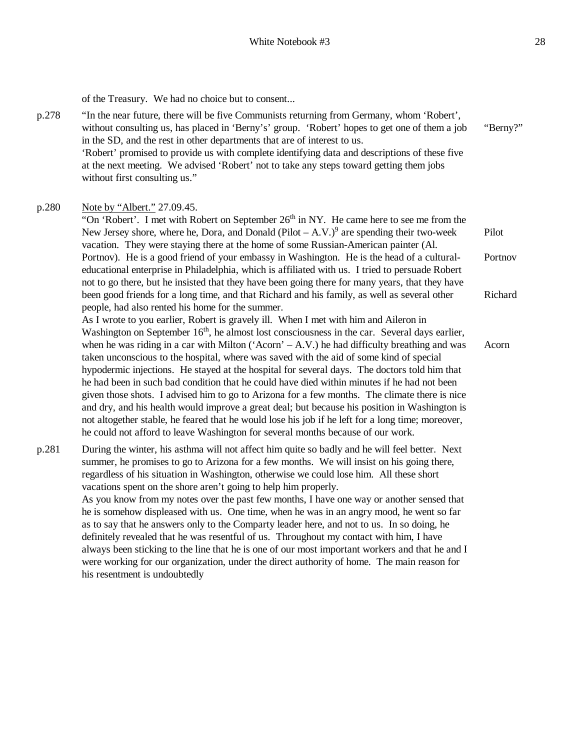of the Treasury. We had no choice but to consent...

p.278 "In the near future, there will be five Communists returning from Germany, whom 'Robert', without consulting us, has placed in 'Berny's' group. 'Robert' hopes to get one of them a job in the SD, and the rest in other departments that are of interest to us. "Berny?"
'Robert' promised to provide us with complete identifying data and descriptions of these five at the next meeting. We advised 'Robert' not to take any steps toward getting them jobs without first consulting us."

p.280 Note by "Albert." 27.09.45.
"On 'Robert'. I met with Robert on September 26th in NY. He came here to see me from the New Jersey shore, where he, Dora, and Donald (Pilot – A.V.)[9] are spending their two-week vacation. They were staying there at the home of some Russian-American painter (Al. Portnov). He is a good friend of your embassy in Washington. He is the head of a cultural-educational enterprise in Philadelphia, which is affiliated with us. I tried to persuade Robert not to go there, but he insisted that they have been going there for many years, that they have been good friends for a long time, and that Richard and his family, as well as several other people, had also rented his home for the summer. Pilot Portnov Richard
As I wrote to you earlier, Robert is gravely ill. When I met with him and Aileron in Washington on September 16th, he almost lost consciousness in the car. Several days earlier, when he was riding in a car with Milton ('Acorn' – A.V.) he had difficulty breathing and was taken unconscious to the hospital, where was saved with the aid of some kind of special hypodermic injections. He stayed at the hospital for several days. The doctors told him that he had been in such bad condition that he could have died within minutes if he had not been given those shots. I advised him to go to Arizona for a few months. The climate there is nice and dry, and his health would improve a great deal; but because his position in Washington is not altogether stable, he feared that he would lose his job if he left for a long time; moreover, he could not afford to leave Washington for several months because of our work. Acorn

p.281 During the winter, his asthma will not affect him quite so badly and he will feel better. Next summer, he promises to go to Arizona for a few months. We will insist on his going there, regardless of his situation in Washington, otherwise we could lose him. All these short vacations spent on the shore aren't going to help him properly.
As you know from my notes over the past few months, I have one way or another sensed that he is somehow displeased with us. One time, when he was in an angry mood, he went so far as to say that he answers only to the Comparty leader here, and not to us. In so doing, he definitely revealed that he was resentful of us. Throughout my contact with him, I have always been sticking to the line that he is one of our most important workers and that he and I were working for our organization, under the direct authority of home. The main reason for his resentment is undoubtedly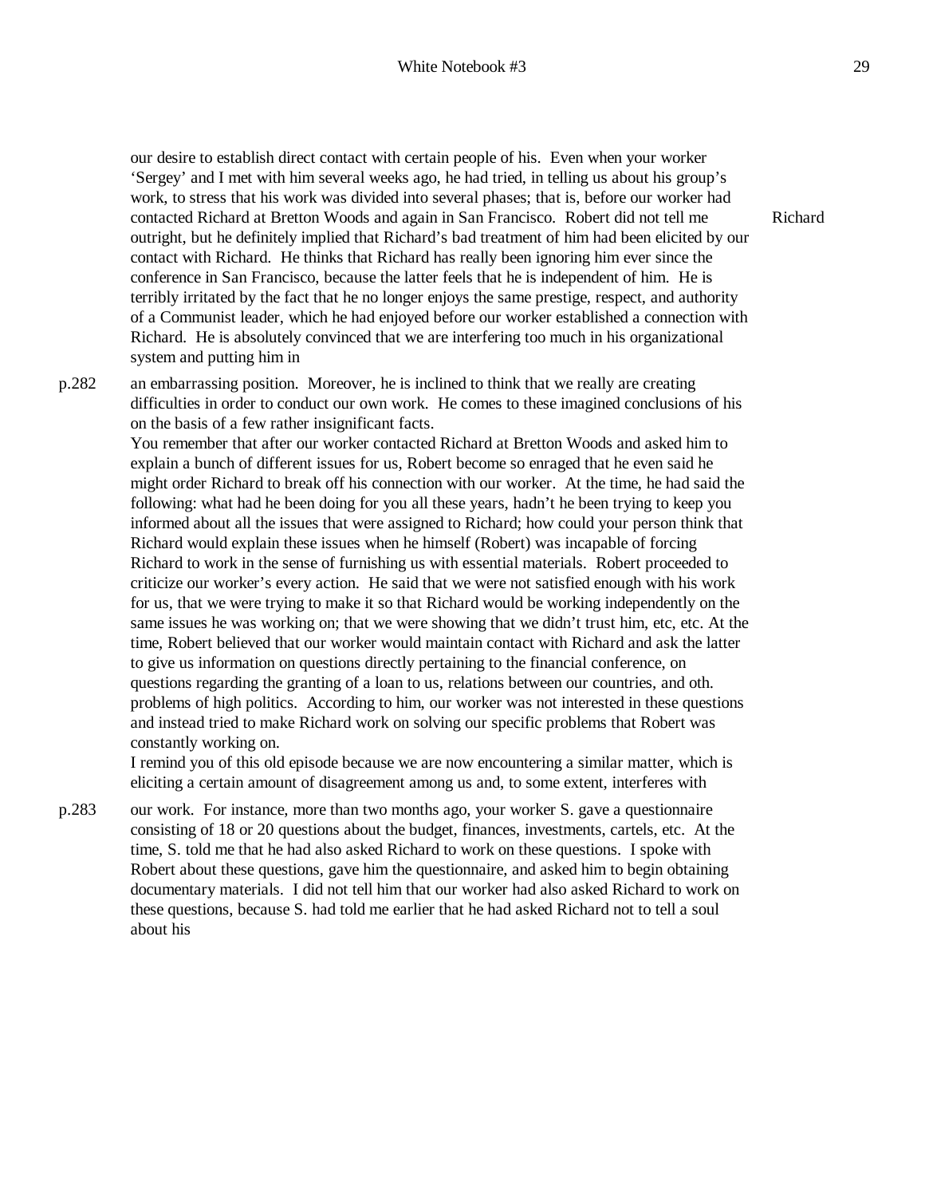our desire to establish direct contact with certain people of his. Even when your worker 'Sergey' and I met with him several weeks ago, he had tried, in telling us about his group's work, to stress that his work was divided into several phases; that is, before our worker had contacted Richard at Bretton Woods and again in San Francisco. Robert did not tell me outright, but he definitely implied that Richard's bad treatment of him had been elicited by our contact with Richard. He thinks that Richard has really been ignoring him ever since the conference in San Francisco, because the latter feels that he is independent of him. He is terribly irritated by the fact that he no longer enjoys the same prestige, respect, and authority of a Communist leader, which he had enjoyed before our worker established a connection with Richard. He is absolutely convinced that we are interfering too much in his organizational system and putting him in

Richard

p.282 an embarrassing position. Moreover, he is inclined to think that we really are creating difficulties in order to conduct our own work. He comes to these imagined conclusions of his on the basis of a few rather insignificant facts.

You remember that after our worker contacted Richard at Bretton Woods and asked him to explain a bunch of different issues for us, Robert become so enraged that he even said he might order Richard to break off his connection with our worker. At the time, he had said the following: what had he been doing for you all these years, hadn't he been trying to keep you informed about all the issues that were assigned to Richard; how could your person think that Richard would explain these issues when he himself (Robert) was incapable of forcing Richard to work in the sense of furnishing us with essential materials. Robert proceeded to criticize our worker's every action. He said that we were not satisfied enough with his work for us, that we were trying to make it so that Richard would be working independently on the same issues he was working on; that we were showing that we didn't trust him, etc, etc. At the time, Robert believed that our worker would maintain contact with Richard and ask the latter to give us information on questions directly pertaining to the financial conference, on questions regarding the granting of a loan to us, relations between our countries, and oth. problems of high politics. According to him, our worker was not interested in these questions and instead tried to make Richard work on solving our specific problems that Robert was constantly working on.

I remind you of this old episode because we are now encountering a similar matter, which is eliciting a certain amount of disagreement among us and, to some extent, interferes with

p.283 our work. For instance, more than two months ago, your worker S. gave a questionnaire consisting of 18 or 20 questions about the budget, finances, investments, cartels, etc. At the time, S. told me that he had also asked Richard to work on these questions. I spoke with Robert about these questions, gave him the questionnaire, and asked him to begin obtaining documentary materials. I did not tell him that our worker had also asked Richard to work on these questions, because S. had told me earlier that he had asked Richard not to tell a soul about his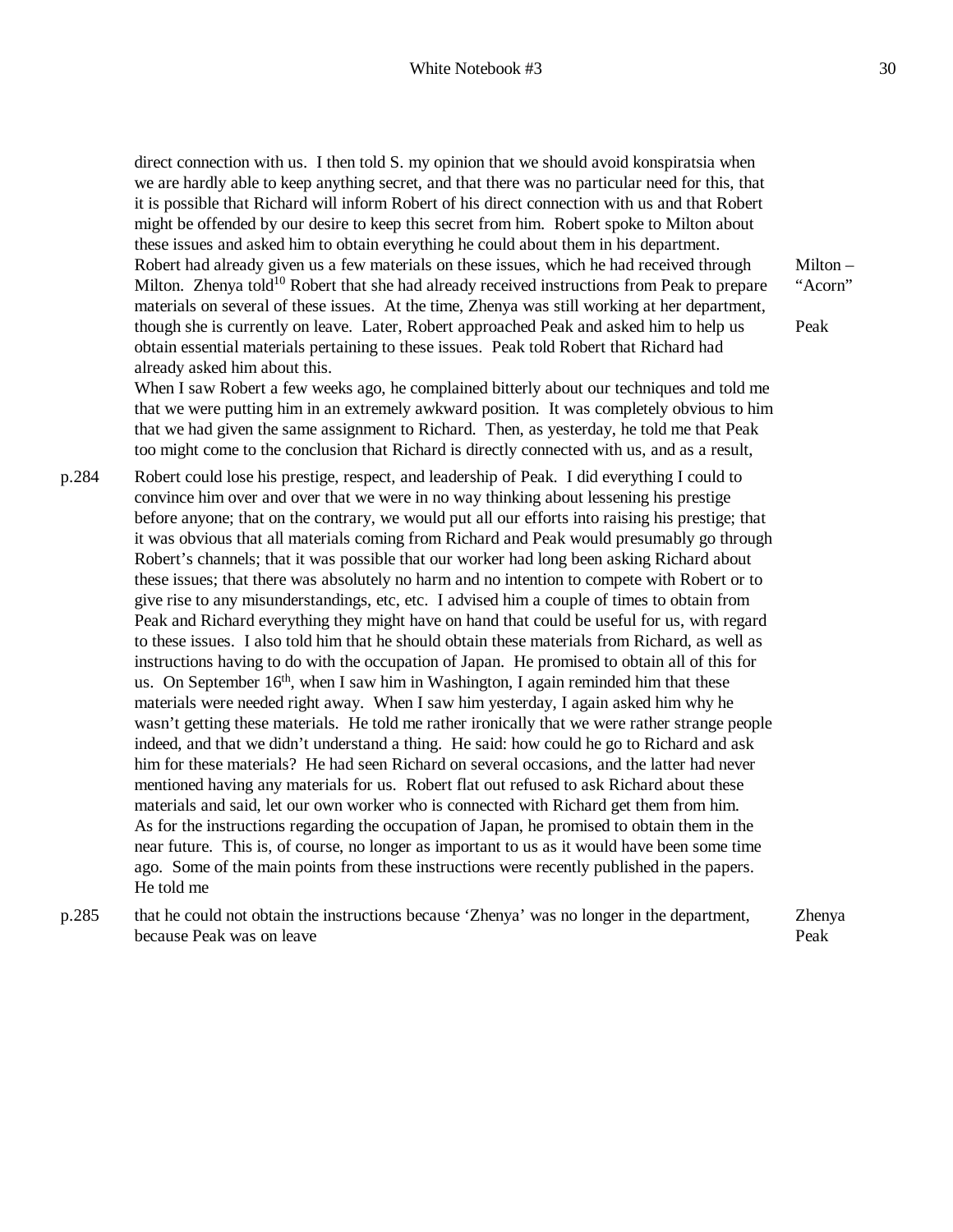direct connection with us. I then told S. my opinion that we should avoid konspiratsia when we are hardly able to keep anything secret, and that there was no particular need for this, that it is possible that Richard will inform Robert of his direct connection with us and that Robert might be offended by our desire to keep this secret from him. Robert spoke to Milton about these issues and asked him to obtain everything he could about them in his department. Robert had already given us a few materials on these issues, which he had received through Milton. Zhenya told[10] Robert that she had already received instructions from Peak to prepare materials on several of these issues. At the time, Zhenya was still working at her department, though she is currently on leave. Later, Robert approached Peak and asked him to help us obtain essential materials pertaining to these issues. Peak told Robert that Richard had already asked him about this.

Milton – "Acorn"

Peak

When I saw Robert a few weeks ago, he complained bitterly about our techniques and told me that we were putting him in an extremely awkward position. It was completely obvious to him that we had given the same assignment to Richard. Then, as yesterday, he told me that Peak too might come to the conclusion that Richard is directly connected with us, and as a result,

p.284 Robert could lose his prestige, respect, and leadership of Peak. I did everything I could to convince him over and over that we were in no way thinking about lessening his prestige before anyone; that on the contrary, we would put all our efforts into raising his prestige; that it was obvious that all materials coming from Richard and Peak would presumably go through Robert's channels; that it was possible that our worker had long been asking Richard about these issues; that there was absolutely no harm and no intention to compete with Robert or to give rise to any misunderstandings, etc, etc. I advised him a couple of times to obtain from Peak and Richard everything they might have on hand that could be useful for us, with regard to these issues. I also told him that he should obtain these materials from Richard, as well as instructions having to do with the occupation of Japan. He promised to obtain all of this for us. On September 16th, when I saw him in Washington, I again reminded him that these materials were needed right away. When I saw him yesterday, I again asked him why he wasn't getting these materials. He told me rather ironically that we were rather strange people indeed, and that we didn't understand a thing. He said: how could he go to Richard and ask him for these materials? He had seen Richard on several occasions, and the latter had never mentioned having any materials for us. Robert flat out refused to ask Richard about these materials and said, let our own worker who is connected with Richard get them from him. As for the instructions regarding the occupation of Japan, he promised to obtain them in the near future. This is, of course, no longer as important to us as it would have been some time ago. Some of the main points from these instructions were recently published in the papers. He told me

p.285 that he could not obtain the instructions because 'Zhenya' was no longer in the department, because Peak was on leave

Zhenya
Peak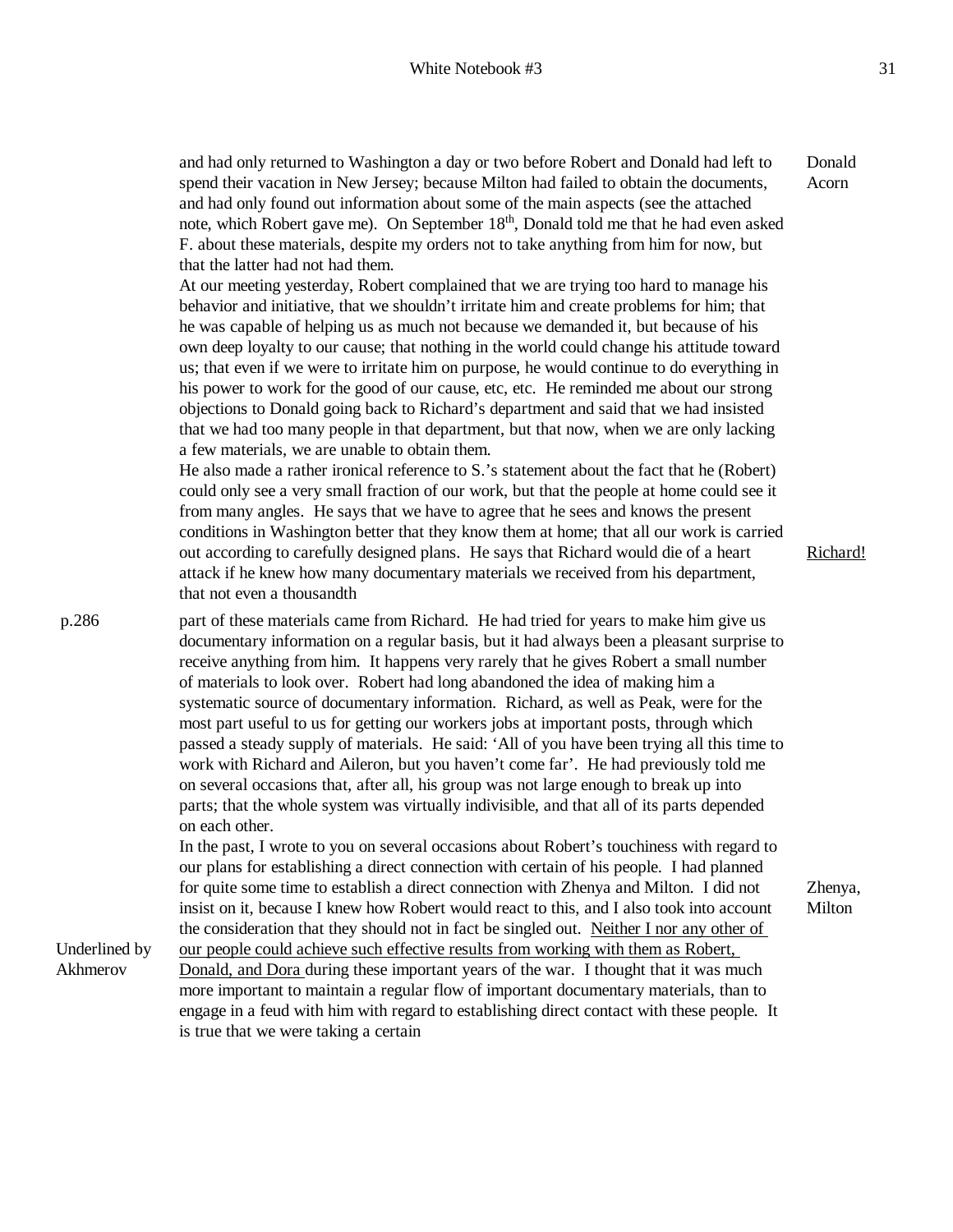and had only returned to Washington a day or two before Robert and Donald had left to spend their vacation in New Jersey; because Milton had failed to obtain the documents, and had only found out information about some of the main aspects (see the attached note, which Robert gave me). On September 18th, Donald told me that he had even asked F. about these materials, despite my orders not to take anything from him for now, but that the latter had not had them.

Donald Acorn

At our meeting yesterday, Robert complained that we are trying too hard to manage his behavior and initiative, that we shouldn't irritate him and create problems for him; that he was capable of helping us as much not because we demanded it, but because of his own deep loyalty to our cause; that nothing in the world could change his attitude toward us; that even if we were to irritate him on purpose, he would continue to do everything in his power to work for the good of our cause, etc, etc. He reminded me about our strong objections to Donald going back to Richard's department and said that we had insisted that we had too many people in that department, but that now, when we are only lacking a few materials, we are unable to obtain them.

He also made a rather ironical reference to S.'s statement about the fact that he (Robert) could only see a very small fraction of our work, but that the people at home could see it from many angles. He says that we have to agree that he sees and knows the present conditions in Washington better that they know them at home; that all our work is carried out according to carefully designed plans. He says that Richard would die of a heart attack if he knew how many documentary materials we received from his department, that not even a thousandth

Richard!

p.286

part of these materials came from Richard. He had tried for years to make him give us documentary information on a regular basis, but it had always been a pleasant surprise to receive anything from him. It happens very rarely that he gives Robert a small number of materials to look over. Robert had long abandoned the idea of making him a systematic source of documentary information. Richard, as well as Peak, were for the most part useful to us for getting our workers jobs at important posts, through which passed a steady supply of materials. He said: 'All of you have been trying all this time to work with Richard and Aileron, but you haven't come far'. He had previously told me on several occasions that, after all, his group was not large enough to break up into parts; that the whole system was virtually indivisible, and that all of its parts depended on each other.

In the past, I wrote to you on several occasions about Robert's touchiness with regard to our plans for establishing a direct connection with certain of his people. I had planned for quite some time to establish a direct connection with Zhenya and Milton. I did not insist on it, because I knew how Robert would react to this, and I also took into account the consideration that they should not in fact be singled out. <u>Neither I nor any other of our people could achieve such effective results from working with them as Robert, Donald, and Dora</u> during these important years of the war. I thought that it was much more important to maintain a regular flow of important documentary materials, than to engage in a feud with him with regard to establishing direct contact with these people. It is true that we were taking a certain

Zhenya, Milton

Underlined by Akhmerov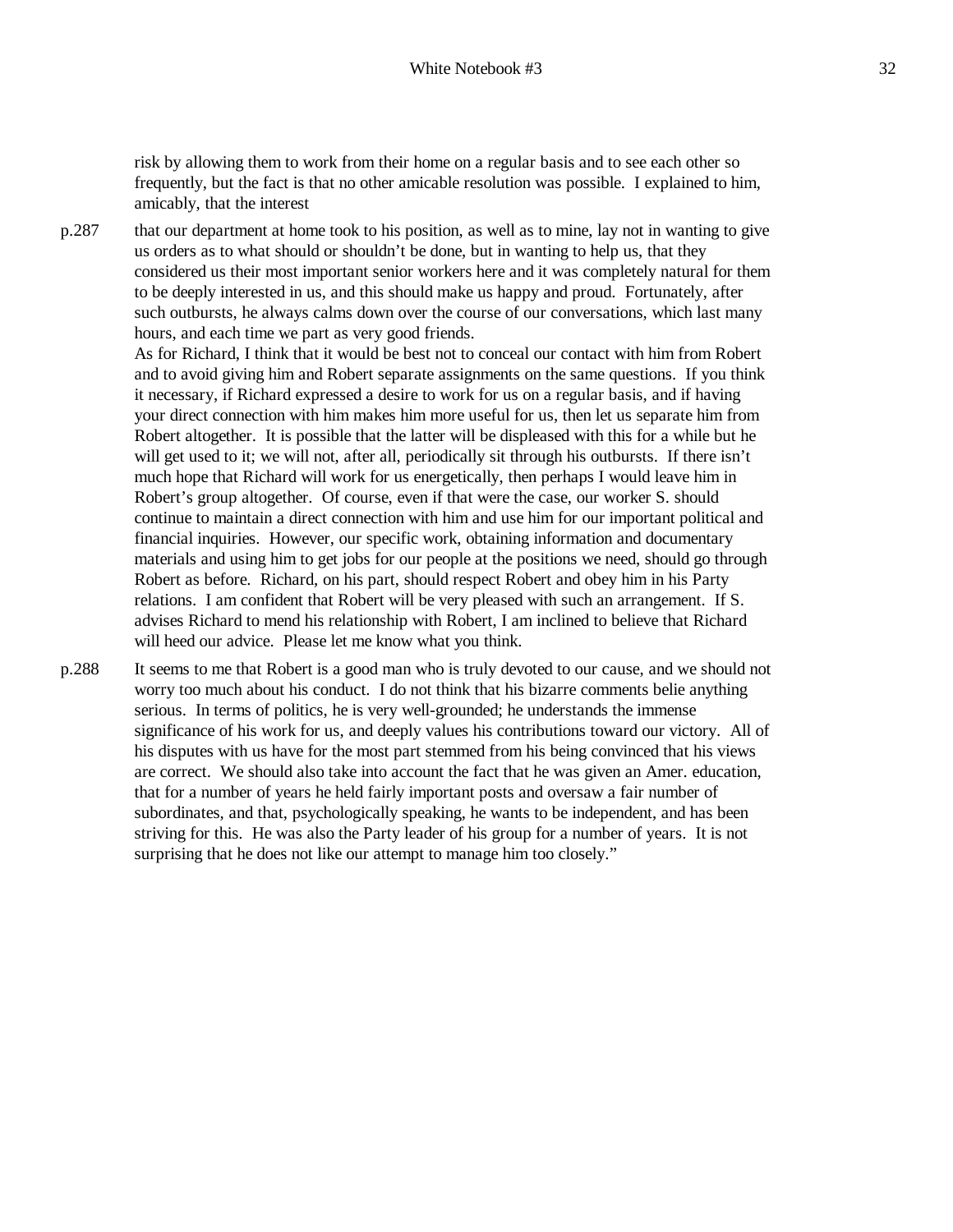risk by allowing them to work from their home on a regular basis and to see each other so frequently, but the fact is that no other amicable resolution was possible. I explained to him, amicably, that the interest

p.287 that our department at home took to his position, as well as to mine, lay not in wanting to give us orders as to what should or shouldn't be done, but in wanting to help us, that they considered us their most important senior workers here and it was completely natural for them to be deeply interested in us, and this should make us happy and proud. Fortunately, after such outbursts, he always calms down over the course of our conversations, which last many hours, and each time we part as very good friends.

As for Richard, I think that it would be best not to conceal our contact with him from Robert and to avoid giving him and Robert separate assignments on the same questions. If you think it necessary, if Richard expressed a desire to work for us on a regular basis, and if having your direct connection with him makes him more useful for us, then let us separate him from Robert altogether. It is possible that the latter will be displeased with this for a while but he will get used to it; we will not, after all, periodically sit through his outbursts. If there isn't much hope that Richard will work for us energetically, then perhaps I would leave him in Robert's group altogether. Of course, even if that were the case, our worker S. should continue to maintain a direct connection with him and use him for our important political and financial inquiries. However, our specific work, obtaining information and documentary materials and using him to get jobs for our people at the positions we need, should go through Robert as before. Richard, on his part, should respect Robert and obey him in his Party relations. I am confident that Robert will be very pleased with such an arrangement. If S. advises Richard to mend his relationship with Robert, I am inclined to believe that Richard will heed our advice. Please let me know what you think.

p.288 It seems to me that Robert is a good man who is truly devoted to our cause, and we should not worry too much about his conduct. I do not think that his bizarre comments belie anything serious. In terms of politics, he is very well-grounded; he understands the immense significance of his work for us, and deeply values his contributions toward our victory. All of his disputes with us have for the most part stemmed from his being convinced that his views are correct. We should also take into account the fact that he was given an Amer. education, that for a number of years he held fairly important posts and oversaw a fair number of subordinates, and that, psychologically speaking, he wants to be independent, and has been striving for this. He was also the Party leader of his group for a number of years. It is not surprising that he does not like our attempt to manage him too closely."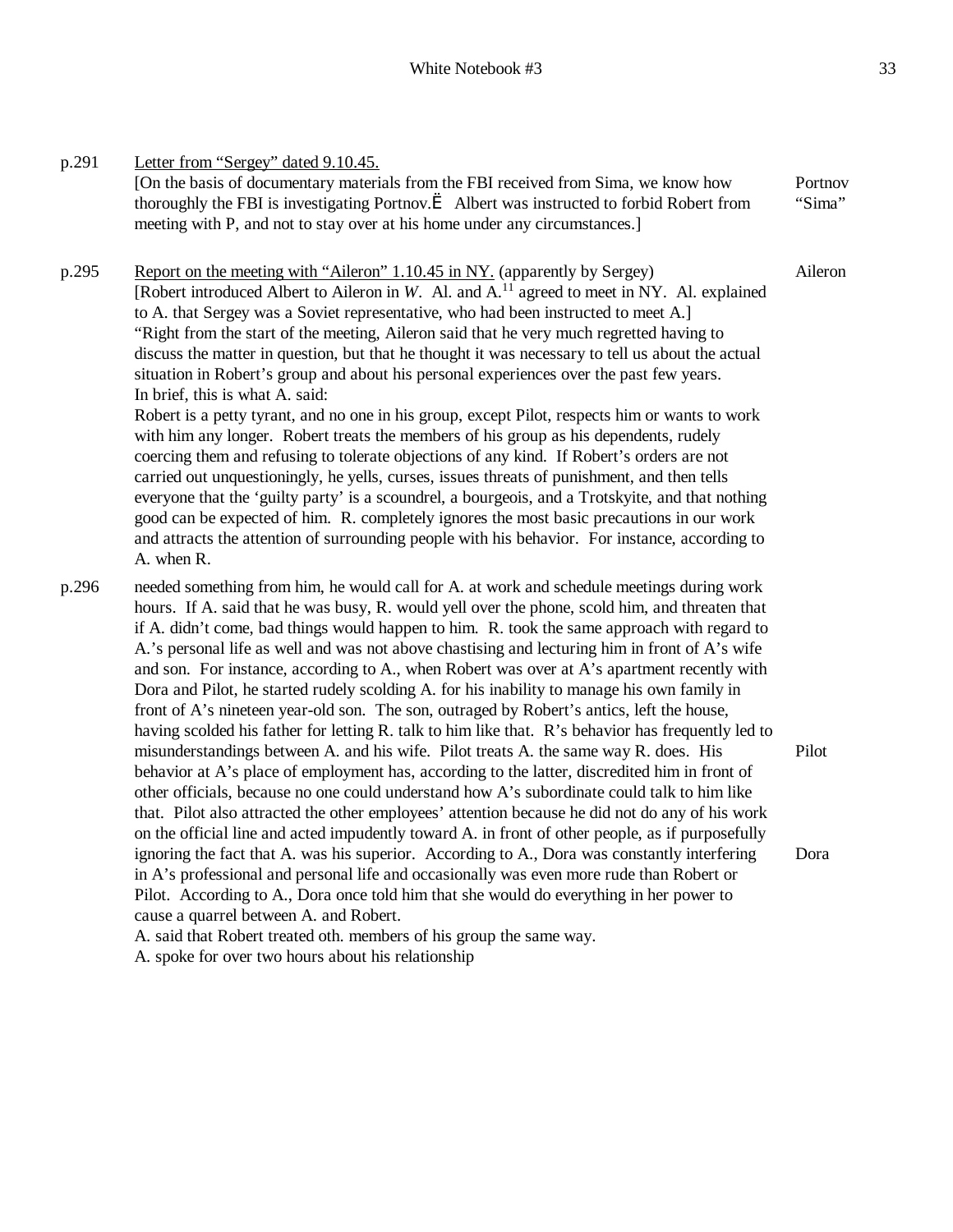p.291 Letter from "Sergey" dated 9.10.45.

[On the basis of documentary materials from the FBI received from Sima, we know how thoroughly the FBI is investigating Portnov.Ë Albert was instructed to forbid Robert from meeting with P, and not to stay over at his home under any circumstances.] — Portnov "Sima"

p.295 Report on the meeting with "Aileron" 1.10.45 in NY. (apparently by Sergey) — Aileron

[Robert introduced Albert to Aileron in *W*. Al. and A.[11] agreed to meet in NY. Al. explained to A. that Sergey was a Soviet representative, who had been instructed to meet A.]

"Right from the start of the meeting, Aileron said that he very much regretted having to discuss the matter in question, but that he thought it was necessary to tell us about the actual situation in Robert's group and about his personal experiences over the past few years.

In brief, this is what A. said:

Robert is a petty tyrant, and no one in his group, except Pilot, respects him or wants to work with him any longer. Robert treats the members of his group as his dependents, rudely coercing them and refusing to tolerate objections of any kind. If Robert's orders are not carried out unquestioningly, he yells, curses, issues threats of punishment, and then tells everyone that the 'guilty party' is a scoundrel, a bourgeois, and a Trotskyite, and that nothing good can be expected of him. R. completely ignores the most basic precautions in our work and attracts the attention of surrounding people with his behavior. For instance, according to A. when R.

p.296 needed something from him, he would call for A. at work and schedule meetings during work hours. If A. said that he was busy, R. would yell over the phone, scold him, and threaten that if A. didn't come, bad things would happen to him. R. took the same approach with regard to A.'s personal life as well and was not above chastising and lecturing him in front of A's wife and son. For instance, according to A., when Robert was over at A's apartment recently with Dora and Pilot, he started rudely scolding A. for his inability to manage his own family in front of A's nineteen year-old son. The son, outraged by Robert's antics, left the house, having scolded his father for letting R. talk to him like that. R's behavior has frequently led to misunderstandings between A. and his wife. Pilot treats A. the same way R. does. His behavior at A's place of employment has, according to the latter, discredited him in front of other officials, because no one could understand how A's subordinate could talk to him like that. Pilot also attracted the other employees' attention because he did not do any of his work on the official line and acted impudently toward A. in front of other people, as if purposefully ignoring the fact that A. was his superior. According to A., Dora was constantly interfering in A's professional and personal life and occasionally was even more rude than Robert or Pilot. According to A., Dora once told him that she would do everything in her power to cause a quarrel between A. and Robert. — Pilot; Dora

A. said that Robert treated oth. members of his group the same way.

A. spoke for over two hours about his relationship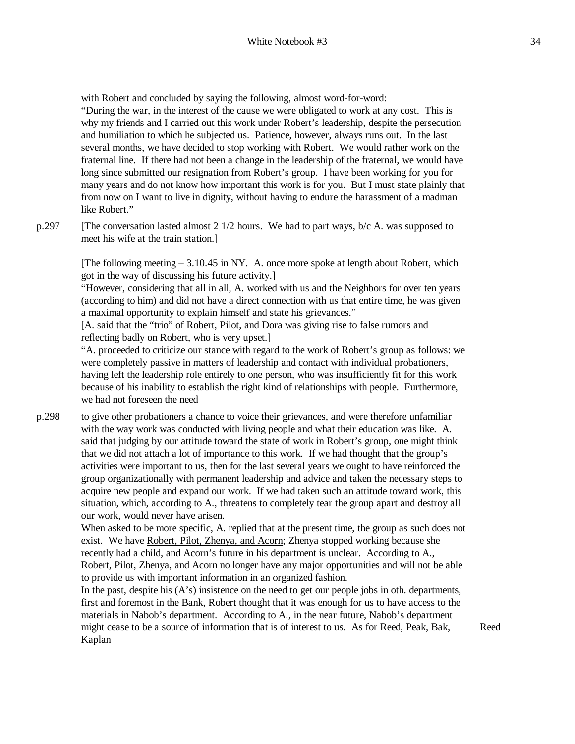with Robert and concluded by saying the following, almost word-for-word:
"During the war, in the interest of the cause we were obligated to work at any cost. This is why my friends and I carried out this work under Robert's leadership, despite the persecution and humiliation to which he subjected us. Patience, however, always runs out. In the last several months, we have decided to stop working with Robert. We would rather work on the fraternal line. If there had not been a change in the leadership of the fraternal, we would have long since submitted our resignation from Robert's group. I have been working for you for many years and do not know how important this work is for you. But I must state plainly that from now on I want to live in dignity, without having to endure the harassment of a madman like Robert."

p.297 [The conversation lasted almost 2 1/2 hours. We had to part ways, b/c A. was supposed to meet his wife at the train station.]

[The following meeting – 3.10.45 in NY. A. once more spoke at length about Robert, which got in the way of discussing his future activity.]
"However, considering that all in all, A. worked with us and the Neighbors for over ten years (according to him) and did not have a direct connection with us that entire time, he was given a maximal opportunity to explain himself and state his grievances."
[A. said that the "trio" of Robert, Pilot, and Dora was giving rise to false rumors and reflecting badly on Robert, who is very upset.]
"A. proceeded to criticize our stance with regard to the work of Robert's group as follows: we were completely passive in matters of leadership and contact with individual probationers, having left the leadership role entirely to one person, who was insufficiently fit for this work because of his inability to establish the right kind of relationships with people. Furthermore, we had not foreseen the need

p.298 to give other probationers a chance to voice their grievances, and were therefore unfamiliar with the way work was conducted with living people and what their education was like. A. said that judging by our attitude toward the state of work in Robert's group, one might think that we did not attach a lot of importance to this work. If we had thought that the group's activities were important to us, then for the last several years we ought to have reinforced the group organizationally with permanent leadership and advice and taken the necessary steps to acquire new people and expand our work. If we had taken such an attitude toward work, this situation, which, according to A., threatens to completely tear the group apart and destroy all our work, would never have arisen.
When asked to be more specific, A. replied that at the present time, the group as such does not exist. We have <u>Robert, Pilot, Zhenya, and Acorn</u>; Zhenya stopped working because she recently had a child, and Acorn's future in his department is unclear. According to A., Robert, Pilot, Zhenya, and Acorn no longer have any major opportunities and will not be able to provide us with important information in an organized fashion.
In the past, despite his (A's) insistence on the need to get our people jobs in oth. departments, first and foremost in the Bank, Robert thought that it was enough for us to have access to the materials in Nabob's department. According to A., in the near future, Nabob's department might cease to be a source of information that is of interest to us. As for Reed, Peak, Bak, Kaplan

Reed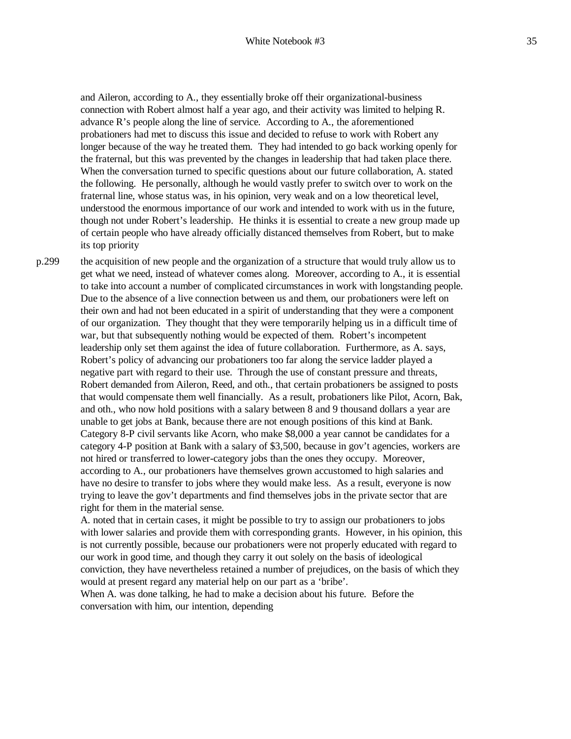and Aileron, according to A., they essentially broke off their organizational-business connection with Robert almost half a year ago, and their activity was limited to helping R. advance R's people along the line of service. According to A., the aforementioned probationers had met to discuss this issue and decided to refuse to work with Robert any longer because of the way he treated them. They had intended to go back working openly for the fraternal, but this was prevented by the changes in leadership that had taken place there. When the conversation turned to specific questions about our future collaboration, A. stated the following. He personally, although he would vastly prefer to switch over to work on the fraternal line, whose status was, in his opinion, very weak and on a low theoretical level, understood the enormous importance of our work and intended to work with us in the future, though not under Robert's leadership. He thinks it is essential to create a new group made up of certain people who have already officially distanced themselves from Robert, but to make its top priority

p.299 the acquisition of new people and the organization of a structure that would truly allow us to get what we need, instead of whatever comes along. Moreover, according to A., it is essential to take into account a number of complicated circumstances in work with longstanding people. Due to the absence of a live connection between us and them, our probationers were left on their own and had not been educated in a spirit of understanding that they were a component of our organization. They thought that they were temporarily helping us in a difficult time of war, but that subsequently nothing would be expected of them. Robert's incompetent leadership only set them against the idea of future collaboration. Furthermore, as A. says, Robert's policy of advancing our probationers too far along the service ladder played a negative part with regard to their use. Through the use of constant pressure and threats, Robert demanded from Aileron, Reed, and oth., that certain probationers be assigned to posts that would compensate them well financially. As a result, probationers like Pilot, Acorn, Bak, and oth., who now hold positions with a salary between 8 and 9 thousand dollars a year are unable to get jobs at Bank, because there are not enough positions of this kind at Bank. Category 8-P civil servants like Acorn, who make $8,000 a year cannot be candidates for a category 4-P position at Bank with a salary of $3,500, because in gov't agencies, workers are not hired or transferred to lower-category jobs than the ones they occupy. Moreover, according to A., our probationers have themselves grown accustomed to high salaries and have no desire to transfer to jobs where they would make less. As a result, everyone is now trying to leave the gov't departments and find themselves jobs in the private sector that are right for them in the material sense.

A. noted that in certain cases, it might be possible to try to assign our probationers to jobs with lower salaries and provide them with corresponding grants. However, in his opinion, this is not currently possible, because our probationers were not properly educated with regard to our work in good time, and though they carry it out solely on the basis of ideological conviction, they have nevertheless retained a number of prejudices, on the basis of which they would at present regard any material help on our part as a 'bribe'.

When A. was done talking, he had to make a decision about his future. Before the conversation with him, our intention, depending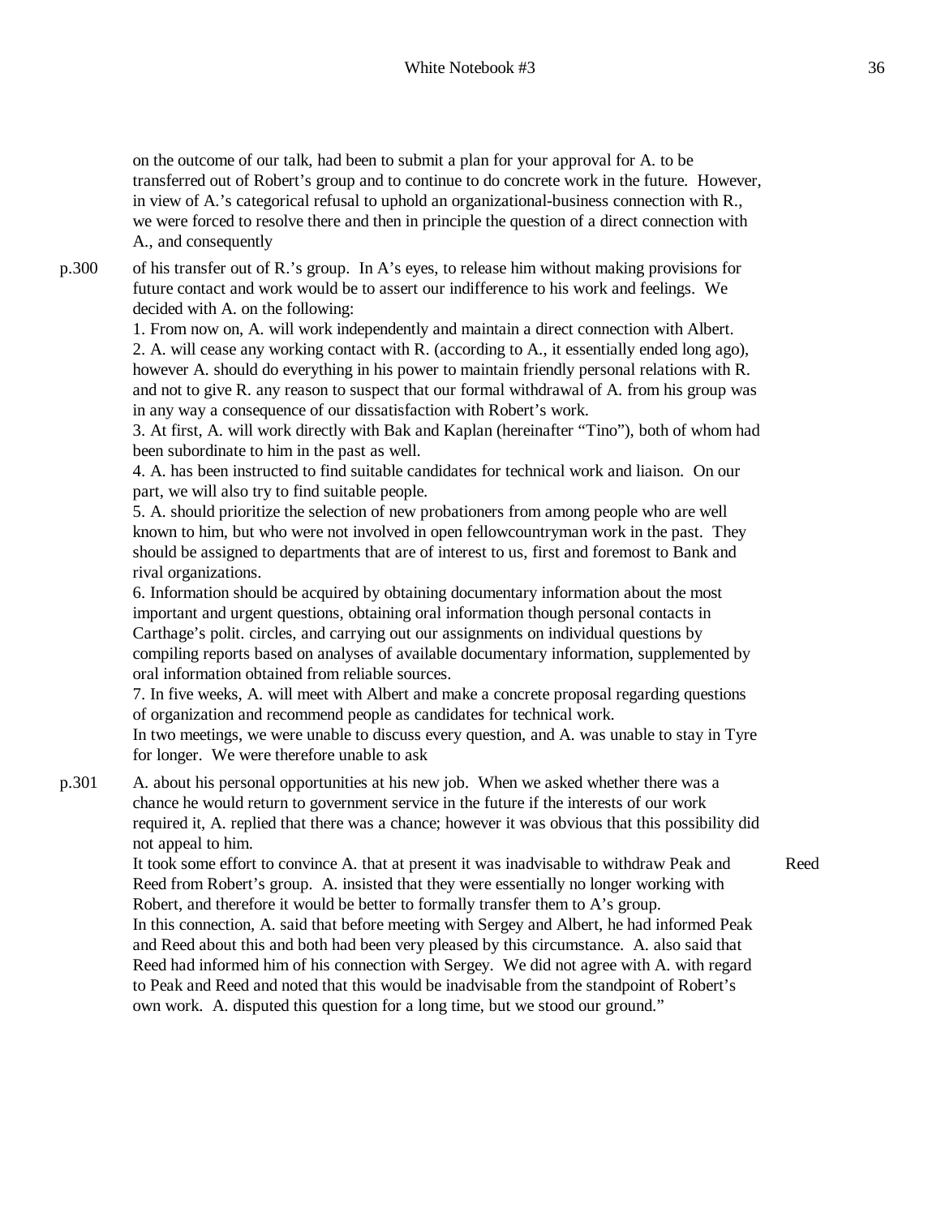on the outcome of our talk, had been to submit a plan for your approval for A. to be transferred out of Robert's group and to continue to do concrete work in the future. However, in view of A.'s categorical refusal to uphold an organizational-business connection with R., we were forced to resolve there and then in principle the question of a direct connection with A., and consequently

p.300 of his transfer out of R.'s group. In A's eyes, to release him without making provisions for future contact and work would be to assert our indifference to his work and feelings. We decided with A. on the following:

1. From now on, A. will work independently and maintain a direct connection with Albert.
2. A. will cease any working contact with R. (according to A., it essentially ended long ago), however A. should do everything in his power to maintain friendly personal relations with R. and not to give R. any reason to suspect that our formal withdrawal of A. from his group was in any way a consequence of our dissatisfaction with Robert's work.
3. At first, A. will work directly with Bak and Kaplan (hereinafter "Tino"), both of whom had been subordinate to him in the past as well.
4. A. has been instructed to find suitable candidates for technical work and liaison. On our part, we will also try to find suitable people.
5. A. should prioritize the selection of new probationers from among people who are well known to him, but who were not involved in open fellowcountryman work in the past. They should be assigned to departments that are of interest to us, first and foremost to Bank and rival organizations.
6. Information should be acquired by obtaining documentary information about the most important and urgent questions, obtaining oral information though personal contacts in Carthage's polit. circles, and carrying out our assignments on individual questions by compiling reports based on analyses of available documentary information, supplemented by oral information obtained from reliable sources.
7. In five weeks, A. will meet with Albert and make a concrete proposal regarding questions of organization and recommend people as candidates for technical work.

In two meetings, we were unable to discuss every question, and A. was unable to stay in Tyre for longer. We were therefore unable to ask

p.301 A. about his personal opportunities at his new job. When we asked whether there was a chance he would return to government service in the future if the interests of our work required it, A. replied that there was a chance; however it was obvious that this possibility did not appeal to him.

It took some effort to convince A. that at present it was inadvisable to withdraw Peak and Reed from Robert's group. A. insisted that they were essentially no longer working with Robert, and therefore it would be better to formally transfer them to A's group. [Reed]

In this connection, A. said that before meeting with Sergey and Albert, he had informed Peak and Reed about this and both had been very pleased by this circumstance. A. also said that Reed had informed him of his connection with Sergey. We did not agree with A. with regard to Peak and Reed and noted that this would be inadvisable from the standpoint of Robert's own work. A. disputed this question for a long time, but we stood our ground."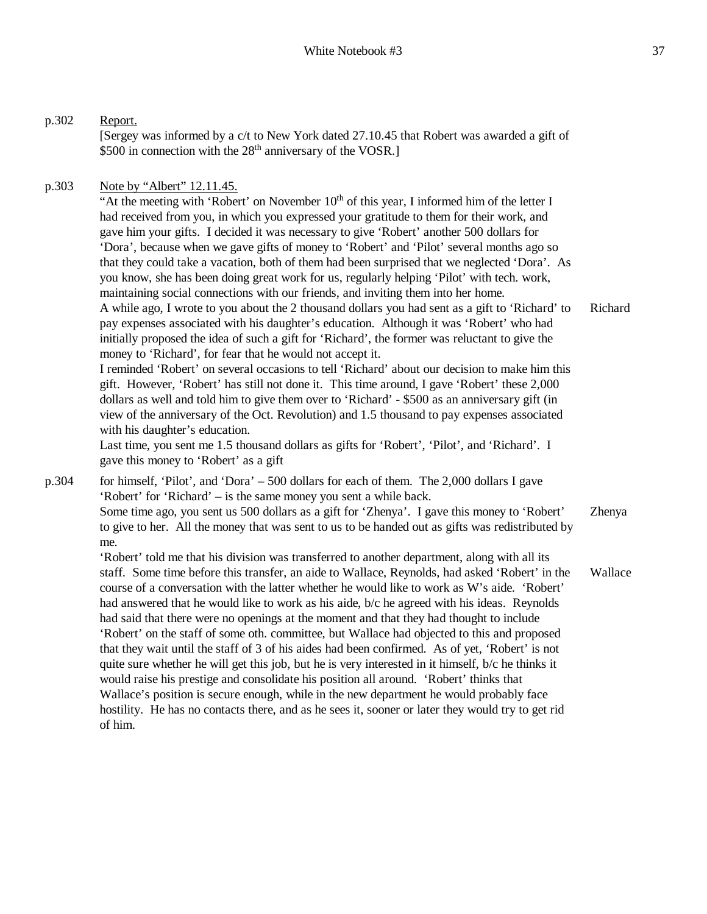p.302 <u>Report.</u>

[Sergey was informed by a c/t to New York dated 27.10.45 that Robert was awarded a gift of \$500 in connection with the 28th anniversary of the VOSR.]

p.303 <u>Note by "Albert" 12.11.45.</u>

"At the meeting with 'Robert' on November 10th of this year, I informed him of the letter I had received from you, in which you expressed your gratitude to them for their work, and gave him your gifts. I decided it was necessary to give 'Robert' another 500 dollars for 'Dora', because when we gave gifts of money to 'Robert' and 'Pilot' several months ago so that they could take a vacation, both of them had been surprised that we neglected 'Dora'. As you know, she has been doing great work for us, regularly helping 'Pilot' with tech. work, maintaining social connections with our friends, and inviting them into her home.

A while ago, I wrote to you about the 2 thousand dollars you had sent as a gift to 'Richard' to pay expenses associated with his daughter's education. Although it was 'Robert' who had initially proposed the idea of such a gift for 'Richard', the former was reluctant to give the money to 'Richard', for fear that he would not accept it. — Richard

I reminded 'Robert' on several occasions to tell 'Richard' about our decision to make him this gift. However, 'Robert' has still not done it. This time around, I gave 'Robert' these 2,000 dollars as well and told him to give them over to 'Richard' - \$500 as an anniversary gift (in view of the anniversary of the Oct. Revolution) and 1.5 thousand to pay expenses associated with his daughter's education.

Last time, you sent me 1.5 thousand dollars as gifts for 'Robert', 'Pilot', and 'Richard'. I gave this money to 'Robert' as a gift

p.304 for himself, 'Pilot', and 'Dora' – 500 dollars for each of them. The 2,000 dollars I gave 'Robert' for 'Richard' – is the same money you sent a while back.

Some time ago, you sent us 500 dollars as a gift for 'Zhenya'. I gave this money to 'Robert' to give to her. All the money that was sent to us to be handed out as gifts was redistributed by me. — Zhenya

'Robert' told me that his division was transferred to another department, along with all its staff. Some time before this transfer, an aide to Wallace, Reynolds, had asked 'Robert' in the course of a conversation with the latter whether he would like to work as W's aide. 'Robert' had answered that he would like to work as his aide, b/c he agreed with his ideas. Reynolds had said that there were no openings at the moment and that they had thought to include 'Robert' on the staff of some oth. committee, but Wallace had objected to this and proposed that they wait until the staff of 3 of his aides had been confirmed. As of yet, 'Robert' is not quite sure whether he will get this job, but he is very interested in it himself, b/c he thinks it would raise his prestige and consolidate his position all around. 'Robert' thinks that Wallace's position is secure enough, while in the new department he would probably face hostility. He has no contacts there, and as he sees it, sooner or later they would try to get rid of him. — Wallace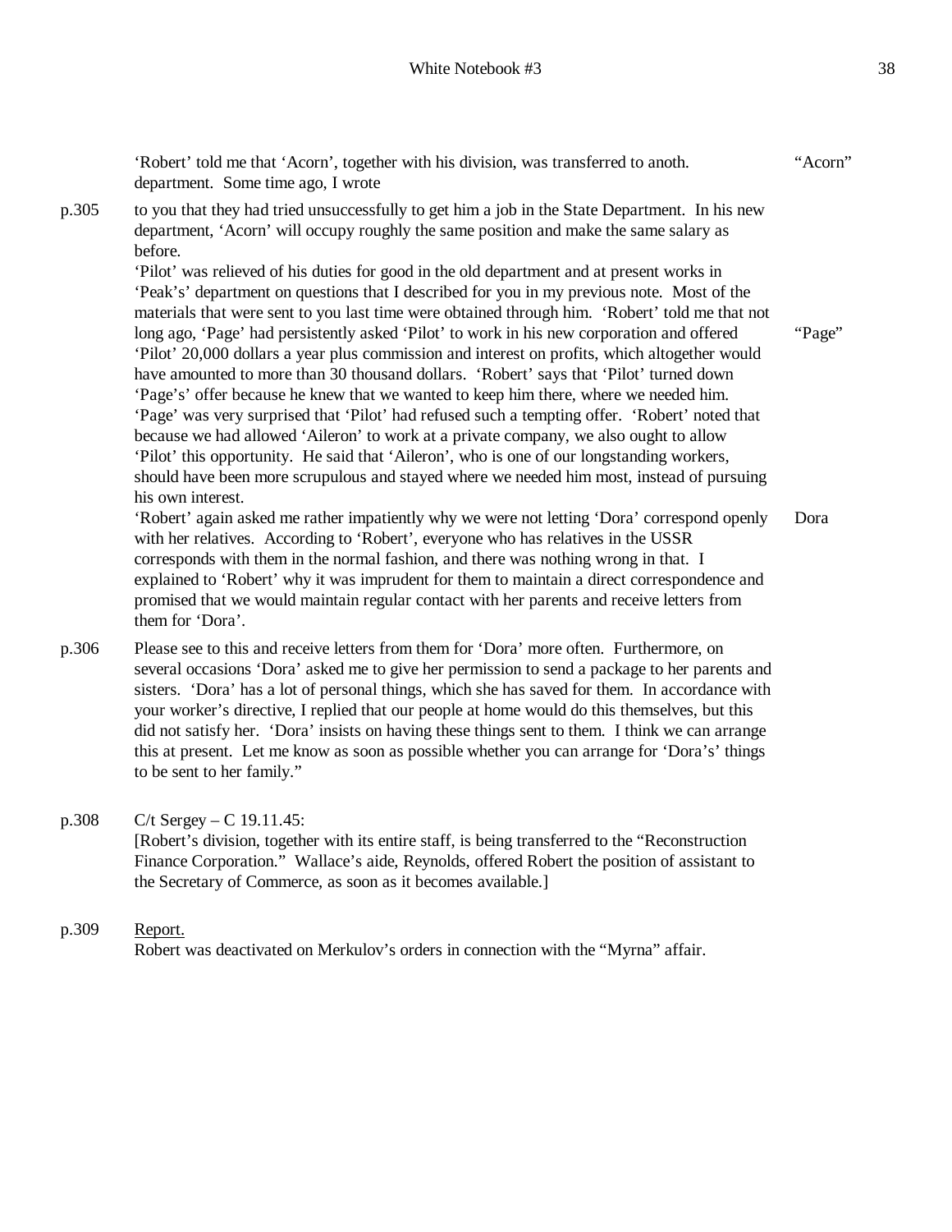'Robert' told me that 'Acorn', together with his division, was transferred to anoth. department. Some time ago, I wrote "Acorn"

p.305 to you that they had tried unsuccessfully to get him a job in the State Department. In his new department, 'Acorn' will occupy roughly the same position and make the same salary as before.

'Pilot' was relieved of his duties for good in the old department and at present works in 'Peak's' department on questions that I described for you in my previous note. Most of the materials that were sent to you last time were obtained through him. 'Robert' told me that not long ago, 'Page' had persistently asked 'Pilot' to work in his new corporation and offered 'Pilot' 20,000 dollars a year plus commission and interest on profits, which altogether would have amounted to more than 30 thousand dollars. 'Robert' says that 'Pilot' turned down 'Page's' offer because he knew that we wanted to keep him there, where we needed him. 'Page' was very surprised that 'Pilot' had refused such a tempting offer. 'Robert' noted that because we had allowed 'Aileron' to work at a private company, we also ought to allow 'Pilot' this opportunity. He said that 'Aileron', who is one of our longstanding workers, should have been more scrupulous and stayed where we needed him most, instead of pursuing his own interest. "Page"

'Robert' again asked me rather impatiently why we were not letting 'Dora' correspond openly with her relatives. According to 'Robert', everyone who has relatives in the USSR corresponds with them in the normal fashion, and there was nothing wrong in that. I explained to 'Robert' why it was imprudent for them to maintain a direct correspondence and promised that we would maintain regular contact with her parents and receive letters from them for 'Dora'. Dora

p.306 Please see to this and receive letters from them for 'Dora' more often. Furthermore, on several occasions 'Dora' asked me to give her permission to send a package to her parents and sisters. 'Dora' has a lot of personal things, which she has saved for them. In accordance with your worker's directive, I replied that our people at home would do this themselves, but this did not satisfy her. 'Dora' insists on having these things sent to them. I think we can arrange this at present. Let me know as soon as possible whether you can arrange for 'Dora's' things to be sent to her family."

p.308 C/t Sergey – C 19.11.45:
[Robert's division, together with its entire staff, is being transferred to the "Reconstruction Finance Corporation." Wallace's aide, Reynolds, offered Robert the position of assistant to the Secretary of Commerce, as soon as it becomes available.]

p.309 <u>Report.</u>
Robert was deactivated on Merkulov's orders in connection with the "Myrna" affair.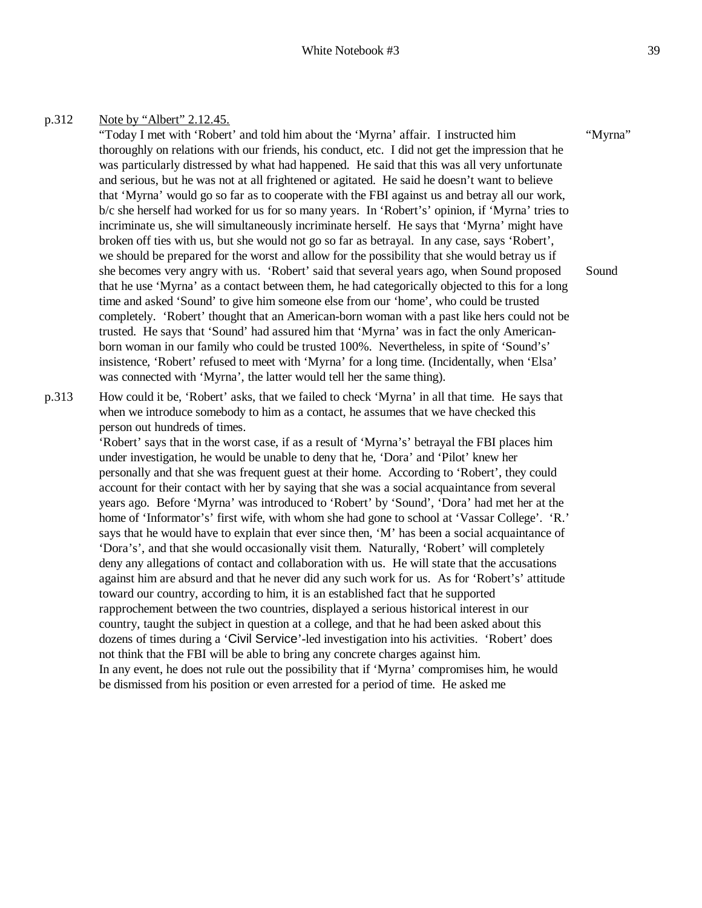p.312 Note by "Albert" 2.12.45.

"Today I met with 'Robert' and told him about the 'Myrna' affair. I instructed him thoroughly on relations with our friends, his conduct, etc. I did not get the impression that he was particularly distressed by what had happened. He said that this was all very unfortunate and serious, but he was not at all frightened or agitated. He said he doesn't want to believe that 'Myrna' would go so far as to cooperate with the FBI against us and betray all our work, b/c she herself had worked for us for so many years. In 'Robert's' opinion, if 'Myrna' tries to incriminate us, she will simultaneously incriminate herself. He says that 'Myrna' might have broken off ties with us, but she would not go so far as betrayal. In any case, says 'Robert', we should be prepared for the worst and allow for the possibility that she would betray us if she becomes very angry with us. 'Robert' said that several years ago, when Sound proposed that he use 'Myrna' as a contact between them, he had categorically objected to this for a long time and asked 'Sound' to give him someone else from our 'home', who could be trusted completely. 'Robert' thought that an American-born woman with a past like hers could not be trusted. He says that 'Sound' had assured him that 'Myrna' was in fact the only American-born woman in our family who could be trusted 100%. Nevertheless, in spite of 'Sound's' insistence, 'Robert' refused to meet with 'Myrna' for a long time. (Incidentally, when 'Elsa' was connected with 'Myrna', the latter would tell her the same thing).

"Myrna"

Sound

p.313 How could it be, 'Robert' asks, that we failed to check 'Myrna' in all that time. He says that when we introduce somebody to him as a contact, he assumes that we have checked this person out hundreds of times.

'Robert' says that in the worst case, if as a result of 'Myrna's' betrayal the FBI places him under investigation, he would be unable to deny that he, 'Dora' and 'Pilot' knew her personally and that she was frequent guest at their home. According to 'Robert', they could account for their contact with her by saying that she was a social acquaintance from several years ago. Before 'Myrna' was introduced to 'Robert' by 'Sound', 'Dora' had met her at the home of 'Informator's' first wife, with whom she had gone to school at 'Vassar College'. 'R.' says that he would have to explain that ever since then, 'M' has been a social acquaintance of 'Dora's', and that she would occasionally visit them. Naturally, 'Robert' will completely deny any allegations of contact and collaboration with us. He will state that the accusations against him are absurd and that he never did any such work for us. As for 'Robert's' attitude toward our country, according to him, it is an established fact that he supported rapprochement between the two countries, displayed a serious historical interest in our country, taught the subject in question at a college, and that he had been asked about this dozens of times during a 'Civil Service'-led investigation into his activities. 'Robert' does not think that the FBI will be able to bring any concrete charges against him.

In any event, he does not rule out the possibility that if 'Myrna' compromises him, he would be dismissed from his position or even arrested for a period of time. He asked me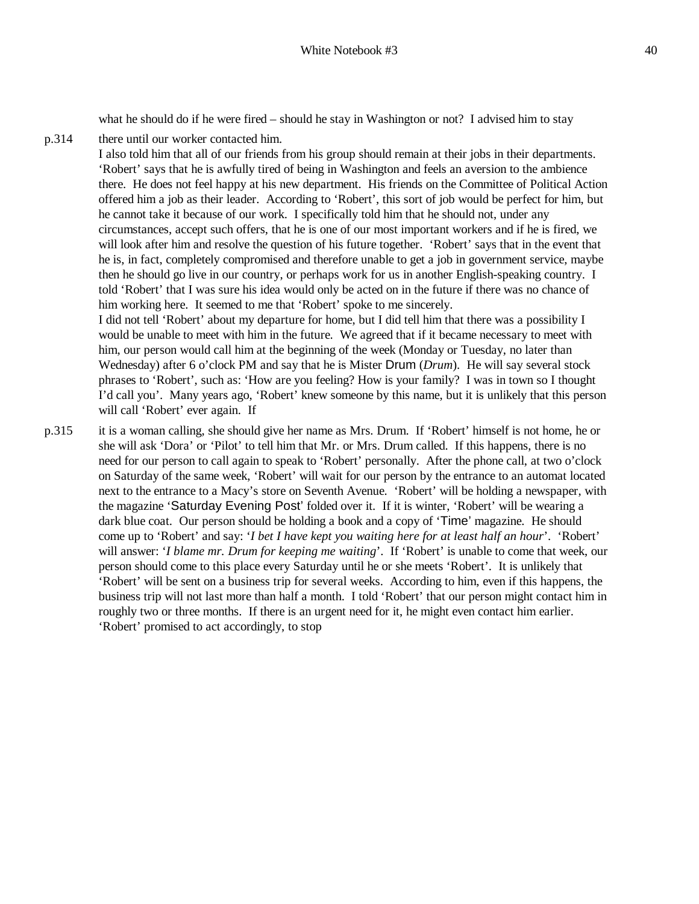what he should do if he were fired – should he stay in Washington or not? I advised him to stay

p.314 there until our worker contacted him.

I also told him that all of our friends from his group should remain at their jobs in their departments. 'Robert' says that he is awfully tired of being in Washington and feels an aversion to the ambience there. He does not feel happy at his new department. His friends on the Committee of Political Action offered him a job as their leader. According to 'Robert', this sort of job would be perfect for him, but he cannot take it because of our work. I specifically told him that he should not, under any circumstances, accept such offers, that he is one of our most important workers and if he is fired, we will look after him and resolve the question of his future together. 'Robert' says that in the event that he is, in fact, completely compromised and therefore unable to get a job in government service, maybe then he should go live in our country, or perhaps work for us in another English-speaking country. I told 'Robert' that I was sure his idea would only be acted on in the future if there was no chance of him working here. It seemed to me that 'Robert' spoke to me sincerely.

I did not tell 'Robert' about my departure for home, but I did tell him that there was a possibility I would be unable to meet with him in the future. We agreed that if it became necessary to meet with him, our person would call him at the beginning of the week (Monday or Tuesday, no later than Wednesday) after 6 o'clock PM and say that he is Mister Drum (*Drum*). He will say several stock phrases to 'Robert', such as: 'How are you feeling? How is your family? I was in town so I thought I'd call you'. Many years ago, 'Robert' knew someone by this name, but it is unlikely that this person will call 'Robert' ever again. If

p.315 it is a woman calling, she should give her name as Mrs. Drum. If 'Robert' himself is not home, he or she will ask 'Dora' or 'Pilot' to tell him that Mr. or Mrs. Drum called. If this happens, there is no need for our person to call again to speak to 'Robert' personally. After the phone call, at two o'clock on Saturday of the same week, 'Robert' will wait for our person by the entrance to an automat located next to the entrance to a Macy's store on Seventh Avenue. 'Robert' will be holding a newspaper, with the magazine 'Saturday Evening Post' folded over it. If it is winter, 'Robert' will be wearing a dark blue coat. Our person should be holding a book and a copy of 'Time' magazine. He should come up to 'Robert' and say: '*I bet I have kept you waiting here for at least half an hour*'. 'Robert' will answer: '*I blame mr. Drum for keeping me waiting*'. If 'Robert' is unable to come that week, our person should come to this place every Saturday until he or she meets 'Robert'. It is unlikely that 'Robert' will be sent on a business trip for several weeks. According to him, even if this happens, the business trip will not last more than half a month. I told 'Robert' that our person might contact him in roughly two or three months. If there is an urgent need for it, he might even contact him earlier. 'Robert' promised to act accordingly, to stop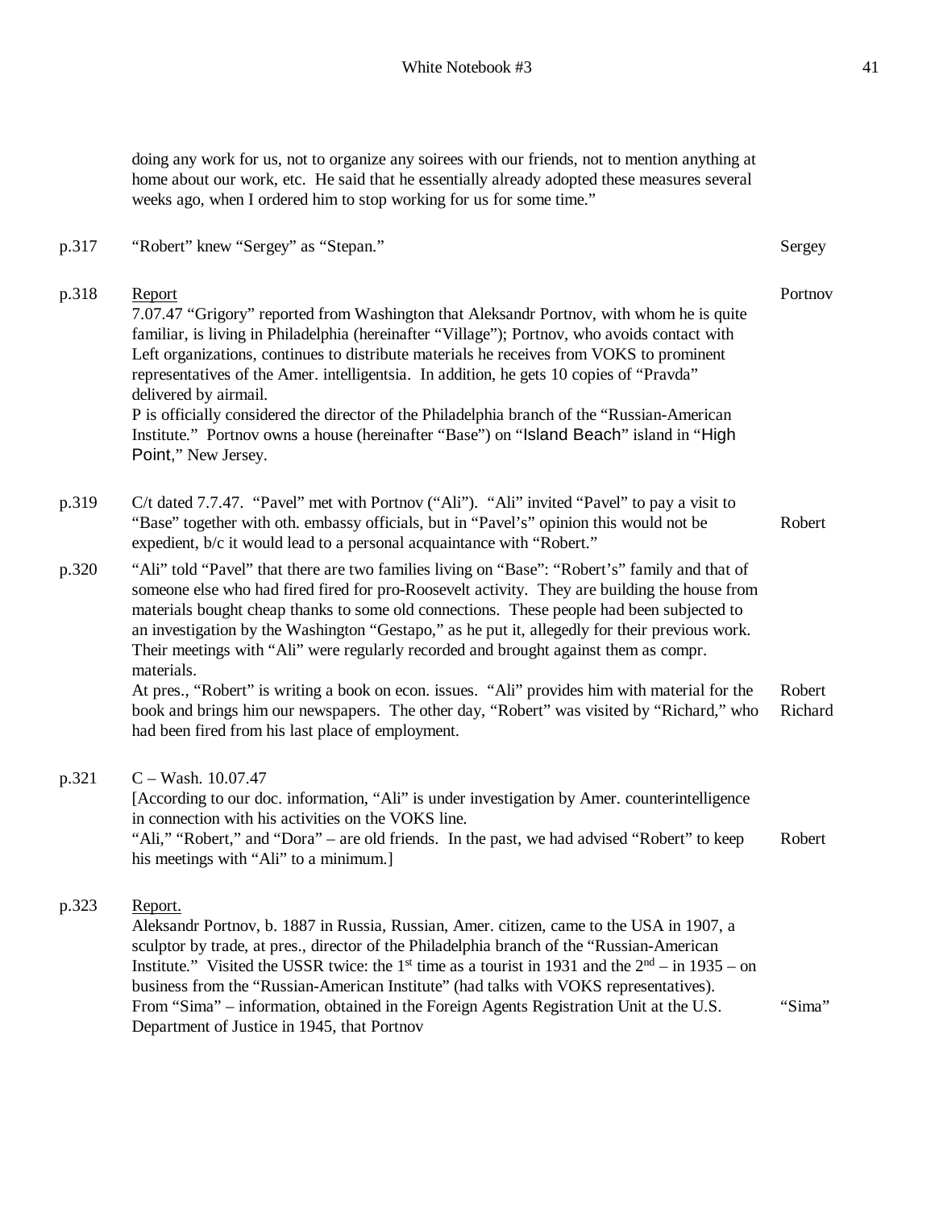doing any work for us, not to organize any soirees with our friends, not to mention anything at home about our work, etc. He said that he essentially already adopted these measures several weeks ago, when I ordered him to stop working for us for some time."

| | | |
|---|---|---|
| p.317 | "Robert" knew "Sergey" as "Stepan." | Sergey |
| p.318 | <u>Report</u><br>7.07.47 "Grigory" reported from Washington that Aleksandr Portnov, with whom he is quite familiar, is living in Philadelphia (hereinafter "Village"); Portnov, who avoids contact with Left organizations, continues to distribute materials he receives from VOKS to prominent representatives of the Amer. intelligentsia. In addition, he gets 10 copies of "Pravda" delivered by airmail.<br>P is officially considered the director of the Philadelphia branch of the "Russian-American Institute." Portnov owns a house (hereinafter "Base") on "Island Beach" island in "High Point," New Jersey. | Portnov |
| p.319 | C/t dated 7.7.47. "Pavel" met with Portnov ("Ali"). "Ali" invited "Pavel" to pay a visit to "Base" together with oth. embassy officials, but in "Pavel's" opinion this would not be expedient, b/c it would lead to a personal acquaintance with "Robert." | Robert |
| p.320 | "Ali" told "Pavel" that there are two families living on "Base": "Robert's" family and that of someone else who had fired fired for pro-Roosevelt activity. They are building the house from materials bought cheap thanks to some old connections. These people had been subjected to an investigation by the Washington "Gestapo," as he put it, allegedly for their previous work. Their meetings with "Ali" were regularly recorded and brought against them as compr. materials.<br>At pres., "Robert" is writing a book on econ. issues. "Ali" provides him with material for the book and brings him our newspapers. The other day, "Robert" was visited by "Richard," who had been fired from his last place of employment. | Robert<br>Richard |
| p.321 | C – Wash. 10.07.47<br>[According to our doc. information, "Ali" is under investigation by Amer. counterintelligence in connection with his activities on the VOKS line.<br>"Ali," "Robert," and "Dora" – are old friends. In the past, we had advised "Robert" to keep his meetings with "Ali" to a minimum.] | Robert |
| p.323 | <u>Report.</u><br>Aleksandr Portnov, b. 1887 in Russia, Russian, Amer. citizen, came to the USA in 1907, a sculptor by trade, at pres., director of the Philadelphia branch of the "Russian-American Institute." Visited the USSR twice: the 1st time as a tourist in 1931 and the 2nd – in 1935 – on business from the "Russian-American Institute" (had talks with VOKS representatives).<br>From "Sima" – information, obtained in the Foreign Agents Registration Unit at the U.S. Department of Justice in 1945, that Portnov | "Sima" |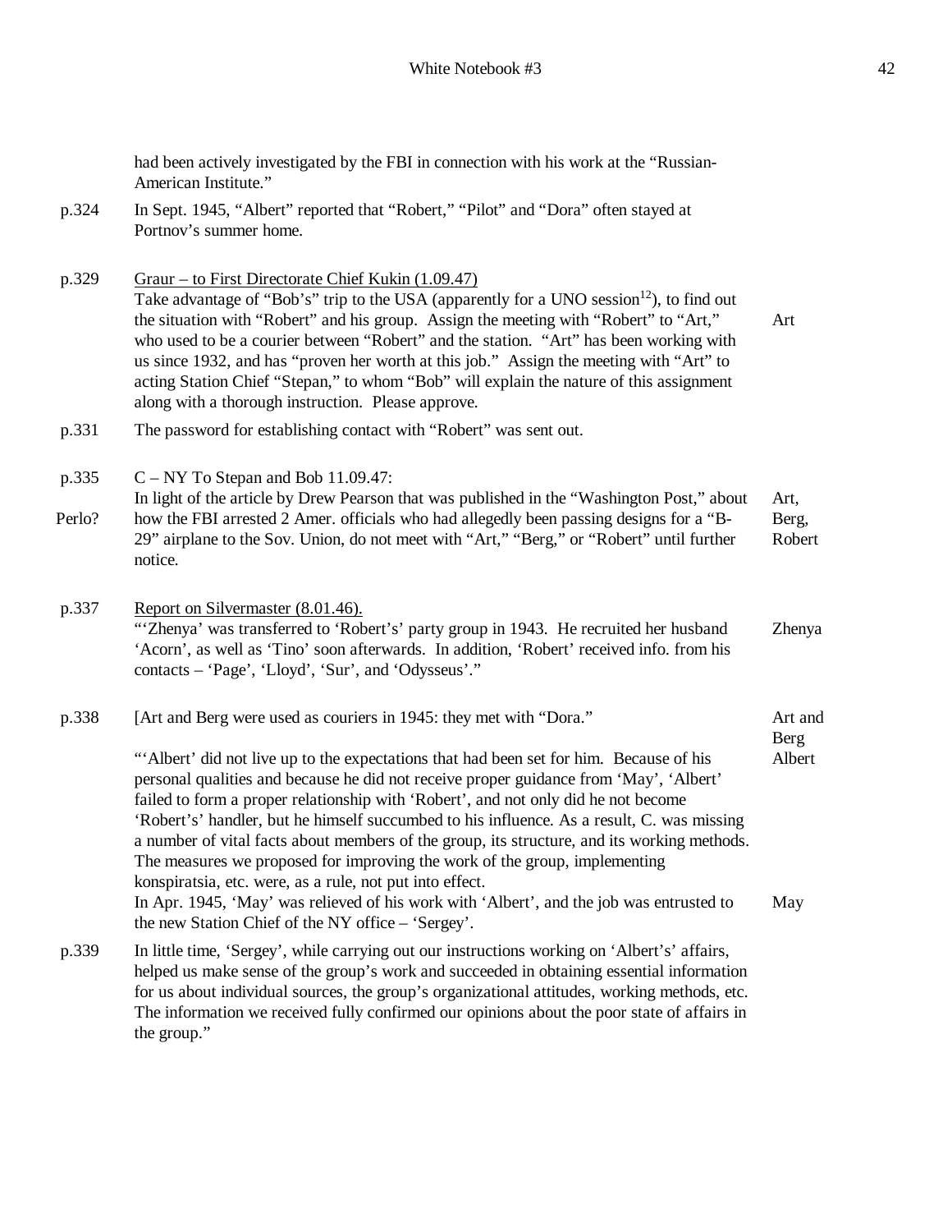had been actively investigated by the FBI in connection with his work at the "Russian-American Institute."

| | | |
|---|---|---|
| p.324 | In Sept. 1945, "Albert" reported that "Robert," "Pilot" and "Dora" often stayed at Portnov's summer home. | |
| p.329 | <u>Graur – to First Directorate Chief Kukin (1.09.47)</u><br>Take advantage of "Bob's" trip to the USA (apparently for a UNO session[12]), to find out the situation with "Robert" and his group. Assign the meeting with "Robert" to "Art," who used to be a courier between "Robert" and the station. "Art" has been working with us since 1932, and has "proven her worth at this job." Assign the meeting with "Art" to acting Station Chief "Stepan," to whom "Bob" will explain the nature of this assignment along with a thorough instruction. Please approve. | Art |
| p.331 | The password for establishing contact with "Robert" was sent out. | |
| p.335<br><br>Perlo? | C – NY To Stepan and Bob 11.09.47:<br>In light of the article by Drew Pearson that was published in the "Washington Post," about how the FBI arrested 2 Amer. officials who had allegedly been passing designs for a "B-29" airplane to the Sov. Union, do not meet with "Art," "Berg," or "Robert" until further notice. | Art, Berg, Robert |
| p.337 | <u>Report on Silvermaster (8.01.46).</u><br>"'Zhenya' was transferred to 'Robert's' party group in 1943. He recruited her husband 'Acorn', as well as 'Tino' soon afterwards. In addition, 'Robert' received info. from his contacts – 'Page', 'Lloyd', 'Sur', and 'Odysseus'." | Zhenya |
| p.338 | [Art and Berg were used as couriers in 1945: they met with "Dora."<br><br>"'Albert' did not live up to the expectations that had been set for him. Because of his personal qualities and because he did not receive proper guidance from 'May', 'Albert' failed to form a proper relationship with 'Robert', and not only did he not become 'Robert's' handler, but he himself succumbed to his influence. As a result, C. was missing a number of vital facts about members of the group, its structure, and its working methods. The measures we proposed for improving the work of the group, implementing konspiratsia, etc. were, as a rule, not put into effect.<br>In Apr. 1945, 'May' was relieved of his work with 'Albert', and the job was entrusted to the new Station Chief of the NY office – 'Sergey'. | Art and Berg<br>Albert<br><br><br><br><br><br>May |
| p.339 | In little time, 'Sergey', while carrying out our instructions working on 'Albert's' affairs, helped us make sense of the group's work and succeeded in obtaining essential information for us about individual sources, the group's organizational attitudes, working methods, etc. The information we received fully confirmed our opinions about the poor state of affairs in the group." | |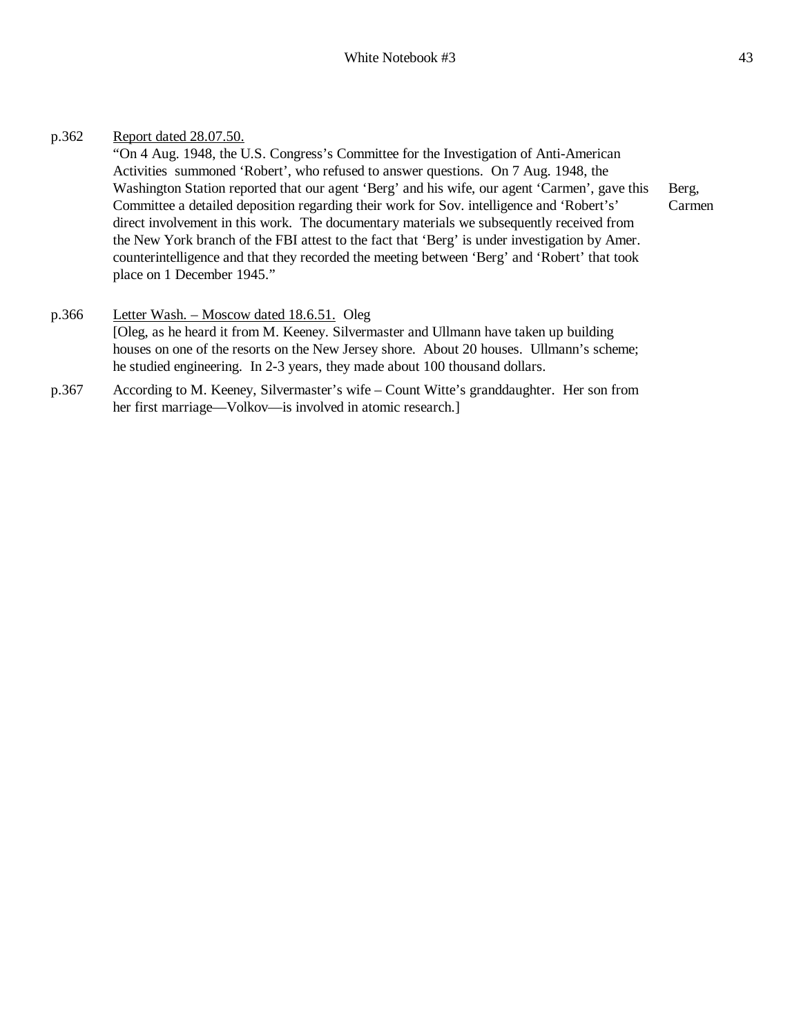p.362 Report dated 28.07.50.

"On 4 Aug. 1948, the U.S. Congress's Committee for the Investigation of Anti-American Activities summoned 'Robert', who refused to answer questions. On 7 Aug. 1948, the Washington Station reported that our agent 'Berg' and his wife, our agent 'Carmen', gave this Committee a detailed deposition regarding their work for Sov. intelligence and 'Robert's' direct involvement in this work. The documentary materials we subsequently received from the New York branch of the FBI attest to the fact that 'Berg' is under investigation by Amer. counterintelligence and that they recorded the meeting between 'Berg' and 'Robert' that took place on 1 December 1945."

Berg, Carmen

p.366 Letter Wash. – Moscow dated 18.6.51. Oleg

[Oleg, as he heard it from M. Keeney. Silvermaster and Ullmann have taken up building houses on one of the resorts on the New Jersey shore. About 20 houses. Ullmann's scheme; he studied engineering. In 2-3 years, they made about 100 thousand dollars.

p.367 According to M. Keeney, Silvermaster's wife – Count Witte's granddaughter. Her son from her first marriage—Volkov—is involved in atomic research.]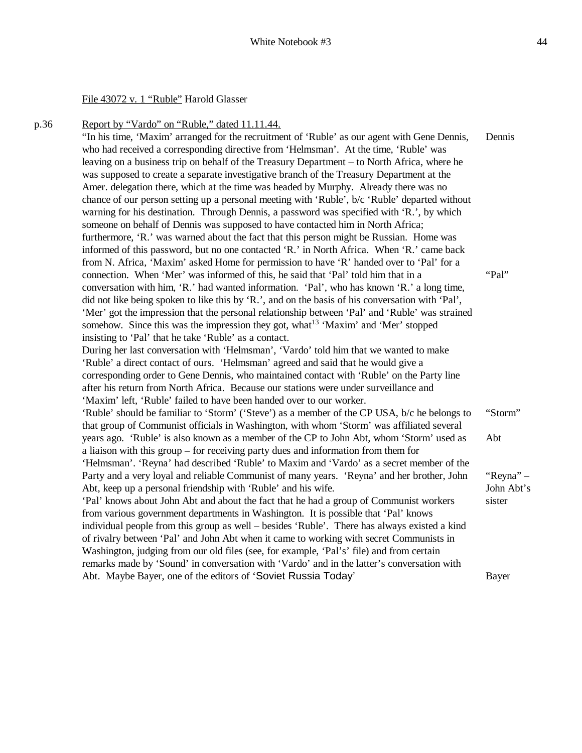File 43072 v. 1 "Ruble" Harold Glasser

p.36 Report by "Vardo" on "Ruble," dated 11.11.44.

"In his time, 'Maxim' arranged for the recruitment of 'Ruble' as our agent with Gene Dennis, who had received a corresponding directive from 'Helmsman'. At the time, 'Ruble' was leaving on a business trip on behalf of the Treasury Department – to North Africa, where he was supposed to create a separate investigative branch of the Treasury Department at the Amer. delegation there, which at the time was headed by Murphy. Already there was no chance of our person setting up a personal meeting with 'Ruble', b/c 'Ruble' departed without warning for his destination. Through Dennis, a password was specified with 'R.', by which someone on behalf of Dennis was supposed to have contacted him in North Africa; furthermore, 'R.' was warned about the fact that this person might be Russian. Home was informed of this password, but no one contacted 'R.' in North Africa. When 'R.' came back from N. Africa, 'Maxim' asked Home for permission to have 'R' handed over to 'Pal' for a connection. When 'Mer' was informed of this, he said that 'Pal' told him that in a conversation with him, 'R.' had wanted information. 'Pal', who has known 'R.' a long time, did not like being spoken to like this by 'R.', and on the basis of his conversation with 'Pal', 'Mer' got the impression that the personal relationship between 'Pal' and 'Ruble' was strained somehow. Since this was the impression they got, what[13] 'Maxim' and 'Mer' stopped insisting to 'Pal' that he take 'Ruble' as a contact.

During her last conversation with 'Helmsman', 'Vardo' told him that we wanted to make 'Ruble' a direct contact of ours. 'Helmsman' agreed and said that he would give a corresponding order to Gene Dennis, who maintained contact with 'Ruble' on the Party line after his return from North Africa. Because our stations were under surveillance and 'Maxim' left, 'Ruble' failed to have been handed over to our worker.

'Ruble' should be familiar to 'Storm' ('Steve') as a member of the CP USA, b/c he belongs to that group of Communist officials in Washington, with whom 'Storm' was affiliated several years ago. 'Ruble' is also known as a member of the CP to John Abt, whom 'Storm' used as a liaison with this group – for receiving party dues and information from them for 'Helmsman'. 'Reyna' had described 'Ruble' to Maxim and 'Vardo' as a secret member of the Party and a very loyal and reliable Communist of many years. 'Reyna' and her brother, John Abt, keep up a personal friendship with 'Ruble' and his wife.

'Pal' knows about John Abt and about the fact that he had a group of Communist workers from various government departments in Washington. It is possible that 'Pal' knows individual people from this group as well – besides 'Ruble'. There has always existed a kind of rivalry between 'Pal' and John Abt when it came to working with secret Communists in Washington, judging from our old files (see, for example, 'Pal's' file) and from certain remarks made by 'Sound' in conversation with 'Vardo' and in the latter's conversation with Abt. Maybe Bayer, one of the editors of 'Soviet Russia Today'

Dennis

"Pal"

"Storm"

Abt

"Reyna" – John Abt's sister

Bayer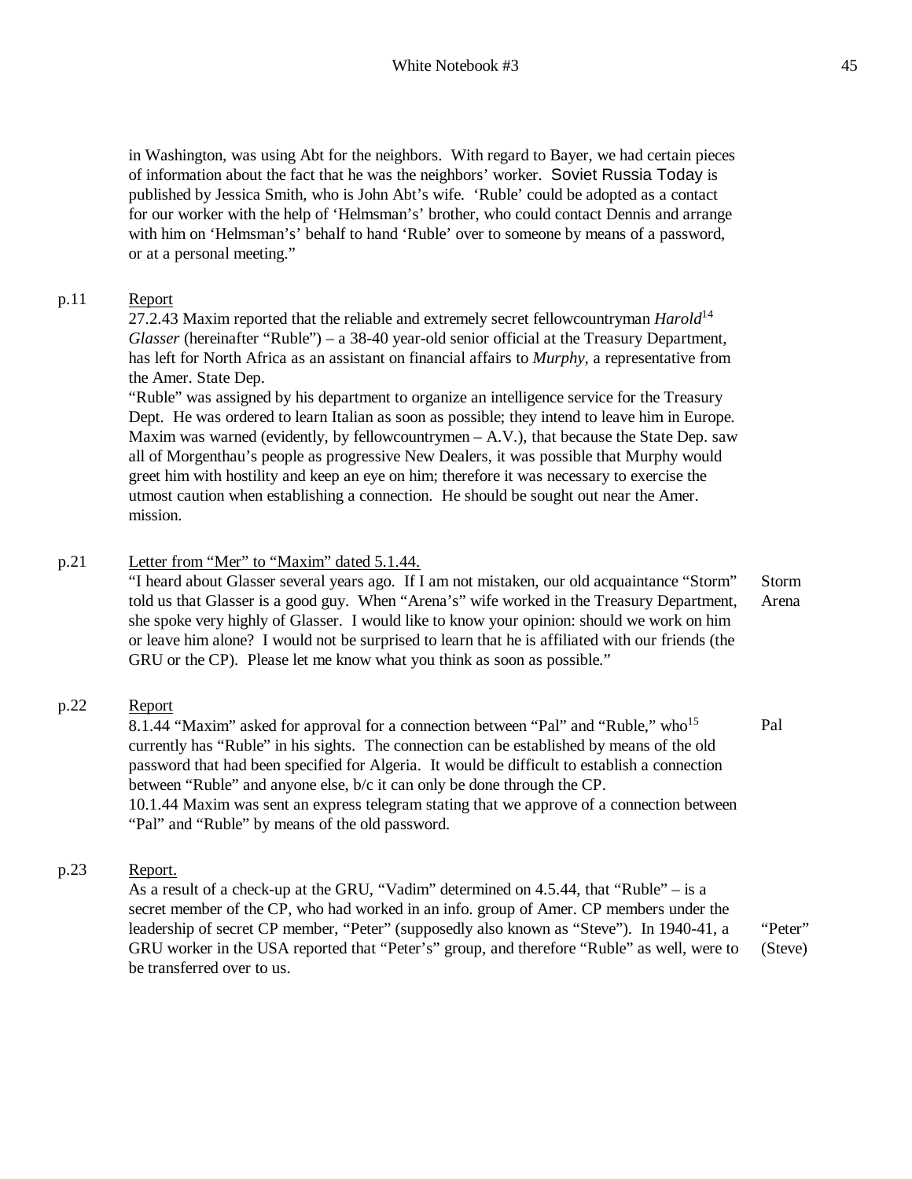in Washington, was using Abt for the neighbors. With regard to Bayer, we had certain pieces of information about the fact that he was the neighbors' worker. Soviet Russia Today is published by Jessica Smith, who is John Abt's wife. 'Ruble' could be adopted as a contact for our worker with the help of 'Helmsman's' brother, who could contact Dennis and arrange with him on 'Helmsman's' behalf to hand 'Ruble' over to someone by means of a password, or at a personal meeting."

p.11 <u>Report</u>

27.2.43 Maxim reported that the reliable and extremely secret fellowcountryman *Harold*[14] *Glasser* (hereinafter "Ruble") – a 38-40 year-old senior official at the Treasury Department, has left for North Africa as an assistant on financial affairs to *Murphy*, a representative from the Amer. State Dep.

"Ruble" was assigned by his department to organize an intelligence service for the Treasury Dept. He was ordered to learn Italian as soon as possible; they intend to leave him in Europe. Maxim was warned (evidently, by fellowcountrymen – A.V.), that because the State Dep. saw all of Morgenthau's people as progressive New Dealers, it was possible that Murphy would greet him with hostility and keep an eye on him; therefore it was necessary to exercise the utmost caution when establishing a connection. He should be sought out near the Amer. mission.

p.21 <u>Letter from "Mer" to "Maxim" dated 5.1.44.</u>

"I heard about Glasser several years ago. If I am not mistaken, our old acquaintance "Storm" told us that Glasser is a good guy. When "Arena's" wife worked in the Treasury Department, she spoke very highly of Glasser. I would like to know your opinion: should we work on him or leave him alone? I would not be surprised to learn that he is affiliated with our friends (the GRU or the CP). Please let me know what you think as soon as possible."

Storm
Arena

p.22 <u>Report</u>

8.1.44 "Maxim" asked for approval for a connection between "Pal" and "Ruble," who[15] currently has "Ruble" in his sights. The connection can be established by means of the old password that had been specified for Algeria. It would be difficult to establish a connection between "Ruble" and anyone else, b/c it can only be done through the CP.

10.1.44 Maxim was sent an express telegram stating that we approve of a connection between "Pal" and "Ruble" by means of the old password.

Pal

p.23 <u>Report.</u>

As a result of a check-up at the GRU, "Vadim" determined on 4.5.44, that "Ruble" – is a secret member of the CP, who had worked in an info. group of Amer. CP members under the leadership of secret CP member, "Peter" (supposedly also known as "Steve"). In 1940-41, a GRU worker in the USA reported that "Peter's" group, and therefore "Ruble" as well, were to be transferred over to us.

"Peter"
(Steve)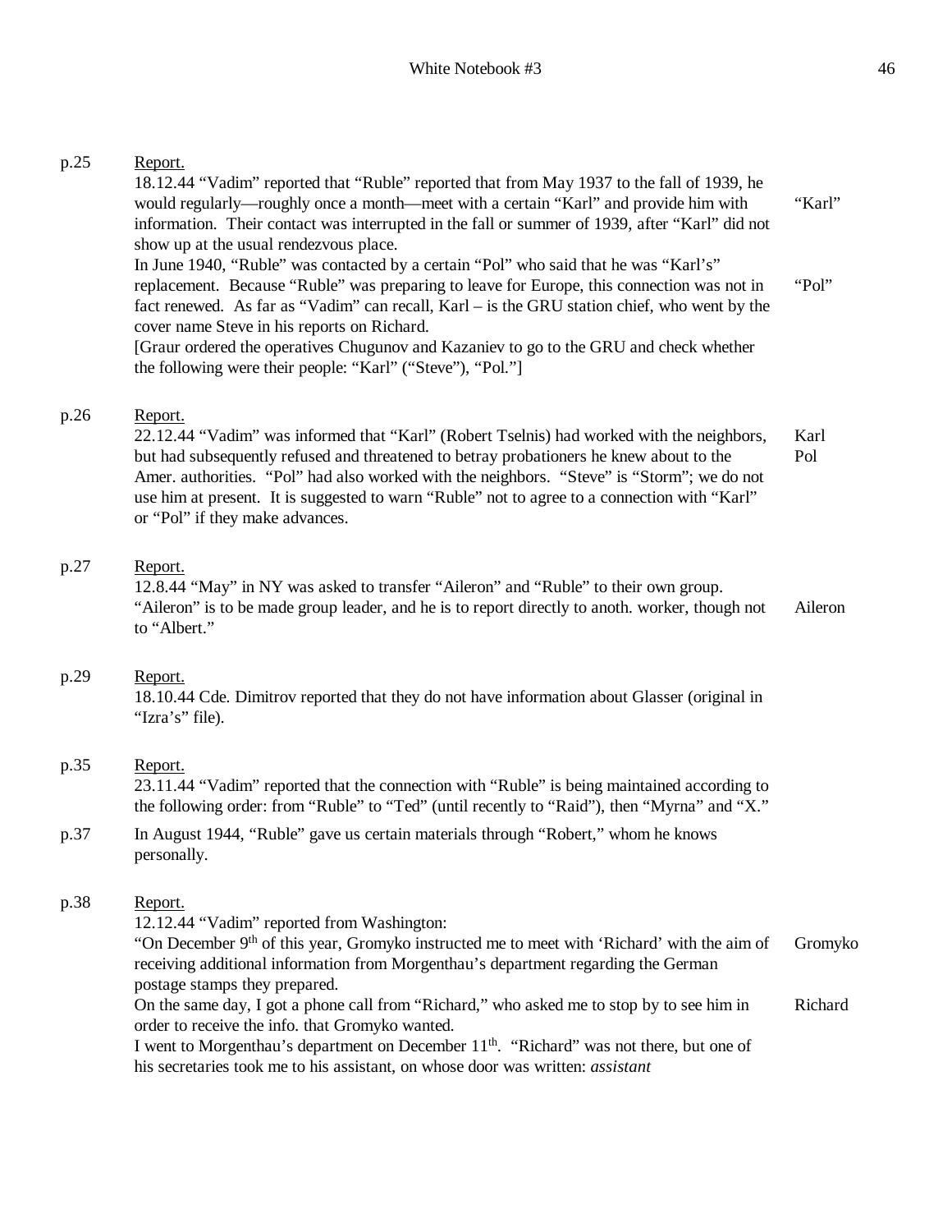p.25 Report.

18.12.44 "Vadim" reported that "Ruble" reported that from May 1937 to the fall of 1939, he would regularly—roughly once a month—meet with a certain "Karl" and provide him with information. Their contact was interrupted in the fall or summer of 1939, after "Karl" did not show up at the usual rendezvous place. — "Karl"

In June 1940, "Ruble" was contacted by a certain "Pol" who said that he was "Karl's" replacement. Because "Ruble" was preparing to leave for Europe, this connection was not in fact renewed. As far as "Vadim" can recall, Karl – is the GRU station chief, who went by the cover name Steve in his reports on Richard. — "Pol"

[Graur ordered the operatives Chugunov and Kazaniev to go to the GRU and check whether the following were their people: "Karl" ("Steve"), "Pol."]

p.26 Report.

22.12.44 "Vadim" was informed that "Karl" (Robert Tselnis) had worked with the neighbors, but had subsequently refused and threatened to betray probationers he knew about to the Amer. authorities. "Pol" had also worked with the neighbors. "Steve" is "Storm"; we do not use him at present. It is suggested to warn "Ruble" not to agree to a connection with "Karl" or "Pol" if they make advances. — Karl, Pol

p.27 Report.

12.8.44 "May" in NY was asked to transfer "Aileron" and "Ruble" to their own group. "Aileron" is to be made group leader, and he is to report directly to anoth. worker, though not to "Albert." — Aileron

p.29 Report.

18.10.44 Cde. Dimitrov reported that they do not have information about Glasser (original in "Izra's" file).

p.35 Report.

23.11.44 "Vadim" reported that the connection with "Ruble" is being maintained according to the following order: from "Ruble" to "Ted" (until recently to "Raid"), then "Myrna" and "X."

p.37 In August 1944, "Ruble" gave us certain materials through "Robert," whom he knows personally.

p.38 Report.

12.12.44 "Vadim" reported from Washington:

"On December 9th of this year, Gromyko instructed me to meet with 'Richard' with the aim of receiving additional information from Morgenthau's department regarding the German postage stamps they prepared. — Gromyko

On the same day, I got a phone call from "Richard," who asked me to stop by to see him in order to receive the info. that Gromyko wanted. — Richard

I went to Morgenthau's department on December 11th. "Richard" was not there, but one of his secretaries took me to his assistant, on whose door was written: *assistant*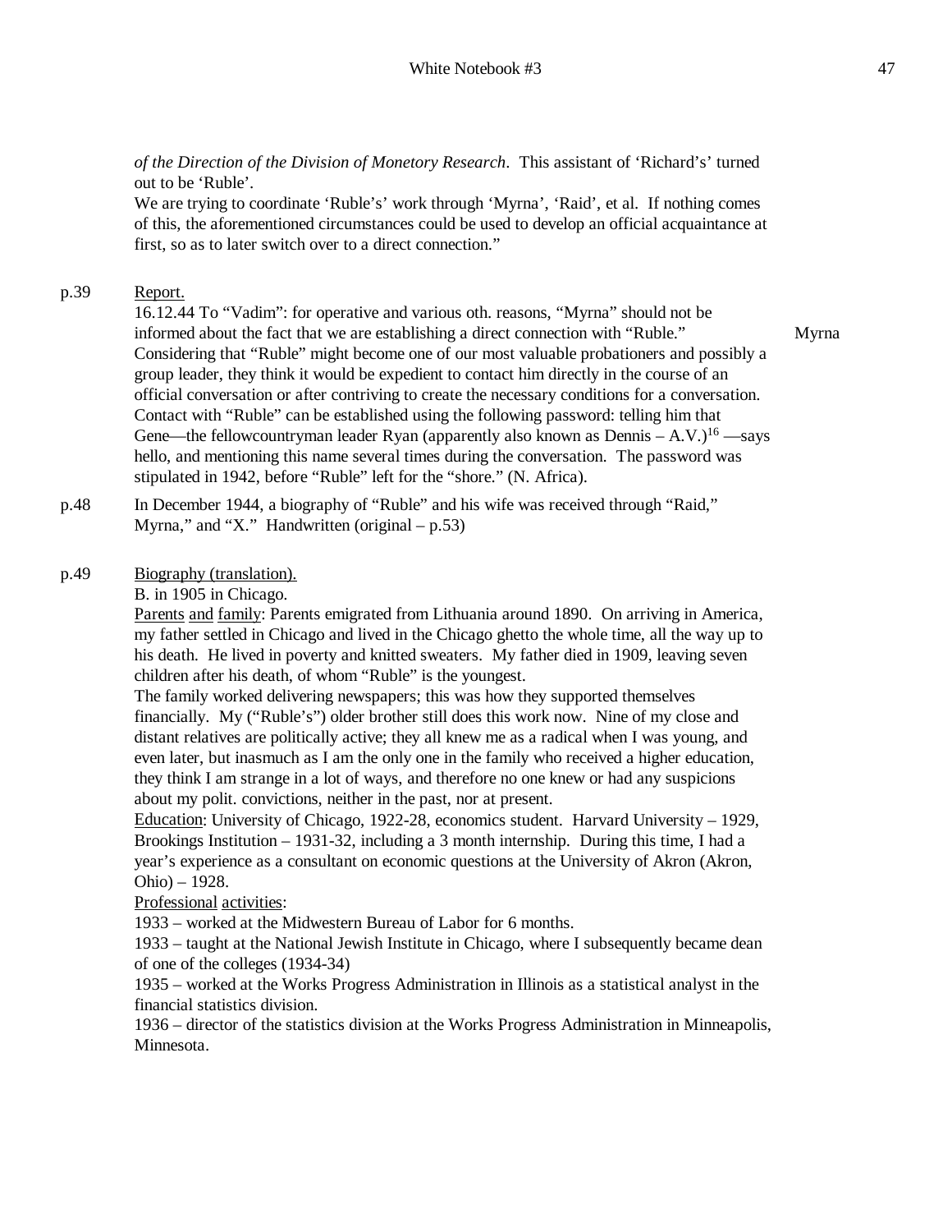*of the Direction of the Division of Monetory Research*. This assistant of 'Richard's' turned out to be 'Ruble'.
We are trying to coordinate 'Ruble's' work through 'Myrna', 'Raid', et al. If nothing comes of this, the aforementioned circumstances could be used to develop an official acquaintance at first, so as to later switch over to a direct connection."

p.39 <u>Report.</u>
16.12.44 To "Vadim": for operative and various oth. reasons, "Myrna" should not be informed about the fact that we are establishing a direct connection with "Ruble." Considering that "Ruble" might become one of our most valuable probationers and possibly a group leader, they think it would be expedient to contact him directly in the course of an official conversation or after contriving to create the necessary conditions for a conversation. Contact with "Ruble" can be established using the following password: telling him that Gene—the fellowcountryman leader Ryan (apparently also known as Dennis – A.V.)[16] —says hello, and mentioning this name several times during the conversation. The password was stipulated in 1942, before "Ruble" left for the "shore." (N. Africa).

Myrna

p.48 In December 1944, a biography of "Ruble" and his wife was received through "Raid," Myrna," and "X." Handwritten (original – p.53)

p.49 <u>Biography (translation).</u>
B. in 1905 in Chicago.
<u>Parents</u> <u>and</u> <u>family</u>: Parents emigrated from Lithuania around 1890. On arriving in America, my father settled in Chicago and lived in the Chicago ghetto the whole time, all the way up to his death. He lived in poverty and knitted sweaters. My father died in 1909, leaving seven children after his death, of whom "Ruble" is the youngest.
The family worked delivering newspapers; this was how they supported themselves financially. My ("Ruble's") older brother still does this work now. Nine of my close and distant relatives are politically active; they all knew me as a radical when I was young, and even later, but inasmuch as I am the only one in the family who received a higher education, they think I am strange in a lot of ways, and therefore no one knew or had any suspicions about my polit. convictions, neither in the past, nor at present.
<u>Education</u>: University of Chicago, 1922-28, economics student. Harvard University – 1929, Brookings Institution – 1931-32, including a 3 month internship. During this time, I had a year's experience as a consultant on economic questions at the University of Akron (Akron, Ohio) – 1928.
<u>Professional</u> <u>activities</u>:
1933 – worked at the Midwestern Bureau of Labor for 6 months.
1933 – taught at the National Jewish Institute in Chicago, where I subsequently became dean of one of the colleges (1934-34)
1935 – worked at the Works Progress Administration in Illinois as a statistical analyst in the financial statistics division.
1936 – director of the statistics division at the Works Progress Administration in Minneapolis, Minnesota.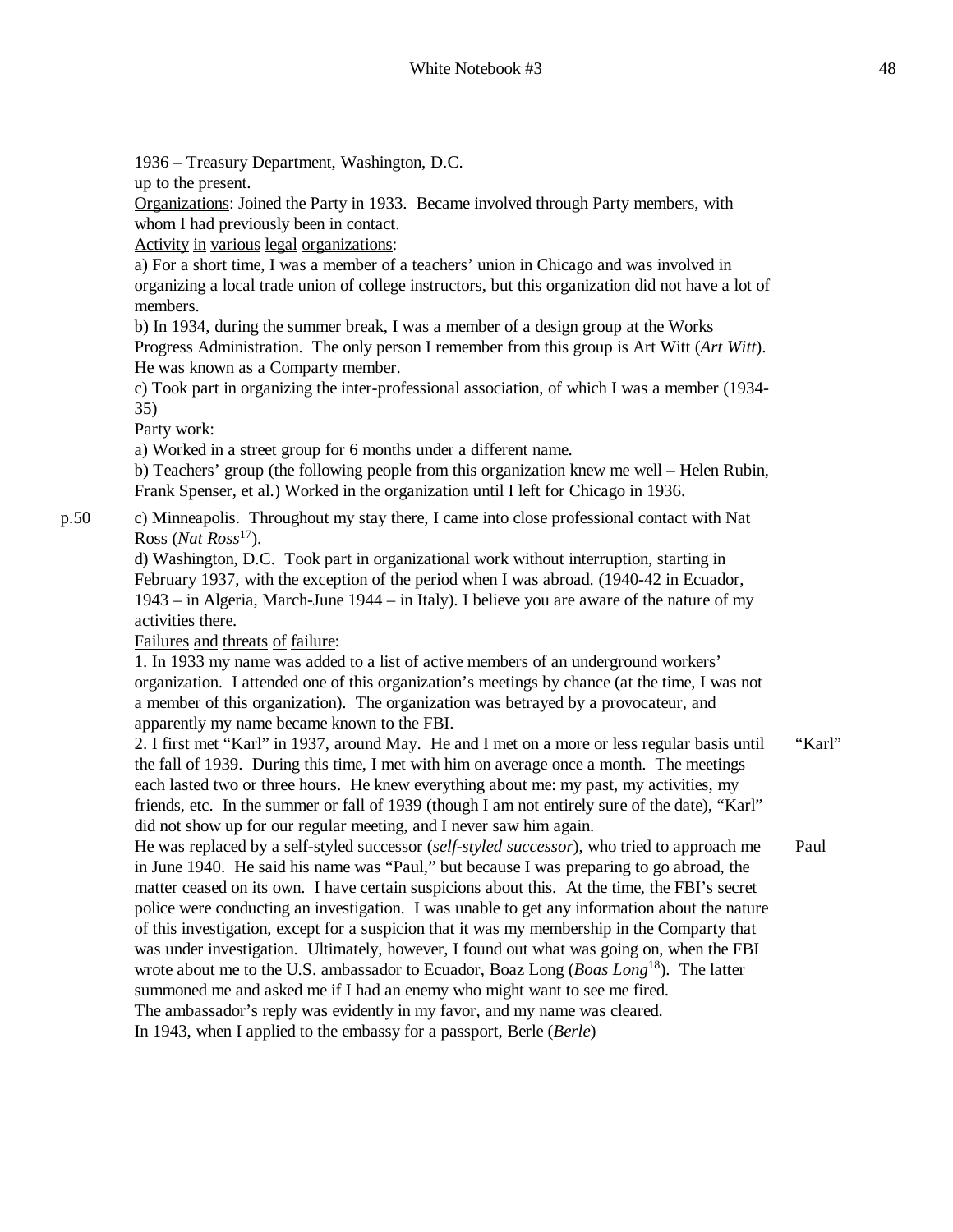1936 – Treasury Department, Washington, D.C.
up to the present.

Organizations: Joined the Party in 1933. Became involved through Party members, with whom I had previously been in contact.

Activity in various legal organizations:

a) For a short time, I was a member of a teachers' union in Chicago and was involved in organizing a local trade union of college instructors, but this organization did not have a lot of members.

b) In 1934, during the summer break, I was a member of a design group at the Works Progress Administration. The only person I remember from this group is Art Witt (*Art Witt*). He was known as a Comparty member.

c) Took part in organizing the inter-professional association, of which I was a member (1934-35)

Party work:

a) Worked in a street group for 6 months under a different name.

b) Teachers' group (the following people from this organization knew me well – Helen Rubin, Frank Spenser, et al.) Worked in the organization until I left for Chicago in 1936.

p.50

c) Minneapolis. Throughout my stay there, I came into close professional contact with Nat Ross (*Nat Ross*[17]).

d) Washington, D.C. Took part in organizational work without interruption, starting in February 1937, with the exception of the period when I was abroad. (1940-42 in Ecuador, 1943 – in Algeria, March-June 1944 – in Italy). I believe you are aware of the nature of my activities there.

Failures and threats of failure:

1. In 1933 my name was added to a list of active members of an underground workers' organization. I attended one of this organization's meetings by chance (at the time, I was not a member of this organization). The organization was betrayed by a provocateur, and apparently my name became known to the FBI.

2. I first met "Karl" in 1937, around May. He and I met on a more or less regular basis until the fall of 1939. During this time, I met with him on average once a month. The meetings each lasted two or three hours. He knew everything about me: my past, my activities, my friends, etc. In the summer or fall of 1939 (though I am not entirely sure of the date), "Karl" did not show up for our regular meeting, and I never saw him again. "Karl"

He was replaced by a self-styled successor (*self-styled successor*), who tried to approach me in June 1940. He said his name was "Paul," but because I was preparing to go abroad, the matter ceased on its own. I have certain suspicions about this. At the time, the FBI's secret police were conducting an investigation. I was unable to get any information about the nature of this investigation, except for a suspicion that it was my membership in the Comparty that was under investigation. Ultimately, however, I found out what was going on, when the FBI wrote about me to the U.S. ambassador to Ecuador, Boaz Long (*Boas Long*[18]). The latter summoned me and asked me if I had an enemy who might want to see me fired. Paul

The ambassador's reply was evidently in my favor, and my name was cleared.

In 1943, when I applied to the embassy for a passport, Berle (*Berle*)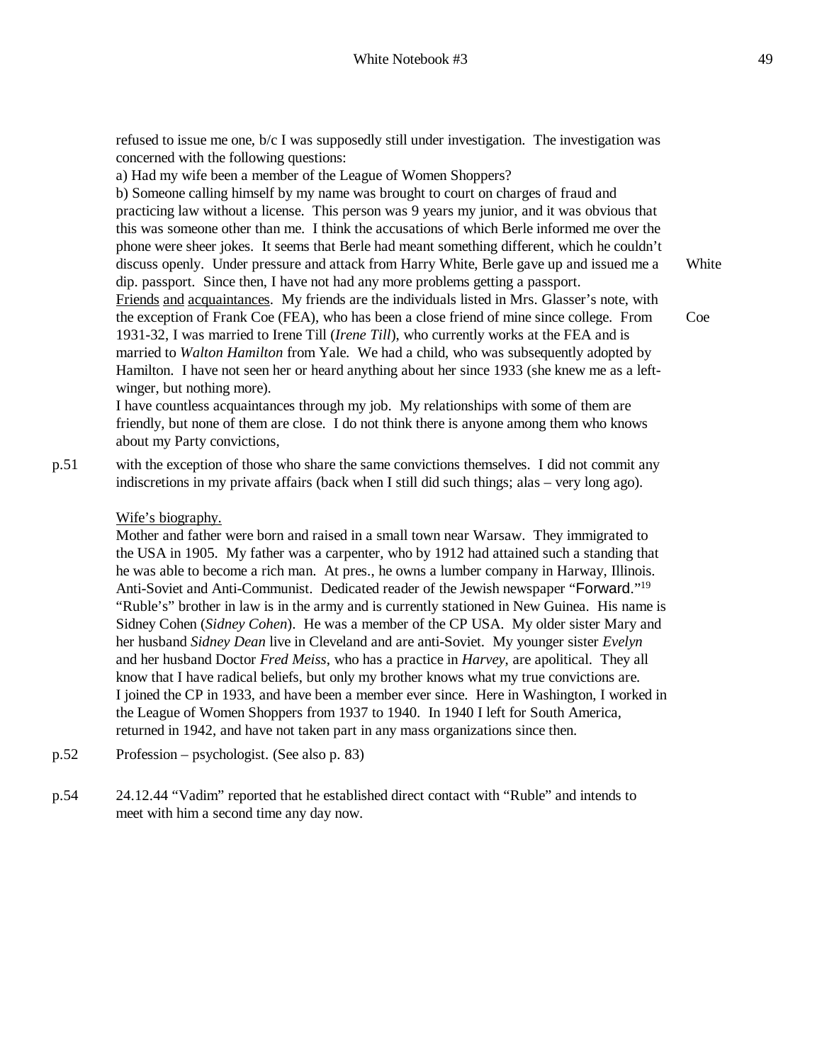refused to issue me one, b/c I was supposedly still under investigation. The investigation was concerned with the following questions:

a) Had my wife been a member of the League of Women Shoppers?

b) Someone calling himself by my name was brought to court on charges of fraud and practicing law without a license. This person was 9 years my junior, and it was obvious that this was someone other than me. I think the accusations of which Berle informed me over the phone were sheer jokes. It seems that Berle had meant something different, which he couldn't discuss openly. Under pressure and attack from Harry White, Berle gave up and issued me a dip. passport. Since then, I have not had any more problems getting a passport. — White

Friends and acquaintances. My friends are the individuals listed in Mrs. Glasser's note, with the exception of Frank Coe (FEA), who has been a close friend of mine since college. From 1931-32, I was married to Irene Till (*Irene Till*), who currently works at the FEA and is married to *Walton Hamilton* from Yale. We had a child, who was subsequently adopted by Hamilton. I have not seen her or heard anything about her since 1933 (she knew me as a left-winger, but nothing more). — Coe

I have countless acquaintances through my job. My relationships with some of them are friendly, but none of them are close. I do not think there is anyone among them who knows about my Party convictions,

p.51 with the exception of those who share the same convictions themselves. I did not commit any indiscretions in my private affairs (back when I still did such things; alas – very long ago).

Wife's biography.

Mother and father were born and raised in a small town near Warsaw. They immigrated to the USA in 1905. My father was a carpenter, who by 1912 had attained such a standing that he was able to become a rich man. At pres., he owns a lumber company in Harway, Illinois. Anti-Soviet and Anti-Communist. Dedicated reader of the Jewish newspaper "Forward."[19] "Ruble's" brother in law is in the army and is currently stationed in New Guinea. His name is Sidney Cohen (*Sidney Cohen*). He was a member of the CP USA. My older sister Mary and her husband *Sidney Dean* live in Cleveland and are anti-Soviet. My younger sister *Evelyn* and her husband Doctor *Fred Meiss*, who has a practice in *Harvey*, are apolitical. They all know that I have radical beliefs, but only my brother knows what my true convictions are. I joined the CP in 1933, and have been a member ever since. Here in Washington, I worked in the League of Women Shoppers from 1937 to 1940. In 1940 I left for South America, returned in 1942, and have not taken part in any mass organizations since then.

p.52 Profession – psychologist. (See also p. 83)

p.54 24.12.44 "Vadim" reported that he established direct contact with "Ruble" and intends to meet with him a second time any day now.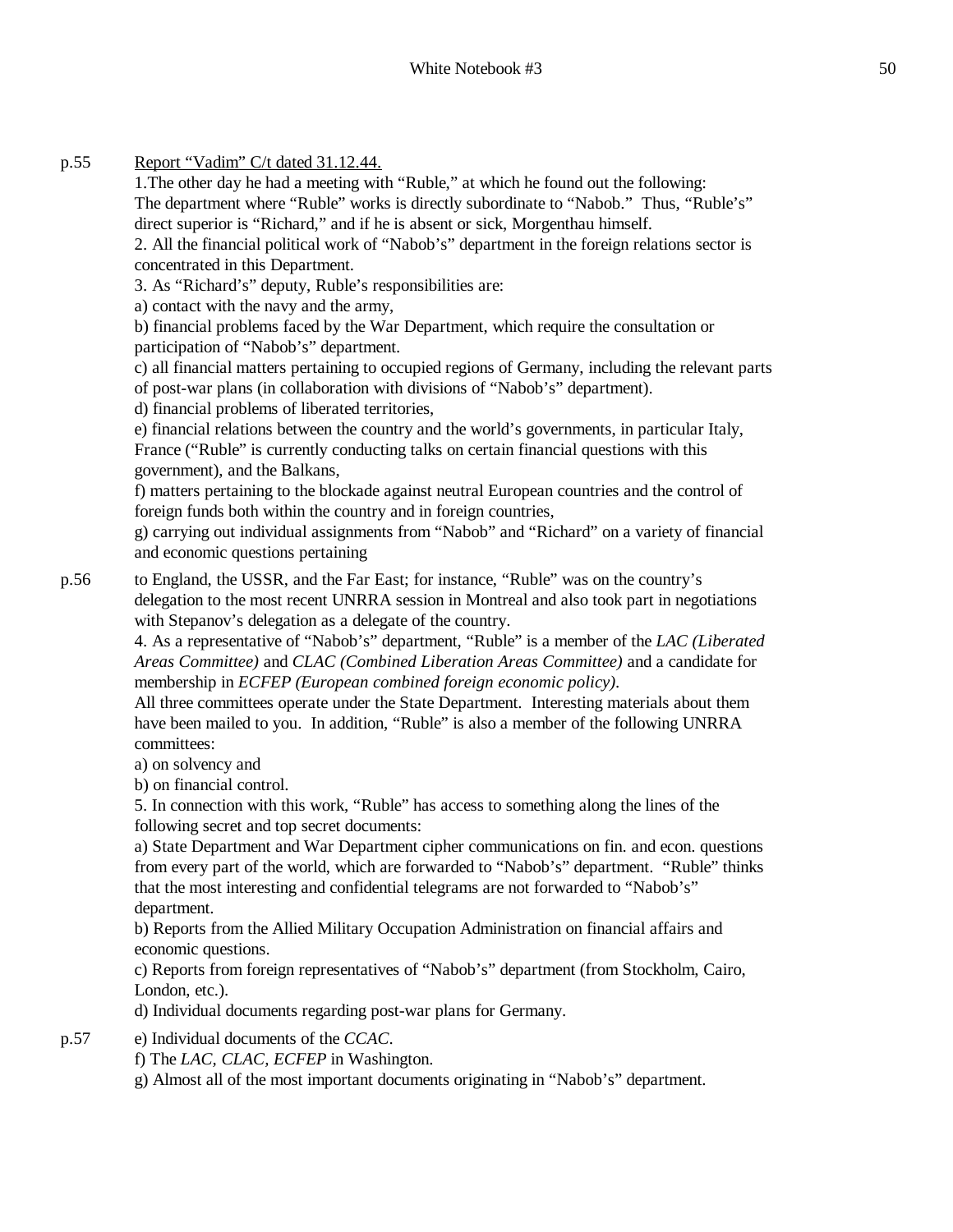p.55 <u>Report "Vadim" C/t dated 31.12.44.</u>

1.The other day he had a meeting with "Ruble," at which he found out the following: The department where "Ruble" works is directly subordinate to "Nabob." Thus, "Ruble's" direct superior is "Richard," and if he is absent or sick, Morgenthau himself.

2. All the financial political work of "Nabob's" department in the foreign relations sector is concentrated in this Department.

3. As "Richard's" deputy, Ruble's responsibilities are:

a) contact with the navy and the army,

b) financial problems faced by the War Department, which require the consultation or participation of "Nabob's" department.

c) all financial matters pertaining to occupied regions of Germany, including the relevant parts of post-war plans (in collaboration with divisions of "Nabob's" department).

d) financial problems of liberated territories,

e) financial relations between the country and the world's governments, in particular Italy, France ("Ruble" is currently conducting talks on certain financial questions with this government), and the Balkans,

f) matters pertaining to the blockade against neutral European countries and the control of foreign funds both within the country and in foreign countries,

g) carrying out individual assignments from "Nabob" and "Richard" on a variety of financial and economic questions pertaining

p.56 to England, the USSR, and the Far East; for instance, "Ruble" was on the country's delegation to the most recent UNRRA session in Montreal and also took part in negotiations with Stepanov's delegation as a delegate of the country.

4. As a representative of "Nabob's" department, "Ruble" is a member of the *LAC (Liberated Areas Committee)* and *CLAC (Combined Liberation Areas Committee)* and a candidate for membership in *ECFEP (European combined foreign economic policy)*.

All three committees operate under the State Department. Interesting materials about them have been mailed to you. In addition, "Ruble" is also a member of the following UNRRA committees:

a) on solvency and

b) on financial control.

5. In connection with this work, "Ruble" has access to something along the lines of the following secret and top secret documents:

a) State Department and War Department cipher communications on fin. and econ. questions from every part of the world, which are forwarded to "Nabob's" department. "Ruble" thinks that the most interesting and confidential telegrams are not forwarded to "Nabob's" department.

b) Reports from the Allied Military Occupation Administration on financial affairs and economic questions.

c) Reports from foreign representatives of "Nabob's" department (from Stockholm, Cairo, London, etc.).

d) Individual documents regarding post-war plans for Germany.

p.57 e) Individual documents of the *CCAC*.

f) The *LAC, CLAC, ECFEP* in Washington.

g) Almost all of the most important documents originating in "Nabob's" department.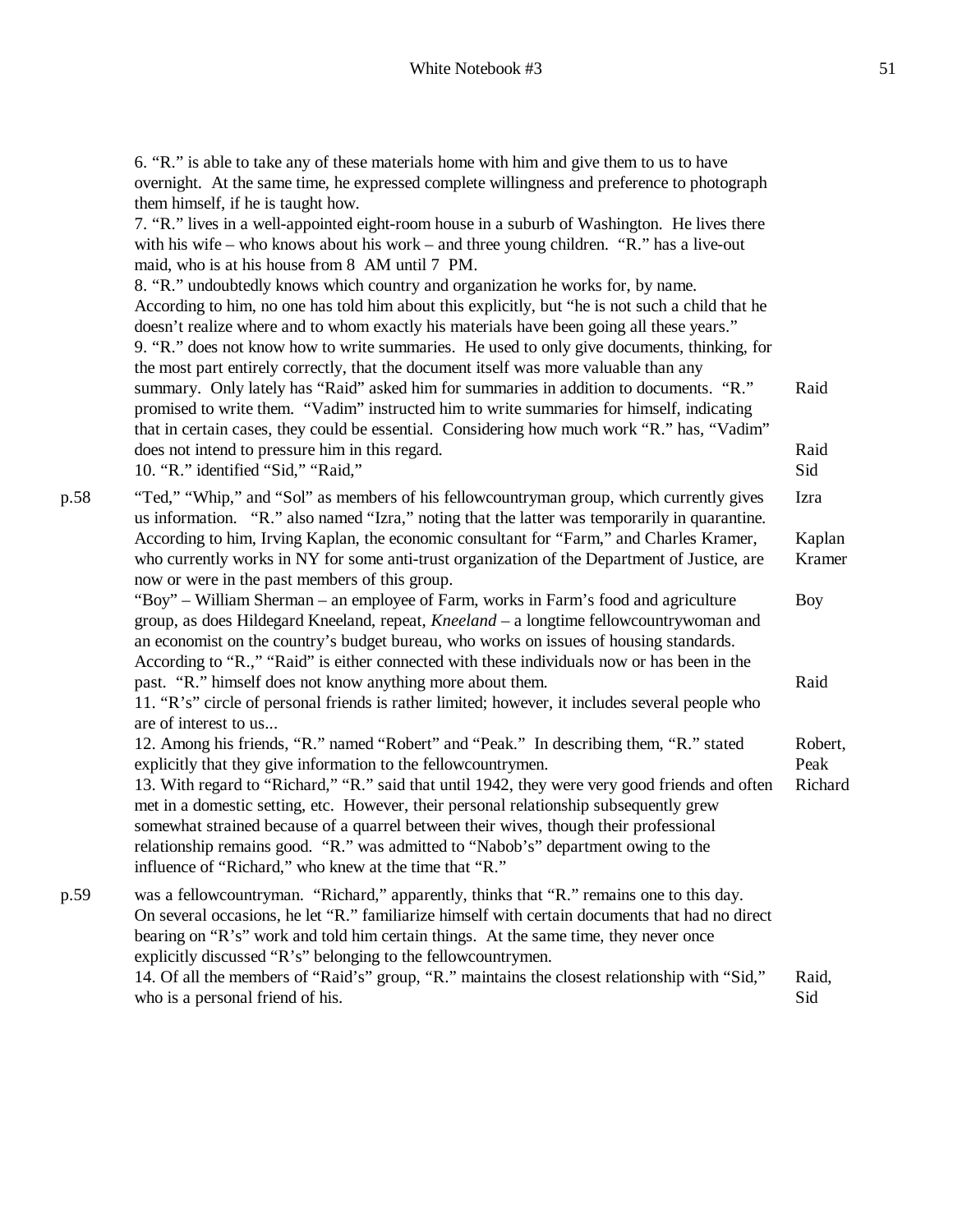6. "R." is able to take any of these materials home with him and give them to us to have overnight. At the same time, he expressed complete willingness and preference to photograph them himself, if he is taught how.

7. "R." lives in a well-appointed eight-room house in a suburb of Washington. He lives there with his wife – who knows about his work – and three young children. "R." has a live-out maid, who is at his house from 8 AM until 7 PM.

8. "R." undoubtedly knows which country and organization he works for, by name. According to him, no one has told him about this explicitly, but "he is not such a child that he doesn't realize where and to whom exactly his materials have been going all these years."

9. "R." does not know how to write summaries. He used to only give documents, thinking, for the most part entirely correctly, that the document itself was more valuable than any summary. Only lately has "Raid" asked him for summaries in addition to documents. "R." promised to write them. "Vadim" instructed him to write summaries for himself, indicating that in certain cases, they could be essential. Considering how much work "R." has, "Vadim" does not intend to pressure him in this regard. — Raid, Raid

10. "R." identified "Sid," "Raid," — Sid

p.58 "Ted," "Whip," and "Sol" as members of his fellowcountryman group, which currently gives us information. "R." also named "Izra," noting that the latter was temporarily in quarantine. According to him, Irving Kaplan, the economic consultant for "Farm," and Charles Kramer, who currently works in NY for some anti-trust organization of the Department of Justice, are now or were in the past members of this group. — Izra, Kaplan, Kramer

"Boy" – William Sherman – an employee of Farm, works in Farm's food and agriculture group, as does Hildegard Kneeland, repeat, *Kneeland* – a longtime fellowcountrywoman and an economist on the country's budget bureau, who works on issues of housing standards. According to "R.," "Raid" is either connected with these individuals now or has been in the past. "R." himself does not know anything more about them. — Boy, Raid

11. "R's" circle of personal friends is rather limited; however, it includes several people who are of interest to us...

12. Among his friends, "R." named "Robert" and "Peak." In describing them, "R." stated explicitly that they give information to the fellowcountrymen. — Robert, Peak

13. With regard to "Richard," "R." said that until 1942, they were very good friends and often met in a domestic setting, etc. However, their personal relationship subsequently grew somewhat strained because of a quarrel between their wives, though their professional relationship remains good. "R." was admitted to "Nabob's" department owing to the influence of "Richard," who knew at the time that "R." — Richard

p.59 was a fellowcountryman. "Richard," apparently, thinks that "R." remains one to this day. On several occasions, he let "R." familiarize himself with certain documents that had no direct bearing on "R's" work and told him certain things. At the same time, they never once explicitly discussed "R's" belonging to the fellowcountrymen.

14. Of all the members of "Raid's" group, "R." maintains the closest relationship with "Sid," who is a personal friend of his. — Raid, Sid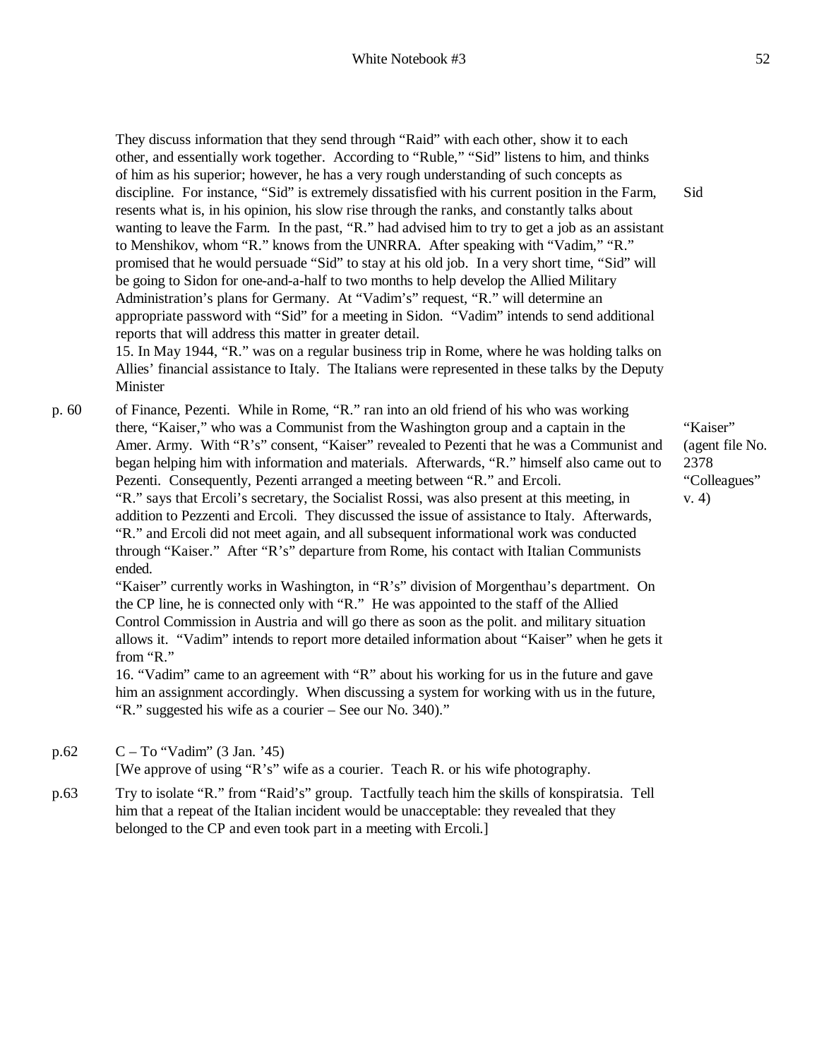They discuss information that they send through "Raid" with each other, show it to each other, and essentially work together. According to "Ruble," "Sid" listens to him, and thinks of him as his superior; however, he has a very rough understanding of such concepts as discipline. For instance, "Sid" is extremely dissatisfied with his current position in the Farm, resents what is, in his opinion, his slow rise through the ranks, and constantly talks about wanting to leave the Farm. In the past, "R." had advised him to try to get a job as an assistant to Menshikov, whom "R." knows from the UNRRA. After speaking with "Vadim," "R." promised that he would persuade "Sid" to stay at his old job. In a very short time, "Sid" will be going to Sidon for one-and-a-half to two months to help develop the Allied Military Administration's plans for Germany. At "Vadim's" request, "R." will determine an appropriate password with "Sid" for a meeting in Sidon. "Vadim" intends to send additional reports that will address this matter in greater detail. — Sid

15. In May 1944, "R." was on a regular business trip in Rome, where he was holding talks on Allies' financial assistance to Italy. The Italians were represented in these talks by the Deputy Minister

p. 60 of Finance, Pezenti. While in Rome, "R." ran into an old friend of his who was working there, "Kaiser," who was a Communist from the Washington group and a captain in the Amer. Army. With "R's" consent, "Kaiser" revealed to Pezenti that he was a Communist and began helping him with information and materials. Afterwards, "R." himself also came out to Pezenti. Consequently, Pezenti arranged a meeting between "R." and Ercoli. — "Kaiser" (agent file No. 2378 "Colleagues" v. 4)

"R." says that Ercoli's secretary, the Socialist Rossi, was also present at this meeting, in addition to Pezzenti and Ercoli. They discussed the issue of assistance to Italy. Afterwards, "R." and Ercoli did not meet again, and all subsequent informational work was conducted through "Kaiser." After "R's" departure from Rome, his contact with Italian Communists ended.

"Kaiser" currently works in Washington, in "R's" division of Morgenthau's department. On the CP line, he is connected only with "R." He was appointed to the staff of the Allied Control Commission in Austria and will go there as soon as the polit. and military situation allows it. "Vadim" intends to report more detailed information about "Kaiser" when he gets it from "R."

16. "Vadim" came to an agreement with "R" about his working for us in the future and gave him an assignment accordingly. When discussing a system for working with us in the future, "R." suggested his wife as a courier – See our No. 340)."

p.62 C – To "Vadim" (3 Jan. '45)
[We approve of using "R's" wife as a courier. Teach R. or his wife photography.

p.63 Try to isolate "R." from "Raid's" group. Tactfully teach him the skills of konspiratsia. Tell him that a repeat of the Italian incident would be unacceptable: they revealed that they belonged to the CP and even took part in a meeting with Ercoli.]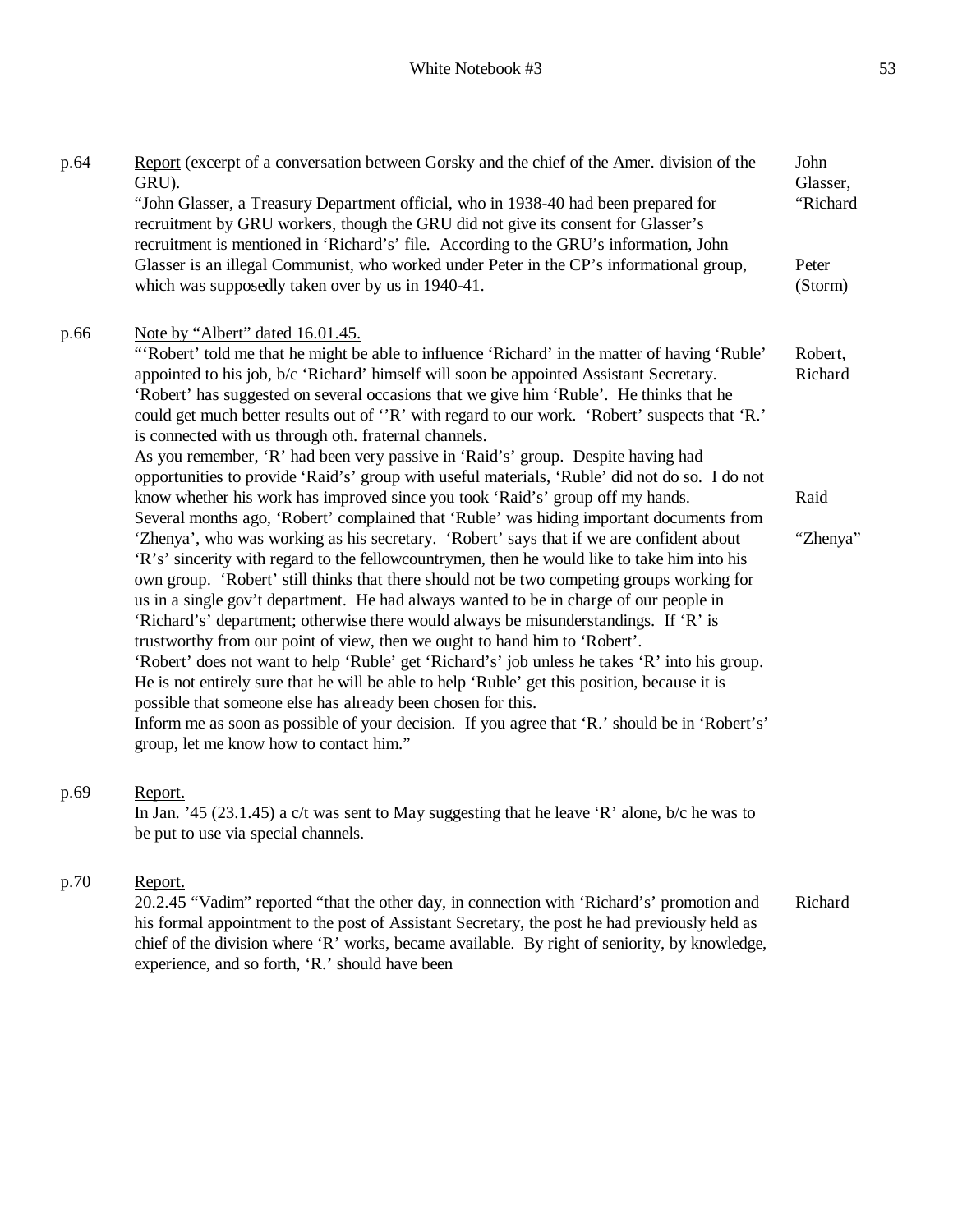p.64 Report (excerpt of a conversation between Gorsky and the chief of the Amer. division of the GRU).

"John Glasser, a Treasury Department official, who in 1938-40 had been prepared for recruitment by GRU workers, though the GRU did not give its consent for Glasser's recruitment is mentioned in 'Richard's' file. According to the GRU's information, John Glasser is an illegal Communist, who worked under Peter in the CP's informational group, which was supposedly taken over by us in 1940-41.

John Glasser, "Richard

Peter (Storm)

p.66 Note by "Albert" dated 16.01.45.

"'Robert' told me that he might be able to influence 'Richard' in the matter of having 'Ruble' appointed to his job, b/c 'Richard' himself will soon be appointed Assistant Secretary. 'Robert' has suggested on several occasions that we give him 'Ruble'. He thinks that he could get much better results out of ''R' with regard to our work. 'Robert' suspects that 'R.' is connected with us through oth. fraternal channels.

As you remember, 'R' had been very passive in 'Raid's' group. Despite having had opportunities to provide 'Raid's' group with useful materials, 'Ruble' did not do so. I do not know whether his work has improved since you took 'Raid's' group off my hands.

Several months ago, 'Robert' complained that 'Ruble' was hiding important documents from 'Zhenya', who was working as his secretary. 'Robert' says that if we are confident about 'R's' sincerity with regard to the fellowcountrymen, then he would like to take him into his own group. 'Robert' still thinks that there should not be two competing groups working for us in a single gov't department. He had always wanted to be in charge of our people in 'Richard's' department; otherwise there would always be misunderstandings. If 'R' is trustworthy from our point of view, then we ought to hand him to 'Robert'.

'Robert' does not want to help 'Ruble' get 'Richard's' job unless he takes 'R' into his group. He is not entirely sure that he will be able to help 'Ruble' get this position, because it is possible that someone else has already been chosen for this.

Inform me as soon as possible of your decision. If you agree that 'R.' should be in 'Robert's' group, let me know how to contact him."

Robert, Richard

Raid

"Zhenya"

p.69 Report.

In Jan. '45 (23.1.45) a c/t was sent to May suggesting that he leave 'R' alone, b/c he was to be put to use via special channels.

p.70 Report.

20.2.45 "Vadim" reported "that the other day, in connection with 'Richard's' promotion and his formal appointment to the post of Assistant Secretary, the post he had previously held as chief of the division where 'R' works, became available. By right of seniority, by knowledge, experience, and so forth, 'R.' should have been

Richard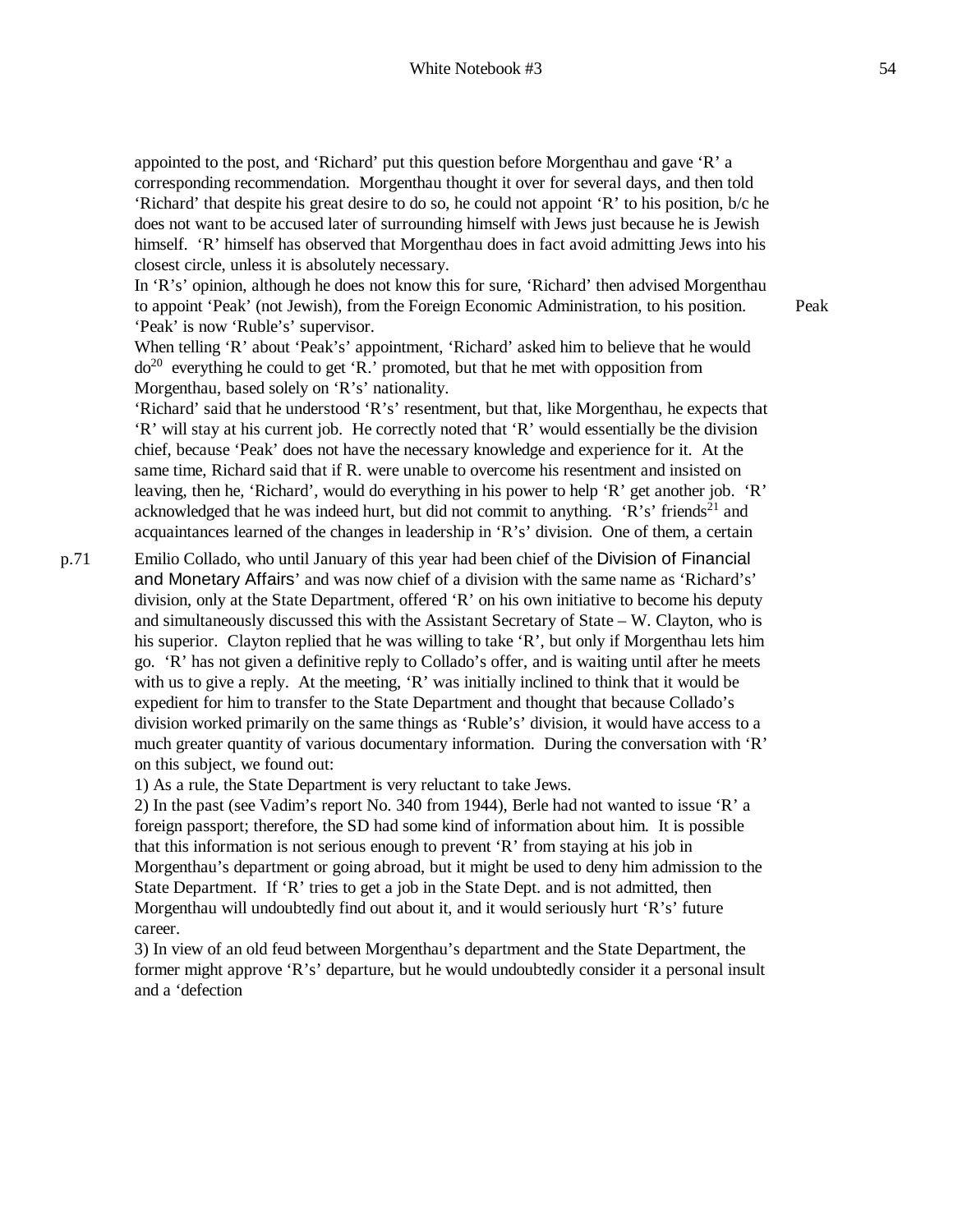appointed to the post, and 'Richard' put this question before Morgenthau and gave 'R' a corresponding recommendation. Morgenthau thought it over for several days, and then told 'Richard' that despite his great desire to do so, he could not appoint 'R' to his position, b/c he does not want to be accused later of surrounding himself with Jews just because he is Jewish himself. 'R' himself has observed that Morgenthau does in fact avoid admitting Jews into his closest circle, unless it is absolutely necessary.

In 'R's' opinion, although he does not know this for sure, 'Richard' then advised Morgenthau to appoint 'Peak' (not Jewish), from the Foreign Economic Administration, to his position. 'Peak' is now 'Ruble's' supervisor.

Peak

When telling 'R' about 'Peak's' appointment, 'Richard' asked him to believe that he would do[20] everything he could to get 'R.' promoted, but that he met with opposition from Morgenthau, based solely on 'R's' nationality.

'Richard' said that he understood 'R's' resentment, but that, like Morgenthau, he expects that 'R' will stay at his current job. He correctly noted that 'R' would essentially be the division chief, because 'Peak' does not have the necessary knowledge and experience for it. At the same time, Richard said that if R. were unable to overcome his resentment and insisted on leaving, then he, 'Richard', would do everything in his power to help 'R' get another job. 'R' acknowledged that he was indeed hurt, but did not commit to anything. 'R's' friends[21] and acquaintances learned of the changes in leadership in 'R's' division. One of them, a certain

p.71 Emilio Collado, who until January of this year had been chief of the Division of Financial and Monetary Affairs' and was now chief of a division with the same name as 'Richard's' division, only at the State Department, offered 'R' on his own initiative to become his deputy and simultaneously discussed this with the Assistant Secretary of State – W. Clayton, who is his superior. Clayton replied that he was willing to take 'R', but only if Morgenthau lets him go. 'R' has not given a definitive reply to Collado's offer, and is waiting until after he meets with us to give a reply. At the meeting, 'R' was initially inclined to think that it would be expedient for him to transfer to the State Department and thought that because Collado's division worked primarily on the same things as 'Ruble's' division, it would have access to a much greater quantity of various documentary information. During the conversation with 'R' on this subject, we found out:

1) As a rule, the State Department is very reluctant to take Jews.

2) In the past (see Vadim's report No. 340 from 1944), Berle had not wanted to issue 'R' a foreign passport; therefore, the SD had some kind of information about him. It is possible that this information is not serious enough to prevent 'R' from staying at his job in Morgenthau's department or going abroad, but it might be used to deny him admission to the State Department. If 'R' tries to get a job in the State Dept. and is not admitted, then Morgenthau will undoubtedly find out about it, and it would seriously hurt 'R's' future career.

3) In view of an old feud between Morgenthau's department and the State Department, the former might approve 'R's' departure, but he would undoubtedly consider it a personal insult and a 'defection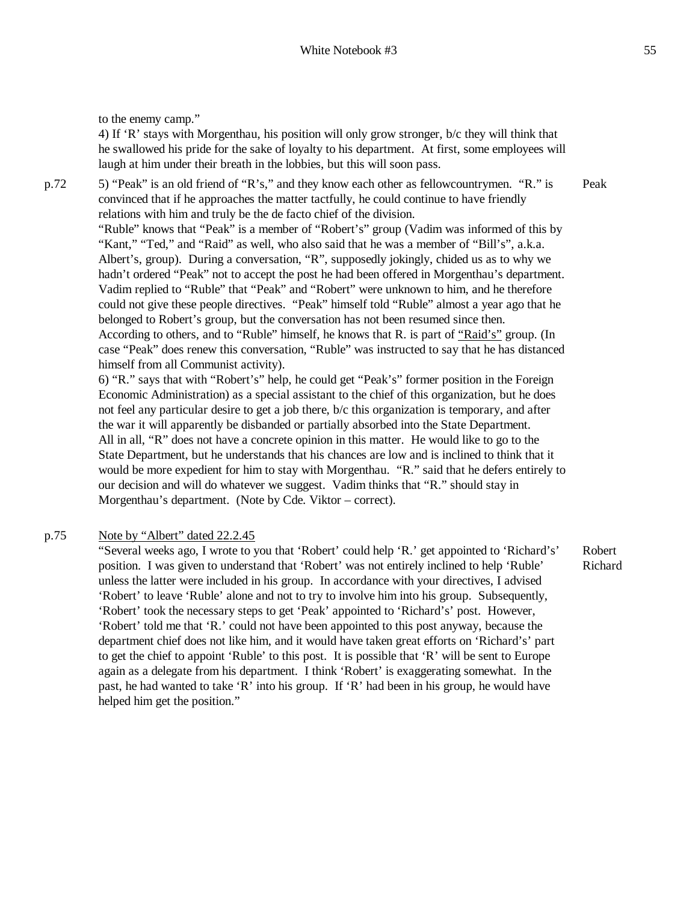to the enemy camp."

4) If 'R' stays with Morgenthau, his position will only grow stronger, b/c they will think that he swallowed his pride for the sake of loyalty to his department. At first, some employees will laugh at him under their breath in the lobbies, but this will soon pass.

p.72 5) "Peak" is an old friend of "R's," and they know each other as fellowcountrymen. "R." is convinced that if he approaches the matter tactfully, he could continue to have friendly relations with him and truly be the de facto chief of the division. — Peak

"Ruble" knows that "Peak" is a member of "Robert's" group (Vadim was informed of this by "Kant," "Ted," and "Raid" as well, who also said that he was a member of "Bill's", a.k.a. Albert's, group). During a conversation, "R", supposedly jokingly, chided us as to why we hadn't ordered "Peak" not to accept the post he had been offered in Morgenthau's department. Vadim replied to "Ruble" that "Peak" and "Robert" were unknown to him, and he therefore could not give these people directives. "Peak" himself told "Ruble" almost a year ago that he belonged to Robert's group, but the conversation has not been resumed since then. According to others, and to "Ruble" himself, he knows that R. is part of <u>"Raid's"</u> group. (In case "Peak" does renew this conversation, "Ruble" was instructed to say that he has distanced himself from all Communist activity).

6) "R." says that with "Robert's" help, he could get "Peak's" former position in the Foreign Economic Administration) as a special assistant to the chief of this organization, but he does not feel any particular desire to get a job there, b/c this organization is temporary, and after the war it will apparently be disbanded or partially absorbed into the State Department. All in all, "R" does not have a concrete opinion in this matter. He would like to go to the State Department, but he understands that his chances are low and is inclined to think that it would be more expedient for him to stay with Morgenthau. "R." said that he defers entirely to our decision and will do whatever we suggest. Vadim thinks that "R." should stay in Morgenthau's department. (Note by Cde. Viktor – correct).

p.75 <u>Note by "Albert" dated 22.2.45</u> — Robert, Richard

"Several weeks ago, I wrote to you that 'Robert' could help 'R.' get appointed to 'Richard's' position. I was given to understand that 'Robert' was not entirely inclined to help 'Ruble' unless the latter were included in his group. In accordance with your directives, I advised 'Robert' to leave 'Ruble' alone and not to try to involve him into his group. Subsequently, 'Robert' took the necessary steps to get 'Peak' appointed to 'Richard's' post. However, 'Robert' told me that 'R.' could not have been appointed to this post anyway, because the department chief does not like him, and it would have taken great efforts on 'Richard's' part to get the chief to appoint 'Ruble' to this post. It is possible that 'R' will be sent to Europe again as a delegate from his department. I think 'Robert' is exaggerating somewhat. In the past, he had wanted to take 'R' into his group. If 'R' had been in his group, he would have helped him get the position."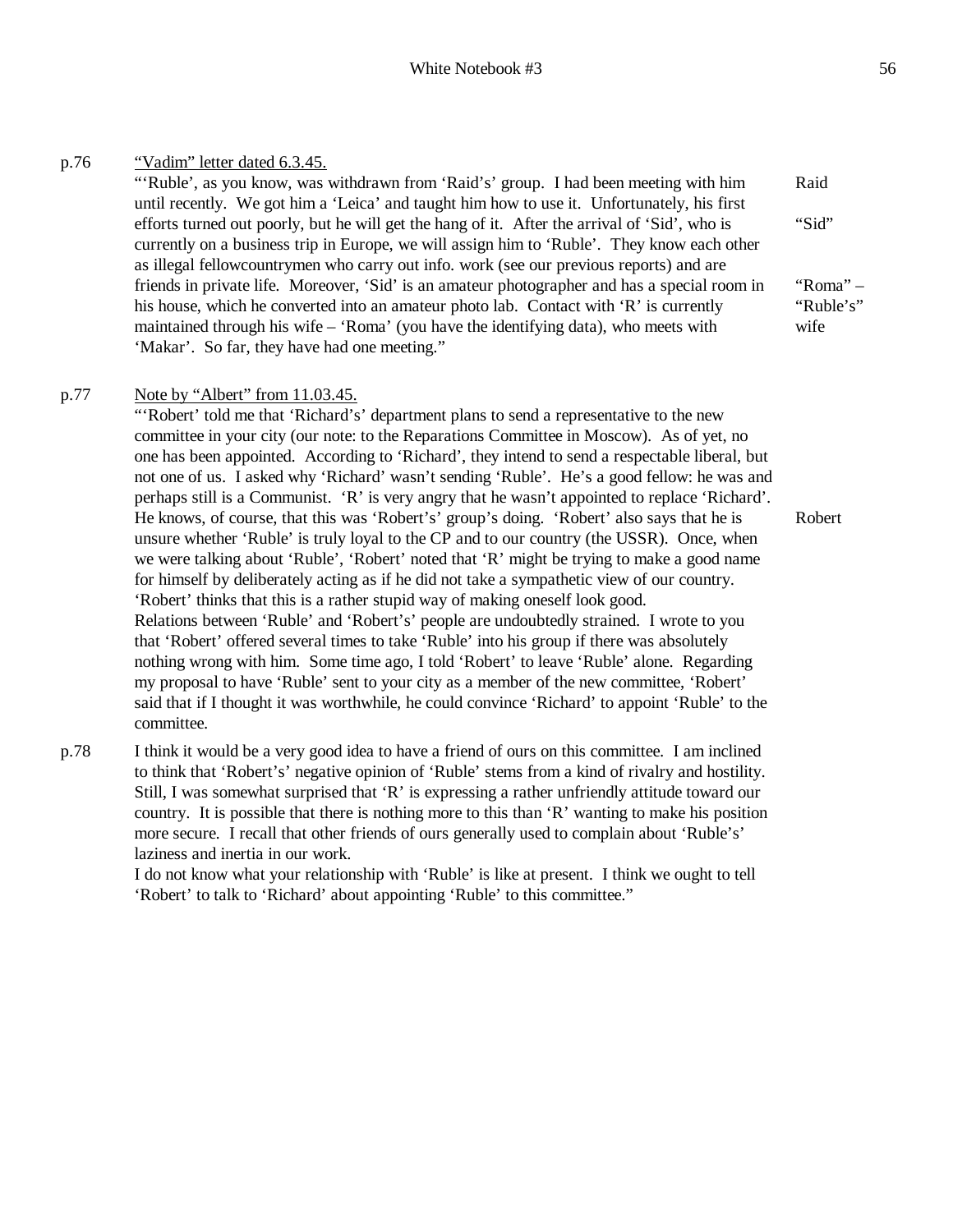p.76 "Vadim" letter dated 6.3.45.

"'Ruble', as you know, was withdrawn from 'Raid's' group. I had been meeting with him until recently. We got him a 'Leica' and taught him how to use it. Unfortunately, his first efforts turned out poorly, but he will get the hang of it. After the arrival of 'Sid', who is currently on a business trip in Europe, we will assign him to 'Ruble'. They know each other as illegal fellowcountrymen who carry out info. work (see our previous reports) and are friends in private life. Moreover, 'Sid' is an amateur photographer and has a special room in his house, which he converted into an amateur photo lab. Contact with 'R' is currently maintained through his wife – 'Roma' (you have the identifying data), who meets with 'Makar'. So far, they have had one meeting."

Raid

"Sid"

"Roma" – "Ruble's" wife

p.77 Note by "Albert" from 11.03.45.

"'Robert' told me that 'Richard's' department plans to send a representative to the new committee in your city (our note: to the Reparations Committee in Moscow). As of yet, no one has been appointed. According to 'Richard', they intend to send a respectable liberal, but not one of us. I asked why 'Richard' wasn't sending 'Ruble'. He's a good fellow: he was and perhaps still is a Communist. 'R' is very angry that he wasn't appointed to replace 'Richard'. He knows, of course, that this was 'Robert's' group's doing. 'Robert' also says that he is unsure whether 'Ruble' is truly loyal to the CP and to our country (the USSR). Once, when we were talking about 'Ruble', 'Robert' noted that 'R' might be trying to make a good name for himself by deliberately acting as if he did not take a sympathetic view of our country. 'Robert' thinks that this is a rather stupid way of making oneself look good.

Robert

Relations between 'Ruble' and 'Robert's' people are undoubtedly strained. I wrote to you that 'Robert' offered several times to take 'Ruble' into his group if there was absolutely nothing wrong with him. Some time ago, I told 'Robert' to leave 'Ruble' alone. Regarding my proposal to have 'Ruble' sent to your city as a member of the new committee, 'Robert' said that if I thought it was worthwhile, he could convince 'Richard' to appoint 'Ruble' to the committee.

p.78 I think it would be a very good idea to have a friend of ours on this committee. I am inclined to think that 'Robert's' negative opinion of 'Ruble' stems from a kind of rivalry and hostility. Still, I was somewhat surprised that 'R' is expressing a rather unfriendly attitude toward our country. It is possible that there is nothing more to this than 'R' wanting to make his position more secure. I recall that other friends of ours generally used to complain about 'Ruble's' laziness and inertia in our work.

I do not know what your relationship with 'Ruble' is like at present. I think we ought to tell 'Robert' to talk to 'Richard' about appointing 'Ruble' to this committee."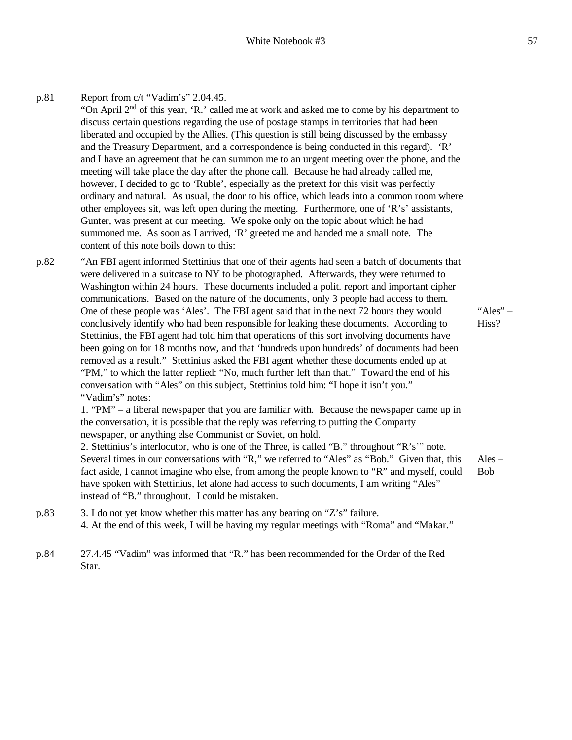p.81 Report from c/t "Vadim's" 2.04.45.

"On April 2nd of this year, 'R.' called me at work and asked me to come by his department to discuss certain questions regarding the use of postage stamps in territories that had been liberated and occupied by the Allies. (This question is still being discussed by the embassy and the Treasury Department, and a correspondence is being conducted in this regard). 'R' and I have an agreement that he can summon me to an urgent meeting over the phone, and the meeting will take place the day after the phone call. Because he had already called me, however, I decided to go to 'Ruble', especially as the pretext for this visit was perfectly ordinary and natural. As usual, the door to his office, which leads into a common room where other employees sit, was left open during the meeting. Furthermore, one of 'R's' assistants, Gunter, was present at our meeting. We spoke only on the topic about which he had summoned me. As soon as I arrived, 'R' greeted me and handed me a small note. The content of this note boils down to this:

p.82 "An FBI agent informed Stettinius that one of their agents had seen a batch of documents that were delivered in a suitcase to NY to be photographed. Afterwards, they were returned to Washington within 24 hours. These documents included a polit. report and important cipher communications. Based on the nature of the documents, only 3 people had access to them. One of these people was 'Ales'. The FBI agent said that in the next 72 hours they would conclusively identify who had been responsible for leaking these documents. According to Stettinius, the FBI agent had told him that operations of this sort involving documents have been going on for 18 months now, and that 'hundreds upon hundreds' of documents had been removed as a result." Stettinius asked the FBI agent whether these documents ended up at "PM," to which the latter replied: "No, much further left than that." Toward the end of his conversation with "Ales" on this subject, Stettinius told him: "I hope it isn't you."

"Ales" – Hiss?

"Vadim's" notes:

1. "PM" – a liberal newspaper that you are familiar with. Because the newspaper came up in the conversation, it is possible that the reply was referring to putting the Comparty newspaper, or anything else Communist or Soviet, on hold.

2. Stettinius's interlocutor, who is one of the Three, is called "B." throughout "R's'" note. Several times in our conversations with "R," we referred to "Ales" as "Bob." Given that, this fact aside, I cannot imagine who else, from among the people known to "R" and myself, could have spoken with Stettinius, let alone had access to such documents, I am writing "Ales" instead of "B." throughout. I could be mistaken.

Ales – Bob

p.83 3. I do not yet know whether this matter has any bearing on "Z's" failure.

4. At the end of this week, I will be having my regular meetings with "Roma" and "Makar."

p.84 27.4.45 "Vadim" was informed that "R." has been recommended for the Order of the Red Star.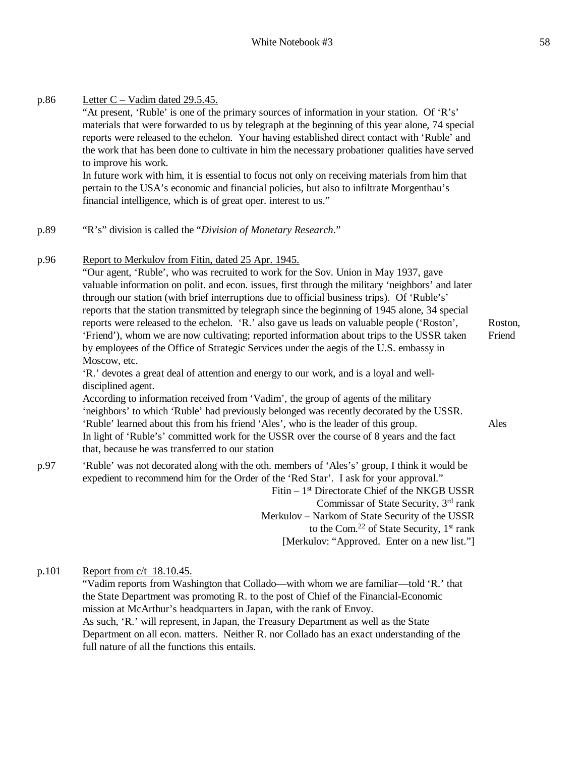p.86 Letter C – Vadim dated 29.5.45.

"At present, 'Ruble' is one of the primary sources of information in your station. Of 'R's' materials that were forwarded to us by telegraph at the beginning of this year alone, 74 special reports were released to the echelon. Your having established direct contact with 'Ruble' and the work that has been done to cultivate in him the necessary probationer qualities have served to improve his work.

In future work with him, it is essential to focus not only on receiving materials from him that pertain to the USA's economic and financial policies, but also to infiltrate Morgenthau's financial intelligence, which is of great oper. interest to us."

p.89 "R's" division is called the "*Division of Monetary Research*."

p.96 Report to Merkulov from Fitin, dated 25 Apr. 1945.

"Our agent, 'Ruble', who was recruited to work for the Sov. Union in May 1937, gave valuable information on polit. and econ. issues, first through the military 'neighbors' and later through our station (with brief interruptions due to official business trips). Of 'Ruble's' reports that the station transmitted by telegraph since the beginning of 1945 alone, 34 special reports were released to the echelon. 'R.' also gave us leads on valuable people ('Roston', 'Friend'), whom we are now cultivating; reported information about trips to the USSR taken by employees of the Office of Strategic Services under the aegis of the U.S. embassy in Moscow, etc. — Roston, Friend

'R.' devotes a great deal of attention and energy to our work, and is a loyal and well-disciplined agent.

According to information received from 'Vadim', the group of agents of the military 'neighbors' to which 'Ruble' had previously belonged was recently decorated by the USSR. 'Ruble' learned about this from his friend 'Ales', who is the leader of this group. — Ales

In light of 'Ruble's' committed work for the USSR over the course of 8 years and the fact that, because he was transferred to our station

p.97 'Ruble' was not decorated along with the oth. members of 'Ales's' group, I think it would be expedient to recommend him for the Order of the 'Red Star'. I ask for your approval."

Fitin – 1st Directorate Chief of the NKGB USSR
Commissar of State Security, 3rd rank
Merkulov – Narkom of State Security of the USSR
to the Com.[22] of State Security, 1st rank
[Merkulov: "Approved. Enter on a new list."]

p.101 Report from c/t 18.10.45.

"Vadim reports from Washington that Collado—with whom we are familiar—told 'R.' that the State Department was promoting R. to the post of Chief of the Financial-Economic mission at McArthur's headquarters in Japan, with the rank of Envoy.

As such, 'R.' will represent, in Japan, the Treasury Department as well as the State Department on all econ. matters. Neither R. nor Collado has an exact understanding of the full nature of all the functions this entails.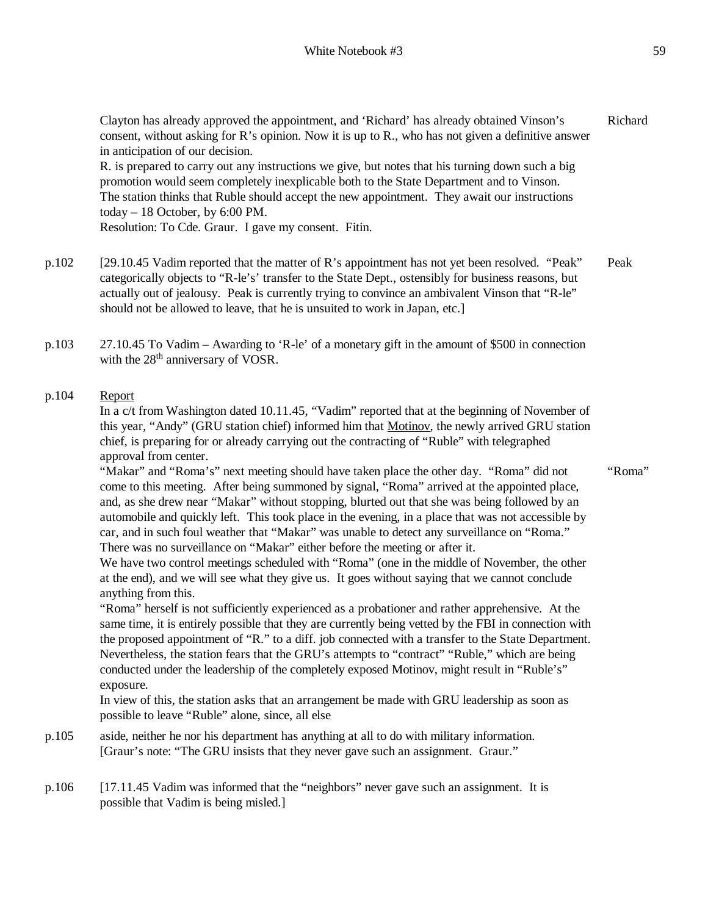Clayton has already approved the appointment, and 'Richard' has already obtained Vinson's consent, without asking for R's opinion. Now it is up to R., who has not given a definitive answer in anticipation of our decision. — Richard

R. is prepared to carry out any instructions we give, but notes that his turning down such a big promotion would seem completely inexplicable both to the State Department and to Vinson.

The station thinks that Ruble should accept the new appointment. They await our instructions today – 18 October, by 6:00 PM.

Resolution: To Cde. Graur. I gave my consent. Fitin.

p.102 [29.10.45 Vadim reported that the matter of R's appointment has not yet been resolved. "Peak" categorically objects to "R-le's" transfer to the State Dept., ostensibly for business reasons, but actually out of jealousy. Peak is currently trying to convince an ambivalent Vinson that "R-le" should not be allowed to leave, that he is unsuited to work in Japan, etc.] — Peak

p.103 27.10.45 To Vadim – Awarding to 'R-le' of a monetary gift in the amount of $500 in connection with the 28th anniversary of VOSR.

p.104 Report

In a c/t from Washington dated 10.11.45, "Vadim" reported that at the beginning of November of this year, "Andy" (GRU station chief) informed him that Motinov, the newly arrived GRU station chief, is preparing for or already carrying out the contracting of "Ruble" with telegraphed approval from center.

"Makar" and "Roma's" next meeting should have taken place the other day. "Roma" did not come to this meeting. After being summoned by signal, "Roma" arrived at the appointed place, and, as she drew near "Makar" without stopping, blurted out that she was being followed by an automobile and quickly left. This took place in the evening, in a place that was not accessible by car, and in such foul weather that "Makar" was unable to detect any surveillance on "Roma." There was no surveillance on "Makar" either before the meeting or after it. — "Roma"

We have two control meetings scheduled with "Roma" (one in the middle of November, the other at the end), and we will see what they give us. It goes without saying that we cannot conclude anything from this.

"Roma" herself is not sufficiently experienced as a probationer and rather apprehensive. At the same time, it is entirely possible that they are currently being vetted by the FBI in connection with the proposed appointment of "R." to a diff. job connected with a transfer to the State Department. Nevertheless, the station fears that the GRU's attempts to "contract" "Ruble," which are being conducted under the leadership of the completely exposed Motinov, might result in "Ruble's" exposure.

In view of this, the station asks that an arrangement be made with GRU leadership as soon as possible to leave "Ruble" alone, since, all else

p.105 aside, neither he nor his department has anything at all to do with military information.

[Graur's note: "The GRU insists that they never gave such an assignment. Graur."

p.106 [17.11.45 Vadim was informed that the "neighbors" never gave such an assignment. It is possible that Vadim is being misled.]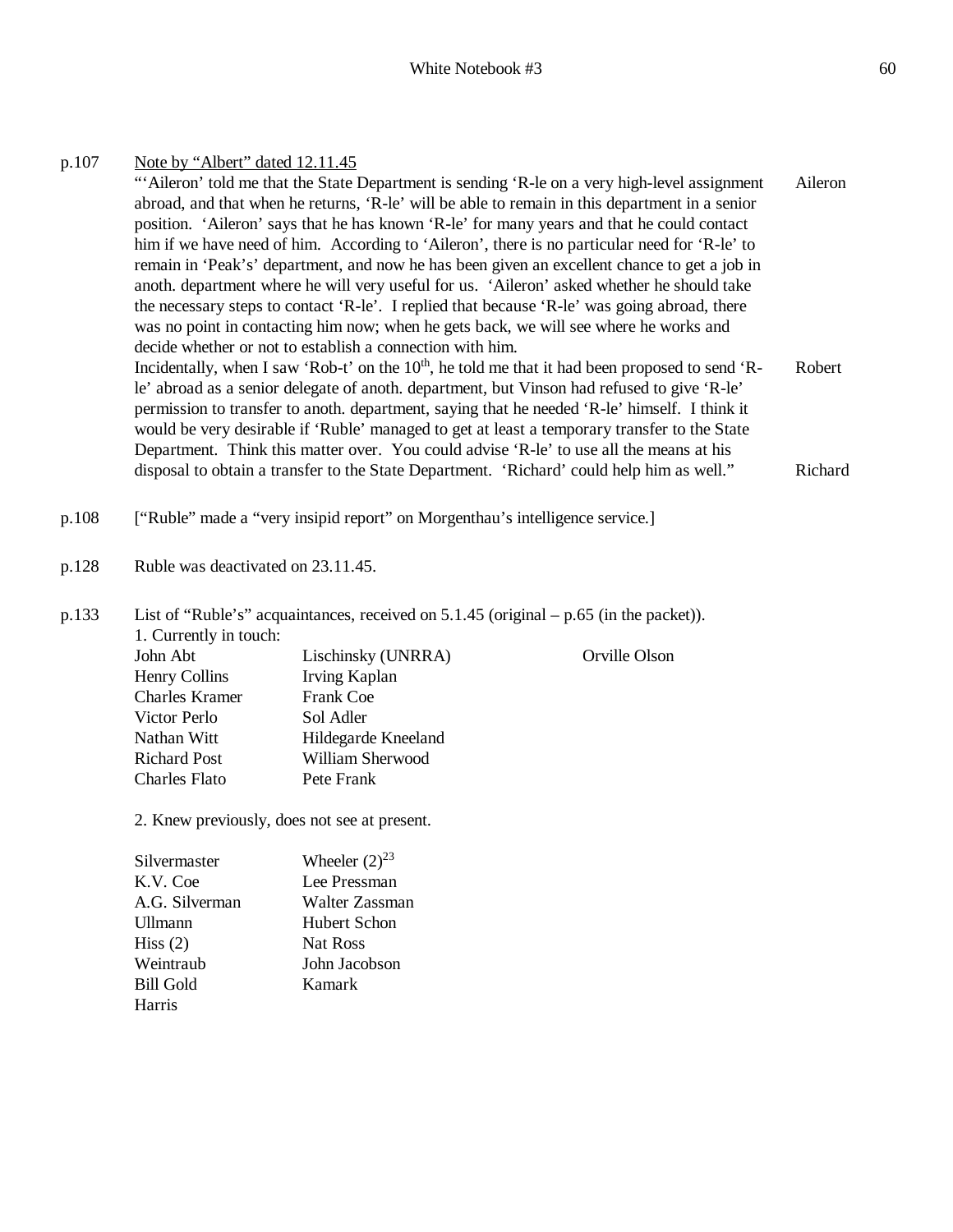p.107 Note by "Albert" dated 12.11.45

"'Aileron' told me that the State Department is sending 'R-le on a very high-level assignment abroad, and that when he returns, 'R-le' will be able to remain in this department in a senior position. 'Aileron' says that he has known 'R-le' for many years and that he could contact him if we have need of him. According to 'Aileron', there is no particular need for 'R-le' to remain in 'Peak's' department, and now he has been given an excellent chance to get a job in anoth. department where he will very useful for us. 'Aileron' asked whether he should take the necessary steps to contact 'R-le'. I replied that because 'R-le' was going abroad, there was no point in contacting him now; when he gets back, we will see where he works and decide whether or not to establish a connection with him. — Aileron

Incidentally, when I saw 'Rob-t' on the 10th, he told me that it had been proposed to send 'R-le' abroad as a senior delegate of anoth. department, but Vinson had refused to give 'R-le' permission to transfer to anoth. department, saying that he needed 'R-le' himself. I think it would be very desirable if 'Ruble' managed to get at least a temporary transfer to the State Department. Think this matter over. You could advise 'R-le' to use all the means at his disposal to obtain a transfer to the State Department. 'Richard' could help him as well." — Robert; Richard

p.108 ["Ruble" made a "very insipid report" on Morgenthau's intelligence service.]

p.128 Ruble was deactivated on 23.11.45.

p.133 List of "Ruble's" acquaintances, received on 5.1.45 (original – p.65 (in the packet)).

1. Currently in touch:

| | | |
|---|---|---|
| John Abt | Lischinsky (UNRRA) | Orville Olson |
| Henry Collins | Irving Kaplan | |
| Charles Kramer | Frank Coe | |
| Victor Perlo | Sol Adler | |
| Nathan Witt | Hildegarde Kneeland | |
| Richard Post | William Sherwood | |
| Charles Flato | Pete Frank | |

2. Knew previously, does not see at present.

| | |
|---|---|
| Silvermaster | Wheeler (2)[23] |
| K.V. Coe | Lee Pressman |
| A.G. Silverman | Walter Zassman |
| Ullmann | Hubert Schon |
| Hiss (2) | Nat Ross |
| Weintraub | John Jacobson |
| Bill Gold | Kamark |
| Harris | |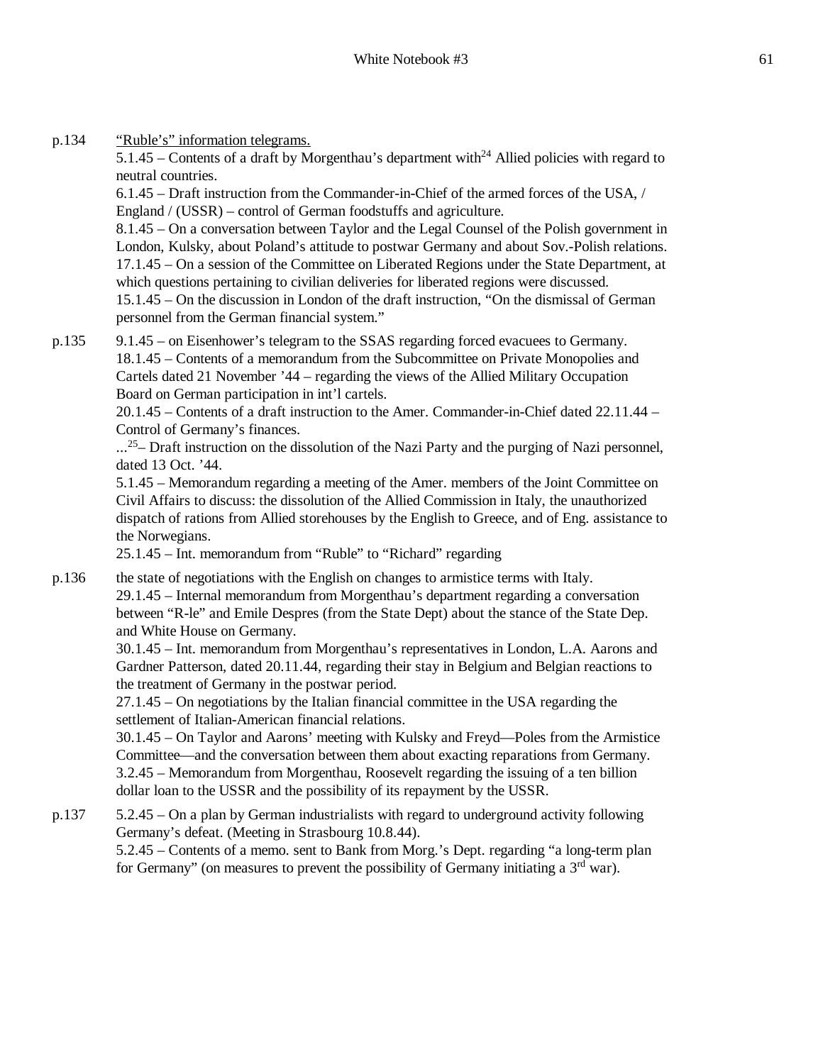p.134 <u>"Ruble's" information telegrams.</u>
5.1.45 – Contents of a draft by Morgenthau's department with[24] Allied policies with regard to neutral countries.
6.1.45 – Draft instruction from the Commander-in-Chief of the armed forces of the USA, / England / (USSR) – control of German foodstuffs and agriculture.
8.1.45 – On a conversation between Taylor and the Legal Counsel of the Polish government in London, Kulsky, about Poland's attitude to postwar Germany and about Sov.-Polish relations.
17.1.45 – On a session of the Committee on Liberated Regions under the State Department, at which questions pertaining to civilian deliveries for liberated regions were discussed.
15.1.45 – On the discussion in London of the draft instruction, "On the dismissal of German personnel from the German financial system."

p.135 9.1.45 – on Eisenhower's telegram to the SSAS regarding forced evacuees to Germany.
18.1.45 – Contents of a memorandum from the Subcommittee on Private Monopolies and Cartels dated 21 November '44 – regarding the views of the Allied Military Occupation Board on German participation in int'l cartels.
20.1.45 – Contents of a draft instruction to the Amer. Commander-in-Chief dated 22.11.44 – Control of Germany's finances.
...[25]– Draft instruction on the dissolution of the Nazi Party and the purging of Nazi personnel, dated 13 Oct. '44.
5.1.45 – Memorandum regarding a meeting of the Amer. members of the Joint Committee on Civil Affairs to discuss: the dissolution of the Allied Commission in Italy, the unauthorized dispatch of rations from Allied storehouses by the English to Greece, and of Eng. assistance to the Norwegians.
25.1.45 – Int. memorandum from "Ruble" to "Richard" regarding

p.136 the state of negotiations with the English on changes to armistice terms with Italy.
29.1.45 – Internal memorandum from Morgenthau's department regarding a conversation between "R-le" and Emile Despres (from the State Dept) about the stance of the State Dep. and White House on Germany.
30.1.45 – Int. memorandum from Morgenthau's representatives in London, L.A. Aarons and Gardner Patterson, dated 20.11.44, regarding their stay in Belgium and Belgian reactions to the treatment of Germany in the postwar period.
27.1.45 – On negotiations by the Italian financial committee in the USA regarding the settlement of Italian-American financial relations.
30.1.45 – On Taylor and Aarons' meeting with Kulsky and Freyd—Poles from the Armistice Committee—and the conversation between them about exacting reparations from Germany.
3.2.45 – Memorandum from Morgenthau, Roosevelt regarding the issuing of a ten billion dollar loan to the USSR and the possibility of its repayment by the USSR.

p.137 5.2.45 – On a plan by German industrialists with regard to underground activity following Germany's defeat. (Meeting in Strasbourg 10.8.44).
5.2.45 – Contents of a memo. sent to Bank from Morg.'s Dept. regarding "a long-term plan for Germany" (on measures to prevent the possibility of Germany initiating a 3rd war).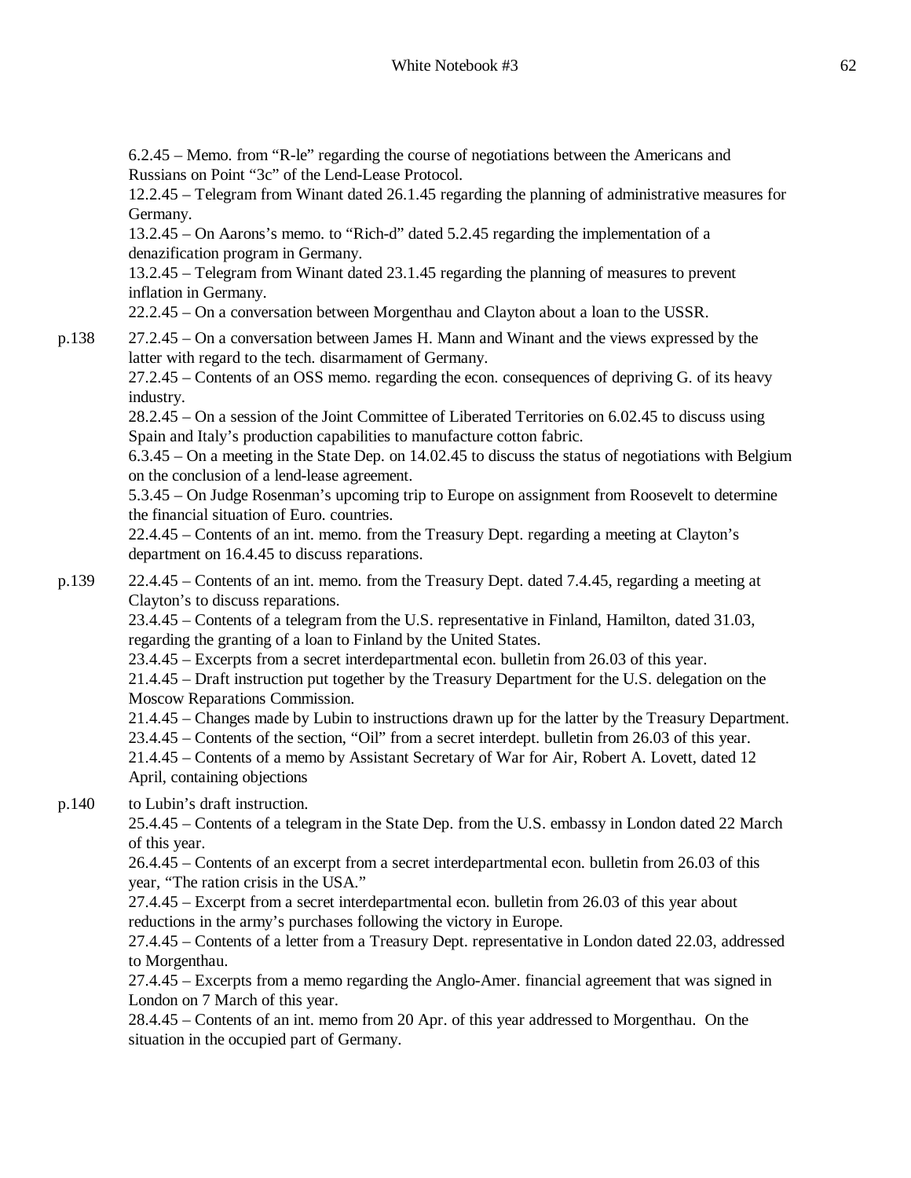6.2.45 – Memo. from "R-le" regarding the course of negotiations between the Americans and Russians on Point "3c" of the Lend-Lease Protocol.
12.2.45 – Telegram from Winant dated 26.1.45 regarding the planning of administrative measures for Germany.
13.2.45 – On Aarons's memo. to "Rich-d" dated 5.2.45 regarding the implementation of a denazification program in Germany.
13.2.45 – Telegram from Winant dated 23.1.45 regarding the planning of measures to prevent inflation in Germany.
22.2.45 – On a conversation between Morgenthau and Clayton about a loan to the USSR.

p.138 27.2.45 – On a conversation between James H. Mann and Winant and the views expressed by the latter with regard to the tech. disarmament of Germany.
27.2.45 – Contents of an OSS memo. regarding the econ. consequences of depriving G. of its heavy industry.
28.2.45 – On a session of the Joint Committee of Liberated Territories on 6.02.45 to discuss using Spain and Italy's production capabilities to manufacture cotton fabric.
6.3.45 – On a meeting in the State Dep. on 14.02.45 to discuss the status of negotiations with Belgium on the conclusion of a lend-lease agreement.
5.3.45 – On Judge Rosenman's upcoming trip to Europe on assignment from Roosevelt to determine the financial situation of Euro. countries.
22.4.45 – Contents of an int. memo. from the Treasury Dept. regarding a meeting at Clayton's department on 16.4.45 to discuss reparations.

p.139 22.4.45 – Contents of an int. memo. from the Treasury Dept. dated 7.4.45, regarding a meeting at Clayton's to discuss reparations.
23.4.45 – Contents of a telegram from the U.S. representative in Finland, Hamilton, dated 31.03, regarding the granting of a loan to Finland by the United States.
23.4.45 – Excerpts from a secret interdepartmental econ. bulletin from 26.03 of this year.
21.4.45 – Draft instruction put together by the Treasury Department for the U.S. delegation on the Moscow Reparations Commission.
21.4.45 – Changes made by Lubin to instructions drawn up for the latter by the Treasury Department.
23.4.45 – Contents of the section, "Oil" from a secret interdept. bulletin from 26.03 of this year.
21.4.45 – Contents of a memo by Assistant Secretary of War for Air, Robert A. Lovett, dated 12 April, containing objections

p.140 to Lubin's draft instruction.
25.4.45 – Contents of a telegram in the State Dep. from the U.S. embassy in London dated 22 March of this year.
26.4.45 – Contents of an excerpt from a secret interdepartmental econ. bulletin from 26.03 of this year, "The ration crisis in the USA."
27.4.45 – Excerpt from a secret interdepartmental econ. bulletin from 26.03 of this year about reductions in the army's purchases following the victory in Europe.
27.4.45 – Contents of a letter from a Treasury Dept. representative in London dated 22.03, addressed to Morgenthau.
27.4.45 – Excerpts from a memo regarding the Anglo-Amer. financial agreement that was signed in London on 7 March of this year.
28.4.45 – Contents of an int. memo from 20 Apr. of this year addressed to Morgenthau. On the situation in the occupied part of Germany.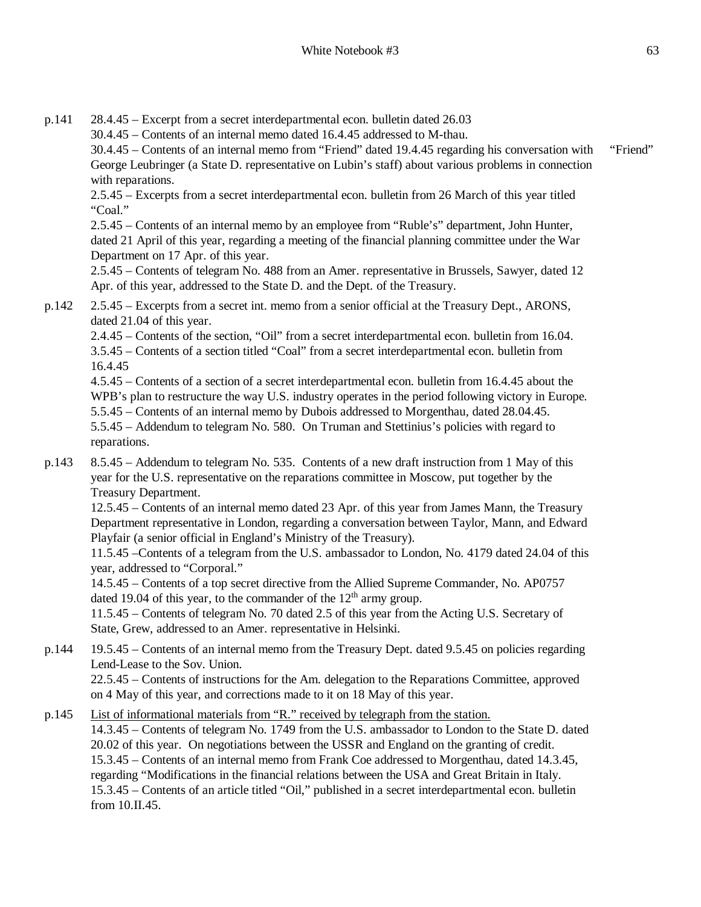p.141 28.4.45 – Excerpt from a secret interdepartmental econ. bulletin dated 26.03

30.4.45 – Contents of an internal memo dated 16.4.45 addressed to M-thau.

30.4.45 – Contents of an internal memo from "Friend" dated 19.4.45 regarding his conversation with George Leubringer (a State D. representative on Lubin's staff) about various problems in connection with reparations. "Friend"

2.5.45 – Excerpts from a secret interdepartmental econ. bulletin from 26 March of this year titled "Coal."

2.5.45 – Contents of an internal memo by an employee from "Ruble's" department, John Hunter, dated 21 April of this year, regarding a meeting of the financial planning committee under the War Department on 17 Apr. of this year.

2.5.45 – Contents of telegram No. 488 from an Amer. representative in Brussels, Sawyer, dated 12 Apr. of this year, addressed to the State D. and the Dept. of the Treasury.

p.142 2.5.45 – Excerpts from a secret int. memo from a senior official at the Treasury Dept., ARONS, dated 21.04 of this year.

2.4.45 – Contents of the section, "Oil" from a secret interdepartmental econ. bulletin from 16.04.

3.5.45 – Contents of a section titled "Coal" from a secret interdepartmental econ. bulletin from 16.4.45

4.5.45 – Contents of a section of a secret interdepartmental econ. bulletin from 16.4.45 about the WPB's plan to restructure the way U.S. industry operates in the period following victory in Europe.

5.5.45 – Contents of an internal memo by Dubois addressed to Morgenthau, dated 28.04.45.

5.5.45 – Addendum to telegram No. 580. On Truman and Stettinius's policies with regard to reparations.

p.143 8.5.45 – Addendum to telegram No. 535. Contents of a new draft instruction from 1 May of this year for the U.S. representative on the reparations committee in Moscow, put together by the Treasury Department.

12.5.45 – Contents of an internal memo dated 23 Apr. of this year from James Mann, the Treasury Department representative in London, regarding a conversation between Taylor, Mann, and Edward Playfair (a senior official in England's Ministry of the Treasury).

11.5.45 –Contents of a telegram from the U.S. ambassador to London, No. 4179 dated 24.04 of this year, addressed to "Corporal."

14.5.45 – Contents of a top secret directive from the Allied Supreme Commander, No. AP0757 dated 19.04 of this year, to the commander of the 12th army group.

11.5.45 – Contents of telegram No. 70 dated 2.5 of this year from the Acting U.S. Secretary of State, Grew, addressed to an Amer. representative in Helsinki.

p.144 19.5.45 – Contents of an internal memo from the Treasury Dept. dated 9.5.45 on policies regarding Lend-Lease to the Sov. Union.

22.5.45 – Contents of instructions for the Am. delegation to the Reparations Committee, approved on 4 May of this year, and corrections made to it on 18 May of this year.

p.145 List of informational materials from "R." received by telegraph from the station.

14.3.45 – Contents of telegram No. 1749 from the U.S. ambassador to London to the State D. dated 20.02 of this year. On negotiations between the USSR and England on the granting of credit.

15.3.45 – Contents of an internal memo from Frank Coe addressed to Morgenthau, dated 14.3.45, regarding "Modifications in the financial relations between the USA and Great Britain in Italy.

15.3.45 – Contents of an article titled "Oil," published in a secret interdepartmental econ. bulletin from 10.II.45.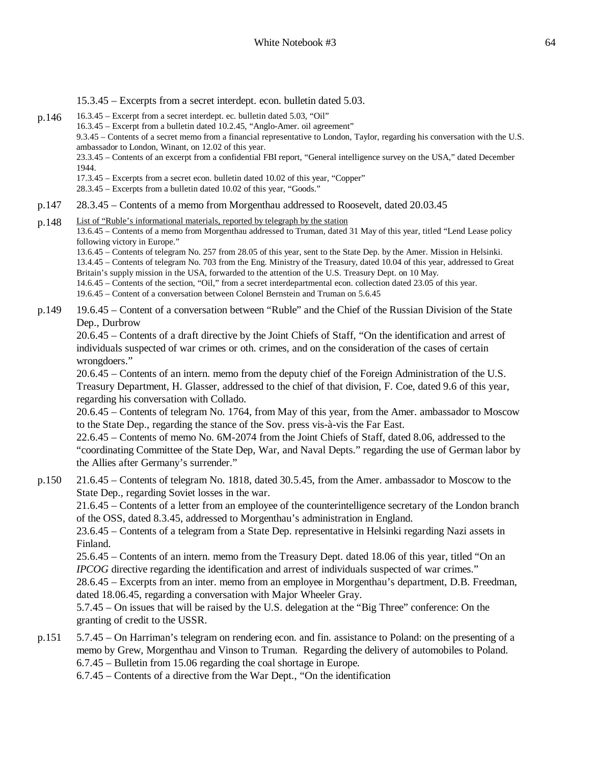15.3.45 – Excerpts from a secret interdept. econ. bulletin dated 5.03.

p.146 16.3.45 – Excerpt from a secret interdept. ec. bulletin dated 5.03, "Oil"
16.3.45 – Excerpt from a bulletin dated 10.2.45, "Anglo-Amer. oil agreement"
9.3.45 – Contents of a secret memo from a financial representative to London, Taylor, regarding his conversation with the U.S. ambassador to London, Winant, on 12.02 of this year.
23.3.45 – Contents of an excerpt from a confidential FBI report, "General intelligence survey on the USA," dated December 1944.
17.3.45 – Excerpts from a secret econ. bulletin dated 10.02 of this year, "Copper"
28.3.45 – Excerpts from a bulletin dated 10.02 of this year, "Goods."

p.147 28.3.45 – Contents of a memo from Morgenthau addressed to Roosevelt, dated 20.03.45

p.148 List of "Ruble's informational materials, reported by telegraph by the station
13.6.45 – Contents of a memo from Morgenthau addressed to Truman, dated 31 May of this year, titled "Lend Lease policy following victory in Europe."
13.6.45 – Contents of telegram No. 257 from 28.05 of this year, sent to the State Dep. by the Amer. Mission in Helsinki.
13.4.45 – Contents of telegram No. 703 from the Eng. Ministry of the Treasury, dated 10.04 of this year, addressed to Great Britain's supply mission in the USA, forwarded to the attention of the U.S. Treasury Dept. on 10 May.
14.6.45 – Contents of the section, "Oil," from a secret interdepartmental econ. collection dated 23.05 of this year.
19.6.45 – Content of a conversation between Colonel Bernstein and Truman on 5.6.45

p.149 19.6.45 – Content of a conversation between "Ruble" and the Chief of the Russian Division of the State Dep., Durbrow
20.6.45 – Contents of a draft directive by the Joint Chiefs of Staff, "On the identification and arrest of individuals suspected of war crimes or oth. crimes, and on the consideration of the cases of certain wrongdoers."
20.6.45 – Contents of an intern. memo from the deputy chief of the Foreign Administration of the U.S. Treasury Department, H. Glasser, addressed to the chief of that division, F. Coe, dated 9.6 of this year, regarding his conversation with Collado.
20.6.45 – Contents of telegram No. 1764, from May of this year, from the Amer. ambassador to Moscow to the State Dep., regarding the stance of the Sov. press vis-à-vis the Far East.
22.6.45 – Contents of memo No. 6M-2074 from the Joint Chiefs of Staff, dated 8.06, addressed to the "coordinating Committee of the State Dep, War, and Naval Depts." regarding the use of German labor by the Allies after Germany's surrender."

p.150 21.6.45 – Contents of telegram No. 1818, dated 30.5.45, from the Amer. ambassador to Moscow to the State Dep., regarding Soviet losses in the war.
21.6.45 – Contents of a letter from an employee of the counterintelligence secretary of the London branch of the OSS, dated 8.3.45, addressed to Morgenthau's administration in England.
23.6.45 – Contents of a telegram from a State Dep. representative in Helsinki regarding Nazi assets in Finland.
25.6.45 – Contents of an intern. memo from the Treasury Dept. dated 18.06 of this year, titled "On an *IPCOG* directive regarding the identification and arrest of individuals suspected of war crimes."
28.6.45 – Excerpts from an inter. memo from an employee in Morgenthau's department, D.B. Freedman, dated 18.06.45, regarding a conversation with Major Wheeler Gray.
5.7.45 – On issues that will be raised by the U.S. delegation at the "Big Three" conference: On the granting of credit to the USSR.

p.151 5.7.45 – On Harriman's telegram on rendering econ. and fin. assistance to Poland: on the presenting of a memo by Grew, Morgenthau and Vinson to Truman. Regarding the delivery of automobiles to Poland.
6.7.45 – Bulletin from 15.06 regarding the coal shortage in Europe.
6.7.45 – Contents of a directive from the War Dept., "On the identification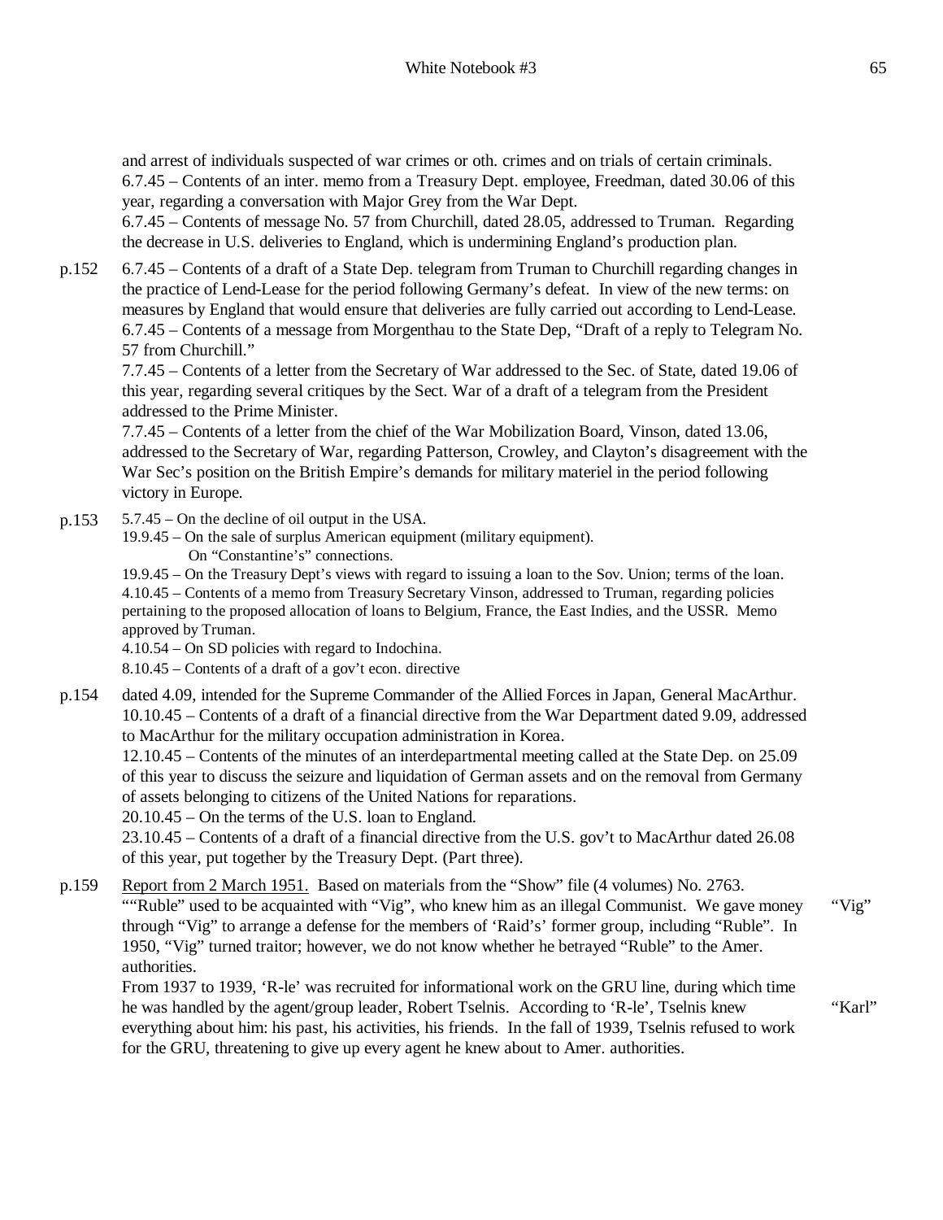and arrest of individuals suspected of war crimes or oth. crimes and on trials of certain criminals.
6.7.45 – Contents of an inter. memo from a Treasury Dept. employee, Freedman, dated 30.06 of this year, regarding a conversation with Major Grey from the War Dept.
6.7.45 – Contents of message No. 57 from Churchill, dated 28.05, addressed to Truman. Regarding the decrease in U.S. deliveries to England, which is undermining England's production plan.

p.152 6.7.45 – Contents of a draft of a State Dep. telegram from Truman to Churchill regarding changes in the practice of Lend-Lease for the period following Germany's defeat. In view of the new terms: on measures by England that would ensure that deliveries are fully carried out according to Lend-Lease.
6.7.45 – Contents of a message from Morgenthau to the State Dep, "Draft of a reply to Telegram No. 57 from Churchill."
7.7.45 – Contents of a letter from the Secretary of War addressed to the Sec. of State, dated 19.06 of this year, regarding several critiques by the Sect. War of a draft of a telegram from the President addressed to the Prime Minister.
7.7.45 – Contents of a letter from the chief of the War Mobilization Board, Vinson, dated 13.06, addressed to the Secretary of War, regarding Patterson, Crowley, and Clayton's disagreement with the War Sec's position on the British Empire's demands for military materiel in the period following victory in Europe.

p.153 5.7.45 – On the decline of oil output in the USA.
19.9.45 – On the sale of surplus American equipment (military equipment).
On "Constantine's" connections.
19.9.45 – On the Treasury Dept's views with regard to issuing a loan to the Sov. Union; terms of the loan.
4.10.45 – Contents of a memo from Treasury Secretary Vinson, addressed to Truman, regarding policies pertaining to the proposed allocation of loans to Belgium, France, the East Indies, and the USSR. Memo approved by Truman.
4.10.54 – On SD policies with regard to Indochina.
8.10.45 – Contents of a draft of a gov't econ. directive

p.154 dated 4.09, intended for the Supreme Commander of the Allied Forces in Japan, General MacArthur.
10.10.45 – Contents of a draft of a financial directive from the War Department dated 9.09, addressed to MacArthur for the military occupation administration in Korea.
12.10.45 – Contents of the minutes of an interdepartmental meeting called at the State Dep. on 25.09 of this year to discuss the seizure and liquidation of German assets and on the removal from Germany of assets belonging to citizens of the United Nations for reparations.
20.10.45 – On the terms of the U.S. loan to England.
23.10.45 – Contents of a draft of a financial directive from the U.S. gov't to MacArthur dated 26.08 of this year, put together by the Treasury Dept. (Part three).

p.159 Report from 2 March 1951. Based on materials from the "Show" file (4 volumes) No. 2763.
""Ruble" used to be acquainted with "Vig", who knew him as an illegal Communist. We gave money through "Vig" to arrange a defense for the members of 'Raid's' former group, including "Ruble". In 1950, "Vig" turned traitor; however, we do not know whether he betrayed "Ruble" to the Amer. authorities. "Vig"
From 1937 to 1939, 'R-le' was recruited for informational work on the GRU line, during which time he was handled by the agent/group leader, Robert Tselnis. According to 'R-le', Tselnis knew everything about him: his past, his activities, his friends. In the fall of 1939, Tselnis refused to work for the GRU, threatening to give up every agent he knew about to Amer. authorities. "Karl"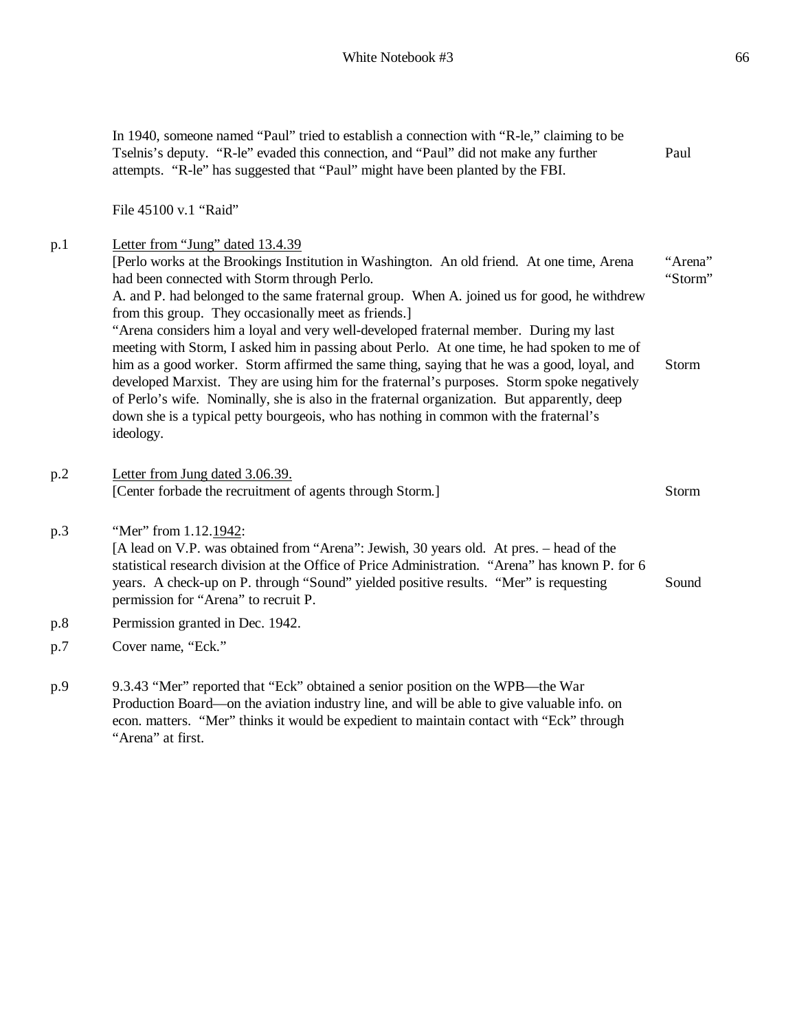In 1940, someone named "Paul" tried to establish a connection with "R-le," claiming to be Tselnis's deputy. "R-le" evaded this connection, and "Paul" did not make any further attempts. "R-le" has suggested that "Paul" might have been planted by the FBI. — Paul

File 45100 v.1 "Raid"

p.1 — <u>Letter from "Jung" dated 13.4.39</u>

[Perlo works at the Brookings Institution in Washington. An old friend. At one time, Arena had been connected with Storm through Perlo. — "Arena" "Storm"

A. and P. had belonged to the same fraternal group. When A. joined us for good, he withdrew from this group. They occasionally meet as friends.]

"Arena considers him a loyal and very well-developed fraternal member. During my last meeting with Storm, I asked him in passing about Perlo. At one time, he had spoken to me of him as a good worker. Storm affirmed the same thing, saying that he was a good, loyal, and developed Marxist. They are using him for the fraternal's purposes. Storm spoke negatively of Perlo's wife. Nominally, she is also in the fraternal organization. But apparently, deep down she is a typical petty bourgeois, who has nothing in common with the fraternal's ideology. — Storm

p.2 — <u>Letter from Jung dated 3.06.39.</u>

[Center forbade the recruitment of agents through Storm.] — Storm

p.3 — "Mer" from 1.12.<u>1942</u>:

[A lead on V.P. was obtained from "Arena": Jewish, 30 years old. At pres. – head of the statistical research division at the Office of Price Administration. "Arena" has known P. for 6 years. A check-up on P. through "Sound" yielded positive results. "Mer" is requesting permission for "Arena" to recruit P. — Sound

p.8 — Permission granted in Dec. 1942.

p.7 — Cover name, "Eck."

p.9 — 9.3.43 "Mer" reported that "Eck" obtained a senior position on the WPB—the War Production Board—on the aviation industry line, and will be able to give valuable info. on econ. matters. "Mer" thinks it would be expedient to maintain contact with "Eck" through "Arena" at first.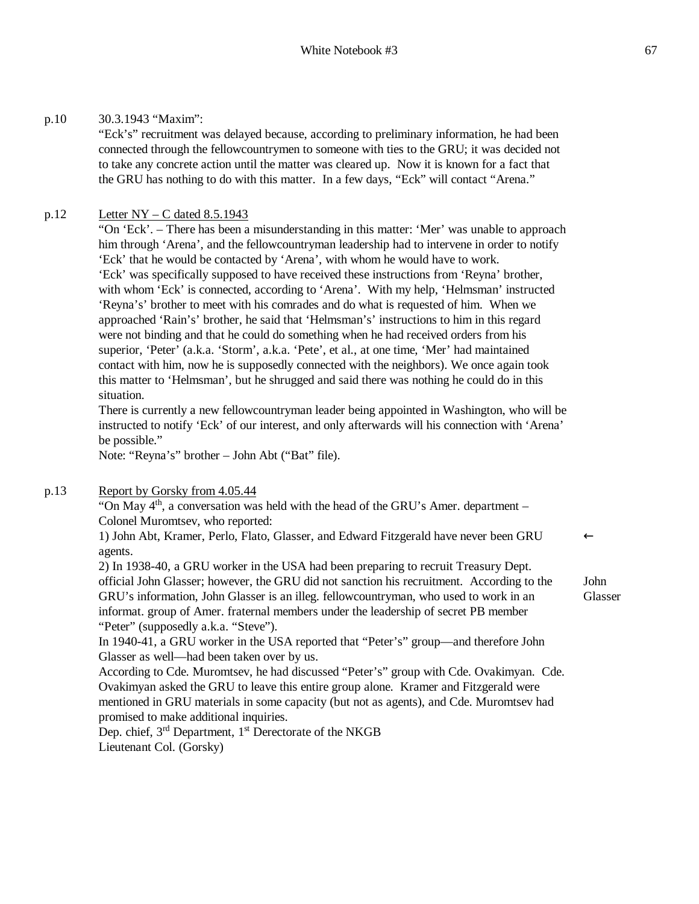p.10 30.3.1943 "Maxim":

"Eck's" recruitment was delayed because, according to preliminary information, he had been connected through the fellowcountrymen to someone with ties to the GRU; it was decided not to take any concrete action until the matter was cleared up. Now it is known for a fact that the GRU has nothing to do with this matter. In a few days, "Eck" will contact "Arena."

p.12 <u>Letter NY – C dated 8.5.1943</u>

"On 'Eck'. – There has been a misunderstanding in this matter: 'Mer' was unable to approach him through 'Arena', and the fellowcountryman leadership had to intervene in order to notify 'Eck' that he would be contacted by 'Arena', with whom he would have to work.
'Eck' was specifically supposed to have received these instructions from 'Reyna' brother, with whom 'Eck' is connected, according to 'Arena'. With my help, 'Helmsman' instructed 'Reyna's' brother to meet with his comrades and do what is requested of him. When we approached 'Rain's' brother, he said that 'Helmsman's' instructions to him in this regard were not binding and that he could do something when he had received orders from his superior, 'Peter' (a.k.a. 'Storm', a.k.a. 'Pete', et al., at one time, 'Mer' had maintained contact with him, now he is supposedly connected with the neighbors). We once again took this matter to 'Helmsman', but he shrugged and said there was nothing he could do in this situation.
There is currently a new fellowcountryman leader being appointed in Washington, who will be instructed to notify 'Eck' of our interest, and only afterwards will his connection with 'Arena' be possible."
Note: "Reyna's" brother – John Abt ("Bat" file).

p.13 <u>Report by Gorsky from 4.05.44</u>

"On May 4th, a conversation was held with the head of the GRU's Amer. department – Colonel Muromtsev, who reported:
1) John Abt, Kramer, Perlo, Flato, Glasser, and Edward Fitzgerald have never been GRU agents. ←
2) In 1938-40, a GRU worker in the USA had been preparing to recruit Treasury Dept. official John Glasser; however, the GRU did not sanction his recruitment. According to the GRU's information, John Glasser is an illeg. fellowcountryman, who used to work in an informat. group of Amer. fraternal members under the leadership of secret PB member "Peter" (supposedly a.k.a. "Steve"). *John Glasser*
In 1940-41, a GRU worker in the USA reported that "Peter's" group—and therefore John Glasser as well—had been taken over by us.
According to Cde. Muromtsev, he had discussed "Peter's" group with Cde. Ovakimyan. Cde. Ovakimyan asked the GRU to leave this entire group alone. Kramer and Fitzgerald were mentioned in GRU materials in some capacity (but not as agents), and Cde. Muromtsev had promised to make additional inquiries.
Dep. chief, 3rd Department, 1st Derectorate of the NKGB
Lieutenant Col. (Gorsky)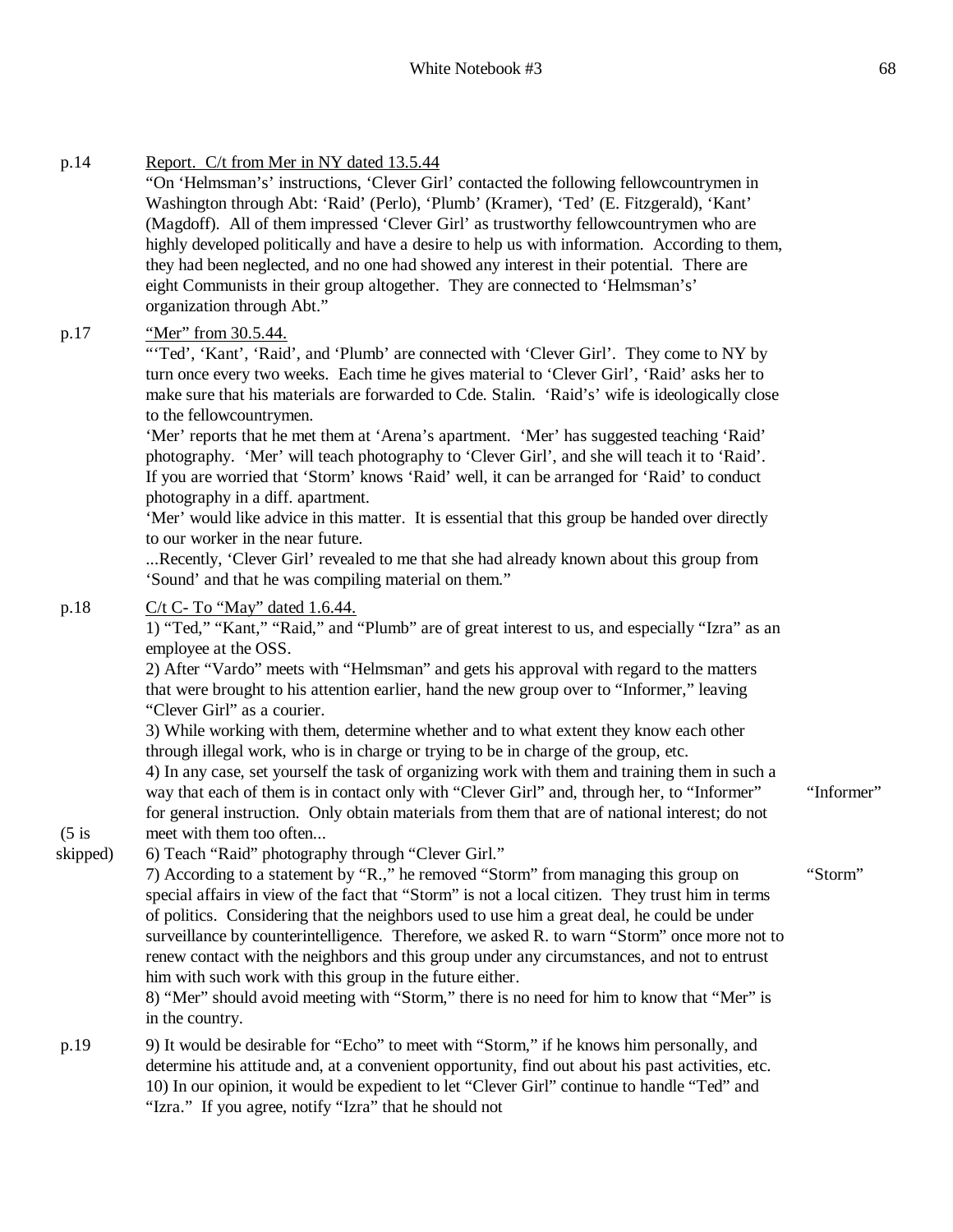p.14 Report. C/t from Mer in NY dated 13.5.44

"On 'Helmsman's' instructions, 'Clever Girl' contacted the following fellowcountrymen in Washington through Abt: 'Raid' (Perlo), 'Plumb' (Kramer), 'Ted' (E. Fitzgerald), 'Kant' (Magdoff). All of them impressed 'Clever Girl' as trustworthy fellowcountrymen who are highly developed politically and have a desire to help us with information. According to them, they had been neglected, and no one had showed any interest in their potential. There are eight Communists in their group altogether. They are connected to 'Helmsman's' organization through Abt."

p.17 "Mer" from 30.5.44.

"'Ted', 'Kant', 'Raid', and 'Plumb' are connected with 'Clever Girl'. They come to NY by turn once every two weeks. Each time he gives material to 'Clever Girl', 'Raid' asks her to make sure that his materials are forwarded to Cde. Stalin. 'Raid's' wife is ideologically close to the fellowcountrymen.

'Mer' reports that he met them at 'Arena's apartment. 'Mer' has suggested teaching 'Raid' photography. 'Mer' will teach photography to 'Clever Girl', and she will teach it to 'Raid'. If you are worried that 'Storm' knows 'Raid' well, it can be arranged for 'Raid' to conduct photography in a diff. apartment.

'Mer' would like advice in this matter. It is essential that this group be handed over directly to our worker in the near future.

...Recently, 'Clever Girl' revealed to me that she had already known about this group from 'Sound' and that he was compiling material on them."

p.18 C/t C- To "May" dated 1.6.44.

1) "Ted," "Kant," "Raid," and "Plumb" are of great interest to us, and especially "Izra" as an employee at the OSS.

2) After "Vardo" meets with "Helmsman" and gets his approval with regard to the matters that were brought to his attention earlier, hand the new group over to "Informer," leaving "Clever Girl" as a courier.

3) While working with them, determine whether and to what extent they know each other through illegal work, who is in charge or trying to be in charge of the group, etc.

4) In any case, set yourself the task of organizing work with them and training them in such a way that each of them is in contact only with "Clever Girl" and, through her, to "Informer" for general instruction. Only obtain materials from them that are of national interest; do not meet with them too often...

"Informer"

(5 is skipped)

6) Teach "Raid" photography through "Clever Girl."

7) According to a statement by "R.," he removed "Storm" from managing this group on special affairs in view of the fact that "Storm" is not a local citizen. They trust him in terms of politics. Considering that the neighbors used to use him a great deal, he could be under surveillance by counterintelligence. Therefore, we asked R. to warn "Storm" once more not to renew contact with the neighbors and this group under any circumstances, and not to entrust him with such work with this group in the future either.

"Storm"

8) "Mer" should avoid meeting with "Storm," there is no need for him to know that "Mer" is in the country.

p.19 9) It would be desirable for "Echo" to meet with "Storm," if he knows him personally, and determine his attitude and, at a convenient opportunity, find out about his past activities, etc.

10) In our opinion, it would be expedient to let "Clever Girl" continue to handle "Ted" and "Izra." If you agree, notify "Izra" that he should not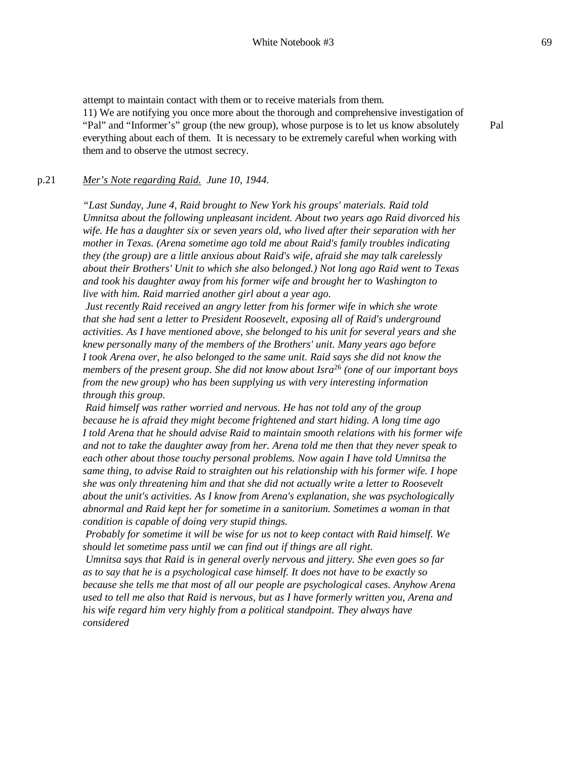attempt to maintain contact with them or to receive materials from them.

11) We are notifying you once more about the thorough and comprehensive investigation of "Pal" and "Informer's" group (the new group), whose purpose is to let us know absolutely everything about each of them. It is necessary to be extremely careful when working with them and to observe the utmost secrecy.

Pal

p.21 *Mer's Note regarding Raid. June 10, 1944.*

*"Last Sunday, June 4, Raid brought to New York his groups' materials. Raid told Umnitsa about the following unpleasant incident. About two years ago Raid divorced his wife. He has a daughter six or seven years old, who lived after their separation with her mother in Texas. (Arena sometime ago told me about Raid's family troubles indicating they (the group) are a little anxious about Raid's wife, afraid she may talk carelessly about their Brothers' Unit to which she also belonged.) Not long ago Raid went to Texas and took his daughter away from his former wife and brought her to Washington to live with him. Raid married another girl about a year ago.*

*Just recently Raid received an angry letter from his former wife in which she wrote that she had sent a letter to President Roosevelt, exposing all of Raid's underground activities. As I have mentioned above, she belonged to his unit for several years and she knew personally many of the members of the Brothers' unit. Many years ago before I took Arena over, he also belonged to the same unit. Raid says she did not know the members of the present group. She did not know about Isra*[26] *(one of our important boys from the new group) who has been supplying us with very interesting information through this group.*

*Raid himself was rather worried and nervous. He has not told any of the group because he is afraid they might become frightened and start hiding. A long time ago I told Arena that he should advise Raid to maintain smooth relations with his former wife and not to take the daughter away from her. Arena told me then that they never speak to each other about those touchy personal problems. Now again I have told Umnitsa the same thing, to advise Raid to straighten out his relationship with his former wife. I hope she was only threatening him and that she did not actually write a letter to Roosevelt about the unit's activities. As I know from Arena's explanation, she was psychologically abnormal and Raid kept her for sometime in a sanitorium. Sometimes a woman in that condition is capable of doing very stupid things.*

*Probably for sometime it will be wise for us not to keep contact with Raid himself. We should let sometime pass until we can find out if things are all right.*

*Umnitsa says that Raid is in general overly nervous and jittery. She even goes so far as to say that he is a psychological case himself. It does not have to be exactly so because she tells me that most of all our people are psychological cases. Anyhow Arena used to tell me also that Raid is nervous, but as I have formerly written you, Arena and his wife regard him very highly from a political standpoint. They always have considered*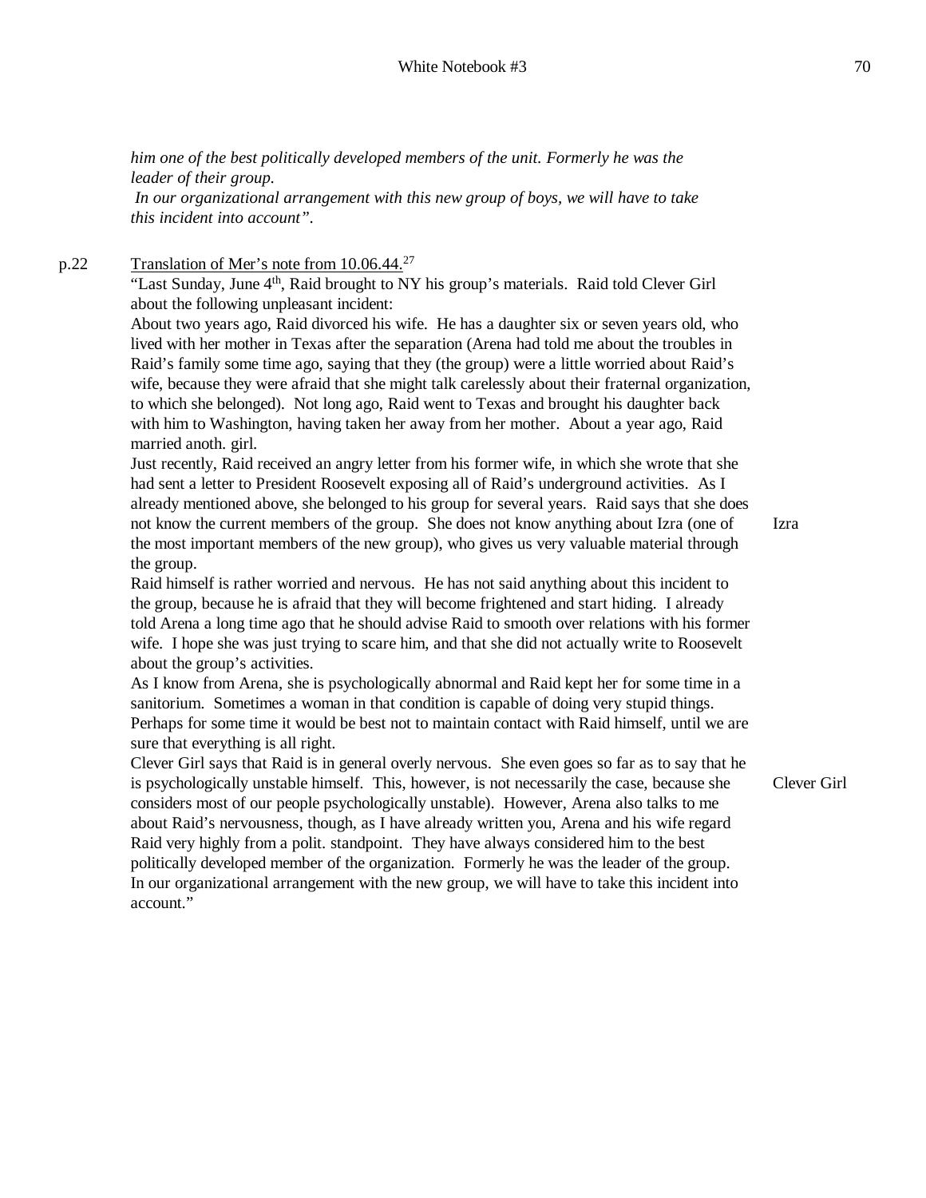*him one of the best politically developed members of the unit. Formerly he was the leader of their group.*
*In our organizational arrangement with this new group of boys, we will have to take this incident into account".*

p.22 Translation of Mer's note from 10.06.44.[27]

"Last Sunday, June 4th, Raid brought to NY his group's materials. Raid told Clever Girl about the following unpleasant incident:

About two years ago, Raid divorced his wife. He has a daughter six or seven years old, who lived with her mother in Texas after the separation (Arena had told me about the troubles in Raid's family some time ago, saying that they (the group) were a little worried about Raid's wife, because they were afraid that she might talk carelessly about their fraternal organization, to which she belonged). Not long ago, Raid went to Texas and brought his daughter back with him to Washington, having taken her away from her mother. About a year ago, Raid married anoth. girl.

Just recently, Raid received an angry letter from his former wife, in which she wrote that she had sent a letter to President Roosevelt exposing all of Raid's underground activities. As I already mentioned above, she belonged to his group for several years. Raid says that she does not know the current members of the group. She does not know anything about Izra (one of the most important members of the new group), who gives us very valuable material through the group. Izra

Raid himself is rather worried and nervous. He has not said anything about this incident to the group, because he is afraid that they will become frightened and start hiding. I already told Arena a long time ago that he should advise Raid to smooth over relations with his former wife. I hope she was just trying to scare him, and that she did not actually write to Roosevelt about the group's activities.

As I know from Arena, she is psychologically abnormal and Raid kept her for some time in a sanitorium. Sometimes a woman in that condition is capable of doing very stupid things. Perhaps for some time it would be best not to maintain contact with Raid himself, until we are sure that everything is all right.

Clever Girl says that Raid is in general overly nervous. She even goes so far as to say that he is psychologically unstable himself. This, however, is not necessarily the case, because she considers most of our people psychologically unstable). However, Arena also talks to me about Raid's nervousness, though, as I have already written you, Arena and his wife regard Raid very highly from a polit. standpoint. They have always considered him to the best politically developed member of the organization. Formerly he was the leader of the group. In our organizational arrangement with the new group, we will have to take this incident into account." Clever Girl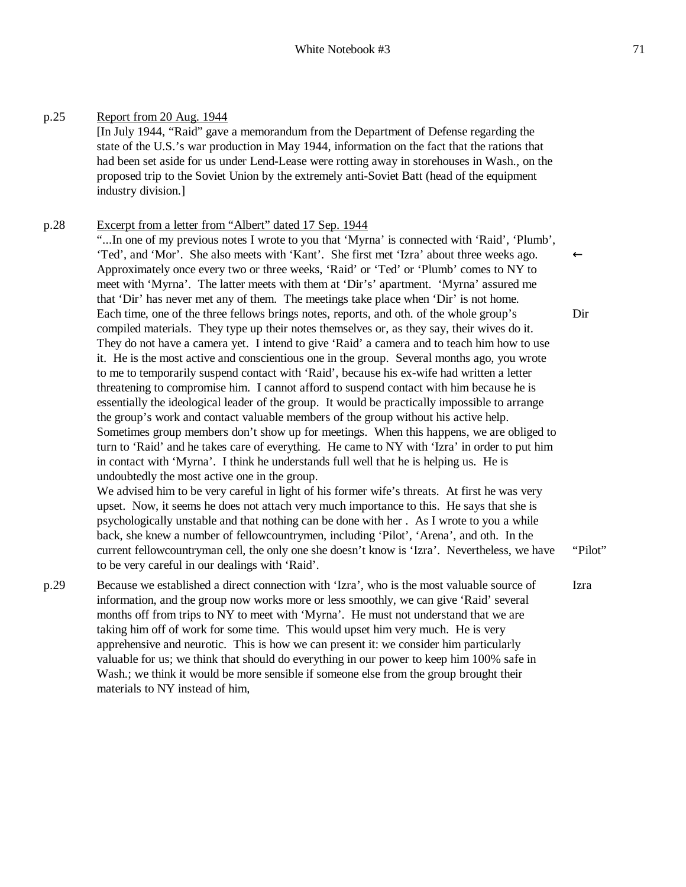p.25 Report from 20 Aug. 1944

[In July 1944, "Raid" gave a memorandum from the Department of Defense regarding the state of the U.S.'s war production in May 1944, information on the fact that the rations that had been set aside for us under Lend-Lease were rotting away in storehouses in Wash., on the proposed trip to the Soviet Union by the extremely anti-Soviet Batt (head of the equipment industry division.]

p.28 Excerpt from a letter from "Albert" dated 17 Sep. 1944

"...In one of my previous notes I wrote to you that 'Myrna' is connected with 'Raid', 'Plumb', 'Ted', and 'Mor'. She also meets with 'Kant'. She first met 'Izra' about three weeks ago. Approximately once every two or three weeks, 'Raid' or 'Ted' or 'Plumb' comes to NY to meet with 'Myrna'. The latter meets with them at 'Dir's' apartment. 'Myrna' assured me that 'Dir' has never met any of them. The meetings take place when 'Dir' is not home. Each time, one of the three fellows brings notes, reports, and oth. of the whole group's compiled materials. They type up their notes themselves or, as they say, their wives do it. They do not have a camera yet. I intend to give 'Raid' a camera and to teach him how to use it. He is the most active and conscientious one in the group. Several months ago, you wrote to me to temporarily suspend contact with 'Raid', because his ex-wife had written a letter threatening to compromise him. I cannot afford to suspend contact with him because he is essentially the ideological leader of the group. It would be practically impossible to arrange the group's work and contact valuable members of the group without his active help. Sometimes group members don't show up for meetings. When this happens, we are obliged to turn to 'Raid' and he takes care of everything. He came to NY with 'Izra' in order to put him in contact with 'Myrna'. I think he understands full well that he is helping us. He is undoubtedly the most active one in the group.

We advised him to be very careful in light of his former wife's threats. At first he was very upset. Now, it seems he does not attach very much importance to this. He says that she is psychologically unstable and that nothing can be done with her . As I wrote to you a while back, she knew a number of fellowcountrymen, including 'Pilot', 'Arena', and oth. In the current fellowcountryman cell, the only one she doesn't know is 'Izra'. Nevertheless, we have to be very careful in our dealings with 'Raid'.

←

Dir

"Pilot"

p.29 Because we established a direct connection with 'Izra', who is the most valuable source of information, and the group now works more or less smoothly, we can give 'Raid' several months off from trips to NY to meet with 'Myrna'. He must not understand that we are taking him off of work for some time. This would upset him very much. He is very apprehensive and neurotic. This is how we can present it: we consider him particularly valuable for us; we think that should do everything in our power to keep him 100% safe in Wash.; we think it would be more sensible if someone else from the group brought their materials to NY instead of him,

Izra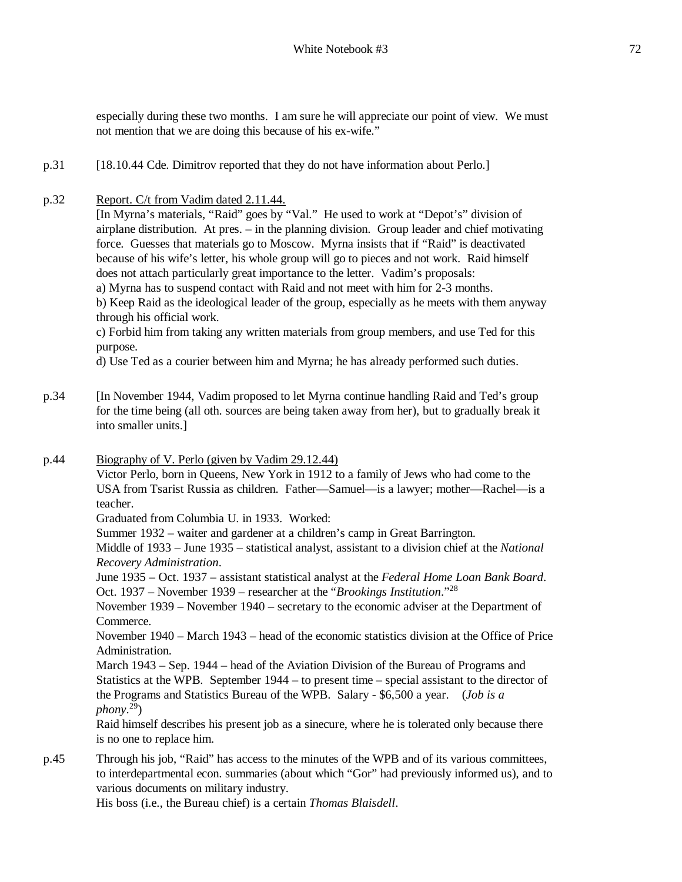especially during these two months. I am sure he will appreciate our point of view. We must not mention that we are doing this because of his ex-wife."

p.31 [18.10.44 Cde. Dimitrov reported that they do not have information about Perlo.]

p.32 Report. C/t from Vadim dated 2.11.44.

[In Myrna's materials, "Raid" goes by "Val." He used to work at "Depot's" division of airplane distribution. At pres. – in the planning division. Group leader and chief motivating force. Guesses that materials go to Moscow. Myrna insists that if "Raid" is deactivated because of his wife's letter, his whole group will go to pieces and not work. Raid himself does not attach particularly great importance to the letter. Vadim's proposals:

a) Myrna has to suspend contact with Raid and not meet with him for 2-3 months.

b) Keep Raid as the ideological leader of the group, especially as he meets with them anyway through his official work.

c) Forbid him from taking any written materials from group members, and use Ted for this purpose.

d) Use Ted as a courier between him and Myrna; he has already performed such duties.

p.34 [In November 1944, Vadim proposed to let Myrna continue handling Raid and Ted's group for the time being (all oth. sources are being taken away from her), but to gradually break it into smaller units.]

p.44 Biography of V. Perlo (given by Vadim 29.12.44)

Victor Perlo, born in Queens, New York in 1912 to a family of Jews who had come to the USA from Tsarist Russia as children. Father—Samuel—is a lawyer; mother—Rachel—is a teacher.

Graduated from Columbia U. in 1933. Worked:

Summer 1932 – waiter and gardener at a children's camp in Great Barrington.

Middle of 1933 – June 1935 – statistical analyst, assistant to a division chief at the *National Recovery Administration*.

June 1935 – Oct. 1937 – assistant statistical analyst at the *Federal Home Loan Bank Board*.

Oct. 1937 – November 1939 – researcher at the "*Brookings Institution*."[28]

November 1939 – November 1940 – secretary to the economic adviser at the Department of Commerce.

November 1940 – March 1943 – head of the economic statistics division at the Office of Price Administration.

March 1943 – Sep. 1944 – head of the Aviation Division of the Bureau of Programs and Statistics at the WPB. September 1944 – to present time – special assistant to the director of the Programs and Statistics Bureau of the WPB. Salary - $6,500 a year. (*Job is a phony*.[29])

Raid himself describes his present job as a sinecure, where he is tolerated only because there is no one to replace him.

p.45 Through his job, "Raid" has access to the minutes of the WPB and of its various committees, to interdepartmental econ. summaries (about which "Gor" had previously informed us), and to various documents on military industry.

His boss (i.e., the Bureau chief) is a certain *Thomas Blaisdell*.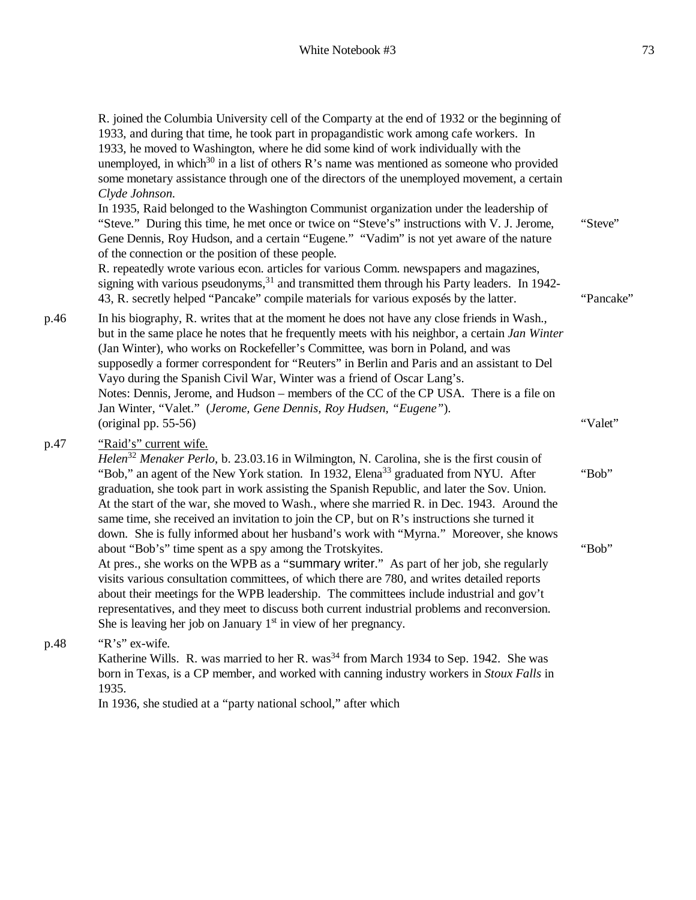R. joined the Columbia University cell of the Comparty at the end of 1932 or the beginning of 1933, and during that time, he took part in propagandistic work among cafe workers. In 1933, he moved to Washington, where he did some kind of work individually with the unemployed, in which[30] in a list of others R's name was mentioned as someone who provided some monetary assistance through one of the directors of the unemployed movement, a certain *Clyde Johnson.*

In 1935, Raid belonged to the Washington Communist organization under the leadership of "Steve." During this time, he met once or twice on "Steve's" instructions with V. J. Jerome, Gene Dennis, Roy Hudson, and a certain "Eugene." "Vadim" is not yet aware of the nature of the connection or the position of these people. — "Steve"

R. repeatedly wrote various econ. articles for various Comm. newspapers and magazines, signing with various pseudonyms,[31] and transmitted them through his Party leaders. In 1942-43, R. secretly helped "Pancake" compile materials for various exposés by the latter. — "Pancake"

p.46 In his biography, R. writes that at the moment he does not have any close friends in Wash., but in the same place he notes that he frequently meets with his neighbor, a certain *Jan Winter* (Jan Winter), who works on Rockefeller's Committee, was born in Poland, and was supposedly a former correspondent for "Reuters" in Berlin and Paris and an assistant to Del Vayo during the Spanish Civil War, Winter was a friend of Oscar Lang's.

Notes: Dennis, Jerome, and Hudson – members of the CC of the CP USA. There is a file on Jan Winter, "Valet." (*Jerome, Gene Dennis, Roy Hudsen, "Eugene"*).

(original pp. 55-56) — "Valet"

p.47 <u>"Raid's" current wife.</u>

*Helen*[32] *Menaker Perlo*, b. 23.03.16 in Wilmington, N. Carolina, she is the first cousin of "Bob," an agent of the New York station. In 1932, Elena[33] graduated from NYU. After graduation, she took part in work assisting the Spanish Republic, and later the Sov. Union. At the start of the war, she moved to Wash., where she married R. in Dec. 1943. Around the same time, she received an invitation to join the CP, but on R's instructions she turned it down. She is fully informed about her husband's work with "Myrna." Moreover, she knows about "Bob's" time spent as a spy among the Trotskyites. — "Bob" — "Bob"

At pres., she works on the WPB as a "summary writer." As part of her job, she regularly visits various consultation committees, of which there are 780, and writes detailed reports about their meetings for the WPB leadership. The committees include industrial and gov't representatives, and they meet to discuss both current industrial problems and reconversion. She is leaving her job on January 1st in view of her pregnancy.

p.48 "R's" ex-wife.

Katherine Wills. R. was married to her R. was[34] from March 1934 to Sep. 1942. She was born in Texas, is a CP member, and worked with canning industry workers in *Stoux Falls* in 1935.

In 1936, she studied at a "party national school," after which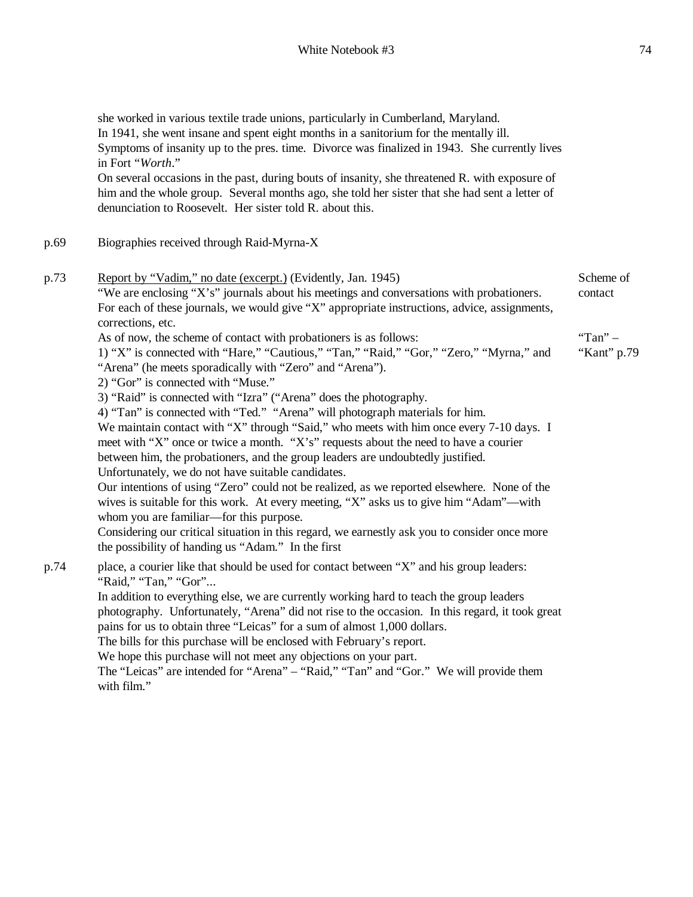she worked in various textile trade unions, particularly in Cumberland, Maryland.
In 1941, she went insane and spent eight months in a sanitorium for the mentally ill.
Symptoms of insanity up to the pres. time. Divorce was finalized in 1943. She currently lives in Fort "*Worth*."
On several occasions in the past, during bouts of insanity, she threatened R. with exposure of him and the whole group. Several months ago, she told her sister that she had sent a letter of denunciation to Roosevelt. Her sister told R. about this.

p.69 Biographies received through Raid-Myrna-X

p.73 <u>Report by "Vadim," no date (excerpt.)</u> (Evidently, Jan. 1945) — *Scheme of contact*

"We are enclosing "X's" journals about his meetings and conversations with probationers. For each of these journals, we would give "X" appropriate instructions, advice, assignments, corrections, etc.
As of now, the scheme of contact with probationers is as follows: — *"Tan" – "Kant" p.79*
1) "X" is connected with "Hare," "Cautious," "Tan," "Raid," "Gor," "Zero," "Myrna," and "Arena" (he meets sporadically with "Zero" and "Arena").
2) "Gor" is connected with "Muse."
3) "Raid" is connected with "Izra" ("Arena" does the photography.
4) "Tan" is connected with "Ted." "Arena" will photograph materials for him.
We maintain contact with "X" through "Said," who meets with him once every 7-10 days. I meet with "X" once or twice a month. "X's" requests about the need to have a courier between him, the probationers, and the group leaders are undoubtedly justified.
Unfortunately, we do not have suitable candidates.
Our intentions of using "Zero" could not be realized, as we reported elsewhere. None of the wives is suitable for this work. At every meeting, "X" asks us to give him "Adam"—with whom you are familiar—for this purpose.
Considering our critical situation in this regard, we earnestly ask you to consider once more the possibility of handing us "Adam." In the first

p.74 place, a courier like that should be used for contact between "X" and his group leaders: "Raid," "Tan," "Gor"...
In addition to everything else, we are currently working hard to teach the group leaders photography. Unfortunately, "Arena" did not rise to the occasion. In this regard, it took great pains for us to obtain three "Leicas" for a sum of almost 1,000 dollars.
The bills for this purchase will be enclosed with February's report.
We hope this purchase will not meet any objections on your part.
The "Leicas" are intended for "Arena" – "Raid," "Tan" and "Gor." We will provide them with film."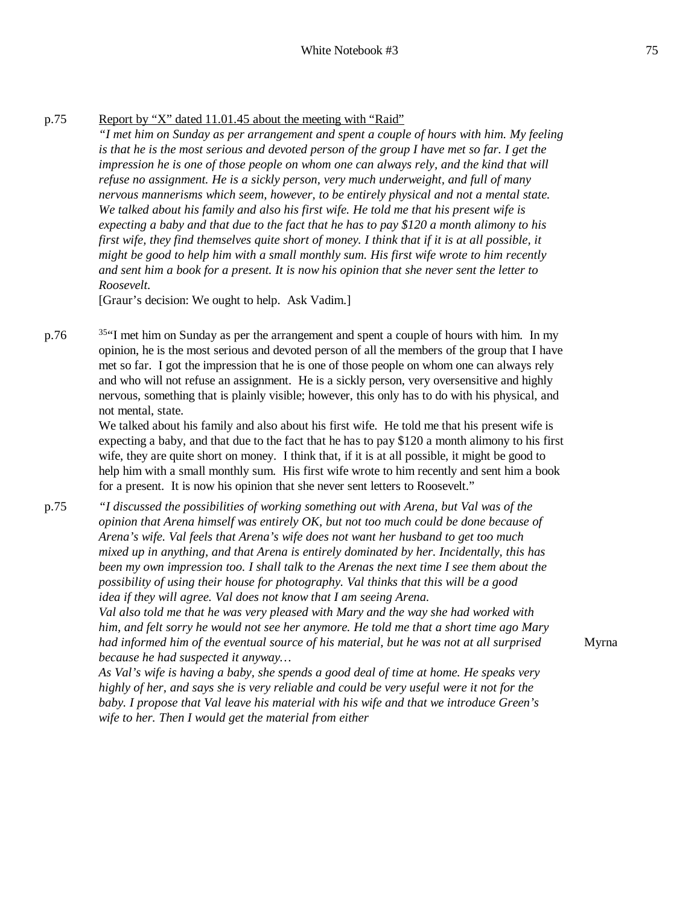p.75 Report by "X" dated 11.01.45 about the meeting with "Raid"

*"I met him on Sunday as per arrangement and spent a couple of hours with him. My feeling is that he is the most serious and devoted person of the group I have met so far. I get the impression he is one of those people on whom one can always rely, and the kind that will refuse no assignment. He is a sickly person, very much underweight, and full of many nervous mannerisms which seem, however, to be entirely physical and not a mental state. We talked about his family and also his first wife. He told me that his present wife is expecting a baby and that due to the fact that he has to pay $120 a month alimony to his first wife, they find themselves quite short of money. I think that if it is at all possible, it might be good to help him with a small monthly sum. His first wife wrote to him recently and sent him a book for a present. It is now his opinion that she never sent the letter to Roosevelt.*

[Graur's decision: We ought to help. Ask Vadim.]

p.76 [35]"I met him on Sunday as per the arrangement and spent a couple of hours with him. In my opinion, he is the most serious and devoted person of all the members of the group that I have met so far. I got the impression that he is one of those people on whom one can always rely and who will not refuse an assignment. He is a sickly person, very oversensitive and highly nervous, something that is plainly visible; however, this only has to do with his physical, and not mental, state.

We talked about his family and also about his first wife. He told me that his present wife is expecting a baby, and that due to the fact that he has to pay $120 a month alimony to his first wife, they are quite short on money. I think that, if it is at all possible, it might be good to help him with a small monthly sum. His first wife wrote to him recently and sent him a book for a present. It is now his opinion that she never sent letters to Roosevelt."

p.75 *"I discussed the possibilities of working something out with Arena, but Val was of the opinion that Arena himself was entirely OK, but not too much could be done because of Arena's wife. Val feels that Arena's wife does not want her husband to get too much mixed up in anything, and that Arena is entirely dominated by her. Incidentally, this has been my own impression too. I shall talk to the Arenas the next time I see them about the possibility of using their house for photography. Val thinks that this will be a good idea if they will agree. Val does not know that I am seeing Arena.*

*Val also told me that he was very pleased with Mary and the way she had worked with him, and felt sorry he would not see her anymore. He told me that a short time ago Mary had informed him of the eventual source of his material, but he was not at all surprised because he had suspected it anyway…* Myrna

*As Val's wife is having a baby, she spends a good deal of time at home. He speaks very highly of her, and says she is very reliable and could be very useful were it not for the baby. I propose that Val leave his material with his wife and that we introduce Green's wife to her. Then I would get the material from either*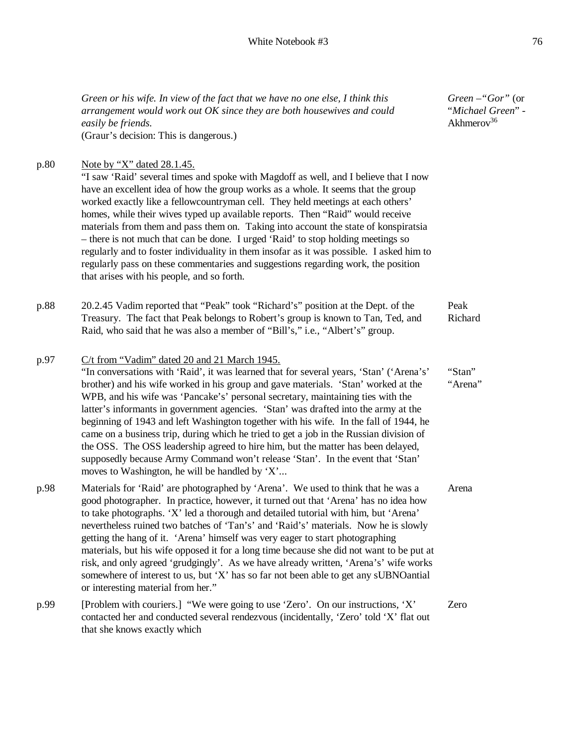| | | |
|---|---|---|
| | *Green or his wife. In view of the fact that we have no one else, I think this arrangement would work out OK since they are both housewives and could easily be friends.* (Graur's decision: This is dangerous.) | *Green –"Gor"* (or "*Michael Green*" - Akhmerov[36] |
| p.80 | Note by "X" dated 28.1.45. "I saw 'Raid' several times and spoke with Magdoff as well, and I believe that I now have an excellent idea of how the group works as a whole. It seems that the group worked exactly like a fellowcountryman cell. They held meetings at each others' homes, while their wives typed up available reports. Then "Raid" would receive materials from them and pass them on. Taking into account the state of konspiratsia – there is not much that can be done. I urged 'Raid' to stop holding meetings so regularly and to foster individuality in them insofar as it was possible. I asked him to regularly pass on these commentaries and suggestions regarding work, the position that arises with his people, and so forth. | |
| p.88 | 20.2.45 Vadim reported that "Peak" took "Richard's" position at the Dept. of the Treasury. The fact that Peak belongs to Robert's group is known to Tan, Ted, and Raid, who said that he was also a member of "Bill's," i.e., "Albert's" group. | Peak Richard |
| p.97 | C/t from "Vadim" dated 20 and 21 March 1945. "In conversations with 'Raid', it was learned that for several years, 'Stan' ('Arena's' brother) and his wife worked in his group and gave materials. 'Stan' worked at the WPB, and his wife was 'Pancake's' personal secretary, maintaining ties with the latter's informants in government agencies. 'Stan' was drafted into the army at the beginning of 1943 and left Washington together with his wife. In the fall of 1944, he came on a business trip, during which he tried to get a job in the Russian division of the OSS. The OSS leadership agreed to hire him, but the matter has been delayed, supposedly because Army Command won't release 'Stan'. In the event that 'Stan' moves to Washington, he will be handled by 'X'... | "Stan" "Arena" |
| p.98 | Materials for 'Raid' are photographed by 'Arena'. We used to think that he was a good photographer. In practice, however, it turned out that 'Arena' has no idea how to take photographs. 'X' led a thorough and detailed tutorial with him, but 'Arena' nevertheless ruined two batches of 'Tan's' and 'Raid's' materials. Now he is slowly getting the hang of it. 'Arena' himself was very eager to start photographing materials, but his wife opposed it for a long time because she did not want to be put at risk, and only agreed 'grudgingly'. As we have already written, 'Arena's' wife works somewhere of interest to us, but 'X' has so far not been able to get any sUBNOantial or interesting material from her." | Arena |
| p.99 | [Problem with couriers.] "We were going to use 'Zero'. On our instructions, 'X' contacted her and conducted several rendezvous (incidentally, 'Zero' told 'X' flat out that she knows exactly which | Zero |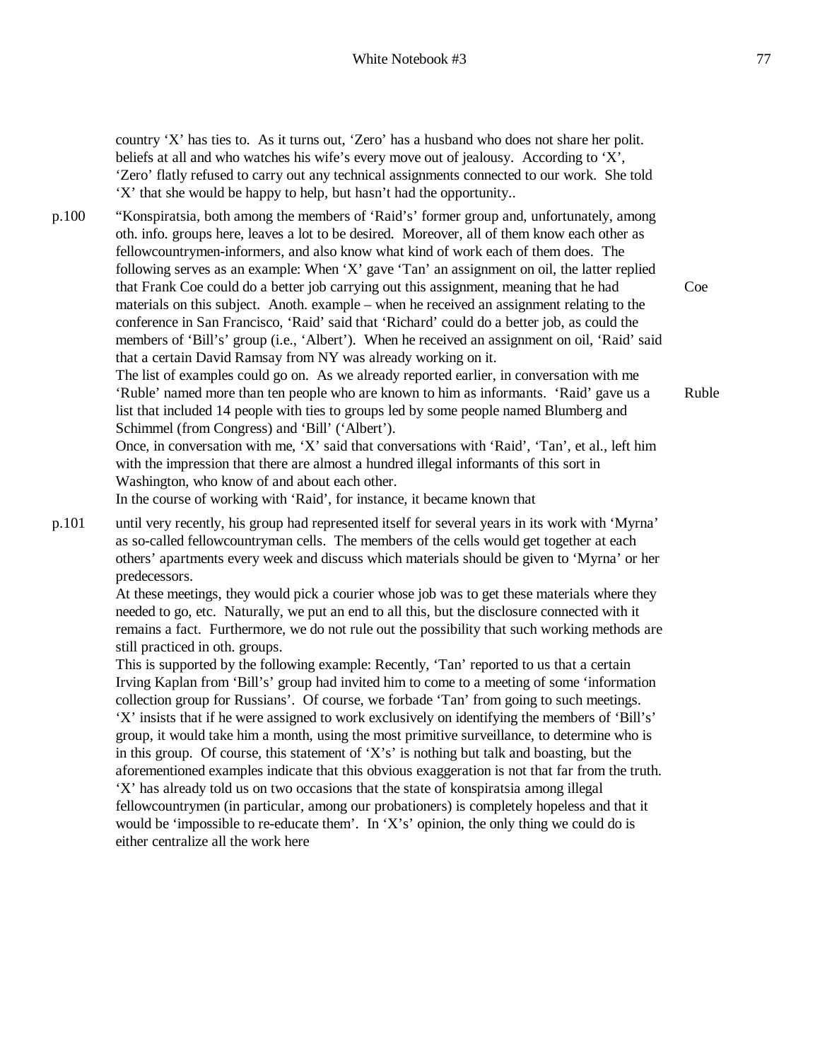country 'X' has ties to. As it turns out, 'Zero' has a husband who does not share her polit. beliefs at all and who watches his wife's every move out of jealousy. According to 'X', 'Zero' flatly refused to carry out any technical assignments connected to our work. She told 'X' that she would be happy to help, but hasn't had the opportunity..

p.100 "Konspiratsia, both among the members of 'Raid's' former group and, unfortunately, among oth. info. groups here, leaves a lot to be desired. Moreover, all of them know each other as fellowcountrymen-informers, and also know what kind of work each of them does. The following serves as an example: When 'X' gave 'Tan' an assignment on oil, the latter replied that Frank Coe could do a better job carrying out this assignment, meaning that he had materials on this subject. Anoth. example – when he received an assignment relating to the conference in San Francisco, 'Raid' said that 'Richard' could do a better job, as could the members of 'Bill's' group (i.e., 'Albert'). When he received an assignment on oil, 'Raid' said that a certain David Ramsay from NY was already working on it. **Coe**

The list of examples could go on. As we already reported earlier, in conversation with me 'Ruble' named more than ten people who are known to him as informants. 'Raid' gave us a list that included 14 people with ties to groups led by some people named Blumberg and Schimmel (from Congress) and 'Bill' ('Albert'). **Ruble**

Once, in conversation with me, 'X' said that conversations with 'Raid', 'Tan', et al., left him with the impression that there are almost a hundred illegal informants of this sort in Washington, who know of and about each other.

In the course of working with 'Raid', for instance, it became known that

p.101 until very recently, his group had represented itself for several years in its work with 'Myrna' as so-called fellowcountryman cells. The members of the cells would get together at each others' apartments every week and discuss which materials should be given to 'Myrna' or her predecessors.

At these meetings, they would pick a courier whose job was to get these materials where they needed to go, etc. Naturally, we put an end to all this, but the disclosure connected with it remains a fact. Furthermore, we do not rule out the possibility that such working methods are still practiced in oth. groups.

This is supported by the following example: Recently, 'Tan' reported to us that a certain Irving Kaplan from 'Bill's' group had invited him to come to a meeting of some 'information collection group for Russians'. Of course, we forbade 'Tan' from going to such meetings.

'X' insists that if he were assigned to work exclusively on identifying the members of 'Bill's' group, it would take him a month, using the most primitive surveillance, to determine who is in this group. Of course, this statement of 'X's' is nothing but talk and boasting, but the aforementioned examples indicate that this obvious exaggeration is not that far from the truth.

'X' has already told us on two occasions that the state of konspiratsia among illegal fellowcountrymen (in particular, among our probationers) is completely hopeless and that it would be 'impossible to re-educate them'. In 'X's' opinion, the only thing we could do is either centralize all the work here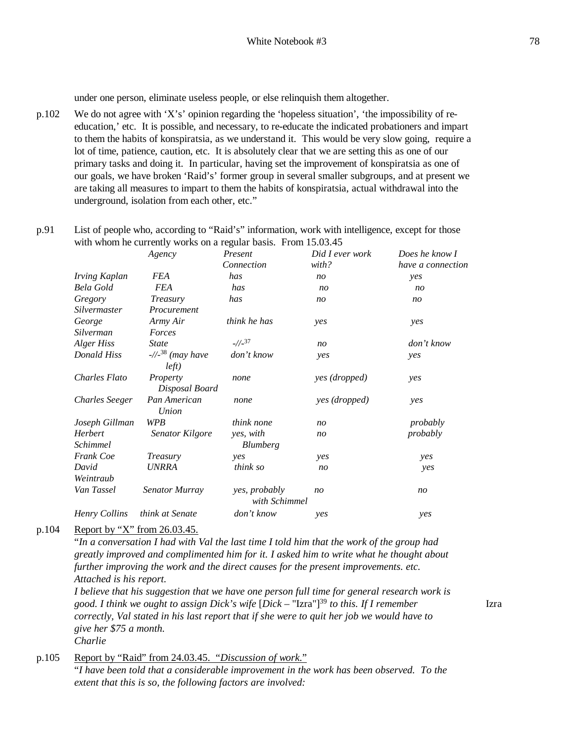under one person, eliminate useless people, or else relinquish them altogether.

p.102 We do not agree with 'X's' opinion regarding the 'hopeless situation', 'the impossibility of re-education,' etc. It is possible, and necessary, to re-educate the indicated probationers and impart to them the habits of konspiratsia, as we understand it. This would be very slow going, require a lot of time, patience, caution, etc. It is absolutely clear that we are setting this as one of our primary tasks and doing it. In particular, having set the improvement of konspiratsia as one of our goals, we have broken 'Raid's' former group in several smaller subgroups, and at present we are taking all measures to impart to them the habits of konspiratsia, actual withdrawal into the underground, isolation from each other, etc."

p.91 List of people who, according to "Raid's" information, work with intelligence, except for those with whom he currently works on a regular basis. From 15.03.45

| | *Agency* | *Present Connection* | *Did I ever work with?* | *Does he know I have a connection* |
|---|---|---|---|---|
| *Irving Kaplan* | *FEA* | *has* | *no* | *yes* |
| *Bela Gold* | *FEA* | *has* | *no* | *no* |
| *Gregory Silvermaster* | *Treasury Procurement* | *has* | *no* | *no* |
| *George Silverman* | *Army Air Forces* | *think he has* | *yes* | *yes* |
| *Alger Hiss* | *State* | *-//-*[37] | *no* | *don't know* |
| *Donald Hiss* | *-//-*[38] *(may have left)* | *don't know* | *yes* | *yes* |
| *Charles Flato* | *Property Disposal Board* | *none* | *yes (dropped)* | *yes* |
| *Charles Seeger* | *Pan American Union* | *none* | *yes (dropped)* | *yes* |
| *Joseph Gillman* | *WPB* | *think none* | *no* | *probably* |
| *Herbert Schimmel* | *Senator Kilgore* | *yes, with Blumberg* | *no* | *probably* |
| *Frank Coe* | *Treasury* | *yes* | *yes* | *yes* |
| *David Weintraub* | *UNRRA* | *think so* | *no* | *yes* |
| *Van Tassel* | *Senator Murray* | *yes, probably with Schimmel* | *no* | *no* |
| *Henry Collins* | *think at Senate* | *don't know* | *yes* | *yes* |

p.104 Report by "X" from 26.03.45.

"*In a conversation I had with Val the last time I told him that the work of the group had greatly improved and complimented him for it. I asked him to write what he thought about further improving the work and the direct causes for the present improvements. etc. Attached is his report.*

*I believe that his suggestion that we have one person full time for general research work is good. I think we ought to assign Dick's wife [Dick* – "Izra"][39] *to this. If I remember correctly, Val stated in his last report that if she were to quit her job we would have to give her $75 a month.* Izra

*Charlie*

p.105 Report by "Raid" from 24.03.45. "*Discussion of work.*"

"*I have been told that a considerable improvement in the work has been observed. To the extent that this is so, the following factors are involved:*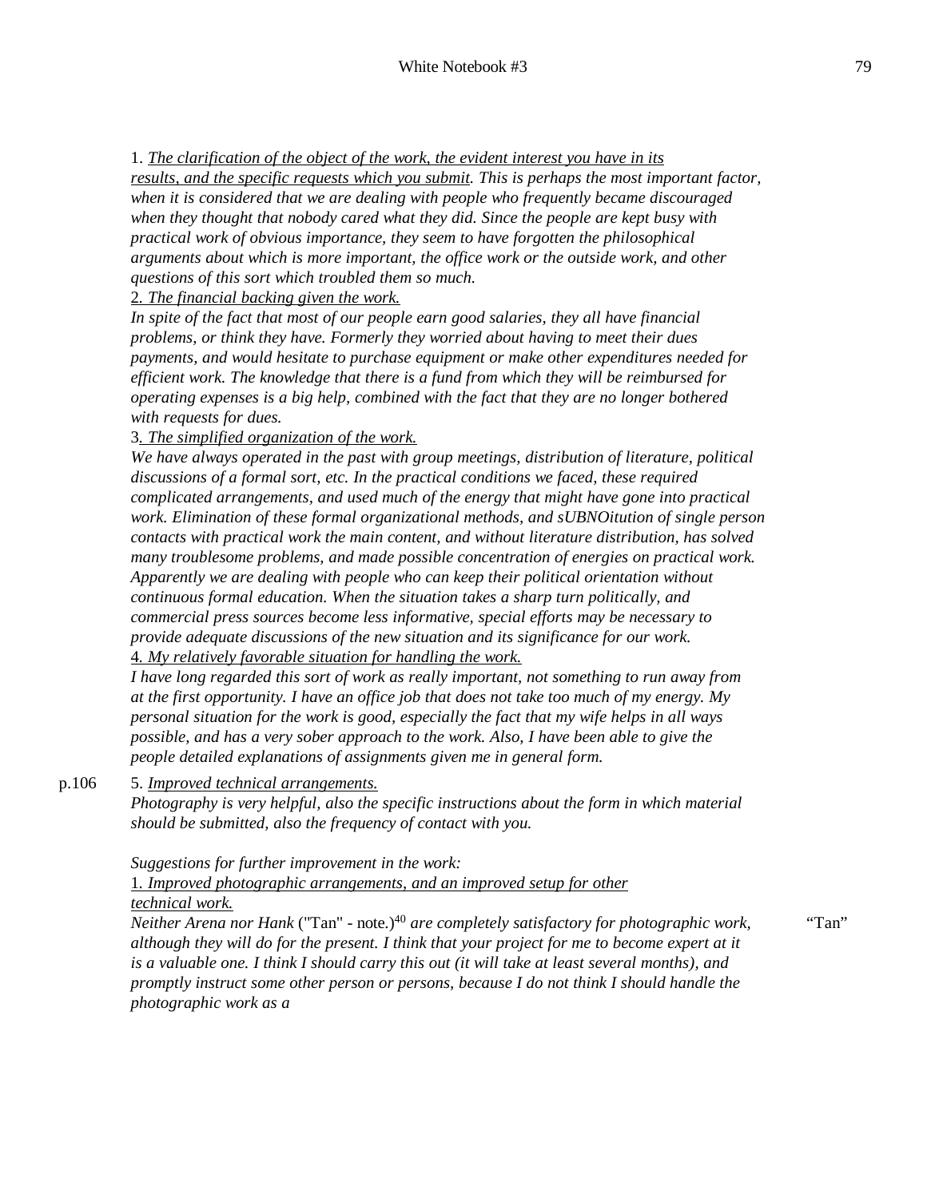1. *The clarification of the object of the work, the evident interest you have in its results, and the specific requests which you submit. This is perhaps the most important factor, when it is considered that we are dealing with people who frequently became discouraged when they thought that nobody cared what they did. Since the people are kept busy with practical work of obvious importance, they seem to have forgotten the philosophical arguments about which is more important, the office work or the outside work, and other questions of this sort which troubled them so much.*

2. *The financial backing given the work.*
*In spite of the fact that most of our people earn good salaries, they all have financial problems, or think they have. Formerly they worried about having to meet their dues payments, and would hesitate to purchase equipment or make other expenditures needed for efficient work. The knowledge that there is a fund from which they will be reimbursed for operating expenses is a big help, combined with the fact that they are no longer bothered with requests for dues.*

3. *The simplified organization of the work.*
*We have always operated in the past with group meetings, distribution of literature, political discussions of a formal sort, etc. In the practical conditions we faced, these required complicated arrangements, and used much of the energy that might have gone into practical work. Elimination of these formal organizational methods, and sUBNOitution of single person contacts with practical work the main content, and without literature distribution, has solved many troublesome problems, and made possible concentration of energies on practical work. Apparently we are dealing with people who can keep their political orientation without continuous formal education. When the situation takes a sharp turn politically, and commercial press sources become less informative, special efforts may be necessary to provide adequate discussions of the new situation and its significance for our work.*

4. *My relatively favorable situation for handling the work.*
*I have long regarded this sort of work as really important, not something to run away from at the first opportunity. I have an office job that does not take too much of my energy. My personal situation for the work is good, especially the fact that my wife helps in all ways possible, and has a very sober approach to the work. Also, I have been able to give the people detailed explanations of assignments given me in general form.*

p.106

5. *Improved technical arrangements.*
*Photography is very helpful, also the specific instructions about the form in which material should be submitted, also the frequency of contact with you.*

*Suggestions for further improvement in the work:*

1. *Improved photographic arrangements, and an improved setup for other technical work.*
*Neither Arena nor Hank* ("Tan" - note.)[40] *are completely satisfactory for photographic work, although they will do for the present. I think that your project for me to become expert at it is a valuable one. I think I should carry this out (it will take at least several months), and promptly instruct some other person or persons, because I do not think I should handle the photographic work as a*

"Tan"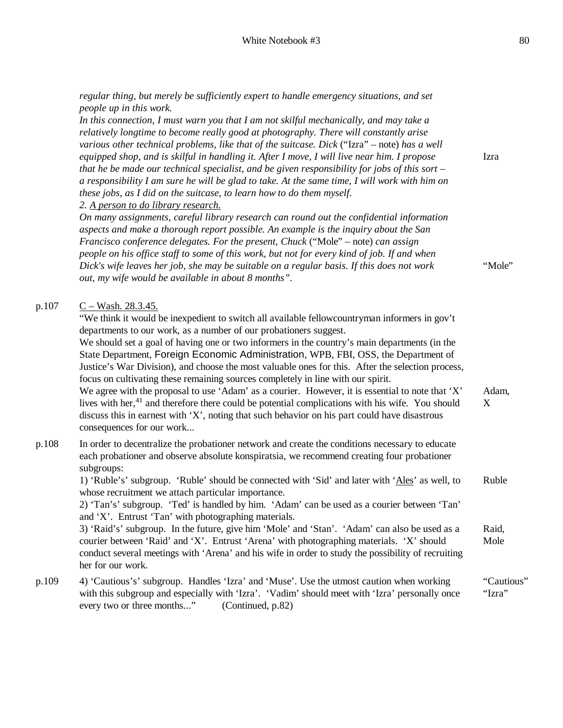*regular thing, but merely be sufficiently expert to handle emergency situations, and set people up in this work.*
*In this connection, I must warn you that I am not skilful mechanically, and may take a relatively longtime to become really good at photography. There will constantly arise various other technical problems, like that of the suitcase. Dick* ("Izra" – note) *has a well equipped shop, and is skilful in handling it. After I move, I will live near him. I propose that he be made our technical specialist, and be given responsibility for jobs of this sort – a responsibility I am sure he will be glad to take. At the same time, I will work with him on these jobs, as I did on the suitcase, to learn how to do them myself.* — Izra

*2. <u>A person to do library research.</u>*
*On many assignments, careful library research can round out the confidential information aspects and make a thorough report possible. An example is the inquiry about the San Francisco conference delegates. For the present, Chuck* ("Mole" – note) *can assign people on his office staff to some of this work, but not for every kind of job. If and when Dick's wife leaves her job, she may be suitable on a regular basis. If this does not work out, my wife would be available in about 8 months".* — "Mole"

p.107 <u>C – Wash. 28.3.45.</u>
"We think it would be inexpedient to switch all available fellowcountryman informers in gov't departments to our work, as a number of our probationers suggest.
We should set a goal of having one or two informers in the country's main departments (in the State Department, Foreign Economic Administration, WPB, FBI, OSS, the Department of Justice's War Division), and choose the most valuable ones for this. After the selection process, focus on cultivating these remaining sources completely in line with our spirit.
We agree with the proposal to use 'Adam' as a courier. However, it is essential to note that 'X' lives with her,[41] and therefore there could be potential complications with his wife. You should discuss this in earnest with 'X', noting that such behavior on his part could have disastrous consequences for our work... — Adam, X

p.108 In order to decentralize the probationer network and create the conditions necessary to educate each probationer and observe absolute konspiratsia, we recommend creating four probationer subgroups:
1) 'Ruble's' subgroup. 'Ruble' should be connected with 'Sid' and later with '<u>Ales</u>' as well, to whose recruitment we attach particular importance. — Ruble
2) 'Tan's' subgroup. 'Ted' is handled by him. 'Adam' can be used as a courier between 'Tan' and 'X'. Entrust 'Tan' with photographing materials.
3) 'Raid's' subgroup. In the future, give him 'Mole' and 'Stan'. 'Adam' can also be used as a courier between 'Raid' and 'X'. Entrust 'Arena' with photographing materials. 'X' should conduct several meetings with 'Arena' and his wife in order to study the possibility of recruiting her for our work. — Raid, Mole

p.109 4) 'Cautious's' subgroup. Handles 'Izra' and 'Muse'. Use the utmost caution when working with this subgroup and especially with 'Izra'. 'Vadim' should meet with 'Izra' personally once every two or three months..." (Continued, p.82) — "Cautious" "Izra"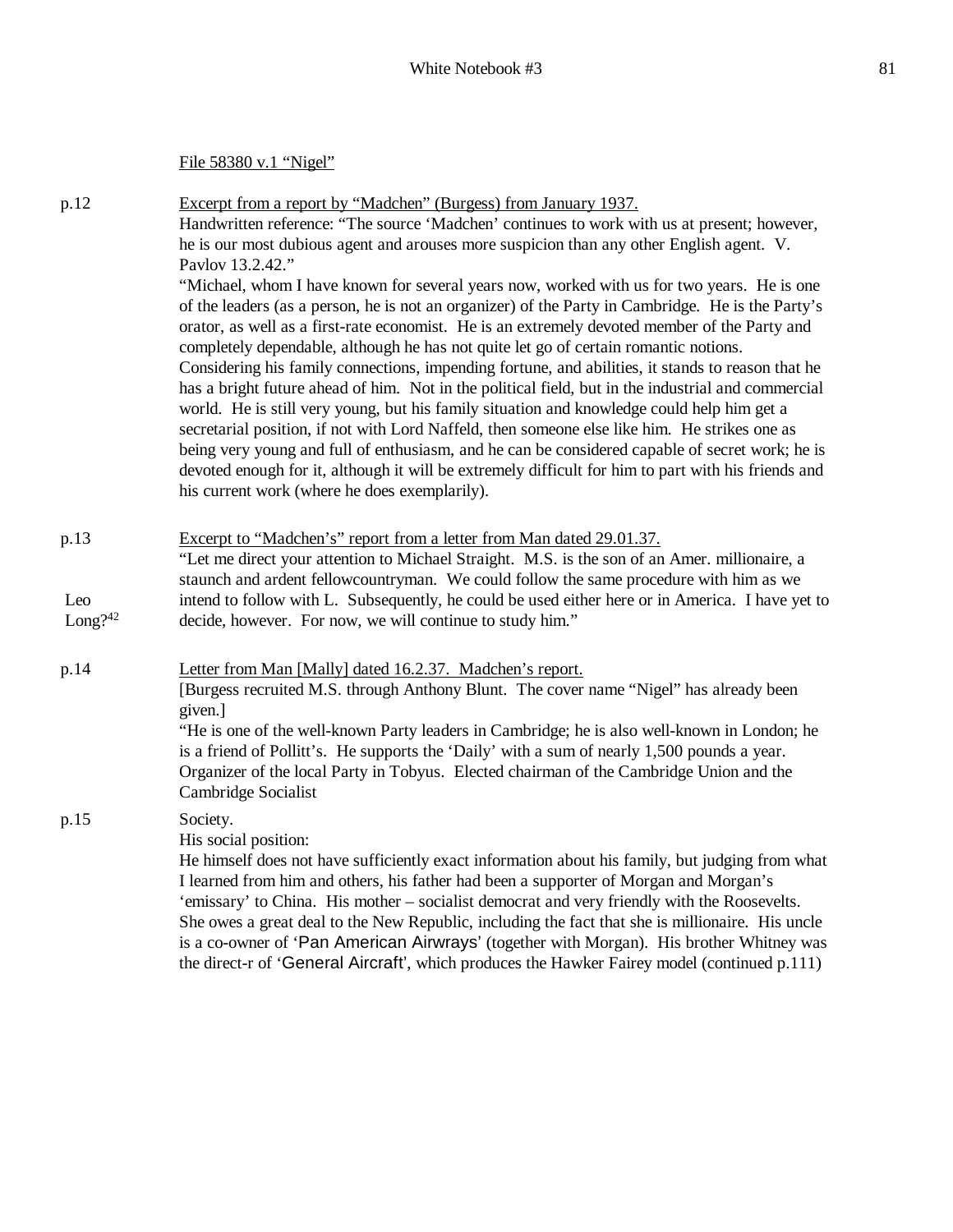File 58380 v.1 “Nigel”

p.12 Excerpt from a report by “Madchen” (Burgess) from January 1937.

Handwritten reference: “The source ‘Madchen’ continues to work with us at present; however, he is our most dubious agent and arouses more suspicion than any other English agent. V. Pavlov 13.2.42.”

“Michael, whom I have known for several years now, worked with us for two years. He is one of the leaders (as a person, he is not an organizer) of the Party in Cambridge. He is the Party’s orator, as well as a first-rate economist. He is an extremely devoted member of the Party and completely dependable, although he has not quite let go of certain romantic notions. Considering his family connections, impending fortune, and abilities, it stands to reason that he has a bright future ahead of him. Not in the political field, but in the industrial and commercial world. He is still very young, but his family situation and knowledge could help him get a secretarial position, if not with Lord Naffeld, then someone else like him. He strikes one as being very young and full of enthusiasm, and he can be considered capable of secret work; he is devoted enough for it, although it will be extremely difficult for him to part with his friends and his current work (where he does exemplarily).

p.13 Excerpt to “Madchen’s” report from a letter from Man dated 29.01.37.

“Let me direct your attention to Michael Straight. M.S. is the son of an Amer. millionaire, a staunch and ardent fellowcountryman. We could follow the same procedure with him as we intend to follow with L. Subsequently, he could be used either here or in America. I have yet to decide, however. For now, we will continue to study him.”

Leo Long?[42]

p.14 Letter from Man [Mally] dated 16.2.37. Madchen’s report.

[Burgess recruited M.S. through Anthony Blunt. The cover name “Nigel” has already been given.]

“He is one of the well-known Party leaders in Cambridge; he is also well-known in London; he is a friend of Pollitt’s. He supports the ‘Daily’ with a sum of nearly 1,500 pounds a year. Organizer of the local Party in Tobyus. Elected chairman of the Cambridge Union and the Cambridge Socialist

p.15 Society.

His social position:

He himself does not have sufficiently exact information about his family, but judging from what I learned from him and others, his father had been a supporter of Morgan and Morgan’s ‘emissary’ to China. His mother – socialist democrat and very friendly with the Roosevelts. She owes a great deal to the New Republic, including the fact that she is millionaire. His uncle is a co-owner of ‘Pan American Airwrays’ (together with Morgan). His brother Whitney was the direct-r of ‘General Aircraft’, which produces the Hawker Fairey model (continued p.111)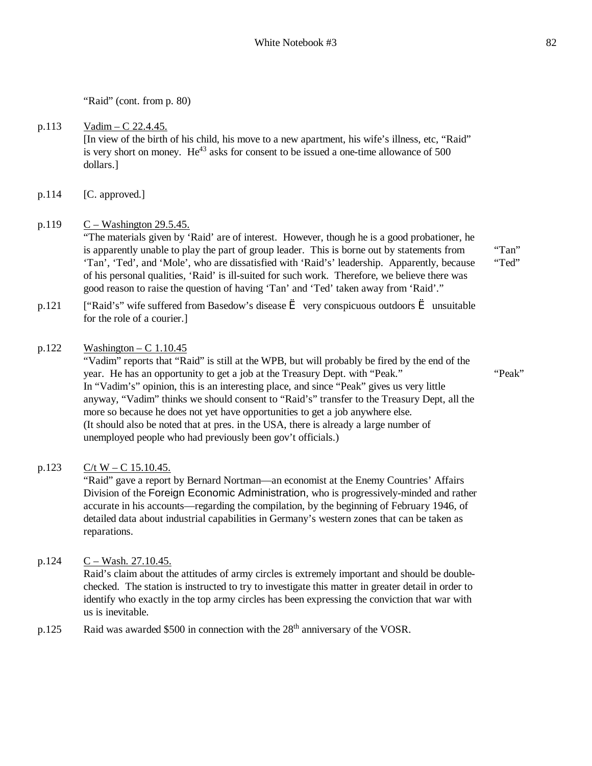"Raid" (cont. from p. 80)

p.113 Vadim – C 22.4.45.
[In view of the birth of his child, his move to a new apartment, his wife's illness, etc, "Raid" is very short on money. He[43] asks for consent to be issued a one-time allowance of 500 dollars.]

p.114 [C. approved.]

p.119 C – Washington 29.5.45.
"The materials given by 'Raid' are of interest. However, though he is a good probationer, he is apparently unable to play the part of group leader. This is borne out by statements from 'Tan', 'Ted', and 'Mole', who are dissatisfied with 'Raid's' leadership. Apparently, because of his personal qualities, 'Raid' is ill-suited for such work. Therefore, we believe there was good reason to raise the question of having 'Tan' and 'Ted' taken away from 'Raid'." "Tan" "Ted"

p.121 ["Raid's" wife suffered from Basedow's disease Ë very conspicuous outdoors Ë unsuitable for the role of a courier.]

p.122 Washington – C 1.10.45
"Vadim" reports that "Raid" is still at the WPB, but will probably be fired by the end of the year. He has an opportunity to get a job at the Treasury Dept. with "Peak." "Peak"
In "Vadim's" opinion, this is an interesting place, and since "Peak" gives us very little anyway, "Vadim" thinks we should consent to "Raid's" transfer to the Treasury Dept, all the more so because he does not yet have opportunities to get a job anywhere else.
(It should also be noted that at pres. in the USA, there is already a large number of unemployed people who had previously been gov't officials.)

p.123 C/t W – C 15.10.45.
"Raid" gave a report by Bernard Nortman—an economist at the Enemy Countries' Affairs Division of the Foreign Economic Administration, who is progressively-minded and rather accurate in his accounts—regarding the compilation, by the beginning of February 1946, of detailed data about industrial capabilities in Germany's western zones that can be taken as reparations.

p.124 C – Wash. 27.10.45.
Raid's claim about the attitudes of army circles is extremely important and should be double-checked. The station is instructed to try to investigate this matter in greater detail in order to identify who exactly in the top army circles has been expressing the conviction that war with us is inevitable.

p.125 Raid was awarded $500 in connection with the 28th anniversary of the VOSR.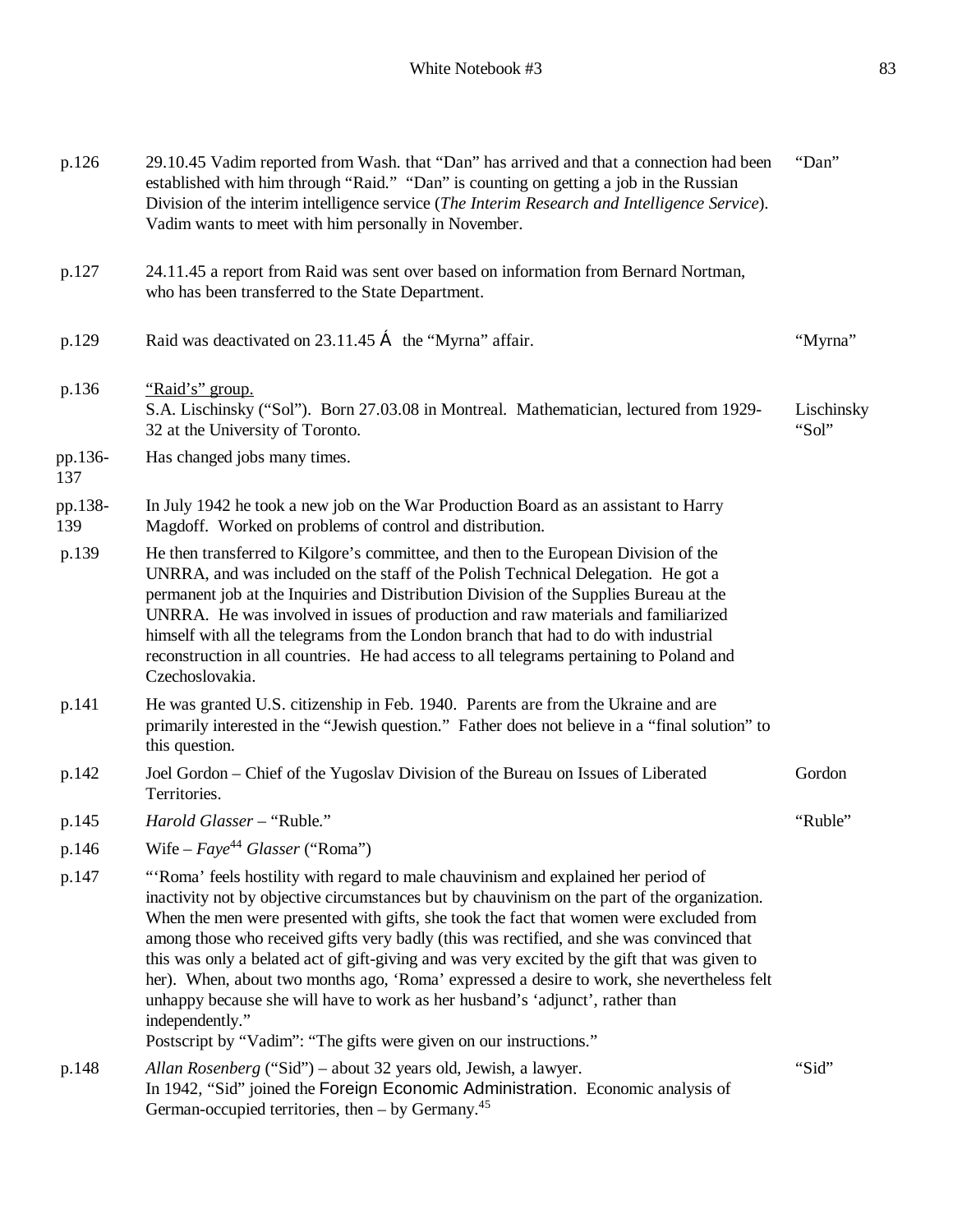| | | |
|---|---|---|
| p.126 | 29.10.45 Vadim reported from Wash. that "Dan" has arrived and that a connection had been established with him through "Raid." "Dan" is counting on getting a job in the Russian Division of the interim intelligence service (*The Interim Research and Intelligence Service*). Vadim wants to meet with him personally in November. | "Dan" |
| p.127 | 24.11.45 a report from Raid was sent over based on information from Bernard Nortman, who has been transferred to the State Department. | |
| p.129 | Raid was deactivated on 23.11.45 Á the "Myrna" affair. | "Myrna" |
| p.136 | <u>"Raid's" group.</u><br>S.A. Lischinsky ("Sol"). Born 27.03.08 in Montreal. Mathematician, lectured from 1929-32 at the University of Toronto. | Lischinsky "Sol" |
| pp.136-137 | Has changed jobs many times. | |
| pp.138-139 | In July 1942 he took a new job on the War Production Board as an assistant to Harry Magdoff. Worked on problems of control and distribution. | |
| p.139 | He then transferred to Kilgore's committee, and then to the European Division of the UNRRA, and was included on the staff of the Polish Technical Delegation. He got a permanent job at the Inquiries and Distribution Division of the Supplies Bureau at the UNRRA. He was involved in issues of production and raw materials and familiarized himself with all the telegrams from the London branch that had to do with industrial reconstruction in all countries. He had access to all telegrams pertaining to Poland and Czechoslovakia. | |
| p.141 | He was granted U.S. citizenship in Feb. 1940. Parents are from the Ukraine and are primarily interested in the "Jewish question." Father does not believe in a "final solution" to this question. | |
| p.142 | Joel Gordon – Chief of the Yugoslav Division of the Bureau on Issues of Liberated Territories. | Gordon |
| p.145 | *Harold Glasser* – "Ruble." | "Ruble" |
| p.146 | Wife – *Faye*[44] *Glasser* ("Roma") | |
| p.147 | "'Roma' feels hostility with regard to male chauvinism and explained her period of inactivity not by objective circumstances but by chauvinism on the part of the organization. When the men were presented with gifts, she took the fact that women were excluded from among those who received gifts very badly (this was rectified, and she was convinced that this was only a belated act of gift-giving and was very excited by the gift that was given to her). When, about two months ago, 'Roma' expressed a desire to work, she nevertheless felt unhappy because she will have to work as her husband's 'adjunct', rather than independently."<br>Postscript by "Vadim": "The gifts were given on our instructions." | |
| p.148 | *Allan Rosenberg* ("Sid") – about 32 years old, Jewish, a lawyer.<br>In 1942, "Sid" joined the Foreign Economic Administration. Economic analysis of German-occupied territories, then – by Germany.[45] | "Sid" |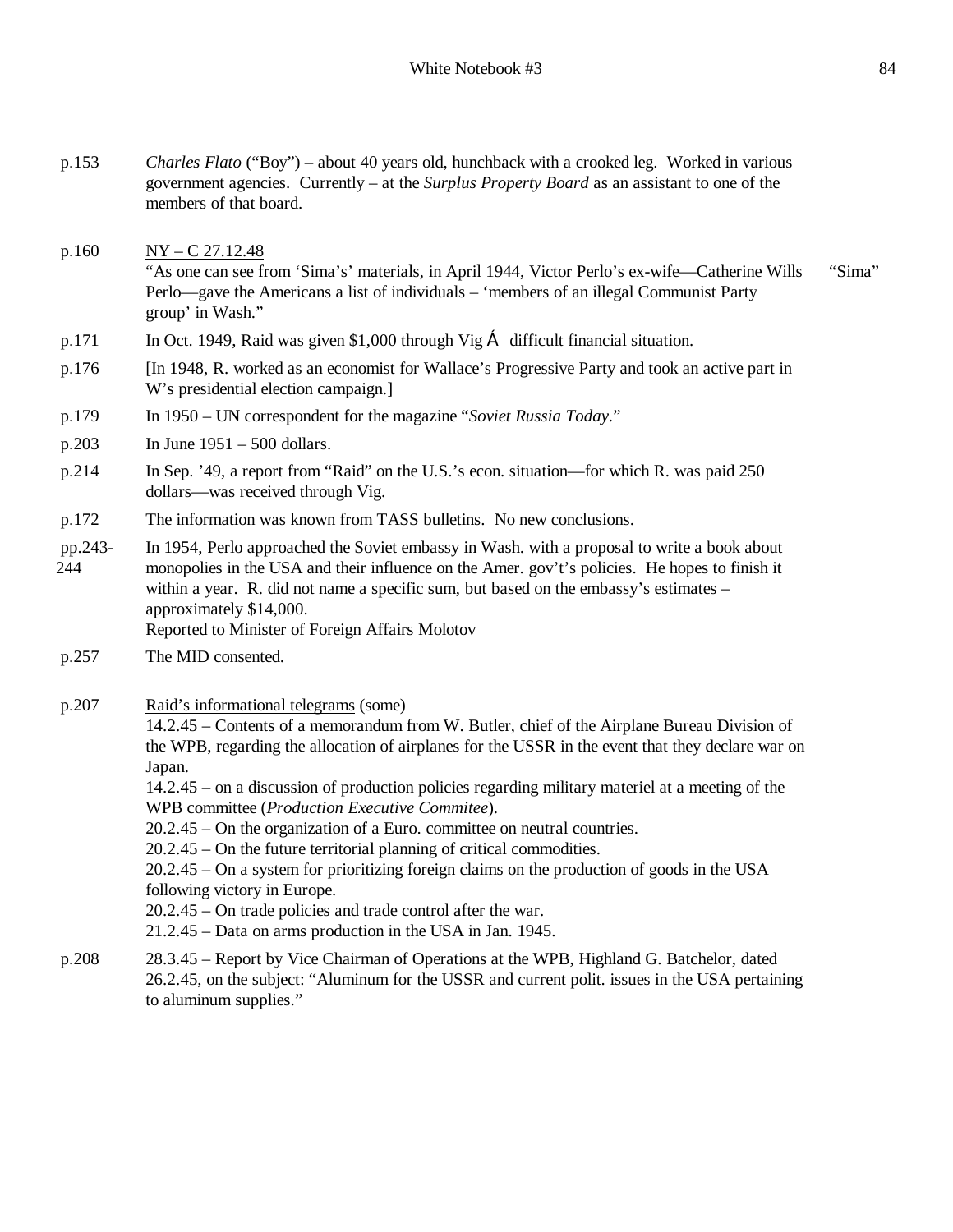p.153 *Charles Flato* ("Boy") – about 40 years old, hunchback with a crooked leg. Worked in various government agencies. Currently – at the *Surplus Property Board* as an assistant to one of the members of that board.

p.160 NY – C 27.12.48

"As one can see from 'Sima's' materials, in April 1944, Victor Perlo's ex-wife—Catherine Wills Perlo—gave the Americans a list of individuals – 'members of an illegal Communist Party group' in Wash." "Sima"

p.171 In Oct. 1949, Raid was given $1,000 through Vig Á difficult financial situation.

p.176 [In 1948, R. worked as an economist for Wallace's Progressive Party and took an active part in W's presidential election campaign.]

p.179 In 1950 – UN correspondent for the magazine "*Soviet Russia Today*."

p.203 In June 1951 – 500 dollars.

p.214 In Sep. '49, a report from "Raid" on the U.S.'s econ. situation—for which R. was paid 250 dollars—was received through Vig.

p.172 The information was known from TASS bulletins. No new conclusions.

pp.243-244 In 1954, Perlo approached the Soviet embassy in Wash. with a proposal to write a book about monopolies in the USA and their influence on the Amer. gov't's policies. He hopes to finish it within a year. R. did not name a specific sum, but based on the embassy's estimates – approximately $14,000.
Reported to Minister of Foreign Affairs Molotov

p.257 The MID consented.

p.207 Raid's informational telegrams (some)

14.2.45 – Contents of a memorandum from W. Butler, chief of the Airplane Bureau Division of the WPB, regarding the allocation of airplanes for the USSR in the event that they declare war on Japan.
14.2.45 – on a discussion of production policies regarding military materiel at a meeting of the WPB committee (*Production Executive Commitee*).
20.2.45 – On the organization of a Euro. committee on neutral countries.
20.2.45 – On the future territorial planning of critical commodities.
20.2.45 – On a system for prioritizing foreign claims on the production of goods in the USA following victory in Europe.
20.2.45 – On trade policies and trade control after the war.
21.2.45 – Data on arms production in the USA in Jan. 1945.

p.208 28.3.45 – Report by Vice Chairman of Operations at the WPB, Highland G. Batchelor, dated 26.2.45, on the subject: "Aluminum for the USSR and current polit. issues in the USA pertaining to aluminum supplies."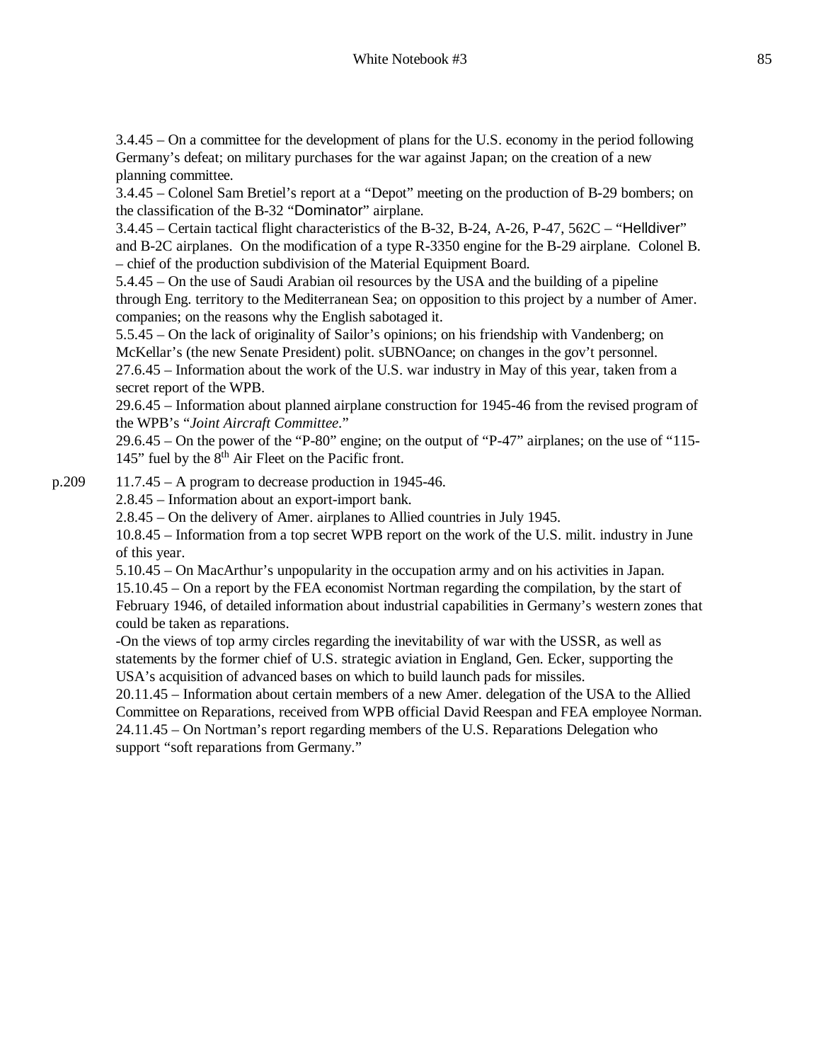3.4.45 – On a committee for the development of plans for the U.S. economy in the period following Germany's defeat; on military purchases for the war against Japan; on the creation of a new planning committee.
3.4.45 – Colonel Sam Bretiel's report at a "Depot" meeting on the production of B-29 bombers; on the classification of the B-32 "Dominator" airplane.
3.4.45 – Certain tactical flight characteristics of the B-32, B-24, A-26, P-47, 562C – "Helldiver" and B-2C airplanes. On the modification of a type R-3350 engine for the B-29 airplane. Colonel B. – chief of the production subdivision of the Material Equipment Board.
5.4.45 – On the use of Saudi Arabian oil resources by the USA and the building of a pipeline through Eng. territory to the Mediterranean Sea; on opposition to this project by a number of Amer. companies; on the reasons why the English sabotaged it.
5.5.45 – On the lack of originality of Sailor's opinions; on his friendship with Vandenberg; on McKellar's (the new Senate President) polit. sUBNOance; on changes in the gov't personnel.
27.6.45 – Information about the work of the U.S. war industry in May of this year, taken from a secret report of the WPB.
29.6.45 – Information about planned airplane construction for 1945-46 from the revised program of the WPB's "*Joint Aircraft Committee*."
29.6.45 – On the power of the "P-80" engine; on the output of "P-47" airplanes; on the use of "115-145" fuel by the 8th Air Fleet on the Pacific front.

p.209 11.7.45 – A program to decrease production in 1945-46.
2.8.45 – Information about an export-import bank.
2.8.45 – On the delivery of Amer. airplanes to Allied countries in July 1945.
10.8.45 – Information from a top secret WPB report on the work of the U.S. milit. industry in June of this year.
5.10.45 – On MacArthur's unpopularity in the occupation army and on his activities in Japan.
15.10.45 – On a report by the FEA economist Nortman regarding the compilation, by the start of February 1946, of detailed information about industrial capabilities in Germany's western zones that could be taken as reparations.
-On the views of top army circles regarding the inevitability of war with the USSR, as well as statements by the former chief of U.S. strategic aviation in England, Gen. Ecker, supporting the USA's acquisition of advanced bases on which to build launch pads for missiles.
20.11.45 – Information about certain members of a new Amer. delegation of the USA to the Allied Committee on Reparations, received from WPB official David Reespan and FEA employee Norman.
24.11.45 – On Nortman's report regarding members of the U.S. Reparations Delegation who support "soft reparations from Germany."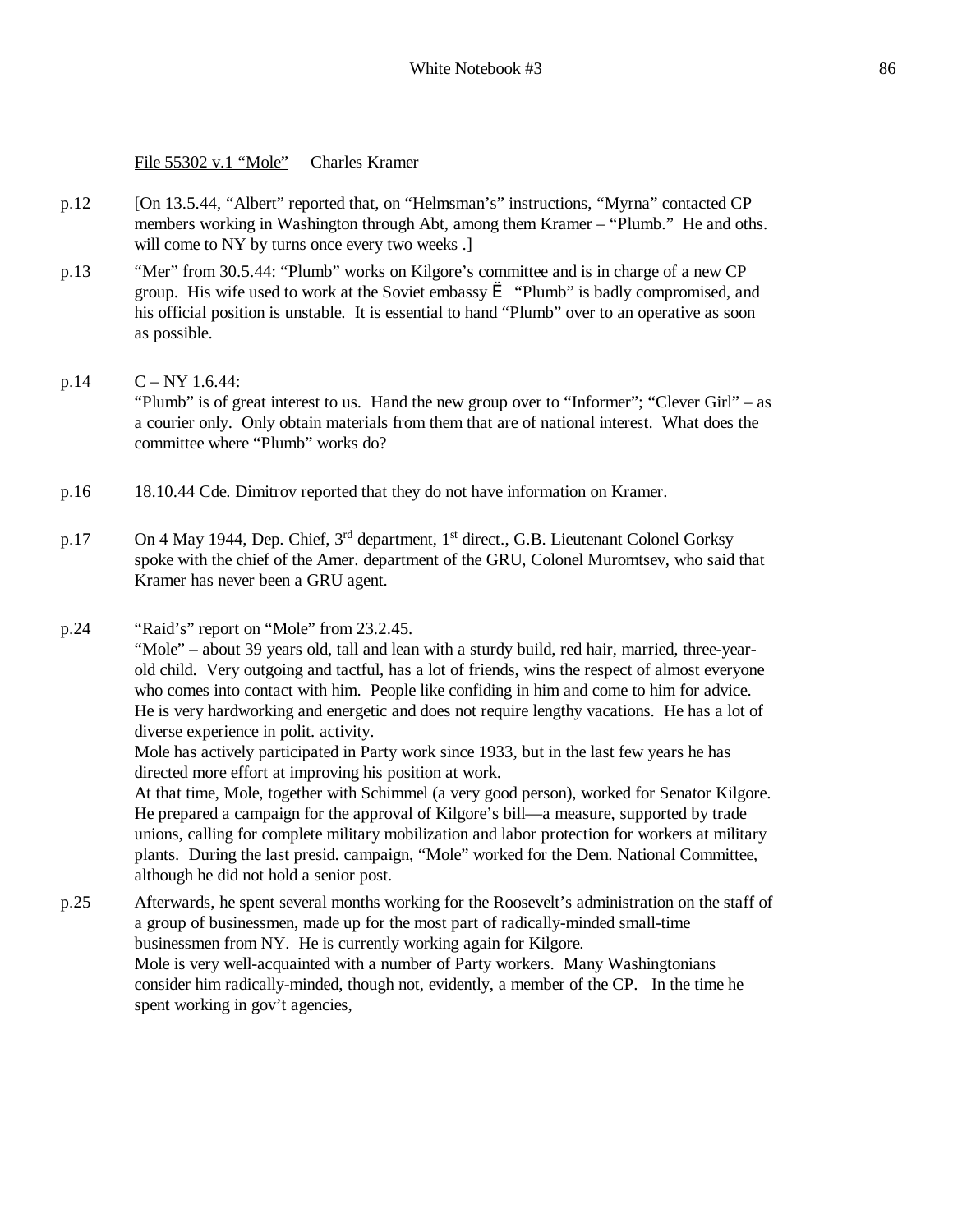<u>File 55302 v.1 "Mole"</u> Charles Kramer

p.12 [On 13.5.44, "Albert" reported that, on "Helmsman's" instructions, "Myrna" contacted CP members working in Washington through Abt, among them Kramer – "Plumb." He and oths. will come to NY by turns once every two weeks .]

p.13 "Mer" from 30.5.44: "Plumb" works on Kilgore's committee and is in charge of a new CP group. His wife used to work at the Soviet embassy Ë "Plumb" is badly compromised, and his official position is unstable. It is essential to hand "Plumb" over to an operative as soon as possible.

p.14 C – NY 1.6.44:
"Plumb" is of great interest to us. Hand the new group over to "Informer"; "Clever Girl" – as a courier only. Only obtain materials from them that are of national interest. What does the committee where "Plumb" works do?

p.16 18.10.44 Cde. Dimitrov reported that they do not have information on Kramer.

p.17 On 4 May 1944, Dep. Chief, 3rd department, 1st direct., G.B. Lieutenant Colonel Gorksy spoke with the chief of the Amer. department of the GRU, Colonel Muromtsev, who said that Kramer has never been a GRU agent.

p.24 <u>"Raid's" report on "Mole" from 23.2.45.</u>
"Mole" – about 39 years old, tall and lean with a sturdy build, red hair, married, three-year-old child. Very outgoing and tactful, has a lot of friends, wins the respect of almost everyone who comes into contact with him. People like confiding in him and come to him for advice. He is very hardworking and energetic and does not require lengthy vacations. He has a lot of diverse experience in polit. activity.
Mole has actively participated in Party work since 1933, but in the last few years he has directed more effort at improving his position at work.
At that time, Mole, together with Schimmel (a very good person), worked for Senator Kilgore. He prepared a campaign for the approval of Kilgore's bill—a measure, supported by trade unions, calling for complete military mobilization and labor protection for workers at military plants. During the last presid. campaign, "Mole" worked for the Dem. National Committee, although he did not hold a senior post.

p.25 Afterwards, he spent several months working for the Roosevelt's administration on the staff of a group of businessmen, made up for the most part of radically-minded small-time businessmen from NY. He is currently working again for Kilgore.
Mole is very well-acquainted with a number of Party workers. Many Washingtonians consider him radically-minded, though not, evidently, a member of the CP. In the time he spent working in gov't agencies,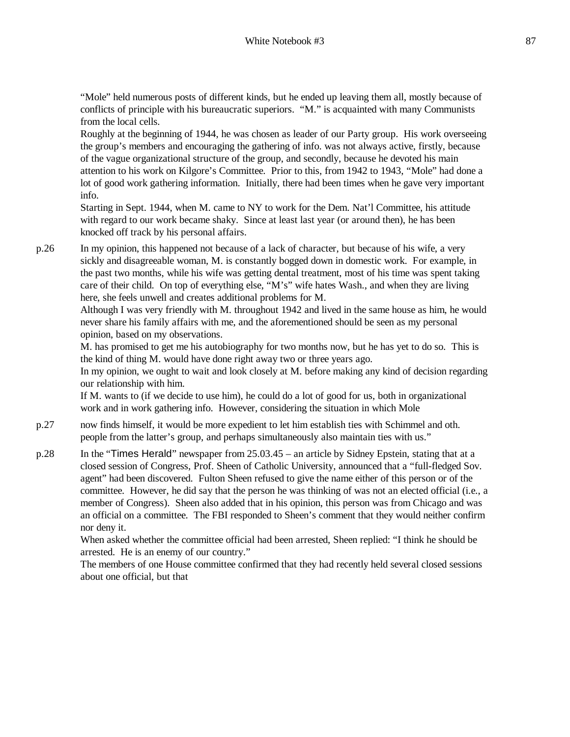"Mole" held numerous posts of different kinds, but he ended up leaving them all, mostly because of conflicts of principle with his bureaucratic superiors. "M." is acquainted with many Communists from the local cells.

Roughly at the beginning of 1944, he was chosen as leader of our Party group. His work overseeing the group's members and encouraging the gathering of info. was not always active, firstly, because of the vague organizational structure of the group, and secondly, because he devoted his main attention to his work on Kilgore's Committee. Prior to this, from 1942 to 1943, "Mole" had done a lot of good work gathering information. Initially, there had been times when he gave very important info.

Starting in Sept. 1944, when M. came to NY to work for the Dem. Nat'l Committee, his attitude with regard to our work became shaky. Since at least last year (or around then), he has been knocked off track by his personal affairs.

p.26 In my opinion, this happened not because of a lack of character, but because of his wife, a very sickly and disagreeable woman, M. is constantly bogged down in domestic work. For example, in the past two months, while his wife was getting dental treatment, most of his time was spent taking care of their child. On top of everything else, "M's" wife hates Wash., and when they are living here, she feels unwell and creates additional problems for M.

Although I was very friendly with M. throughout 1942 and lived in the same house as him, he would never share his family affairs with me, and the aforementioned should be seen as my personal opinion, based on my observations.

M. has promised to get me his autobiography for two months now, but he has yet to do so. This is the kind of thing M. would have done right away two or three years ago.

In my opinion, we ought to wait and look closely at M. before making any kind of decision regarding our relationship with him.

If M. wants to (if we decide to use him), he could do a lot of good for us, both in organizational work and in work gathering info. However, considering the situation in which Mole

p.27 now finds himself, it would be more expedient to let him establish ties with Schimmel and oth. people from the latter's group, and perhaps simultaneously also maintain ties with us."

p.28 In the "Times Herald" newspaper from 25.03.45 – an article by Sidney Epstein, stating that at a closed session of Congress, Prof. Sheen of Catholic University, announced that a "full-fledged Sov. agent" had been discovered. Fulton Sheen refused to give the name either of this person or of the committee. However, he did say that the person he was thinking of was not an elected official (i.e., a member of Congress). Sheen also added that in his opinion, this person was from Chicago and was an official on a committee. The FBI responded to Sheen's comment that they would neither confirm nor deny it.

When asked whether the committee official had been arrested, Sheen replied: "I think he should be arrested. He is an enemy of our country."

The members of one House committee confirmed that they had recently held several closed sessions about one official, but that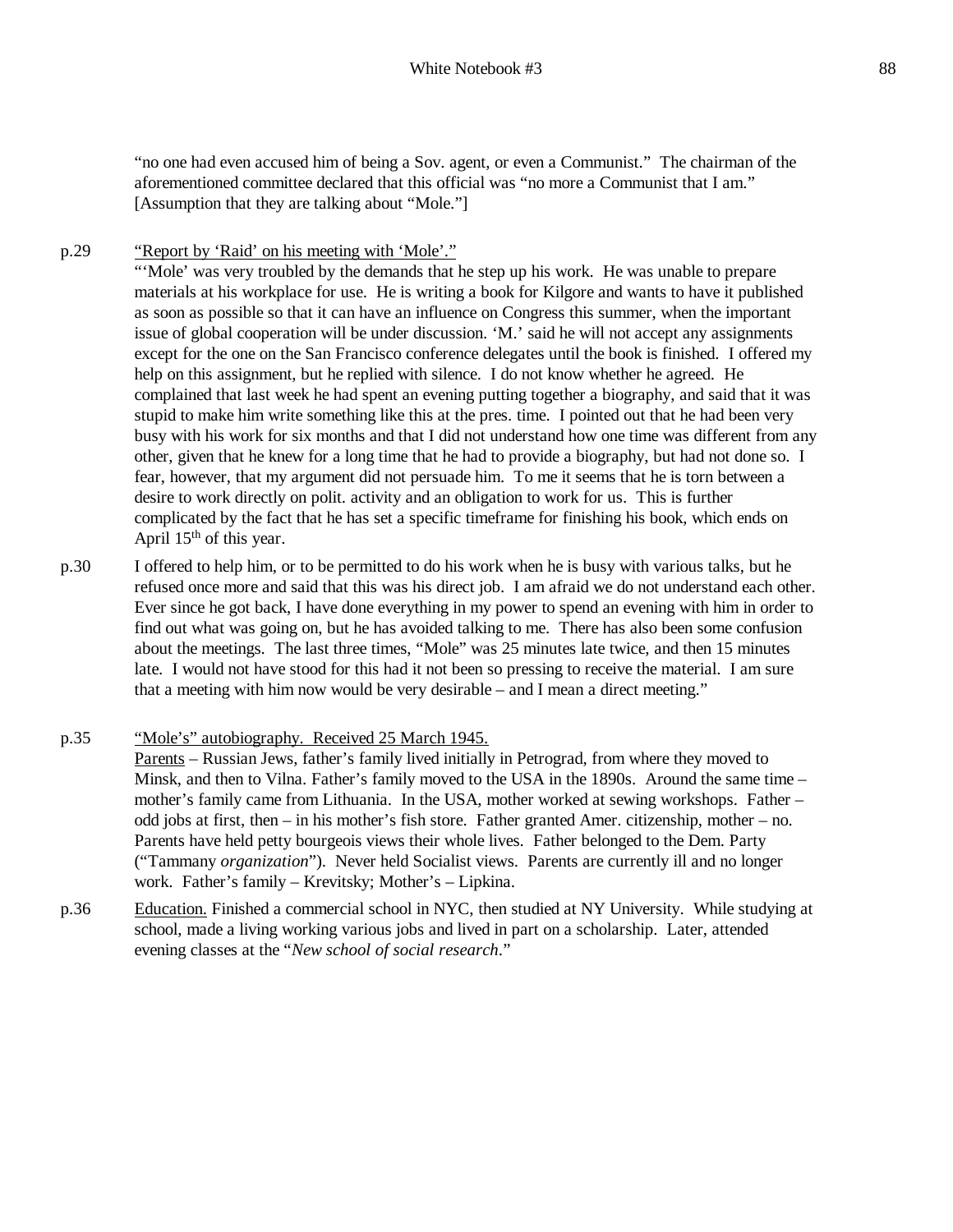"no one had even accused him of being a Sov. agent, or even a Communist." The chairman of the aforementioned committee declared that this official was "no more a Communist that I am." [Assumption that they are talking about "Mole."]

p.29 "Report by 'Raid' on his meeting with 'Mole'."

"'Mole' was very troubled by the demands that he step up his work. He was unable to prepare materials at his workplace for use. He is writing a book for Kilgore and wants to have it published as soon as possible so that it can have an influence on Congress this summer, when the important issue of global cooperation will be under discussion. 'M.' said he will not accept any assignments except for the one on the San Francisco conference delegates until the book is finished. I offered my help on this assignment, but he replied with silence. I do not know whether he agreed. He complained that last week he had spent an evening putting together a biography, and said that it was stupid to make him write something like this at the pres. time. I pointed out that he had been very busy with his work for six months and that I did not understand how one time was different from any other, given that he knew for a long time that he had to provide a biography, but had not done so. I fear, however, that my argument did not persuade him. To me it seems that he is torn between a desire to work directly on polit. activity and an obligation to work for us. This is further complicated by the fact that he has set a specific timeframe for finishing his book, which ends on April 15th of this year.

p.30 I offered to help him, or to be permitted to do his work when he is busy with various talks, but he refused once more and said that this was his direct job. I am afraid we do not understand each other. Ever since he got back, I have done everything in my power to spend an evening with him in order to find out what was going on, but he has avoided talking to me. There has also been some confusion about the meetings. The last three times, "Mole" was 25 minutes late twice, and then 15 minutes late. I would not have stood for this had it not been so pressing to receive the material. I am sure that a meeting with him now would be very desirable – and I mean a direct meeting."

p.35 "Mole's" autobiography. Received 25 March 1945.

Parents – Russian Jews, father's family lived initially in Petrograd, from where they moved to Minsk, and then to Vilna. Father's family moved to the USA in the 1890s. Around the same time – mother's family came from Lithuania. In the USA, mother worked at sewing workshops. Father – odd jobs at first, then – in his mother's fish store. Father granted Amer. citizenship, mother – no. Parents have held petty bourgeois views their whole lives. Father belonged to the Dem. Party ("Tammany *organization*"). Never held Socialist views. Parents are currently ill and no longer work. Father's family – Krevitsky; Mother's – Lipkina.

p.36 Education. Finished a commercial school in NYC, then studied at NY University. While studying at school, made a living working various jobs and lived in part on a scholarship. Later, attended evening classes at the "*New school of social research*."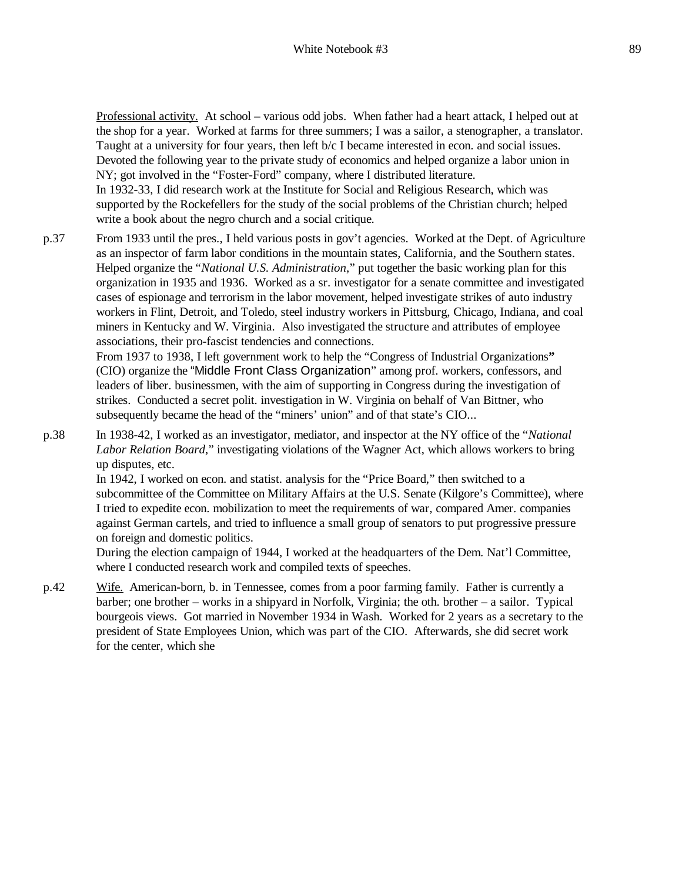<u>Professional activity.</u> At school – various odd jobs. When father had a heart attack, I helped out at the shop for a year. Worked at farms for three summers; I was a sailor, a stenographer, a translator. Taught at a university for four years, then left b/c I became interested in econ. and social issues. Devoted the following year to the private study of economics and helped organize a labor union in NY; got involved in the "Foster-Ford" company, where I distributed literature.
In 1932-33, I did research work at the Institute for Social and Religious Research, which was supported by the Rockefellers for the study of the social problems of the Christian church; helped write a book about the negro church and a social critique.

p.37 From 1933 until the pres., I held various posts in gov't agencies. Worked at the Dept. of Agriculture as an inspector of farm labor conditions in the mountain states, California, and the Southern states. Helped organize the "*National U.S. Administration*," put together the basic working plan for this organization in 1935 and 1936. Worked as a sr. investigator for a senate committee and investigated cases of espionage and terrorism in the labor movement, helped investigate strikes of auto industry workers in Flint, Detroit, and Toledo, steel industry workers in Pittsburg, Chicago, Indiana, and coal miners in Kentucky and W. Virginia. Also investigated the structure and attributes of employee associations, their pro-fascist tendencies and connections.
From 1937 to 1938, I left government work to help the "Congress of Industrial Organizations" (CIO) organize the "Middle Front Class Organization" among prof. workers, confessors, and leaders of liber. businessmen, with the aim of supporting in Congress during the investigation of strikes. Conducted a secret polit. investigation in W. Virginia on behalf of Van Bittner, who subsequently became the head of the "miners' union" and of that state's CIO...

p.38 In 1938-42, I worked as an investigator, mediator, and inspector at the NY office of the "*National Labor Relation Board*," investigating violations of the Wagner Act, which allows workers to bring up disputes, etc.
In 1942, I worked on econ. and statist. analysis for the "Price Board," then switched to a subcommittee of the Committee on Military Affairs at the U.S. Senate (Kilgore's Committee), where I tried to expedite econ. mobilization to meet the requirements of war, compared Amer. companies against German cartels, and tried to influence a small group of senators to put progressive pressure on foreign and domestic politics.
During the election campaign of 1944, I worked at the headquarters of the Dem. Nat'l Committee, where I conducted research work and compiled texts of speeches.

p.42 <u>Wife.</u> American-born, b. in Tennessee, comes from a poor farming family. Father is currently a barber; one brother – works in a shipyard in Norfolk, Virginia; the oth. brother – a sailor. Typical bourgeois views. Got married in November 1934 in Wash. Worked for 2 years as a secretary to the president of State Employees Union, which was part of the CIO. Afterwards, she did secret work for the center, which she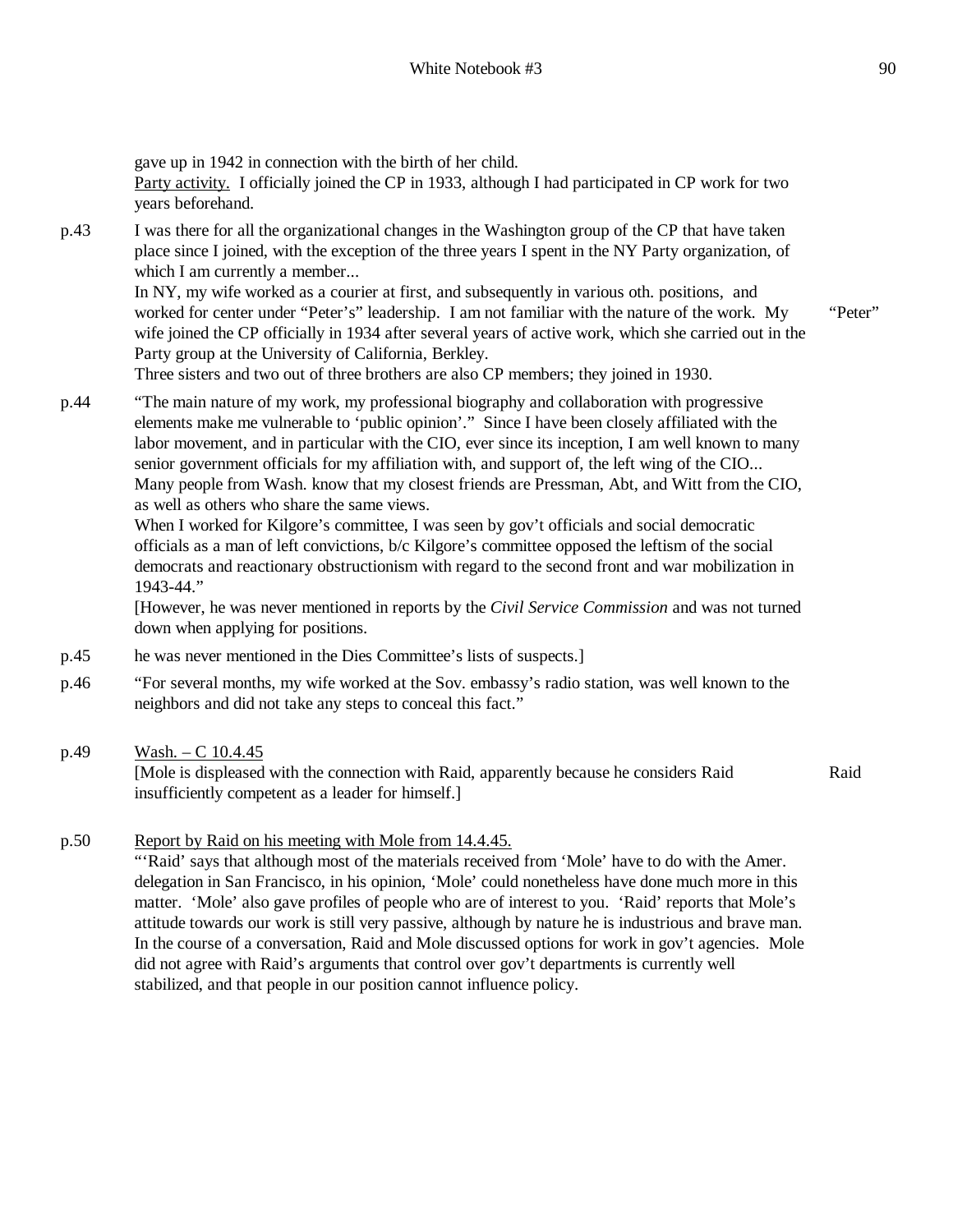gave up in 1942 in connection with the birth of her child.
Party activity. I officially joined the CP in 1933, although I had participated in CP work for two years beforehand.

p.43 I was there for all the organizational changes in the Washington group of the CP that have taken place since I joined, with the exception of the three years I spent in the NY Party organization, of which I am currently a member...
In NY, my wife worked as a courier at first, and subsequently in various oth. positions, and worked for center under "Peter's" leadership. I am not familiar with the nature of the work. My wife joined the CP officially in 1934 after several years of active work, which she carried out in the Party group at the University of California, Berkley. "Peter"
Three sisters and two out of three brothers are also CP members; they joined in 1930.

p.44 "The main nature of my work, my professional biography and collaboration with progressive elements make me vulnerable to 'public opinion'." Since I have been closely affiliated with the labor movement, and in particular with the CIO, ever since its inception, I am well known to many senior government officials for my affiliation with, and support of, the left wing of the CIO... Many people from Wash. know that my closest friends are Pressman, Abt, and Witt from the CIO, as well as others who share the same views.
When I worked for Kilgore's committee, I was seen by gov't officials and social democratic officials as a man of left convictions, b/c Kilgore's committee opposed the leftism of the social democrats and reactionary obstructionism with regard to the second front and war mobilization in 1943-44."
[However, he was never mentioned in reports by the *Civil Service Commission* and was not turned down when applying for positions.

p.45 he was never mentioned in the Dies Committee's lists of suspects.]

p.46 "For several months, my wife worked at the Sov. embassy's radio station, was well known to the neighbors and did not take any steps to conceal this fact."

p.49 Wash. – C 10.4.45
[Mole is displeased with the connection with Raid, apparently because he considers Raid insufficiently competent as a leader for himself.] Raid

p.50 Report by Raid on his meeting with Mole from 14.4.45.
"'Raid' says that although most of the materials received from 'Mole' have to do with the Amer. delegation in San Francisco, in his opinion, 'Mole' could nonetheless have done much more in this matter. 'Mole' also gave profiles of people who are of interest to you. 'Raid' reports that Mole's attitude towards our work is still very passive, although by nature he is industrious and brave man. In the course of a conversation, Raid and Mole discussed options for work in gov't agencies. Mole did not agree with Raid's arguments that control over gov't departments is currently well stabilized, and that people in our position cannot influence policy.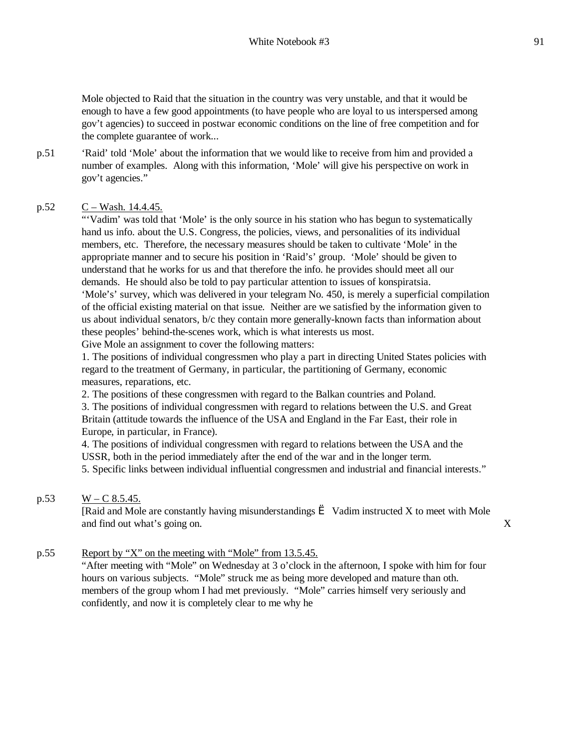Mole objected to Raid that the situation in the country was very unstable, and that it would be enough to have a few good appointments (to have people who are loyal to us interspersed among gov't agencies) to succeed in postwar economic conditions on the line of free competition and for the complete guarantee of work...

p.51 'Raid' told 'Mole' about the information that we would like to receive from him and provided a number of examples. Along with this information, 'Mole' will give his perspective on work in gov't agencies."

p.52 C – Wash. 14.4.45.

"'Vadim' was told that 'Mole' is the only source in his station who has begun to systematically hand us info. about the U.S. Congress, the policies, views, and personalities of its individual members, etc. Therefore, the necessary measures should be taken to cultivate 'Mole' in the appropriate manner and to secure his position in 'Raid's' group. 'Mole' should be given to understand that he works for us and that therefore the info. he provides should meet all our demands. He should also be told to pay particular attention to issues of konspiratsia.

'Mole's' survey, which was delivered in your telegram No. 450, is merely a superficial compilation of the official existing material on that issue. Neither are we satisfied by the information given to us about individual senators, b/c they contain more generally-known facts than information about these peoples' behind-the-scenes work, which is what interests us most.

Give Mole an assignment to cover the following matters:

1. The positions of individual congressmen who play a part in directing United States policies with regard to the treatment of Germany, in particular, the partitioning of Germany, economic measures, reparations, etc.
2. The positions of these congressmen with regard to the Balkan countries and Poland.
3. The positions of individual congressmen with regard to relations between the U.S. and Great Britain (attitude towards the influence of the USA and England in the Far East, their role in Europe, in particular, in France).
4. The positions of individual congressmen with regard to relations between the USA and the USSR, both in the period immediately after the end of the war and in the longer term.
5. Specific links between individual influential congressmen and industrial and financial interests."

p.53 W – C 8.5.45.

[Raid and Mole are constantly having misunderstandings Ë Vadim instructed X to meet with Mole and find out what's going on. X

p.55 Report by "X" on the meeting with "Mole" from 13.5.45.

"After meeting with "Mole" on Wednesday at 3 o'clock in the afternoon, I spoke with him for four hours on various subjects. "Mole" struck me as being more developed and mature than oth. members of the group whom I had met previously. "Mole" carries himself very seriously and confidently, and now it is completely clear to me why he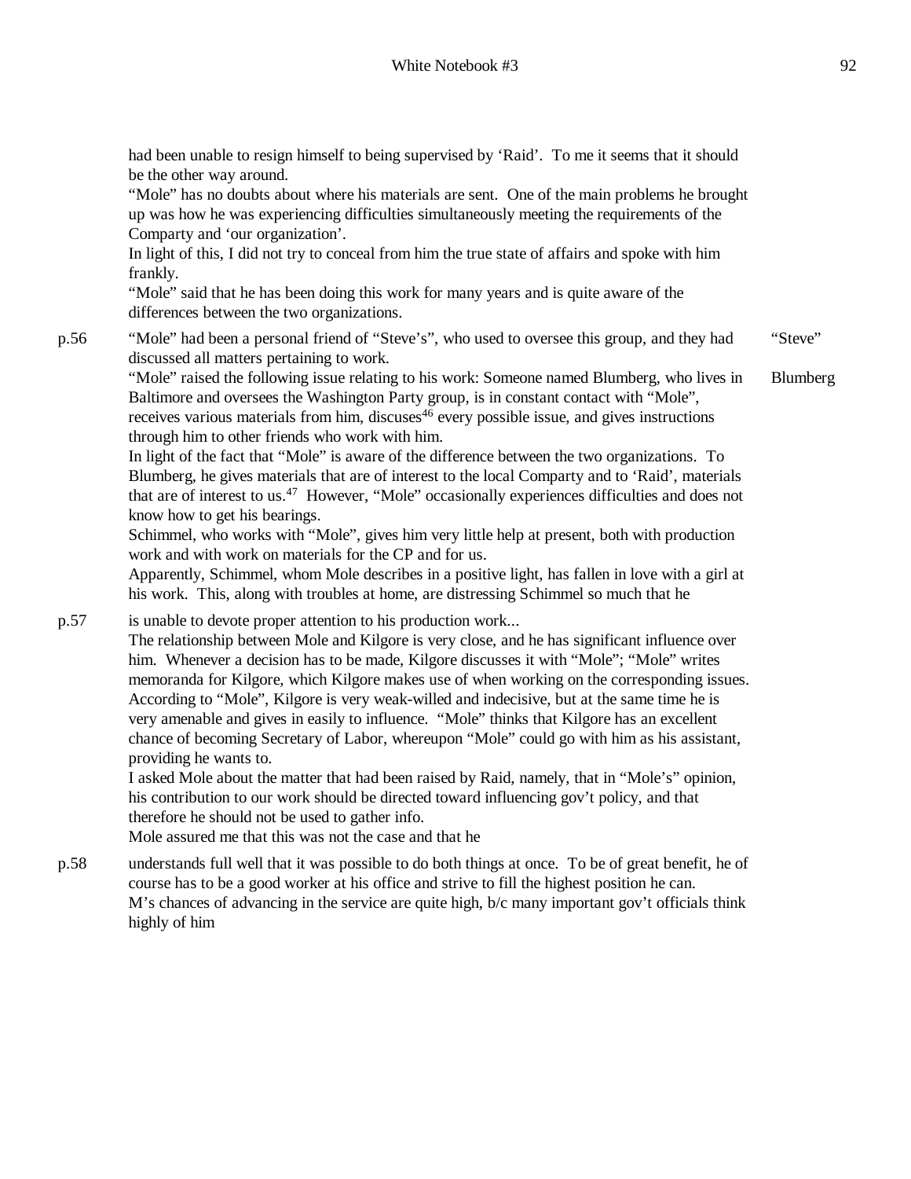had been unable to resign himself to being supervised by 'Raid'. To me it seems that it should be the other way around.
"Mole" has no doubts about where his materials are sent. One of the main problems he brought up was how he was experiencing difficulties simultaneously meeting the requirements of the Comparty and 'our organization'.
In light of this, I did not try to conceal from him the true state of affairs and spoke with him frankly.
"Mole" said that he has been doing this work for many years and is quite aware of the differences between the two organizations.

p.56 "Mole" had been a personal friend of "Steve's", who used to oversee this group, and they had discussed all matters pertaining to work. — "Steve"
"Mole" raised the following issue relating to his work: Someone named Blumberg, who lives in Baltimore and oversees the Washington Party group, is in constant contact with "Mole", receives various materials from him, discuses[46] every possible issue, and gives instructions through him to other friends who work with him. — Blumberg
In light of the fact that "Mole" is aware of the difference between the two organizations. To Blumberg, he gives materials that are of interest to the local Comparty and to 'Raid', materials that are of interest to us.[47] However, "Mole" occasionally experiences difficulties and does not know how to get his bearings.
Schimmel, who works with "Mole", gives him very little help at present, both with production work and with work on materials for the CP and for us.
Apparently, Schimmel, whom Mole describes in a positive light, has fallen in love with a girl at his work. This, along with troubles at home, are distressing Schimmel so much that he

p.57 is unable to devote proper attention to his production work...
The relationship between Mole and Kilgore is very close, and he has significant influence over him. Whenever a decision has to be made, Kilgore discusses it with "Mole"; "Mole" writes memoranda for Kilgore, which Kilgore makes use of when working on the corresponding issues. According to "Mole", Kilgore is very weak-willed and indecisive, but at the same time he is very amenable and gives in easily to influence. "Mole" thinks that Kilgore has an excellent chance of becoming Secretary of Labor, whereupon "Mole" could go with him as his assistant, providing he wants to.
I asked Mole about the matter that had been raised by Raid, namely, that in "Mole's" opinion, his contribution to our work should be directed toward influencing gov't policy, and that therefore he should not be used to gather info.
Mole assured me that this was not the case and that he

p.58 understands full well that it was possible to do both things at once. To be of great benefit, he of course has to be a good worker at his office and strive to fill the highest position he can.
M's chances of advancing in the service are quite high, b/c many important gov't officials think highly of him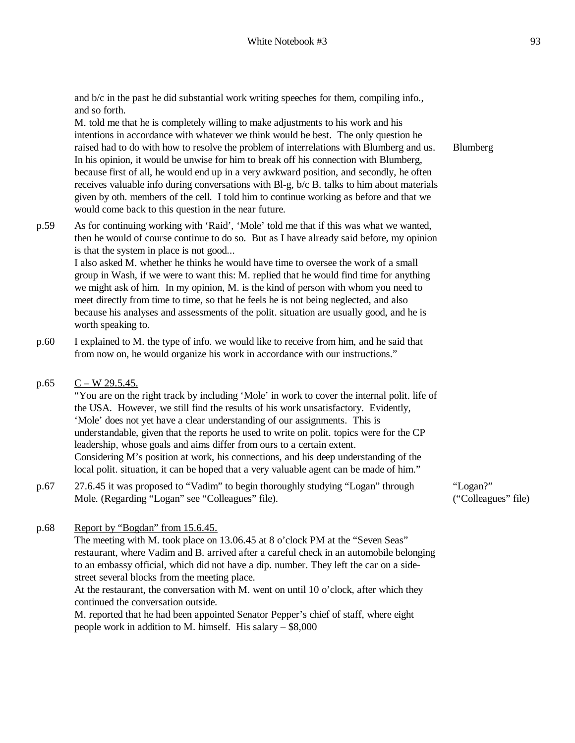and b/c in the past he did substantial work writing speeches for them, compiling info., and so forth.

M. told me that he is completely willing to make adjustments to his work and his intentions in accordance with whatever we think would be best. The only question he raised had to do with how to resolve the problem of interrelations with Blumberg and us. In his opinion, it would be unwise for him to break off his connection with Blumberg, because first of all, he would end up in a very awkward position, and secondly, he often receives valuable info during conversations with Bl-g, b/c B. talks to him about materials given by oth. members of the cell. I told him to continue working as before and that we would come back to this question in the near future. — Blumberg

p.59 As for continuing working with 'Raid', 'Mole' told me that if this was what we wanted, then he would of course continue to do so. But as I have already said before, my opinion is that the system in place is not good...

I also asked M. whether he thinks he would have time to oversee the work of a small group in Wash, if we were to want this: M. replied that he would find time for anything we might ask of him. In my opinion, M. is the kind of person with whom you need to meet directly from time to time, so that he feels he is not being neglected, and also because his analyses and assessments of the polit. situation are usually good, and he is worth speaking to.

p.60 I explained to M. the type of info. we would like to receive from him, and he said that from now on, he would organize his work in accordance with our instructions."

p.65 C – W 29.5.45.

"You are on the right track by including 'Mole' in work to cover the internal polit. life of the USA. However, we still find the results of his work unsatisfactory. Evidently, 'Mole' does not yet have a clear understanding of our assignments. This is understandable, given that the reports he used to write on polit. topics were for the CP leadership, whose goals and aims differ from ours to a certain extent.

Considering M's position at work, his connections, and his deep understanding of the local polit. situation, it can be hoped that a very valuable agent can be made of him."

p.67 27.6.45 it was proposed to "Vadim" to begin thoroughly studying "Logan" through Mole. (Regarding "Logan" see "Colleagues" file). — "Logan?" ("Colleagues" file)

p.68 Report by "Bogdan" from 15.6.45.

The meeting with M. took place on 13.06.45 at 8 o'clock PM at the "Seven Seas" restaurant, where Vadim and B. arrived after a careful check in an automobile belonging to an embassy official, which did not have a dip. number. They left the car on a side-street several blocks from the meeting place.

At the restaurant, the conversation with M. went on until 10 o'clock, after which they continued the conversation outside.

M. reported that he had been appointed Senator Pepper's chief of staff, where eight people work in addition to M. himself. His salary – $8,000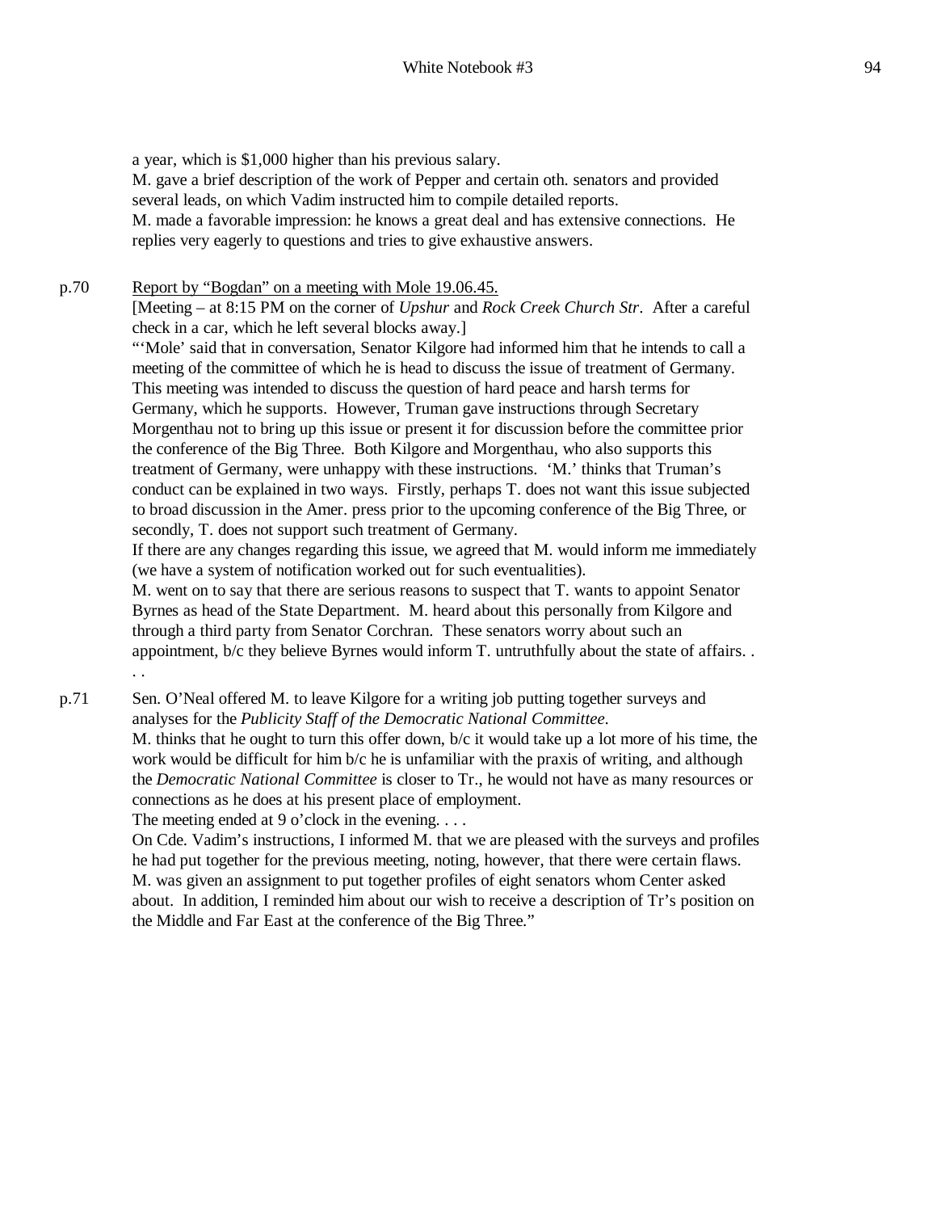a year, which is $1,000 higher than his previous salary.
M. gave a brief description of the work of Pepper and certain oth. senators and provided several leads, on which Vadim instructed him to compile detailed reports.
M. made a favorable impression: he knows a great deal and has extensive connections. He replies very eagerly to questions and tries to give exhaustive answers.

p.70 Report by "Bogdan" on a meeting with Mole 19.06.45.
[Meeting – at 8:15 PM on the corner of *Upshur* and *Rock Creek Church Str*. After a careful check in a car, which he left several blocks away.]
"'Mole' said that in conversation, Senator Kilgore had informed him that he intends to call a meeting of the committee of which he is head to discuss the issue of treatment of Germany. This meeting was intended to discuss the question of hard peace and harsh terms for Germany, which he supports. However, Truman gave instructions through Secretary Morgenthau not to bring up this issue or present it for discussion before the committee prior the conference of the Big Three. Both Kilgore and Morgenthau, who also supports this treatment of Germany, were unhappy with these instructions. 'M.' thinks that Truman's conduct can be explained in two ways. Firstly, perhaps T. does not want this issue subjected to broad discussion in the Amer. press prior to the upcoming conference of the Big Three, or secondly, T. does not support such treatment of Germany.
If there are any changes regarding this issue, we agreed that M. would inform me immediately (we have a system of notification worked out for such eventualities).
M. went on to say that there are serious reasons to suspect that T. wants to appoint Senator Byrnes as head of the State Department. M. heard about this personally from Kilgore and through a third party from Senator Corchran. These senators worry about such an appointment, b/c they believe Byrnes would inform T. untruthfully about the state of affairs. . . .

p.71 Sen. O'Neal offered M. to leave Kilgore for a writing job putting together surveys and analyses for the *Publicity Staff of the Democratic National Committee*.
M. thinks that he ought to turn this offer down, b/c it would take up a lot more of his time, the work would be difficult for him b/c he is unfamiliar with the praxis of writing, and although the *Democratic National Committee* is closer to Tr., he would not have as many resources or connections as he does at his present place of employment.
The meeting ended at 9 o'clock in the evening. . . .
On Cde. Vadim's instructions, I informed M. that we are pleased with the surveys and profiles he had put together for the previous meeting, noting, however, that there were certain flaws. M. was given an assignment to put together profiles of eight senators whom Center asked about. In addition, I reminded him about our wish to receive a description of Tr's position on the Middle and Far East at the conference of the Big Three."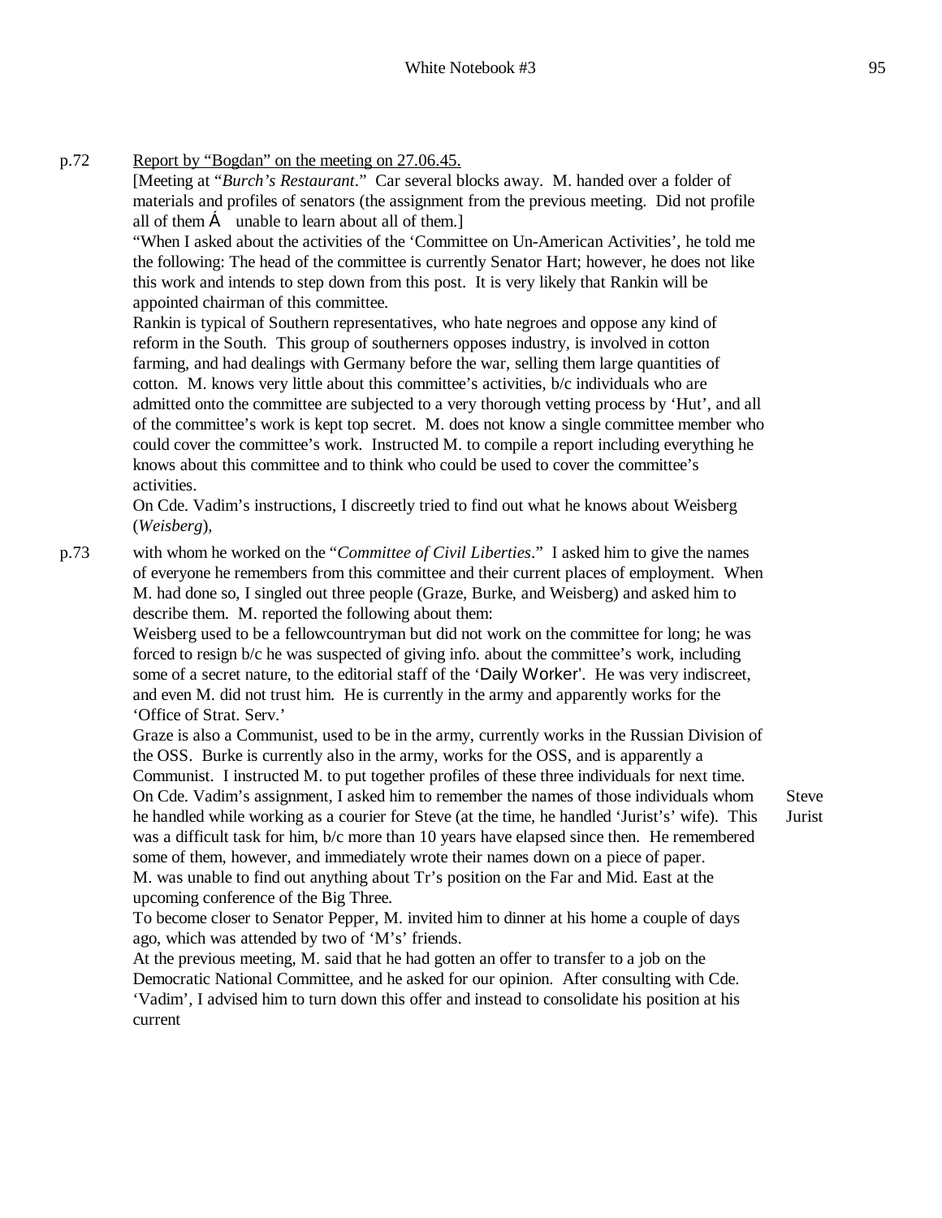p.72 Report by "Bogdan" on the meeting on 27.06.45.

[Meeting at "*Burch's Restaurant*." Car several blocks away. M. handed over a folder of materials and profiles of senators (the assignment from the previous meeting. Did not profile all of them Á unable to learn about all of them.]

"When I asked about the activities of the 'Committee on Un-American Activities', he told me the following: The head of the committee is currently Senator Hart; however, he does not like this work and intends to step down from this post. It is very likely that Rankin will be appointed chairman of this committee.

Rankin is typical of Southern representatives, who hate negroes and oppose any kind of reform in the South. This group of southerners opposes industry, is involved in cotton farming, and had dealings with Germany before the war, selling them large quantities of cotton. M. knows very little about this committee's activities, b/c individuals who are admitted onto the committee are subjected to a very thorough vetting process by 'Hut', and all of the committee's work is kept top secret. M. does not know a single committee member who could cover the committee's work. Instructed M. to compile a report including everything he knows about this committee and to think who could be used to cover the committee's activities.

On Cde. Vadim's instructions, I discreetly tried to find out what he knows about Weisberg (*Weisberg*),

p.73 with whom he worked on the "*Committee of Civil Liberties*." I asked him to give the names of everyone he remembers from this committee and their current places of employment. When M. had done so, I singled out three people (Graze, Burke, and Weisberg) and asked him to describe them. M. reported the following about them:

Weisberg used to be a fellowcountryman but did not work on the committee for long; he was forced to resign b/c he was suspected of giving info. about the committee's work, including some of a secret nature, to the editorial staff of the 'Daily Worker'. He was very indiscreet, and even M. did not trust him. He is currently in the army and apparently works for the 'Office of Strat. Serv.'

Graze is also a Communist, used to be in the army, currently works in the Russian Division of the OSS. Burke is currently also in the army, works for the OSS, and is apparently a Communist. I instructed M. to put together profiles of these three individuals for next time.

On Cde. Vadim's assignment, I asked him to remember the names of those individuals whom he handled while working as a courier for Steve (at the time, he handled 'Jurist's' wife). This was a difficult task for him, b/c more than 10 years have elapsed since then. He remembered some of them, however, and immediately wrote their names down on a piece of paper. [Steve] [Jurist]

M. was unable to find out anything about Tr's position on the Far and Mid. East at the upcoming conference of the Big Three.

To become closer to Senator Pepper, M. invited him to dinner at his home a couple of days ago, which was attended by two of 'M's' friends.

At the previous meeting, M. said that he had gotten an offer to transfer to a job on the Democratic National Committee, and he asked for our opinion. After consulting with Cde. 'Vadim', I advised him to turn down this offer and instead to consolidate his position at his current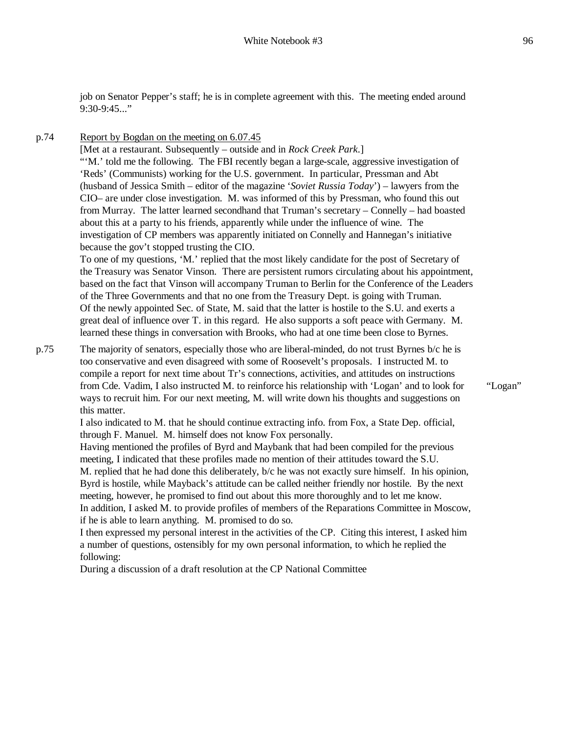job on Senator Pepper's staff; he is in complete agreement with this. The meeting ended around 9:30-9:45..."

p.74 Report by Bogdan on the meeting on 6.07.45

[Met at a restaurant. Subsequently – outside and in *Rock Creek Park*.]

"'M.' told me the following. The FBI recently began a large-scale, aggressive investigation of 'Reds' (Communists) working for the U.S. government. In particular, Pressman and Abt (husband of Jessica Smith – editor of the magazine '*Soviet Russia Today*') – lawyers from the CIO– are under close investigation. M. was informed of this by Pressman, who found this out from Murray. The latter learned secondhand that Truman's secretary – Connelly – had boasted about this at a party to his friends, apparently while under the influence of wine. The investigation of CP members was apparently initiated on Connelly and Hannegan's initiative because the gov't stopped trusting the CIO.

To one of my questions, 'M.' replied that the most likely candidate for the post of Secretary of the Treasury was Senator Vinson. There are persistent rumors circulating about his appointment, based on the fact that Vinson will accompany Truman to Berlin for the Conference of the Leaders of the Three Governments and that no one from the Treasury Dept. is going with Truman.

Of the newly appointed Sec. of State, M. said that the latter is hostile to the S.U. and exerts a great deal of influence over T. in this regard. He also supports a soft peace with Germany. M. learned these things in conversation with Brooks, who had at one time been close to Byrnes.

p.75 The majority of senators, especially those who are liberal-minded, do not trust Byrnes b/c he is too conservative and even disagreed with some of Roosevelt's proposals. I instructed M. to compile a report for next time about Tr's connections, activities, and attitudes on instructions from Cde. Vadim, I also instructed M. to reinforce his relationship with 'Logan' and to look for ways to recruit him. For our next meeting, M. will write down his thoughts and suggestions on this matter. "Logan"

I also indicated to M. that he should continue extracting info. from Fox, a State Dep. official, through F. Manuel. M. himself does not know Fox personally.

Having mentioned the profiles of Byrd and Maybank that had been compiled for the previous meeting, I indicated that these profiles made no mention of their attitudes toward the S.U. M. replied that he had done this deliberately, b/c he was not exactly sure himself. In his opinion, Byrd is hostile, while Mayback's attitude can be called neither friendly nor hostile. By the next meeting, however, he promised to find out about this more thoroughly and to let me know.

In addition, I asked M. to provide profiles of members of the Reparations Committee in Moscow, if he is able to learn anything. M. promised to do so.

I then expressed my personal interest in the activities of the CP. Citing this interest, I asked him a number of questions, ostensibly for my own personal information, to which he replied the following:

During a discussion of a draft resolution at the CP National Committee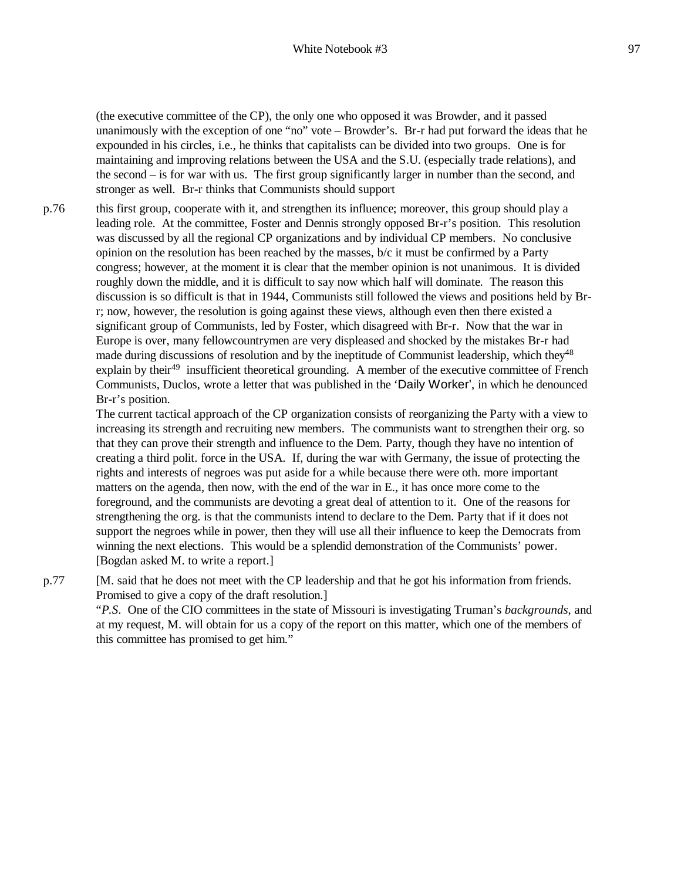(the executive committee of the CP), the only one who opposed it was Browder, and it passed unanimously with the exception of one "no" vote – Browder's. Br-r had put forward the ideas that he expounded in his circles, i.e., he thinks that capitalists can be divided into two groups. One is for maintaining and improving relations between the USA and the S.U. (especially trade relations), and the second – is for war with us. The first group significantly larger in number than the second, and stronger as well. Br-r thinks that Communists should support

p.76 this first group, cooperate with it, and strengthen its influence; moreover, this group should play a leading role. At the committee, Foster and Dennis strongly opposed Br-r's position. This resolution was discussed by all the regional CP organizations and by individual CP members. No conclusive opinion on the resolution has been reached by the masses, b/c it must be confirmed by a Party congress; however, at the moment it is clear that the member opinion is not unanimous. It is divided roughly down the middle, and it is difficult to say now which half will dominate. The reason this discussion is so difficult is that in 1944, Communists still followed the views and positions held by Br-r; now, however, the resolution is going against these views, although even then there existed a significant group of Communists, led by Foster, which disagreed with Br-r. Now that the war in Europe is over, many fellowcountrymen are very displeased and shocked by the mistakes Br-r had made during discussions of resolution and by the ineptitude of Communist leadership, which they[48] explain by their[49] insufficient theoretical grounding. A member of the executive committee of French Communists, Duclos, wrote a letter that was published in the 'Daily Worker', in which he denounced Br-r's position.

The current tactical approach of the CP organization consists of reorganizing the Party with a view to increasing its strength and recruiting new members. The communists want to strengthen their org. so that they can prove their strength and influence to the Dem. Party, though they have no intention of creating a third polit. force in the USA. If, during the war with Germany, the issue of protecting the rights and interests of negroes was put aside for a while because there were oth. more important matters on the agenda, then now, with the end of the war in E., it has once more come to the foreground, and the communists are devoting a great deal of attention to it. One of the reasons for strengthening the org. is that the communists intend to declare to the Dem. Party that if it does not support the negroes while in power, then they will use all their influence to keep the Democrats from winning the next elections. This would be a splendid demonstration of the Communists' power. [Bogdan asked M. to write a report.]

p.77 [M. said that he does not meet with the CP leadership and that he got his information from friends. Promised to give a copy of the draft resolution.]

"*P.S.* One of the CIO committees in the state of Missouri is investigating Truman's *backgrounds*, and at my request, M. will obtain for us a copy of the report on this matter, which one of the members of this committee has promised to get him."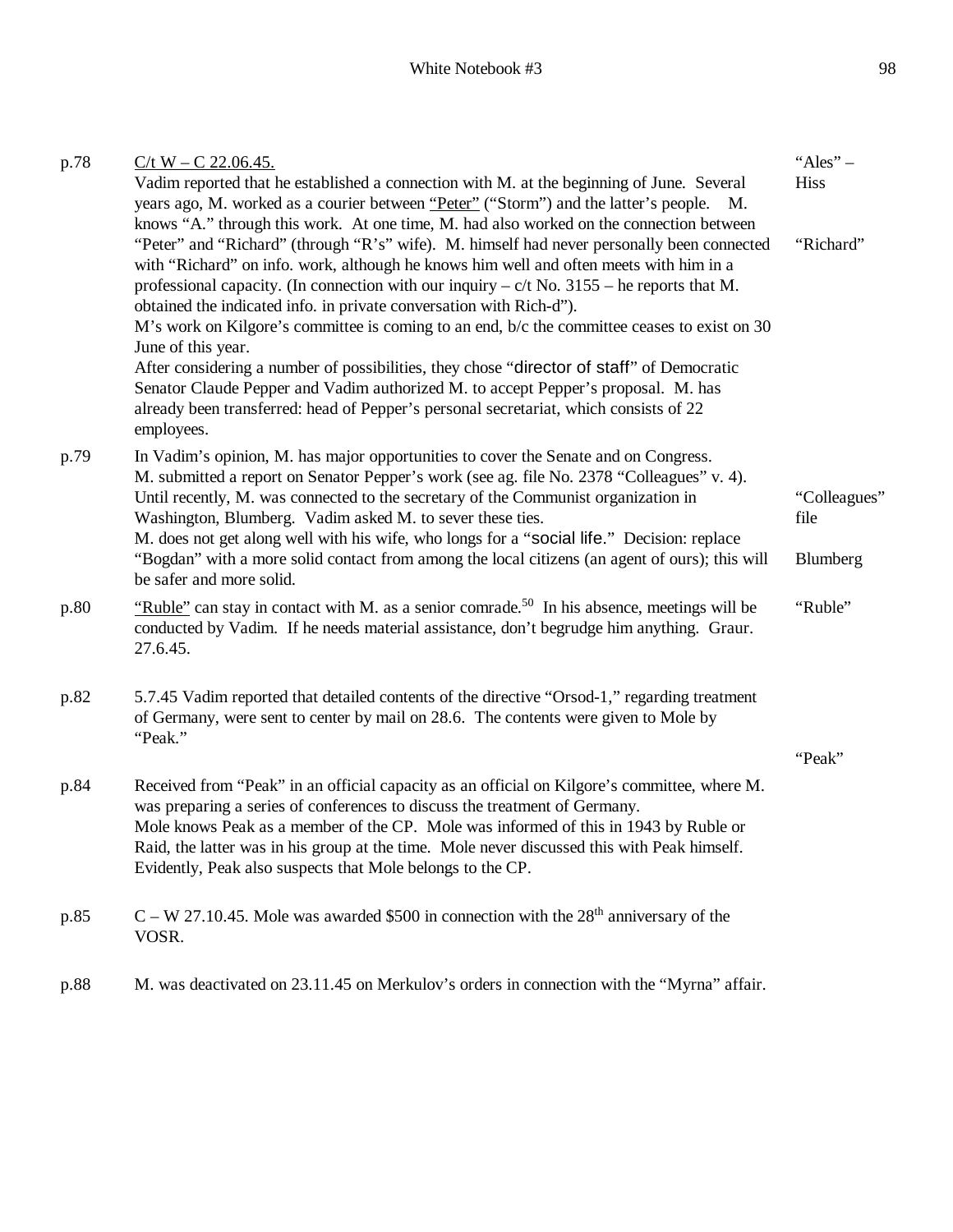| | | |
|---|---|---|
| p.78 | <u>C/t W – C 22.06.45.</u><br>Vadim reported that he established a connection with M. at the beginning of June. Several years ago, M. worked as a courier between <u>"Peter"</u> ("Storm") and the latter's people. M. knows "A." through this work. At one time, M. had also worked on the connection between "Peter" and "Richard" (through "R's" wife). M. himself had never personally been connected with "Richard" on info. work, although he knows him well and often meets with him in a professional capacity. (In connection with our inquiry – c/t No. 3155 – he reports that M. obtained the indicated info. in private conversation with Rich-d").<br>M's work on Kilgore's committee is coming to an end, b/c the committee ceases to exist on 30 June of this year.<br>After considering a number of possibilities, they chose "director of staff" of Democratic Senator Claude Pepper and Vadim authorized M. to accept Pepper's proposal. M. has already been transferred: head of Pepper's personal secretariat, which consists of 22 employees. | "Ales" – Hiss<br><br>"Richard" |
| p.79 | In Vadim's opinion, M. has major opportunities to cover the Senate and on Congress.<br>M. submitted a report on Senator Pepper's work (see ag. file No. 2378 "Colleagues" v. 4).<br>Until recently, M. was connected to the secretary of the Communist organization in Washington, Blumberg. Vadim asked M. to sever these ties.<br>M. does not get along well with his wife, who longs for a "social life." Decision: replace "Bogdan" with a more solid contact from among the local citizens (an agent of ours); this will be safer and more solid. | "Colleagues" file<br><br>Blumberg |
| p.80 | <u>"Ruble"</u> can stay in contact with M. as a senior comrade.[50] In his absence, meetings will be conducted by Vadim. If he needs material assistance, don't begrudge him anything. Graur. 27.6.45. | "Ruble" |
| p.82 | 5.7.45 Vadim reported that detailed contents of the directive "Orsod-1," regarding treatment of Germany, were sent to center by mail on 28.6. The contents were given to Mole by "Peak." | "Peak" |
| p.84 | Received from "Peak" in an official capacity as an official on Kilgore's committee, where M. was preparing a series of conferences to discuss the treatment of Germany.<br>Mole knows Peak as a member of the CP. Mole was informed of this in 1943 by Ruble or Raid, the latter was in his group at the time. Mole never discussed this with Peak himself. Evidently, Peak also suspects that Mole belongs to the CP. | |
| p.85 | C – W 27.10.45. Mole was awarded $500 in connection with the 28th anniversary of the VOSR. | |
| p.88 | M. was deactivated on 23.11.45 on Merkulov's orders in connection with the "Myrna" affair. | |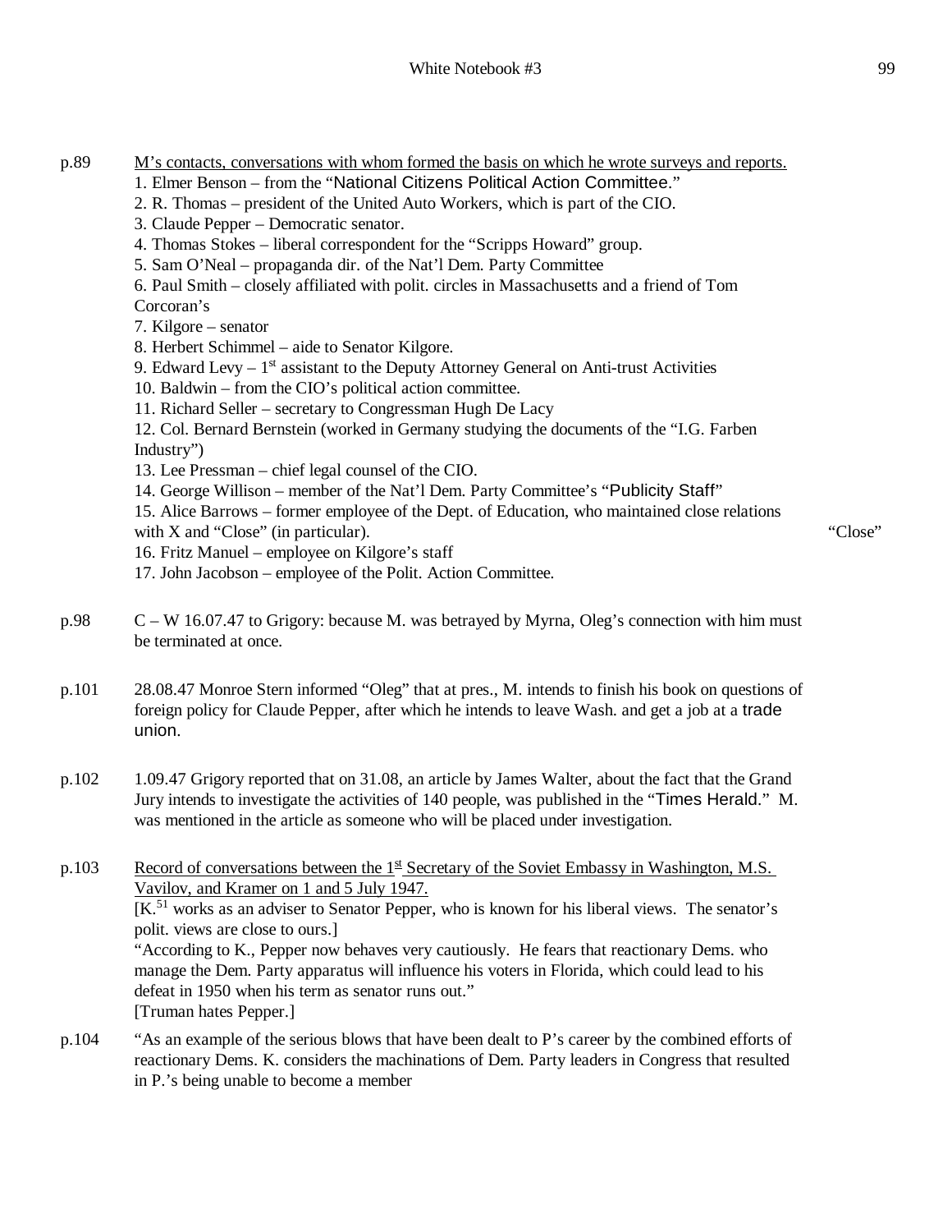p.89 <u>M's contacts, conversations with whom formed the basis on which he wrote surveys and reports.</u>

1. Elmer Benson – from the "National Citizens Political Action Committee."
2. R. Thomas – president of the United Auto Workers, which is part of the CIO.
3. Claude Pepper – Democratic senator.
4. Thomas Stokes – liberal correspondent for the "Scripps Howard" group.
5. Sam O'Neal – propaganda dir. of the Nat'l Dem. Party Committee
6. Paul Smith – closely affiliated with polit. circles in Massachusetts and a friend of Tom Corcoran's
7. Kilgore – senator
8. Herbert Schimmel – aide to Senator Kilgore.
9. Edward Levy – 1st assistant to the Deputy Attorney General on Anti-trust Activities
10. Baldwin – from the CIO's political action committee.
11. Richard Seller – secretary to Congressman Hugh De Lacy
12. Col. Bernard Bernstein (worked in Germany studying the documents of the "I.G. Farben Industry")
13. Lee Pressman – chief legal counsel of the CIO.
14. George Willison – member of the Nat'l Dem. Party Committee's "Publicity Staff"
15. Alice Barrows – former employee of the Dept. of Education, who maintained close relations with X and "Close" (in particular). "Close"
16. Fritz Manuel – employee on Kilgore's staff
17. John Jacobson – employee of the Polit. Action Committee.

p.98 C – W 16.07.47 to Grigory: because M. was betrayed by Myrna, Oleg's connection with him must be terminated at once.

p.101 28.08.47 Monroe Stern informed "Oleg" that at pres., M. intends to finish his book on questions of foreign policy for Claude Pepper, after which he intends to leave Wash. and get a job at a trade union.

p.102 1.09.47 Grigory reported that on 31.08, an article by James Walter, about the fact that the Grand Jury intends to investigate the activities of 140 people, was published in the "Times Herald." M. was mentioned in the article as someone who will be placed under investigation.

p.103 <u>Record of conversations between the 1st Secretary of the Soviet Embassy in Washington, M.S. Vavilov, and Kramer on 1 and 5 July 1947.</u>

[K.[51] works as an adviser to Senator Pepper, who is known for his liberal views. The senator's polit. views are close to ours.]

"According to K., Pepper now behaves very cautiously. He fears that reactionary Dems. who manage the Dem. Party apparatus will influence his voters in Florida, which could lead to his defeat in 1950 when his term as senator runs out."

[Truman hates Pepper.]

p.104 "As an example of the serious blows that have been dealt to P's career by the combined efforts of reactionary Dems. K. considers the machinations of Dem. Party leaders in Congress that resulted in P.'s being unable to become a member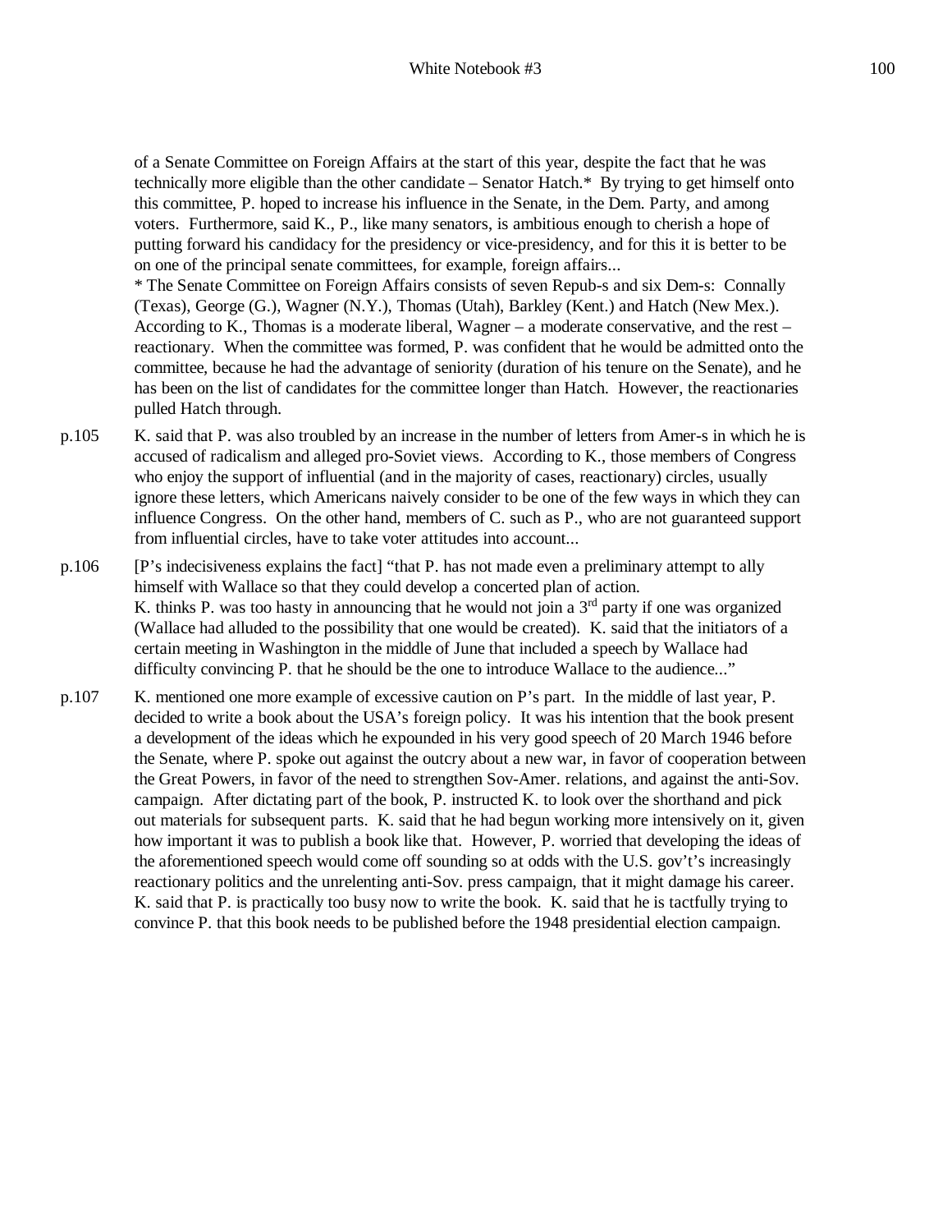of a Senate Committee on Foreign Affairs at the start of this year, despite the fact that he was technically more eligible than the other candidate – Senator Hatch.* By trying to get himself onto this committee, P. hoped to increase his influence in the Senate, in the Dem. Party, and among voters. Furthermore, said K., P., like many senators, is ambitious enough to cherish a hope of putting forward his candidacy for the presidency or vice-presidency, and for this it is better to be on one of the principal senate committees, for example, foreign affairs...

* The Senate Committee on Foreign Affairs consists of seven Repub-s and six Dem-s: Connally (Texas), George (G.), Wagner (N.Y.), Thomas (Utah), Barkley (Kent.) and Hatch (New Mex.). According to K., Thomas is a moderate liberal, Wagner – a moderate conservative, and the rest – reactionary. When the committee was formed, P. was confident that he would be admitted onto the committee, because he had the advantage of seniority (duration of his tenure on the Senate), and he has been on the list of candidates for the committee longer than Hatch. However, the reactionaries pulled Hatch through.

p.105 K. said that P. was also troubled by an increase in the number of letters from Amer-s in which he is accused of radicalism and alleged pro-Soviet views. According to K., those members of Congress who enjoy the support of influential (and in the majority of cases, reactionary) circles, usually ignore these letters, which Americans naively consider to be one of the few ways in which they can influence Congress. On the other hand, members of C. such as P., who are not guaranteed support from influential circles, have to take voter attitudes into account...

p.106 [P's indecisiveness explains the fact] "that P. has not made even a preliminary attempt to ally himself with Wallace so that they could develop a concerted plan of action.
K. thinks P. was too hasty in announcing that he would not join a 3rd party if one was organized (Wallace had alluded to the possibility that one would be created). K. said that the initiators of a certain meeting in Washington in the middle of June that included a speech by Wallace had difficulty convincing P. that he should be the one to introduce Wallace to the audience..."

p.107 K. mentioned one more example of excessive caution on P's part. In the middle of last year, P. decided to write a book about the USA's foreign policy. It was his intention that the book present a development of the ideas which he expounded in his very good speech of 20 March 1946 before the Senate, where P. spoke out against the outcry about a new war, in favor of cooperation between the Great Powers, in favor of the need to strengthen Sov-Amer. relations, and against the anti-Sov. campaign. After dictating part of the book, P. instructed K. to look over the shorthand and pick out materials for subsequent parts. K. said that he had begun working more intensively on it, given how important it was to publish a book like that. However, P. worried that developing the ideas of the aforementioned speech would come off sounding so at odds with the U.S. gov't's increasingly reactionary politics and the unrelenting anti-Sov. press campaign, that it might damage his career. K. said that P. is practically too busy now to write the book. K. said that he is tactfully trying to convince P. that this book needs to be published before the 1948 presidential election campaign.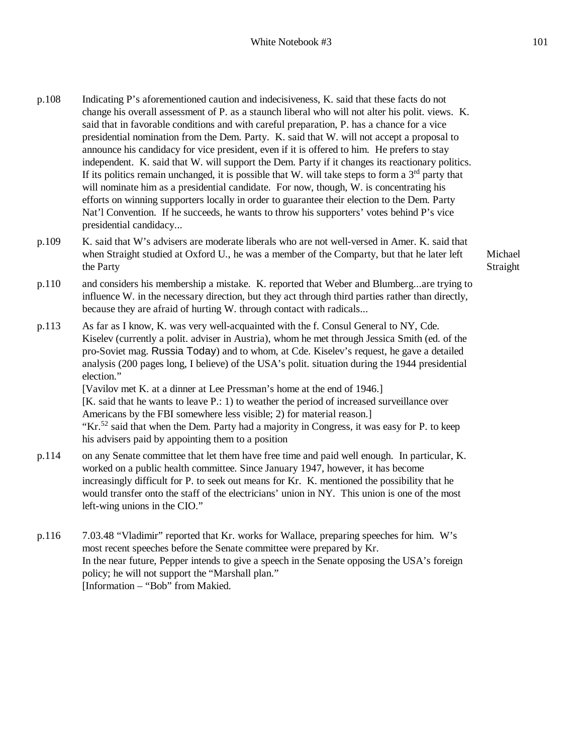p.108 Indicating P's aforementioned caution and indecisiveness, K. said that these facts do not change his overall assessment of P. as a staunch liberal who will not alter his polit. views. K. said that in favorable conditions and with careful preparation, P. has a chance for a vice presidential nomination from the Dem. Party. K. said that W. will not accept a proposal to announce his candidacy for vice president, even if it is offered to him. He prefers to stay independent. K. said that W. will support the Dem. Party if it changes its reactionary politics. If its politics remain unchanged, it is possible that W. will take steps to form a 3rd party that will nominate him as a presidential candidate. For now, though, W. is concentrating his efforts on winning supporters locally in order to guarantee their election to the Dem. Party Nat'l Convention. If he succeeds, he wants to throw his supporters' votes behind P's vice presidential candidacy...

p.109 K. said that W's advisers are moderate liberals who are not well-versed in Amer. K. said that when Straight studied at Oxford U., he was a member of the Comparty, but that he later left the Party  *Michael Straight*

p.110 and considers his membership a mistake. K. reported that Weber and Blumberg...are trying to influence W. in the necessary direction, but they act through third parties rather than directly, because they are afraid of hurting W. through contact with radicals...

p.113 As far as I know, K. was very well-acquainted with the f. Consul General to NY, Cde. Kiselev (currently a polit. adviser in Austria), whom he met through Jessica Smith (ed. of the pro-Soviet mag. Russia Today) and to whom, at Cde. Kiselev's request, he gave a detailed analysis (200 pages long, I believe) of the USA's polit. situation during the 1944 presidential election."
[Vavilov met K. at a dinner at Lee Pressman's home at the end of 1946.]
[K. said that he wants to leave P.: 1) to weather the period of increased surveillance over Americans by the FBI somewhere less visible; 2) for material reason.]
"Kr.[52] said that when the Dem. Party had a majority in Congress, it was easy for P. to keep his advisers paid by appointing them to a position

p.114 on any Senate committee that let them have free time and paid well enough. In particular, K. worked on a public health committee. Since January 1947, however, it has become increasingly difficult for P. to seek out means for Kr. K. mentioned the possibility that he would transfer onto the staff of the electricians' union in NY. This union is one of the most left-wing unions in the CIO."

p.116 7.03.48 "Vladimir" reported that Kr. works for Wallace, preparing speeches for him. W's most recent speeches before the Senate committee were prepared by Kr.
In the near future, Pepper intends to give a speech in the Senate opposing the USA's foreign policy; he will not support the "Marshall plan."
[Information – "Bob" from Makied.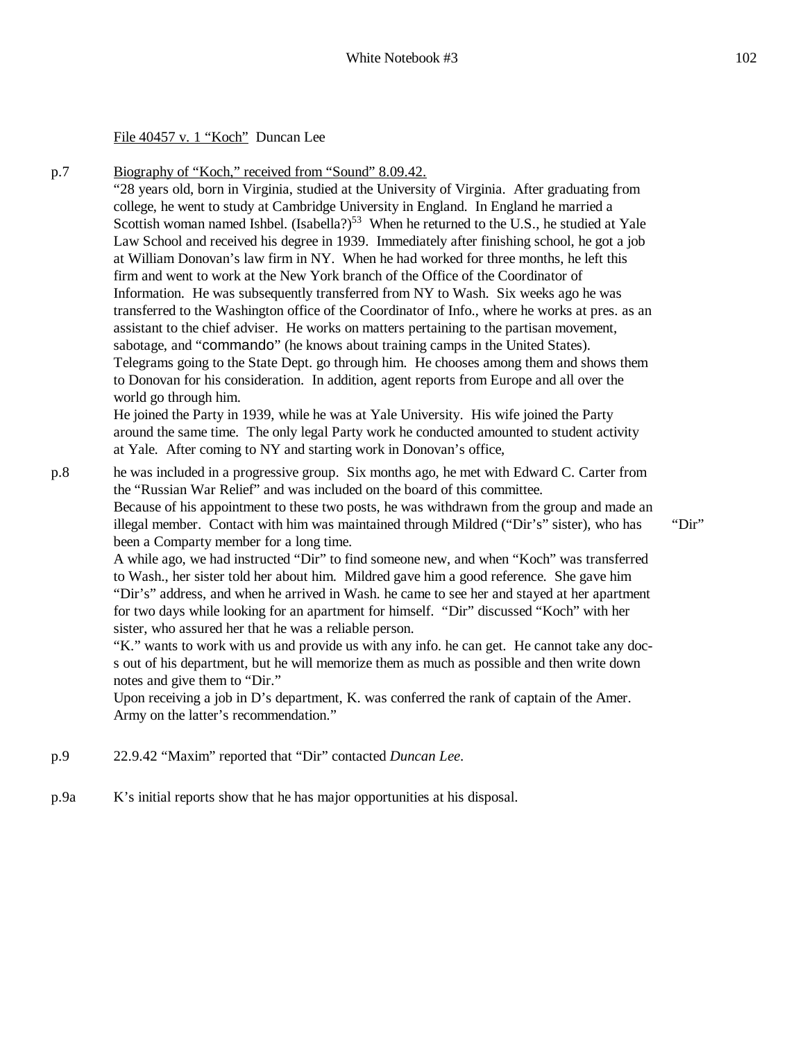File 40457 v. 1 "Koch" Duncan Lee

p.7 Biography of "Koch," received from "Sound" 8.09.42.

"28 years old, born in Virginia, studied at the University of Virginia. After graduating from college, he went to study at Cambridge University in England. In England he married a Scottish woman named Ishbel. (Isabella?)[53] When he returned to the U.S., he studied at Yale Law School and received his degree in 1939. Immediately after finishing school, he got a job at William Donovan's law firm in NY. When he had worked for three months, he left this firm and went to work at the New York branch of the Office of the Coordinator of Information. He was subsequently transferred from NY to Wash. Six weeks ago he was transferred to the Washington office of the Coordinator of Info., where he works at pres. as an assistant to the chief adviser. He works on matters pertaining to the partisan movement, sabotage, and "commando" (he knows about training camps in the United States). Telegrams going to the State Dept. go through him. He chooses among them and shows them to Donovan for his consideration. In addition, agent reports from Europe and all over the world go through him.

He joined the Party in 1939, while he was at Yale University. His wife joined the Party around the same time. The only legal Party work he conducted amounted to student activity at Yale. After coming to NY and starting work in Donovan's office,

p.8 he was included in a progressive group. Six months ago, he met with Edward C. Carter from the "Russian War Relief" and was included on the board of this committee.

Because of his appointment to these two posts, he was withdrawn from the group and made an illegal member. Contact with him was maintained through Mildred ("Dir's" sister), who has been a Comparty member for a long time. "Dir"

A while ago, we had instructed "Dir" to find someone new, and when "Koch" was transferred to Wash., her sister told her about him. Mildred gave him a good reference. She gave him "Dir's" address, and when he arrived in Wash. he came to see her and stayed at her apartment for two days while looking for an apartment for himself. "Dir" discussed "Koch" with her sister, who assured her that he was a reliable person.

"K." wants to work with us and provide us with any info. he can get. He cannot take any docs out of his department, but he will memorize them as much as possible and then write down notes and give them to "Dir."

Upon receiving a job in D's department, K. was conferred the rank of captain of the Amer. Army on the latter's recommendation."

p.9 22.9.42 "Maxim" reported that "Dir" contacted *Duncan Lee*.

p.9a K's initial reports show that he has major opportunities at his disposal.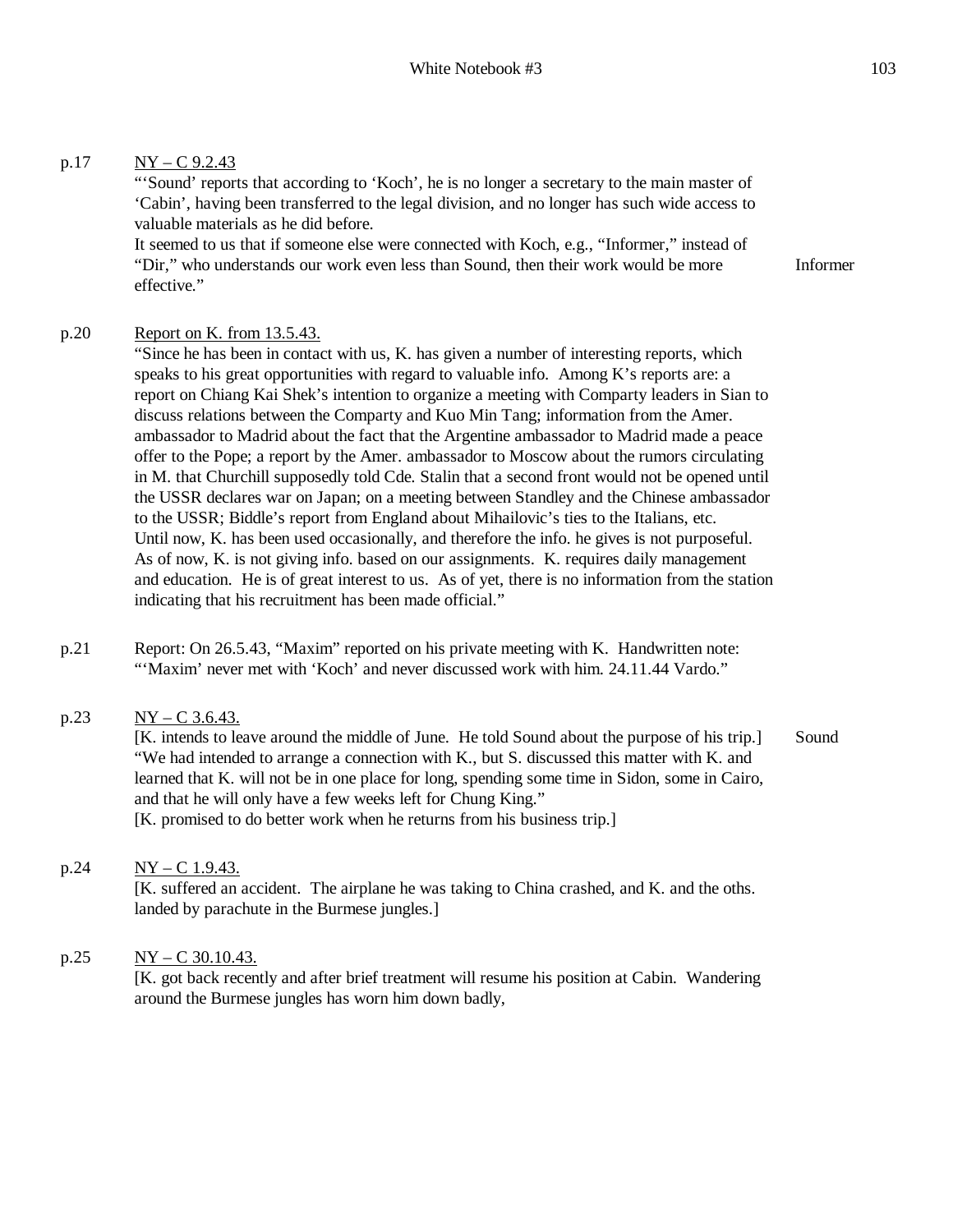p.17 <u>NY – C 9.2.43</u>

"'Sound' reports that according to 'Koch', he is no longer a secretary to the main master of 'Cabin', having been transferred to the legal division, and no longer has such wide access to valuable materials as he did before.

It seemed to us that if someone else were connected with Koch, e.g., "Informer," instead of "Dir," who understands our work even less than Sound, then their work would be more effective." — Informer

p.20 <u>Report on K. from 13.5.43.</u>

"Since he has been in contact with us, K. has given a number of interesting reports, which speaks to his great opportunities with regard to valuable info. Among K's reports are: a report on Chiang Kai Shek's intention to organize a meeting with Comparty leaders in Sian to discuss relations between the Comparty and Kuo Min Tang; information from the Amer. ambassador to Madrid about the fact that the Argentine ambassador to Madrid made a peace offer to the Pope; a report by the Amer. ambassador to Moscow about the rumors circulating in M. that Churchill supposedly told Cde. Stalin that a second front would not be opened until the USSR declares war on Japan; on a meeting between Standley and the Chinese ambassador to the USSR; Biddle's report from England about Mihailovic's ties to the Italians, etc.

Until now, K. has been used occasionally, and therefore the info. he gives is not purposeful. As of now, K. is not giving info. based on our assignments. K. requires daily management and education. He is of great interest to us. As of yet, there is no information from the station indicating that his recruitment has been made official."

p.21 Report: On 26.5.43, "Maxim" reported on his private meeting with K. Handwritten note: "'Maxim' never met with 'Koch' and never discussed work with him. 24.11.44 Vardo."

p.23 <u>NY – C 3.6.43.</u>

[K. intends to leave around the middle of June. He told Sound about the purpose of his trip.] — Sound

"We had intended to arrange a connection with K., but S. discussed this matter with K. and learned that K. will not be in one place for long, spending some time in Sidon, some in Cairo, and that he will only have a few weeks left for Chung King."

[K. promised to do better work when he returns from his business trip.]

p.24 <u>NY – C 1.9.43.</u>

[K. suffered an accident. The airplane he was taking to China crashed, and K. and the oths. landed by parachute in the Burmese jungles.]

p.25 <u>NY – C 30.10.43.</u>

[K. got back recently and after brief treatment will resume his position at Cabin. Wandering around the Burmese jungles has worn him down badly,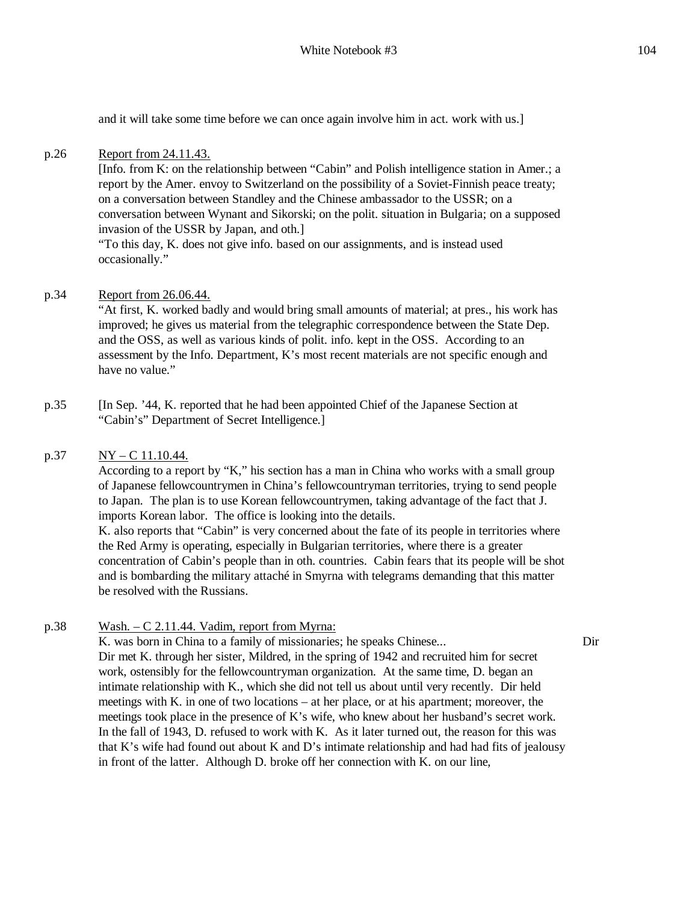and it will take some time before we can once again involve him in act. work with us.]

p.26 Report from 24.11.43.

[Info. from K: on the relationship between "Cabin" and Polish intelligence station in Amer.; a report by the Amer. envoy to Switzerland on the possibility of a Soviet-Finnish peace treaty; on a conversation between Standley and the Chinese ambassador to the USSR; on a conversation between Wynant and Sikorski; on the polit. situation in Bulgaria; on a supposed invasion of the USSR by Japan, and oth.]

"To this day, K. does not give info. based on our assignments, and is instead used occasionally."

p.34 Report from 26.06.44.

"At first, K. worked badly and would bring small amounts of material; at pres., his work has improved; he gives us material from the telegraphic correspondence between the State Dep. and the OSS, as well as various kinds of polit. info. kept in the OSS. According to an assessment by the Info. Department, K's most recent materials are not specific enough and have no value."

p.35 [In Sep. '44, K. reported that he had been appointed Chief of the Japanese Section at "Cabin's" Department of Secret Intelligence.]

p.37 NY – C 11.10.44.

According to a report by "K," his section has a man in China who works with a small group of Japanese fellowcountrymen in China's fellowcountryman territories, trying to send people to Japan. The plan is to use Korean fellowcountrymen, taking advantage of the fact that J. imports Korean labor. The office is looking into the details.

K. also reports that "Cabin" is very concerned about the fate of its people in territories where the Red Army is operating, especially in Bulgarian territories, where there is a greater concentration of Cabin's people than in oth. countries. Cabin fears that its people will be shot and is bombarding the military attaché in Smyrna with telegrams demanding that this matter be resolved with the Russians.

p.38 Wash. – C 2.11.44. Vadim, report from Myrna:

K. was born in China to a family of missionaries; he speaks Chinese... Dir

Dir met K. through her sister, Mildred, in the spring of 1942 and recruited him for secret work, ostensibly for the fellowcountryman organization. At the same time, D. began an intimate relationship with K., which she did not tell us about until very recently. Dir held meetings with K. in one of two locations – at her place, or at his apartment; moreover, the meetings took place in the presence of K's wife, who knew about her husband's secret work. In the fall of 1943, D. refused to work with K. As it later turned out, the reason for this was that K's wife had found out about K and D's intimate relationship and had had fits of jealousy in front of the latter. Although D. broke off her connection with K. on our line,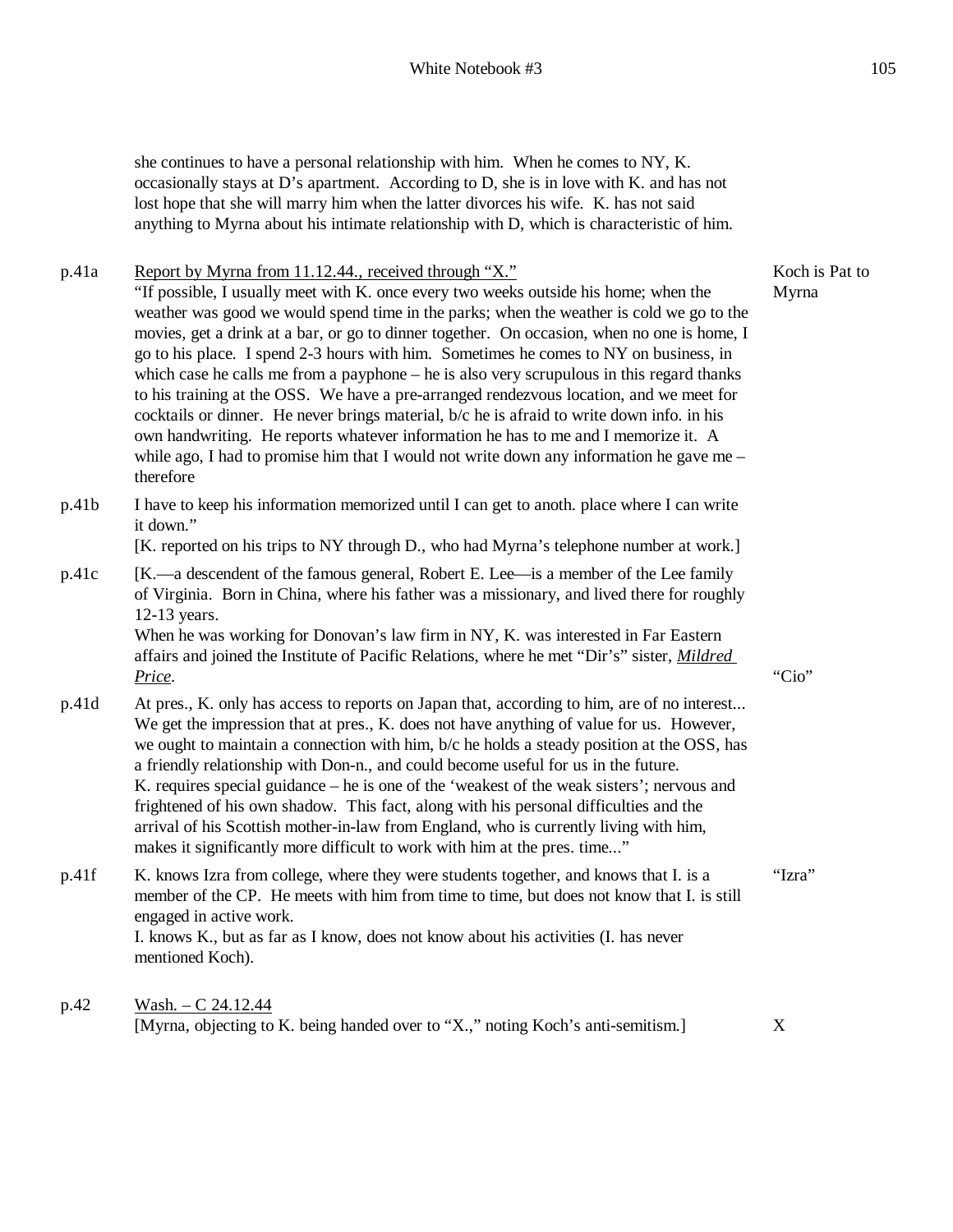she continues to have a personal relationship with him. When he comes to NY, K. occasionally stays at D's apartment. According to D, she is in love with K. and has not lost hope that she will marry him when the latter divorces his wife. K. has not said anything to Myrna about his intimate relationship with D, which is characteristic of him.

p.41a Report by Myrna from 11.12.44., received through "X."

"If possible, I usually meet with K. once every two weeks outside his home; when the weather was good we would spend time in the parks; when the weather is cold we go to the movies, get a drink at a bar, or go to dinner together. On occasion, when no one is home, I go to his place. I spend 2-3 hours with him. Sometimes he comes to NY on business, in which case he calls me from a payphone – he is also very scrupulous in this regard thanks to his training at the OSS. We have a pre-arranged rendezvous location, and we meet for cocktails or dinner. He never brings material, b/c he is afraid to write down info. in his own handwriting. He reports whatever information he has to me and I memorize it. A while ago, I had to promise him that I would not write down any information he gave me – therefore

*Koch is Pat to Myrna*

p.41b I have to keep his information memorized until I can get to anoth. place where I can write it down."

[K. reported on his trips to NY through D., who had Myrna's telephone number at work.]

p.41c [K.—a descendent of the famous general, Robert E. Lee—is a member of the Lee family of Virginia. Born in China, where his father was a missionary, and lived there for roughly 12-13 years.

When he was working for Donovan's law firm in NY, K. was interested in Far Eastern affairs and joined the Institute of Pacific Relations, where he met "Dir's" sister, ***Mildred Price***.

*"Cio"*

p.41d At pres., K. only has access to reports on Japan that, according to him, are of no interest... We get the impression that at pres., K. does not have anything of value for us. However, we ought to maintain a connection with him, b/c he holds a steady position at the OSS, has a friendly relationship with Don-n., and could become useful for us in the future.

K. requires special guidance – he is one of the 'weakest of the weak sisters'; nervous and frightened of his own shadow. This fact, along with his personal difficulties and the arrival of his Scottish mother-in-law from England, who is currently living with him, makes it significantly more difficult to work with him at the pres. time..."

p.41f K. knows Izra from college, where they were students together, and knows that I. is a member of the CP. He meets with him from time to time, but does not know that I. is still engaged in active work.

I. knows K., but as far as I know, does not know about his activities (I. has never mentioned Koch).

*"Izra"*

p.42 Wash. – C 24.12.44

[Myrna, objecting to K. being handed over to "X.," noting Koch's anti-semitism.]

*X*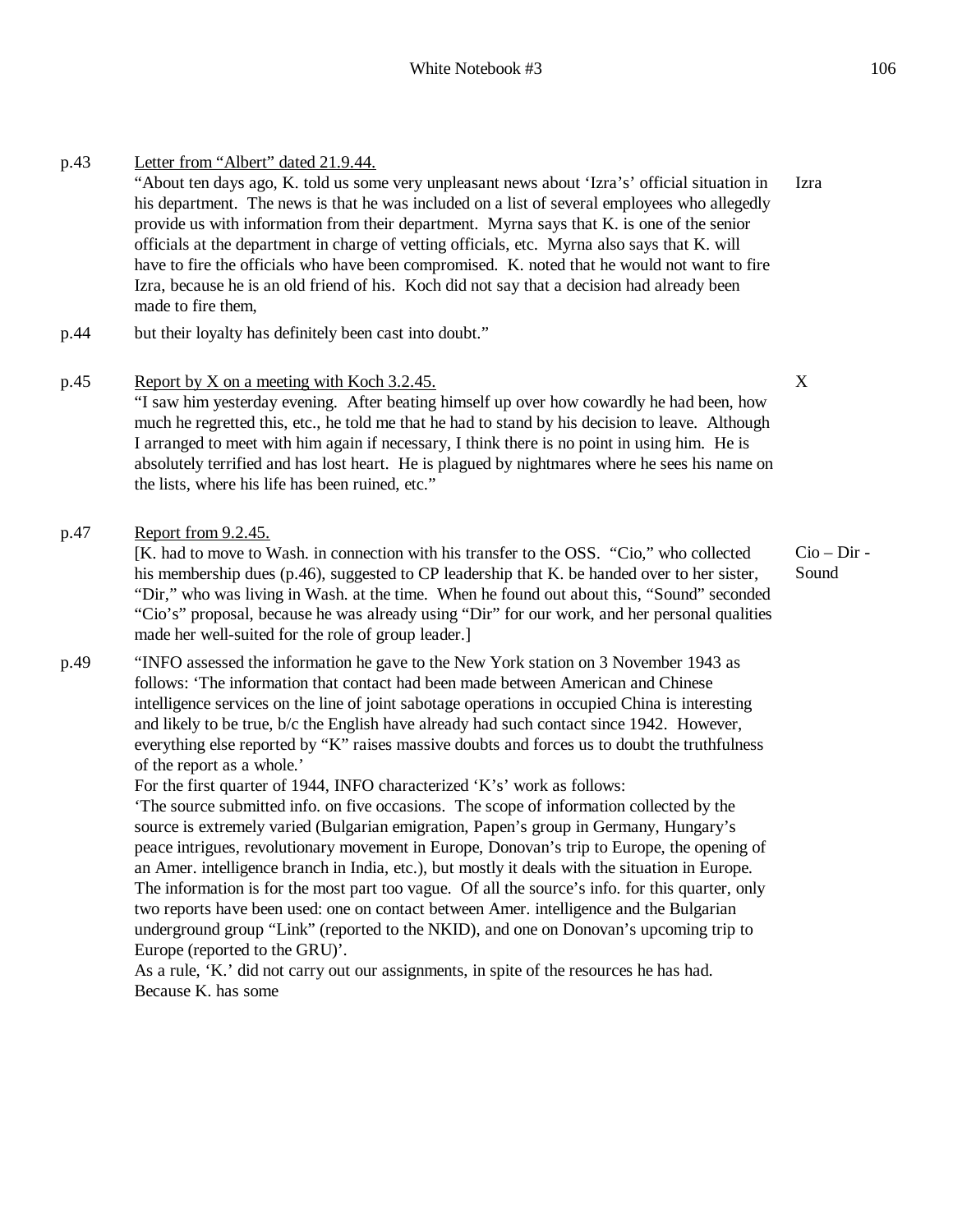p.43 Letter from "Albert" dated 21.9.44.

"About ten days ago, K. told us some very unpleasant news about 'Izra's' official situation in his department. The news is that he was included on a list of several employees who allegedly provide us with information from their department. Myrna says that K. is one of the senior officials at the department in charge of vetting officials, etc. Myrna also says that K. will have to fire the officials who have been compromised. K. noted that he would not want to fire Izra, because he is an old friend of his. Koch did not say that a decision had already been made to fire them, — Izra

p.44 but their loyalty has definitely been cast into doubt."

p.45 Report by X on a meeting with Koch 3.2.45. — X

"I saw him yesterday evening. After beating himself up over how cowardly he had been, how much he regretted this, etc., he told me that he had to stand by his decision to leave. Although I arranged to meet with him again if necessary, I think there is no point in using him. He is absolutely terrified and has lost heart. He is plagued by nightmares where he sees his name on the lists, where his life has been ruined, etc."

p.47 Report from 9.2.45. — Cio – Dir - Sound

[K. had to move to Wash. in connection with his transfer to the OSS. "Cio," who collected his membership dues (p.46), suggested to CP leadership that K. be handed over to her sister, "Dir," who was living in Wash. at the time. When he found out about this, "Sound" seconded "Cio's" proposal, because he was already using "Dir" for our work, and her personal qualities made her well-suited for the role of group leader.]

p.49 "INFO assessed the information he gave to the New York station on 3 November 1943 as follows: 'The information that contact had been made between American and Chinese intelligence services on the line of joint sabotage operations in occupied China is interesting and likely to be true, b/c the English have already had such contact since 1942. However, everything else reported by "K" raises massive doubts and forces us to doubt the truthfulness of the report as a whole.'

For the first quarter of 1944, INFO characterized 'K's' work as follows:

'The source submitted info. on five occasions. The scope of information collected by the source is extremely varied (Bulgarian emigration, Papen's group in Germany, Hungary's peace intrigues, revolutionary movement in Europe, Donovan's trip to Europe, the opening of an Amer. intelligence branch in India, etc.), but mostly it deals with the situation in Europe. The information is for the most part too vague. Of all the source's info. for this quarter, only two reports have been used: one on contact between Amer. intelligence and the Bulgarian underground group "Link" (reported to the NKID), and one on Donovan's upcoming trip to Europe (reported to the GRU)'.

As a rule, 'K.' did not carry out our assignments, in spite of the resources he has had. Because K. has some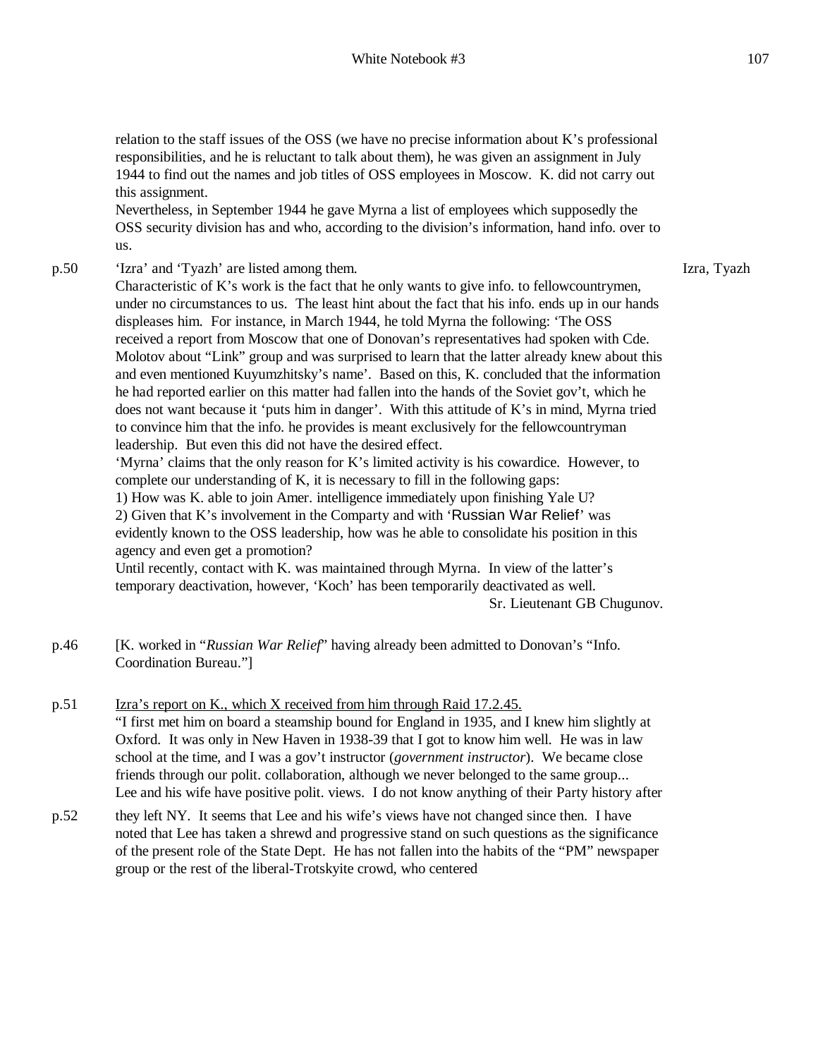relation to the staff issues of the OSS (we have no precise information about K's professional responsibilities, and he is reluctant to talk about them), he was given an assignment in July 1944 to find out the names and job titles of OSS employees in Moscow. K. did not carry out this assignment.
Nevertheless, in September 1944 he gave Myrna a list of employees which supposedly the OSS security division has and who, according to the division's information, hand info. over to us.

p.50 'Izra' and 'Tyazh' are listed among them. — Izra, Tyazh

Characteristic of K's work is the fact that he only wants to give info. to fellowcountrymen, under no circumstances to us. The least hint about the fact that his info. ends up in our hands displeases him. For instance, in March 1944, he told Myrna the following: 'The OSS received a report from Moscow that one of Donovan's representatives had spoken with Cde. Molotov about "Link" group and was surprised to learn that the latter already knew about this and even mentioned Kuyumzhitsky's name'. Based on this, K. concluded that the information he had reported earlier on this matter had fallen into the hands of the Soviet gov't, which he does not want because it 'puts him in danger'. With this attitude of K's in mind, Myrna tried to convince him that the info. he provides is meant exclusively for the fellowcountryman leadership. But even this did not have the desired effect.
'Myrna' claims that the only reason for K's limited activity is his cowardice. However, to complete our understanding of K, it is necessary to fill in the following gaps:
1) How was K. able to join Amer. intelligence immediately upon finishing Yale U?
2) Given that K's involvement in the Comparty and with 'Russian War Relief' was evidently known to the OSS leadership, how was he able to consolidate his position in this agency and even get a promotion?
Until recently, contact with K. was maintained through Myrna. In view of the latter's temporary deactivation, however, 'Koch' has been temporarily deactivated as well.

Sr. Lieutenant GB Chugunov.

p.46 [K. worked in "*Russian War Relief*" having already been admitted to Donovan's "Info. Coordination Bureau."]

p.51 <u>Izra's report on K., which X received from him through Raid 17.2.45.</u>
"I first met him on board a steamship bound for England in 1935, and I knew him slightly at Oxford. It was only in New Haven in 1938-39 that I got to know him well. He was in law school at the time, and I was a gov't instructor (*government instructor*). We became close friends through our polit. collaboration, although we never belonged to the same group... Lee and his wife have positive polit. views. I do not know anything of their Party history after

p.52 they left NY. It seems that Lee and his wife's views have not changed since then. I have noted that Lee has taken a shrewd and progressive stand on such questions as the significance of the present role of the State Dept. He has not fallen into the habits of the "PM" newspaper group or the rest of the liberal-Trotskyite crowd, who centered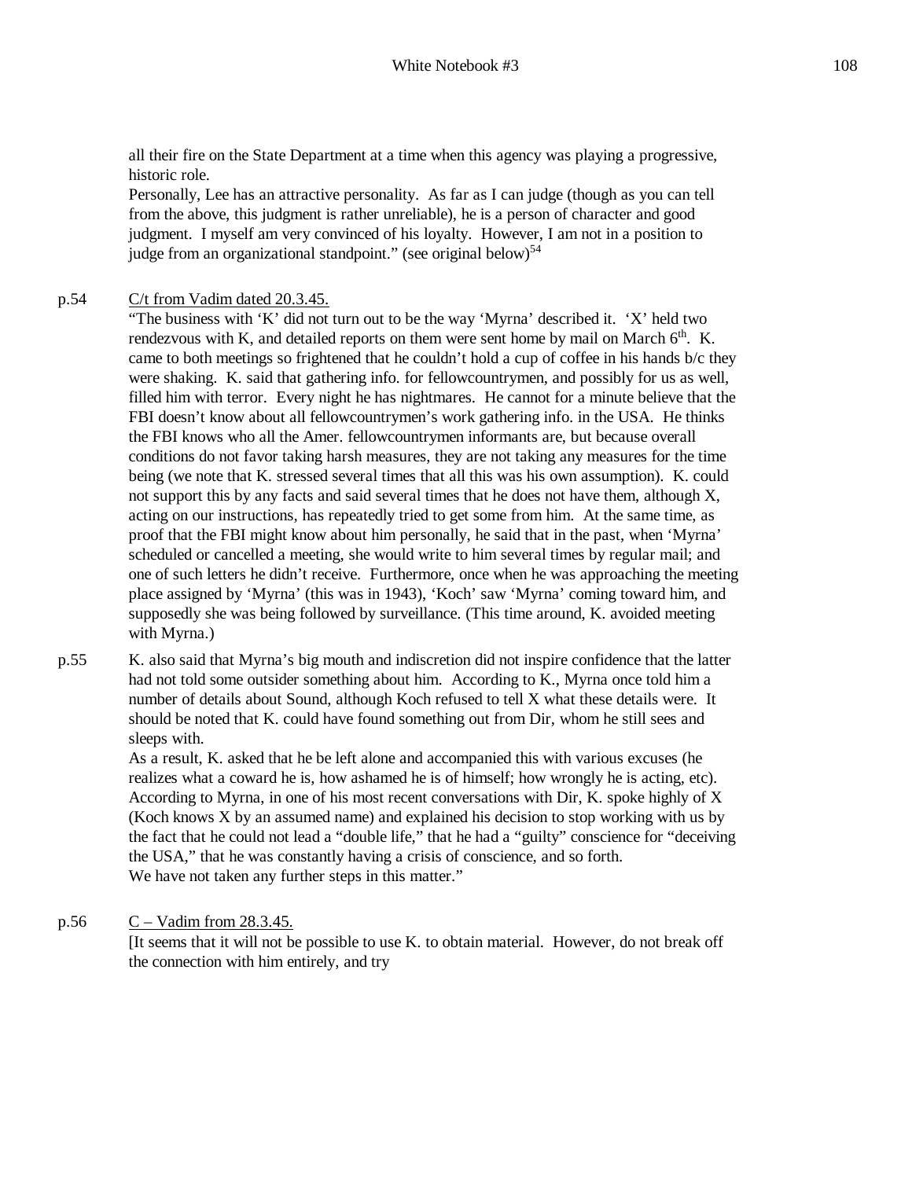all their fire on the State Department at a time when this agency was playing a progressive, historic role.

Personally, Lee has an attractive personality. As far as I can judge (though as you can tell from the above, this judgment is rather unreliable), he is a person of character and good judgment. I myself am very convinced of his loyalty. However, I am not in a position to judge from an organizational standpoint." (see original below)[54]

p.54 C/t from Vadim dated 20.3.45.

"The business with 'K' did not turn out to be the way 'Myrna' described it. 'X' held two rendezvous with K, and detailed reports on them were sent home by mail on March 6th. K. came to both meetings so frightened that he couldn't hold a cup of coffee in his hands b/c they were shaking. K. said that gathering info. for fellowcountrymen, and possibly for us as well, filled him with terror. Every night he has nightmares. He cannot for a minute believe that the FBI doesn't know about all fellowcountrymen's work gathering info. in the USA. He thinks the FBI knows who all the Amer. fellowcountrymen informants are, but because overall conditions do not favor taking harsh measures, they are not taking any measures for the time being (we note that K. stressed several times that all this was his own assumption). K. could not support this by any facts and said several times that he does not have them, although X, acting on our instructions, has repeatedly tried to get some from him. At the same time, as proof that the FBI might know about him personally, he said that in the past, when 'Myrna' scheduled or cancelled a meeting, she would write to him several times by regular mail; and one of such letters he didn't receive. Furthermore, once when he was approaching the meeting place assigned by 'Myrna' (this was in 1943), 'Koch' saw 'Myrna' coming toward him, and supposedly she was being followed by surveillance. (This time around, K. avoided meeting with Myrna.)

p.55 K. also said that Myrna's big mouth and indiscretion did not inspire confidence that the latter had not told some outsider something about him. According to K., Myrna once told him a number of details about Sound, although Koch refused to tell X what these details were. It should be noted that K. could have found something out from Dir, whom he still sees and sleeps with.

As a result, K. asked that he be left alone and accompanied this with various excuses (he realizes what a coward he is, how ashamed he is of himself; how wrongly he is acting, etc). According to Myrna, in one of his most recent conversations with Dir, K. spoke highly of X (Koch knows X by an assumed name) and explained his decision to stop working with us by the fact that he could not lead a "double life," that he had a "guilty" conscience for "deceiving the USA," that he was constantly having a crisis of conscience, and so forth.

We have not taken any further steps in this matter."

p.56 C – Vadim from 28.3.45.

[It seems that it will not be possible to use K. to obtain material. However, do not break off the connection with him entirely, and try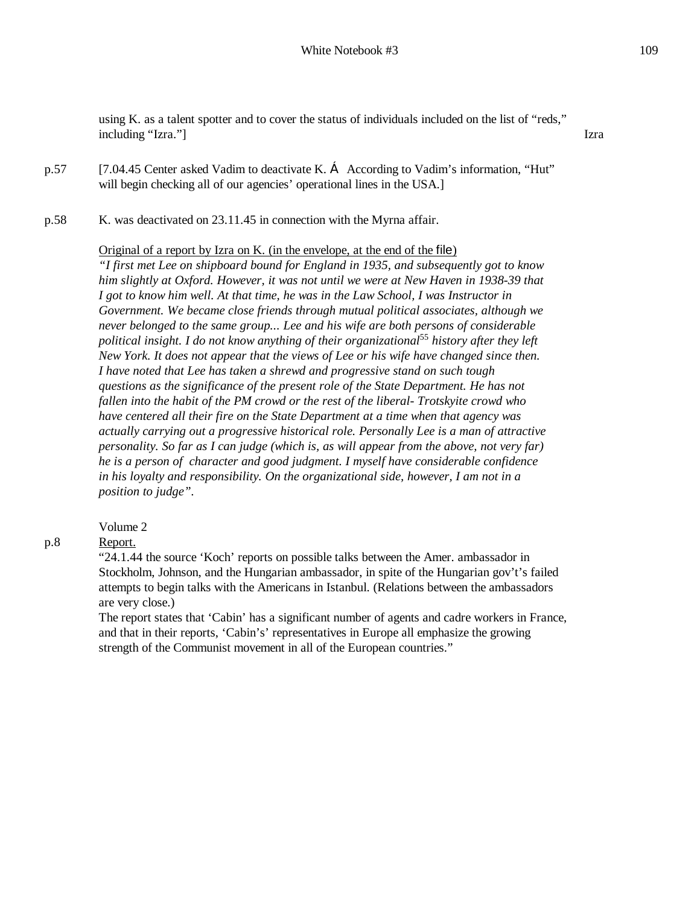using K. as a talent spotter and to cover the status of individuals included on the list of "reds," including "Izra."] Izra

p.57 [7.04.45 Center asked Vadim to deactivate K. Á According to Vadim's information, "Hut" will begin checking all of our agencies' operational lines in the USA.]

p.58 K. was deactivated on 23.11.45 in connection with the Myrna affair.

Original of a report by Izra on K. (in the envelope, at the end of the file)

*"I first met Lee on shipboard bound for England in 1935, and subsequently got to know him slightly at Oxford. However, it was not until we were at New Haven in 1938-39 that I got to know him well. At that time, he was in the Law School, I was Instructor in Government. We became close friends through mutual political associates, although we never belonged to the same group... Lee and his wife are both persons of considerable political insight. I do not know anything of their organizational[55] history after they left New York. It does not appear that the views of Lee or his wife have changed since then. I have noted that Lee has taken a shrewd and progressive stand on such tough questions as the significance of the present role of the State Department. He has not fallen into the habit of the PM crowd or the rest of the liberal- Trotskyite crowd who have centered all their fire on the State Department at a time when that agency was actually carrying out a progressive historical role. Personally Lee is a man of attractive personality. So far as I can judge (which is, as will appear from the above, not very far) he is a person of character and good judgment. I myself have considerable confidence in his loyalty and responsibility. On the organizational side, however, I am not in a position to judge".*

Volume 2

p.8 Report.

"24.1.44 the source 'Koch' reports on possible talks between the Amer. ambassador in Stockholm, Johnson, and the Hungarian ambassador, in spite of the Hungarian gov't's failed attempts to begin talks with the Americans in Istanbul. (Relations between the ambassadors are very close.)

The report states that 'Cabin' has a significant number of agents and cadre workers in France, and that in their reports, 'Cabin's' representatives in Europe all emphasize the growing strength of the Communist movement in all of the European countries."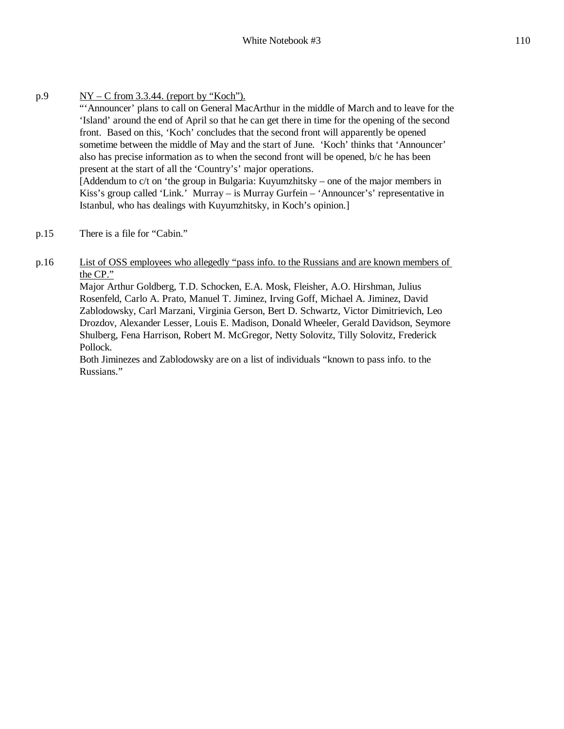p.9 <u>NY – C from 3.3.44. (report by "Koch").</u>

"'Announcer' plans to call on General MacArthur in the middle of March and to leave for the 'Island' around the end of April so that he can get there in time for the opening of the second front. Based on this, 'Koch' concludes that the second front will apparently be opened sometime between the middle of May and the start of June. 'Koch' thinks that 'Announcer' also has precise information as to when the second front will be opened, b/c he has been present at the start of all the 'Country's' major operations.

[Addendum to c/t on 'the group in Bulgaria: Kuyumzhitsky – one of the major members in Kiss's group called 'Link.' Murray – is Murray Gurfein – 'Announcer's' representative in Istanbul, who has dealings with Kuyumzhitsky, in Koch's opinion.]

p.15 There is a file for "Cabin."

p.16 <u>List of OSS employees who allegedly "pass info. to the Russians and are known members of the CP."</u>

Major Arthur Goldberg, T.D. Schocken, E.A. Mosk, Fleisher, A.O. Hirshman, Julius Rosenfeld, Carlo A. Prato, Manuel T. Jiminez, Irving Goff, Michael A. Jiminez, David Zablodowsky, Carl Marzani, Virginia Gerson, Bert D. Schwartz, Victor Dimitrievich, Leo Drozdov, Alexander Lesser, Louis E. Madison, Donald Wheeler, Gerald Davidson, Seymore Shulberg, Fena Harrison, Robert M. McGregor, Netty Solovitz, Tilly Solovitz, Frederick Pollock.

Both Jiminezes and Zablodowsky are on a list of individuals "known to pass info. to the Russians."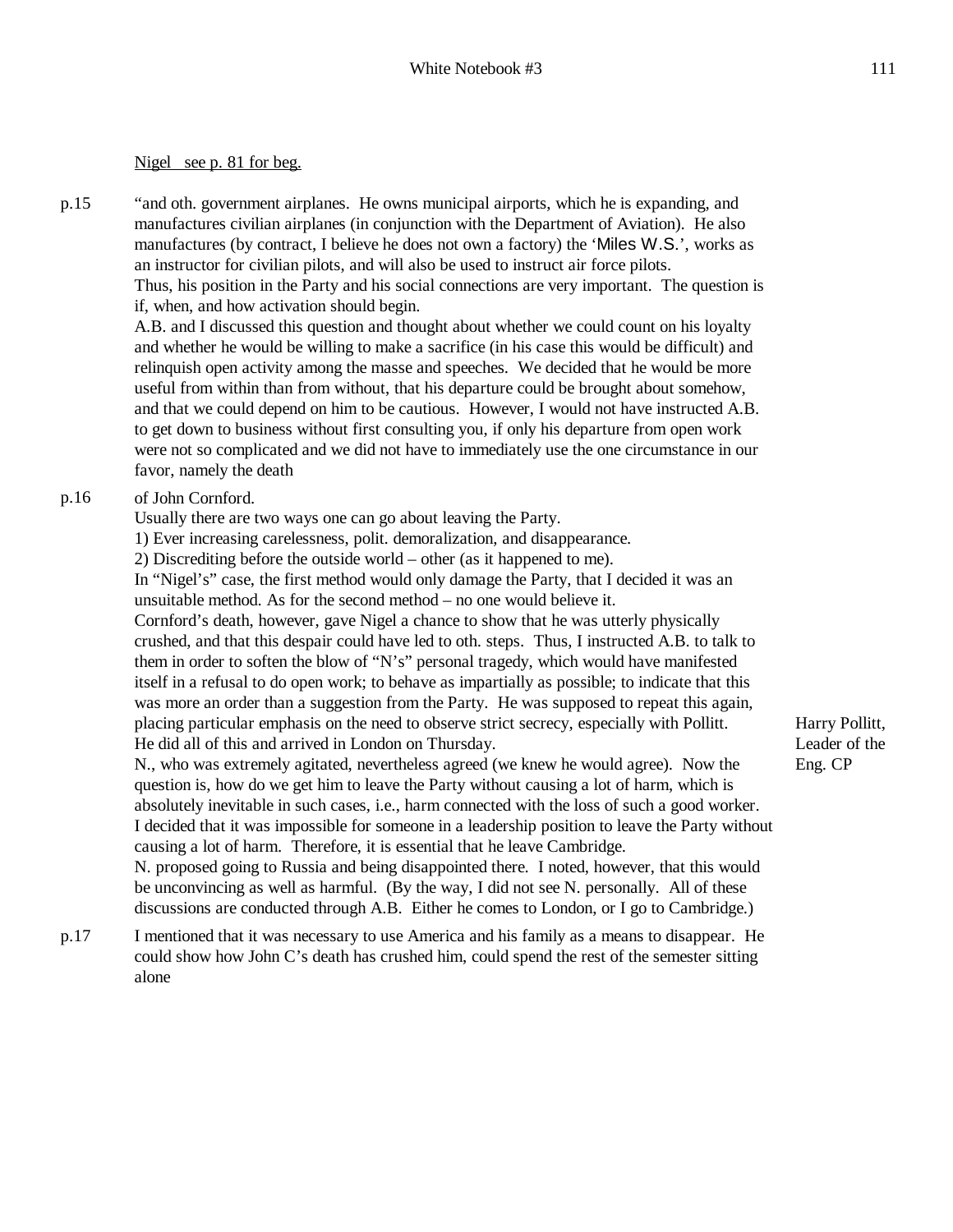Nigel see p. 81 for beg.

p.15 "and oth. government airplanes. He owns municipal airports, which he is expanding, and manufactures civilian airplanes (in conjunction with the Department of Aviation). He also manufactures (by contract, I believe he does not own a factory) the 'Miles W.S.', works as an instructor for civilian pilots, and will also be used to instruct air force pilots.
Thus, his position in the Party and his social connections are very important. The question is if, when, and how activation should begin.
A.B. and I discussed this question and thought about whether we could count on his loyalty and whether he would be willing to make a sacrifice (in his case this would be difficult) and relinquish open activity among the masse and speeches. We decided that he would be more useful from within than from without, that his departure could be brought about somehow, and that we could depend on him to be cautious. However, I would not have instructed A.B. to get down to business without first consulting you, if only his departure from open work were not so complicated and we did not have to immediately use the one circumstance in our favor, namely the death

p.16 of John Cornford.
Usually there are two ways one can go about leaving the Party.
1) Ever increasing carelessness, polit. demoralization, and disappearance.
2) Discrediting before the outside world – other (as it happened to me).
In "Nigel's" case, the first method would only damage the Party, that I decided it was an unsuitable method. As for the second method – no one would believe it.
Cornford's death, however, gave Nigel a chance to show that he was utterly physically crushed, and that this despair could have led to oth. steps. Thus, I instructed A.B. to talk to them in order to soften the blow of "N's" personal tragedy, which would have manifested itself in a refusal to do open work; to behave as impartially as possible; to indicate that this was more an order than a suggestion from the Party. He was supposed to repeat this again, placing particular emphasis on the need to observe strict secrecy, especially with Pollitt. He did all of this and arrived in London on Thursday.

Harry Pollitt, Leader of the Eng. CP

N., who was extremely agitated, nevertheless agreed (we knew he would agree). Now the question is, how do we get him to leave the Party without causing a lot of harm, which is absolutely inevitable in such cases, i.e., harm connected with the loss of such a good worker. I decided that it was impossible for someone in a leadership position to leave the Party without causing a lot of harm. Therefore, it is essential that he leave Cambridge.
N. proposed going to Russia and being disappointed there. I noted, however, that this would be unconvincing as well as harmful. (By the way, I did not see N. personally. All of these discussions are conducted through A.B. Either he comes to London, or I go to Cambridge.)

p.17 I mentioned that it was necessary to use America and his family as a means to disappear. He could show how John C's death has crushed him, could spend the rest of the semester sitting alone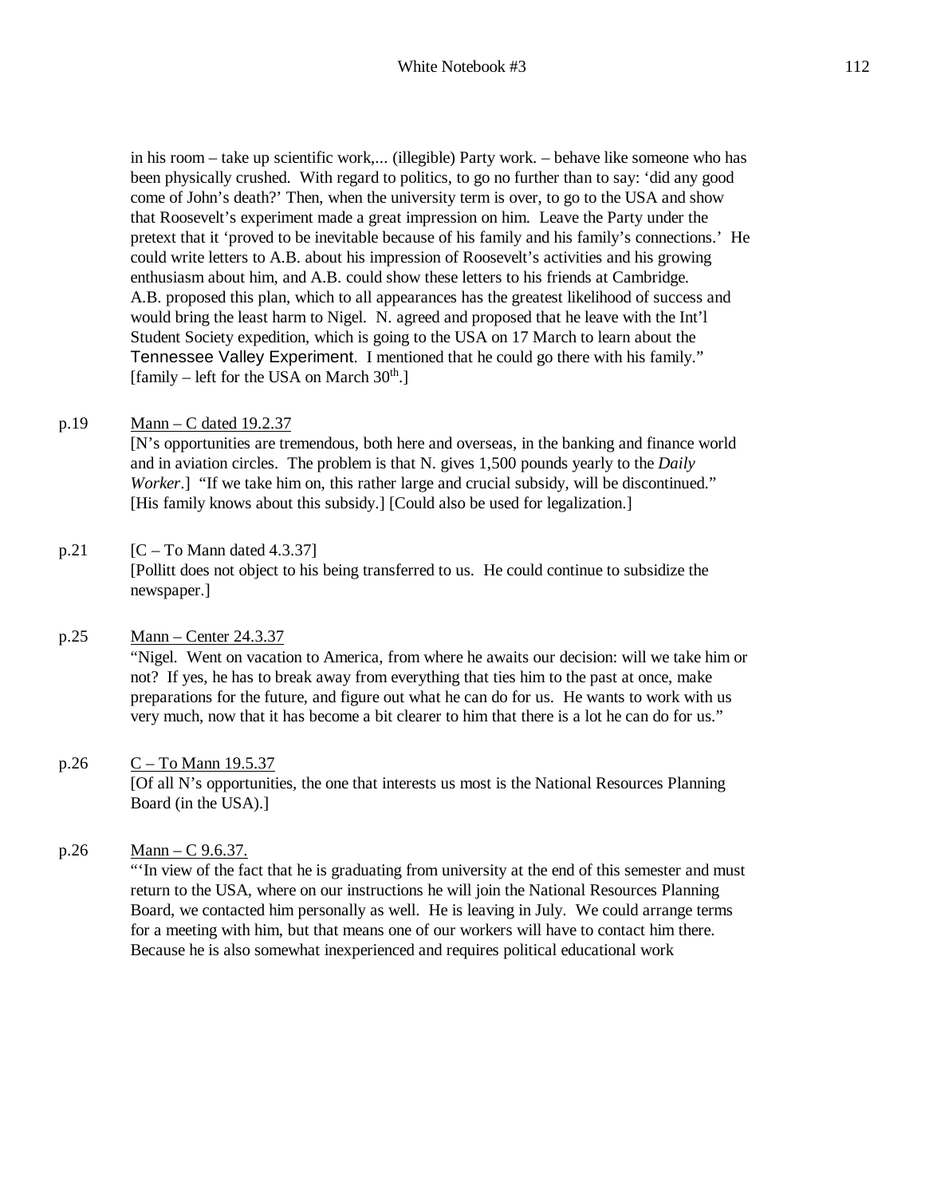in his room – take up scientific work,... (illegible) Party work. – behave like someone who has been physically crushed. With regard to politics, to go no further than to say: 'did any good come of John's death?' Then, when the university term is over, to go to the USA and show that Roosevelt's experiment made a great impression on him. Leave the Party under the pretext that it 'proved to be inevitable because of his family and his family's connections.' He could write letters to A.B. about his impression of Roosevelt's activities and his growing enthusiasm about him, and A.B. could show these letters to his friends at Cambridge. A.B. proposed this plan, which to all appearances has the greatest likelihood of success and would bring the least harm to Nigel. N. agreed and proposed that he leave with the Int'l Student Society expedition, which is going to the USA on 17 March to learn about the Tennessee Valley Experiment. I mentioned that he could go there with his family." [family – left for the USA on March 30th.]

p.19 Mann – C dated 19.2.37

[N's opportunities are tremendous, both here and overseas, in the banking and finance world and in aviation circles. The problem is that N. gives 1,500 pounds yearly to the *Daily Worker*.] "If we take him on, this rather large and crucial subsidy, will be discontinued." [His family knows about this subsidy.] [Could also be used for legalization.]

p.21 [C – To Mann dated 4.3.37]

[Pollitt does not object to his being transferred to us. He could continue to subsidize the newspaper.]

p.25 Mann – Center 24.3.37

"Nigel. Went on vacation to America, from where he awaits our decision: will we take him or not? If yes, he has to break away from everything that ties him to the past at once, make preparations for the future, and figure out what he can do for us. He wants to work with us very much, now that it has become a bit clearer to him that there is a lot he can do for us."

p.26 C – To Mann 19.5.37

[Of all N's opportunities, the one that interests us most is the National Resources Planning Board (in the USA).]

p.26 Mann – C 9.6.37.

"'In view of the fact that he is graduating from university at the end of this semester and must return to the USA, where on our instructions he will join the National Resources Planning Board, we contacted him personally as well. He is leaving in July. We could arrange terms for a meeting with him, but that means one of our workers will have to contact him there. Because he is also somewhat inexperienced and requires political educational work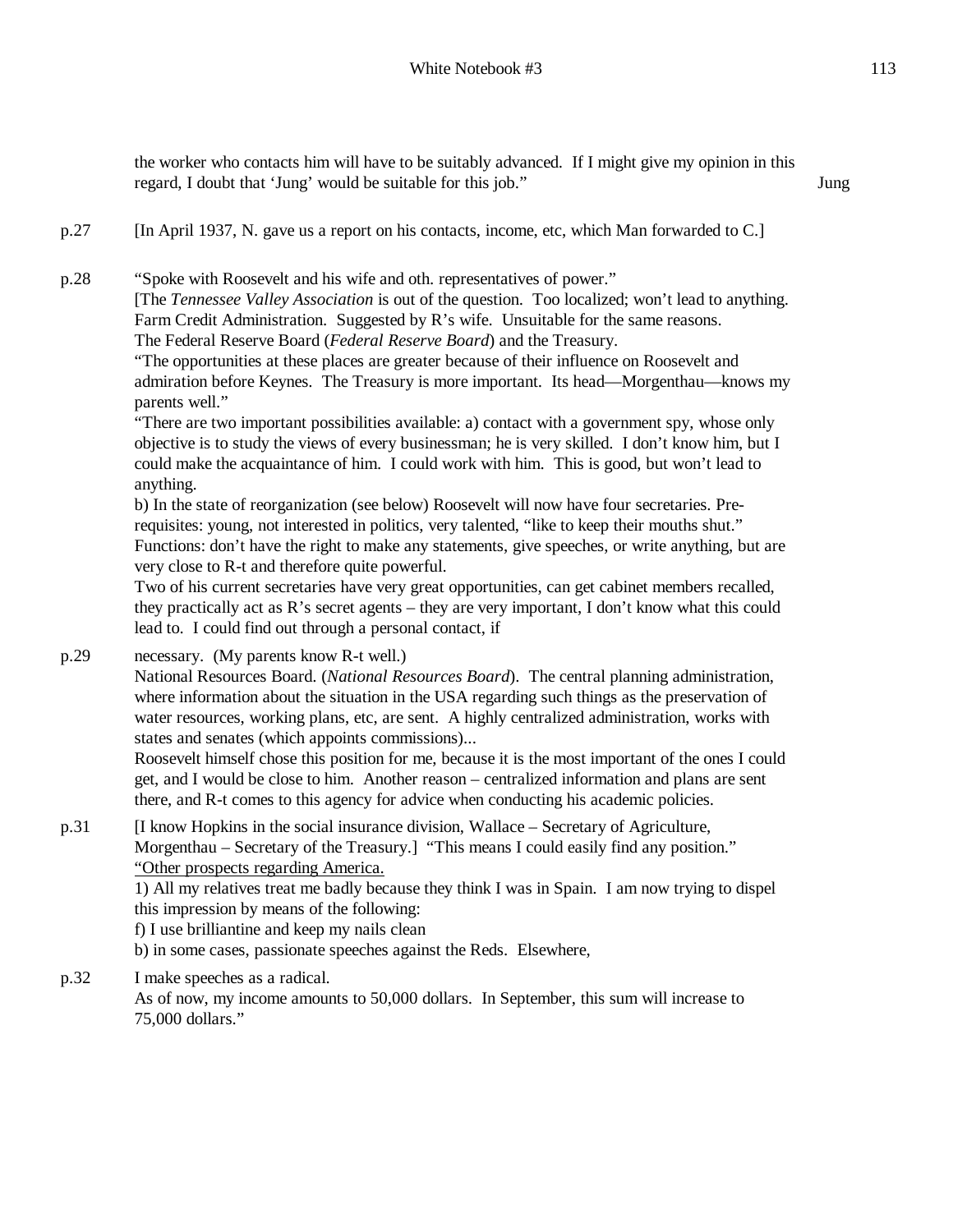the worker who contacts him will have to be suitably advanced. If I might give my opinion in this regard, I doubt that 'Jung' would be suitable for this job." Jung

p.27 [In April 1937, N. gave us a report on his contacts, income, etc, which Man forwarded to C.]

p.28 "Spoke with Roosevelt and his wife and oth. representatives of power."
[The *Tennessee Valley Association* is out of the question. Too localized; won't lead to anything.
Farm Credit Administration. Suggested by R's wife. Unsuitable for the same reasons.
The Federal Reserve Board (*Federal Reserve Board*) and the Treasury.
"The opportunities at these places are greater because of their influence on Roosevelt and admiration before Keynes. The Treasury is more important. Its head—Morgenthau—knows my parents well."
"There are two important possibilities available: a) contact with a government spy, whose only objective is to study the views of every businessman; he is very skilled. I don't know him, but I could make the acquaintance of him. I could work with him. This is good, but won't lead to anything.
b) In the state of reorganization (see below) Roosevelt will now have four secretaries. Pre-requisites: young, not interested in politics, very talented, "like to keep their mouths shut." Functions: don't have the right to make any statements, give speeches, or write anything, but are very close to R-t and therefore quite powerful.
Two of his current secretaries have very great opportunities, can get cabinet members recalled, they practically act as R's secret agents – they are very important, I don't know what this could lead to. I could find out through a personal contact, if

p.29 necessary. (My parents know R-t well.)
National Resources Board. (*National Resources Board*). The central planning administration, where information about the situation in the USA regarding such things as the preservation of water resources, working plans, etc, are sent. A highly centralized administration, works with states and senates (which appoints commissions)...
Roosevelt himself chose this position for me, because it is the most important of the ones I could get, and I would be close to him. Another reason – centralized information and plans are sent there, and R-t comes to this agency for advice when conducting his academic policies.

p.31 [I know Hopkins in the social insurance division, Wallace – Secretary of Agriculture, Morgenthau – Secretary of the Treasury.] "This means I could easily find any position."
<u>"Other prospects regarding America.</u>
1) All my relatives treat me badly because they think I was in Spain. I am now trying to dispel this impression by means of the following:
f) I use brilliantine and keep my nails clean
b) in some cases, passionate speeches against the Reds. Elsewhere,

p.32 I make speeches as a radical.
As of now, my income amounts to 50,000 dollars. In September, this sum will increase to 75,000 dollars."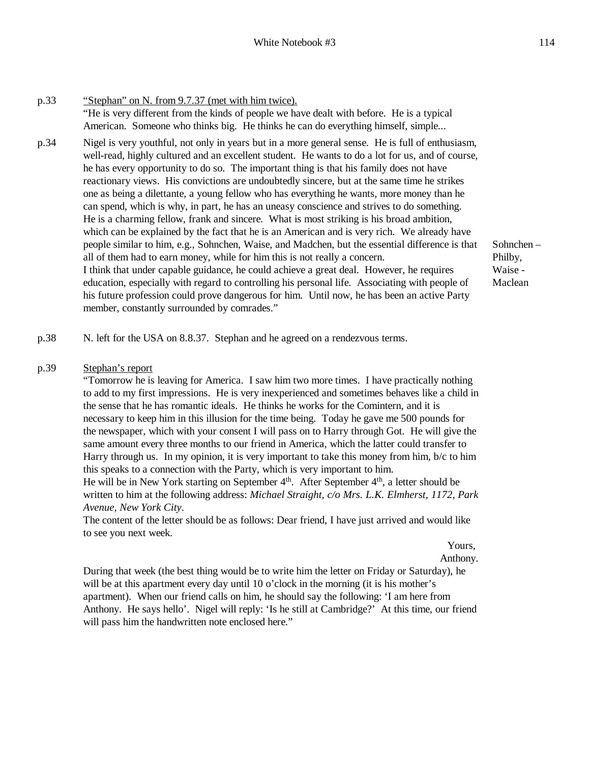p.33 "Stephan" on N. from 9.7.37 (met with him twice).

"He is very different from the kinds of people we have dealt with before. He is a typical American. Someone who thinks big. He thinks he can do everything himself, simple...

p.34 Nigel is very youthful, not only in years but in a more general sense. He is full of enthusiasm, well-read, highly cultured and an excellent student. He wants to do a lot for us, and of course, he has every opportunity to do so. The important thing is that his family does not have reactionary views. His convictions are undoubtedly sincere, but at the same time he strikes one as being a dilettante, a young fellow who has everything he wants, more money than he can spend, which is why, in part, he has an uneasy conscience and strives to do something. He is a charming fellow, frank and sincere. What is most striking is his broad ambition, which can be explained by the fact that he is an American and is very rich. We already have people similar to him, e.g., Sohnchen, Waise, and Madchen, but the essential difference is that all of them had to earn money, while for him this is not really a concern.
I think that under capable guidance, he could achieve a great deal. However, he requires education, especially with regard to controlling his personal life. Associating with people of his future profession could prove dangerous for him. Until now, he has been an active Party member, constantly surrounded by comrades."

Sohnchen – Philby, Waise - Maclean

p.38 N. left for the USA on 8.8.37. Stephan and he agreed on a rendezvous terms.

p.39 Stephan's report

"Tomorrow he is leaving for America. I saw him two more times. I have practically nothing to add to my first impressions. He is very inexperienced and sometimes behaves like a child in the sense that he has romantic ideals. He thinks he works for the Comintern, and it is necessary to keep him in this illusion for the time being. Today he gave me 500 pounds for the newspaper, which with your consent I will pass on to Harry through Got. He will give the same amount every three months to our friend in America, which the latter could transfer to Harry through us. In my opinion, it is very important to take this money from him, b/c to him this speaks to a connection with the Party, which is very important to him.
He will be in New York starting on September 4th. After September 4th, a letter should be written to him at the following address: *Michael Straight, c/o Mrs. L.K. Elmherst, 1172, Park Avenue, New York City*.
The content of the letter should be as follows: Dear friend, I have just arrived and would like to see you next week.

Yours,
Anthony.

During that week (the best thing would be to write him the letter on Friday or Saturday), he will be at this apartment every day until 10 o'clock in the morning (it is his mother's apartment). When our friend calls on him, he should say the following: 'I am here from Anthony. He says hello'. Nigel will reply: 'Is he still at Cambridge?' At this time, our friend will pass him the handwritten note enclosed here."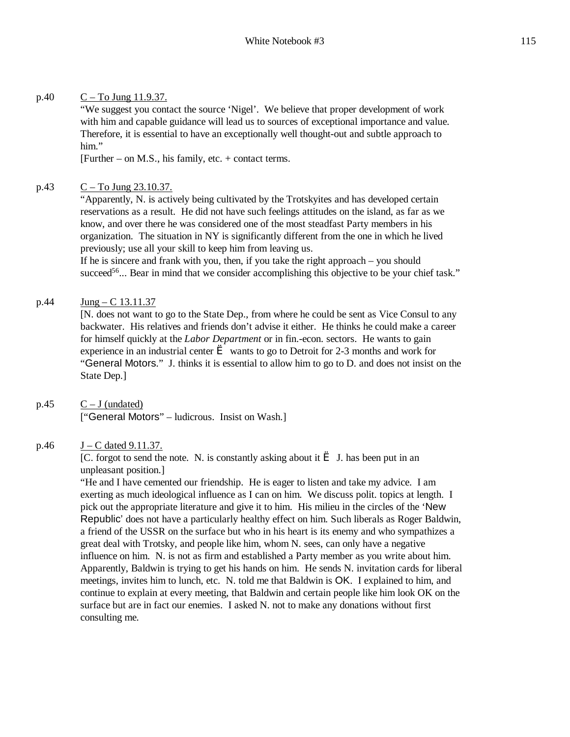p.40 C – To Jung 11.9.37.

"We suggest you contact the source 'Nigel'. We believe that proper development of work with him and capable guidance will lead us to sources of exceptional importance and value. Therefore, it is essential to have an exceptionally well thought-out and subtle approach to him."

[Further – on M.S., his family, etc. + contact terms.

p.43 C – To Jung 23.10.37.

"Apparently, N. is actively being cultivated by the Trotskyites and has developed certain reservations as a result. He did not have such feelings attitudes on the island, as far as we know, and over there he was considered one of the most steadfast Party members in his organization. The situation in NY is significantly different from the one in which he lived previously; use all your skill to keep him from leaving us.
If he is sincere and frank with you, then, if you take the right approach – you should succeed[56]... Bear in mind that we consider accomplishing this objective to be your chief task."

p.44 Jung – C 13.11.37

[N. does not want to go to the State Dep., from where he could be sent as Vice Consul to any backwater. His relatives and friends don't advise it either. He thinks he could make a career for himself quickly at the *Labor Department* or in fin.-econ. sectors. He wants to gain experience in an industrial center Ë wants to go to Detroit for 2-3 months and work for "General Motors." J. thinks it is essential to allow him to go to D. and does not insist on the State Dep.]

p.45 C – J (undated)

["General Motors" – ludicrous. Insist on Wash.]

p.46 J – C dated 9.11.37.

[C. forgot to send the note. N. is constantly asking about it Ë J. has been put in an unpleasant position.]

"He and I have cemented our friendship. He is eager to listen and take my advice. I am exerting as much ideological influence as I can on him. We discuss polit. topics at length. I pick out the appropriate literature and give it to him. His milieu in the circles of the 'New Republic' does not have a particularly healthy effect on him. Such liberals as Roger Baldwin, a friend of the USSR on the surface but who in his heart is its enemy and who sympathizes a great deal with Trotsky, and people like him, whom N. sees, can only have a negative influence on him. N. is not as firm and established a Party member as you write about him. Apparently, Baldwin is trying to get his hands on him. He sends N. invitation cards for liberal meetings, invites him to lunch, etc. N. told me that Baldwin is OK. I explained to him, and continue to explain at every meeting, that Baldwin and certain people like him look OK on the surface but are in fact our enemies. I asked N. not to make any donations without first consulting me.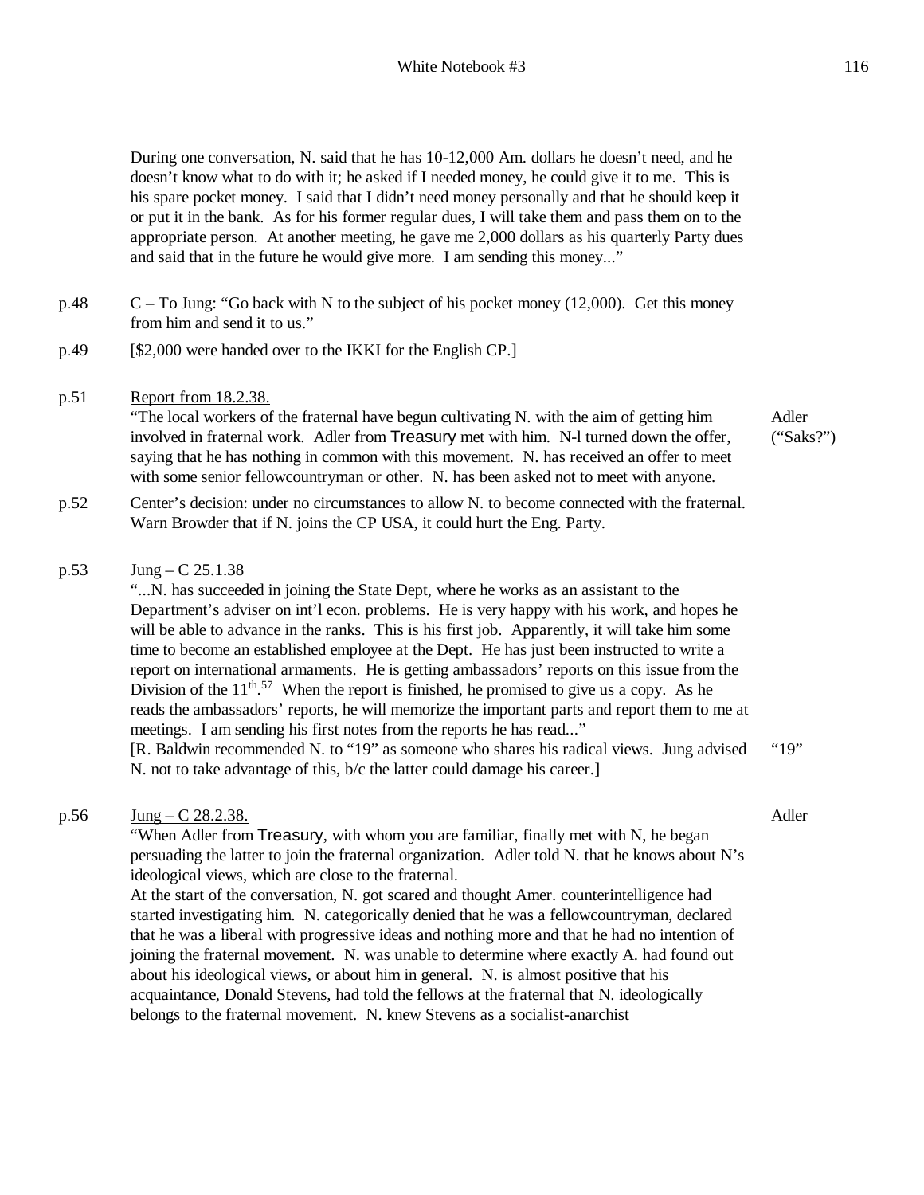During one conversation, N. said that he has 10-12,000 Am. dollars he doesn't need, and he doesn't know what to do with it; he asked if I needed money, he could give it to me. This is his spare pocket money. I said that I didn't need money personally and that he should keep it or put it in the bank. As for his former regular dues, I will take them and pass them on to the appropriate person. At another meeting, he gave me 2,000 dollars as his quarterly Party dues and said that in the future he would give more. I am sending this money..."

p.48 C – To Jung: "Go back with N to the subject of his pocket money (12,000). Get this money from him and send it to us."

p.49 [$2,000 were handed over to the IKKI for the English CP.]

p.51 Report from 18.2.38.
"The local workers of the fraternal have begun cultivating N. with the aim of getting him involved in fraternal work. Adler from Treasury met with him. N-l turned down the offer, saying that he has nothing in common with this movement. N. has received an offer to meet with some senior fellowcountryman or other. N. has been asked not to meet with anyone.

Adler ("Saks?")

p.52 Center's decision: under no circumstances to allow N. to become connected with the fraternal. Warn Browder that if N. joins the CP USA, it could hurt the Eng. Party.

p.53 Jung – C 25.1.38
"...N. has succeeded in joining the State Dept, where he works as an assistant to the Department's adviser on int'l econ. problems. He is very happy with his work, and hopes he will be able to advance in the ranks. This is his first job. Apparently, it will take him some time to become an established employee at the Dept. He has just been instructed to write a report on international armaments. He is getting ambassadors' reports on this issue from the Division of the 11th.[57] When the report is finished, he promised to give us a copy. As he reads the ambassadors' reports, he will memorize the important parts and report them to me at meetings. I am sending his first notes from the reports he has read..."
[R. Baldwin recommended N. to "19" as someone who shares his radical views. Jung advised N. not to take advantage of this, b/c the latter could damage his career.]

"19"

p.56 Jung – C 28.2.38.
"When Adler from Treasury, with whom you are familiar, finally met with N, he began persuading the latter to join the fraternal organization. Adler told N. that he knows about N's ideological views, which are close to the fraternal.
At the start of the conversation, N. got scared and thought Amer. counterintelligence had started investigating him. N. categorically denied that he was a fellowcountryman, declared that he was a liberal with progressive ideas and nothing more and that he had no intention of joining the fraternal movement. N. was unable to determine where exactly A. had found out about his ideological views, or about him in general. N. is almost positive that his acquaintance, Donald Stevens, had told the fellows at the fraternal that N. ideologically belongs to the fraternal movement. N. knew Stevens as a socialist-anarchist

Adler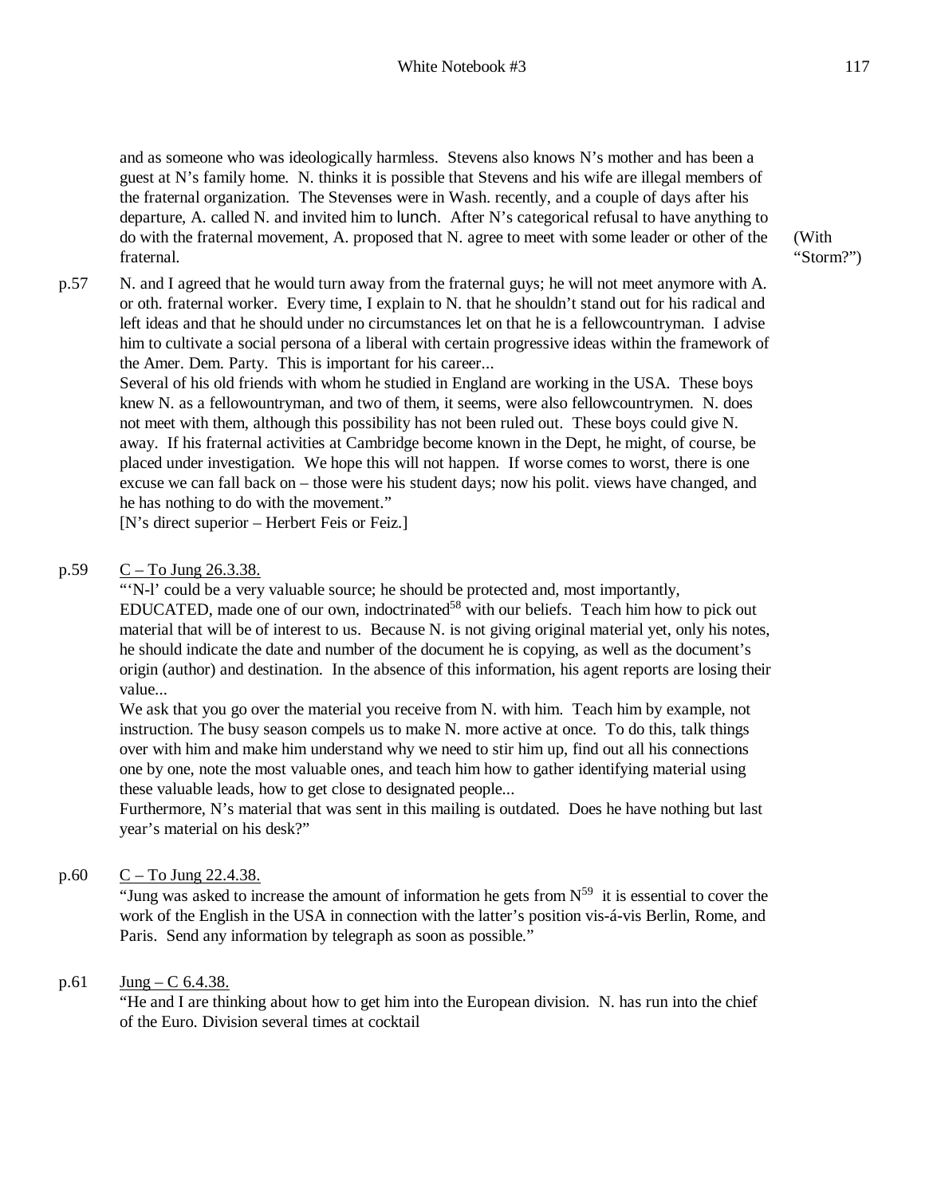and as someone who was ideologically harmless. Stevens also knows N's mother and has been a guest at N's family home. N. thinks it is possible that Stevens and his wife are illegal members of the fraternal organization. The Stevenses were in Wash. recently, and a couple of days after his departure, A. called N. and invited him to lunch. After N's categorical refusal to have anything to do with the fraternal movement, A. proposed that N. agree to meet with some leader or other of the fraternal. (With "Storm?")

p.57 N. and I agreed that he would turn away from the fraternal guys; he will not meet anymore with A. or oth. fraternal worker. Every time, I explain to N. that he shouldn't stand out for his radical and left ideas and that he should under no circumstances let on that he is a fellowcountryman. I advise him to cultivate a social persona of a liberal with certain progressive ideas within the framework of the Amer. Dem. Party. This is important for his career...

Several of his old friends with whom he studied in England are working in the USA. These boys knew N. as a fellowountryman, and two of them, it seems, were also fellowcountrymen. N. does not meet with them, although this possibility has not been ruled out. These boys could give N. away. If his fraternal activities at Cambridge become known in the Dept, he might, of course, be placed under investigation. We hope this will not happen. If worse comes to worst, there is one excuse we can fall back on – those were his student days; now his polit. views have changed, and he has nothing to do with the movement."

[N's direct superior – Herbert Feis or Feiz.]

p.59 C – To Jung 26.3.38.

"'N-l' could be a very valuable source; he should be protected and, most importantly, EDUCATED, made one of our own, indoctrinated[58] with our beliefs. Teach him how to pick out material that will be of interest to us. Because N. is not giving original material yet, only his notes, he should indicate the date and number of the document he is copying, as well as the document's origin (author) and destination. In the absence of this information, his agent reports are losing their value...

We ask that you go over the material you receive from N. with him. Teach him by example, not instruction. The busy season compels us to make N. more active at once. To do this, talk things over with him and make him understand why we need to stir him up, find out all his connections one by one, note the most valuable ones, and teach him how to gather identifying material using these valuable leads, how to get close to designated people...

Furthermore, N's material that was sent in this mailing is outdated. Does he have nothing but last year's material on his desk?"

p.60 C – To Jung 22.4.38.

"Jung was asked to increase the amount of information he gets from N[59] it is essential to cover the work of the English in the USA in connection with the latter's position vis-á-vis Berlin, Rome, and Paris. Send any information by telegraph as soon as possible."

p.61 Jung – C 6.4.38.

"He and I are thinking about how to get him into the European division. N. has run into the chief of the Euro. Division several times at cocktail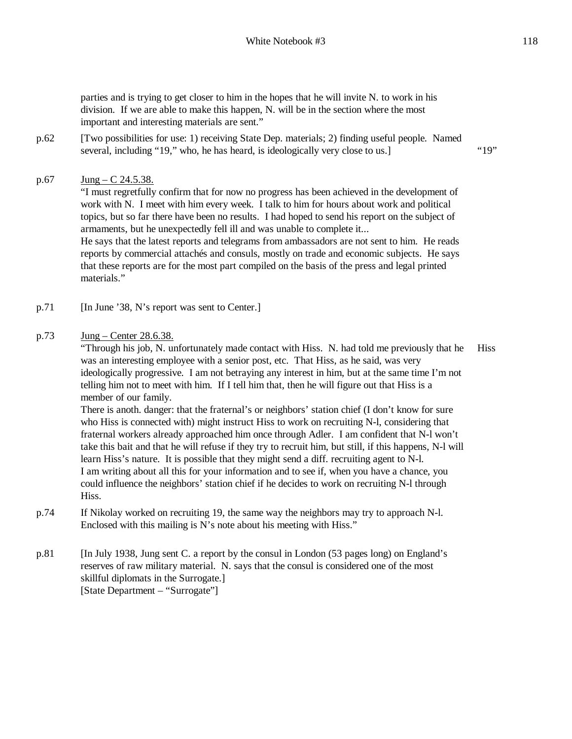parties and is trying to get closer to him in the hopes that he will invite N. to work in his division. If we are able to make this happen, N. will be in the section where the most important and interesting materials are sent."

p.62 [Two possibilities for use: 1) receiving State Dep. materials; 2) finding useful people. Named several, including "19," who, he has heard, is ideologically very close to us.] "19"

p.67 <u>Jung – C 24.5.38.</u>

"I must regretfully confirm that for now no progress has been achieved in the development of work with N. I meet with him every week. I talk to him for hours about work and political topics, but so far there have been no results. I had hoped to send his report on the subject of armaments, but he unexpectedly fell ill and was unable to complete it...

He says that the latest reports and telegrams from ambassadors are not sent to him. He reads reports by commercial attachés and consuls, mostly on trade and economic subjects. He says that these reports are for the most part compiled on the basis of the press and legal printed materials."

p.71 [In June '38, N's report was sent to Center.]

p.73 <u>Jung – Center 28.6.38.</u>

"Through his job, N. unfortunately made contact with Hiss. N. had told me previously that he was an interesting employee with a senior post, etc. That Hiss, as he said, was very ideologically progressive. I am not betraying any interest in him, but at the same time I'm not telling him not to meet with him. If I tell him that, then he will figure out that Hiss is a member of our family. Hiss

There is anoth. danger: that the fraternal's or neighbors' station chief (I don't know for sure who Hiss is connected with) might instruct Hiss to work on recruiting N-l, considering that fraternal workers already approached him once through Adler. I am confident that N-l won't take this bait and that he will refuse if they try to recruit him, but still, if this happens, N-l will learn Hiss's nature. It is possible that they might send a diff. recruiting agent to N-l.

I am writing about all this for your information and to see if, when you have a chance, you could influence the neighbors' station chief if he decides to work on recruiting N-l through Hiss.

p.74 If Nikolay worked on recruiting 19, the same way the neighbors may try to approach N-l. Enclosed with this mailing is N's note about his meeting with Hiss."

p.81 [In July 1938, Jung sent C. a report by the consul in London (53 pages long) on England's reserves of raw military material. N. says that the consul is considered one of the most skillful diplomats in the Surrogate.]

[State Department – "Surrogate"]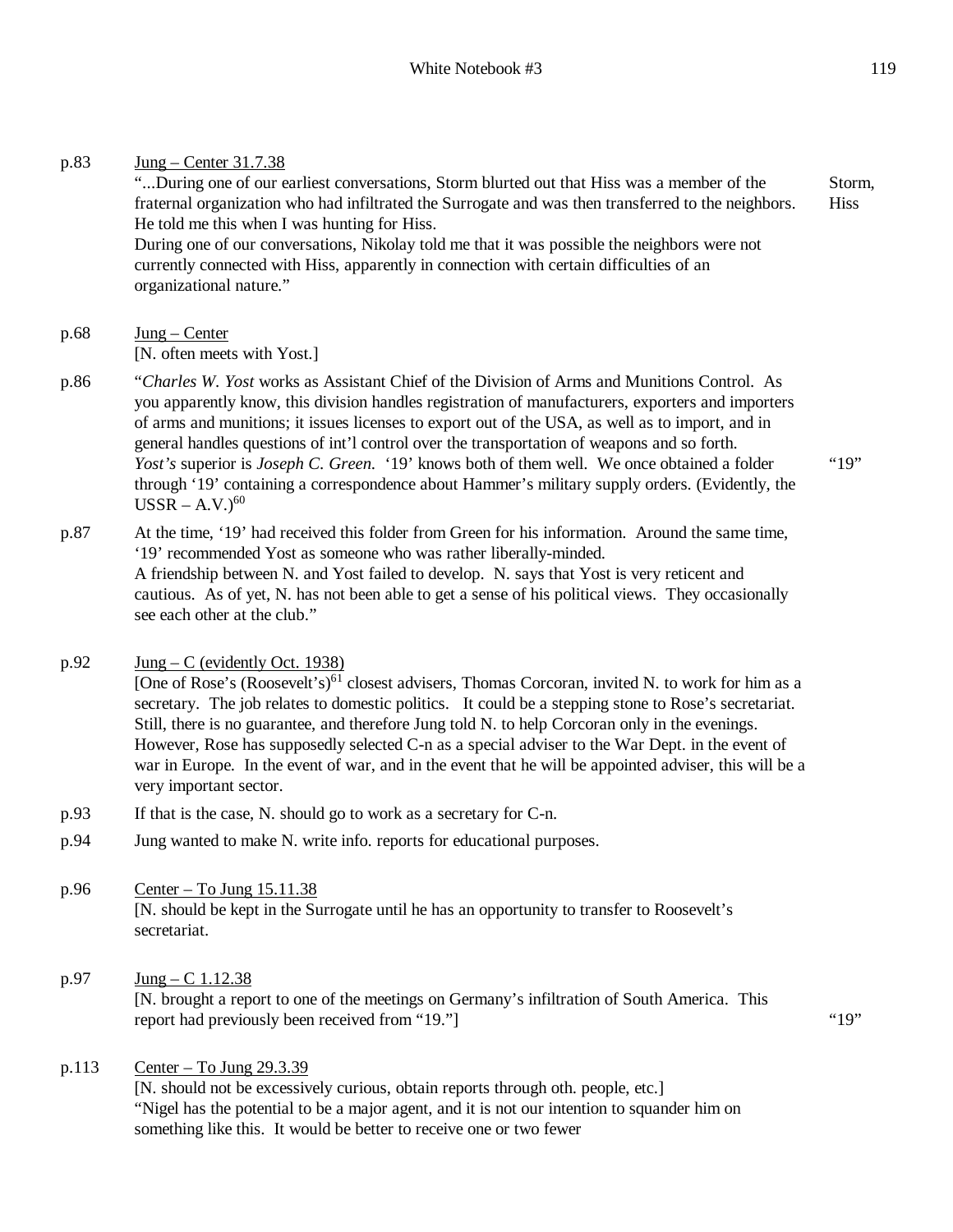p.83 Jung – Center 31.7.38

"...During one of our earliest conversations, Storm blurted out that Hiss was a member of the fraternal organization who had infiltrated the Surrogate and was then transferred to the neighbors. He told me this when I was hunting for Hiss. — Storm, Hiss

During one of our conversations, Nikolay told me that it was possible the neighbors were not currently connected with Hiss, apparently in connection with certain difficulties of an organizational nature."

p.68 Jung – Center

[N. often meets with Yost.]

p.86 "*Charles W. Yost* works as Assistant Chief of the Division of Arms and Munitions Control. As you apparently know, this division handles registration of manufacturers, exporters and importers of arms and munitions; it issues licenses to export out of the USA, as well as to import, and in general handles questions of int'l control over the transportation of weapons and so forth. *Yost's* superior is *Joseph C. Green.* '19' knows both of them well. We once obtained a folder through '19' containing a correspondence about Hammer's military supply orders. (Evidently, the USSR – A.V.)[60] — "19"

p.87 At the time, '19' had received this folder from Green for his information. Around the same time, '19' recommended Yost as someone who was rather liberally-minded.

A friendship between N. and Yost failed to develop. N. says that Yost is very reticent and cautious. As of yet, N. has not been able to get a sense of his political views. They occasionally see each other at the club."

p.92 Jung – C (evidently Oct. 1938)

[One of Rose's (Roosevelt's)[61] closest advisers, Thomas Corcoran, invited N. to work for him as a secretary. The job relates to domestic politics. It could be a stepping stone to Rose's secretariat. Still, there is no guarantee, and therefore Jung told N. to help Corcoran only in the evenings. However, Rose has supposedly selected C-n as a special adviser to the War Dept. in the event of war in Europe. In the event of war, and in the event that he will be appointed adviser, this will be a very important sector.

p.93 If that is the case, N. should go to work as a secretary for C-n.

p.94 Jung wanted to make N. write info. reports for educational purposes.

p.96 Center – To Jung 15.11.38

[N. should be kept in the Surrogate until he has an opportunity to transfer to Roosevelt's secretariat.

p.97 Jung – C 1.12.38

[N. brought a report to one of the meetings on Germany's infiltration of South America. This report had previously been received from "19."] — "19"

p.113 Center – To Jung 29.3.39

[N. should not be excessively curious, obtain reports through oth. people, etc.]

"Nigel has the potential to be a major agent, and it is not our intention to squander him on something like this. It would be better to receive one or two fewer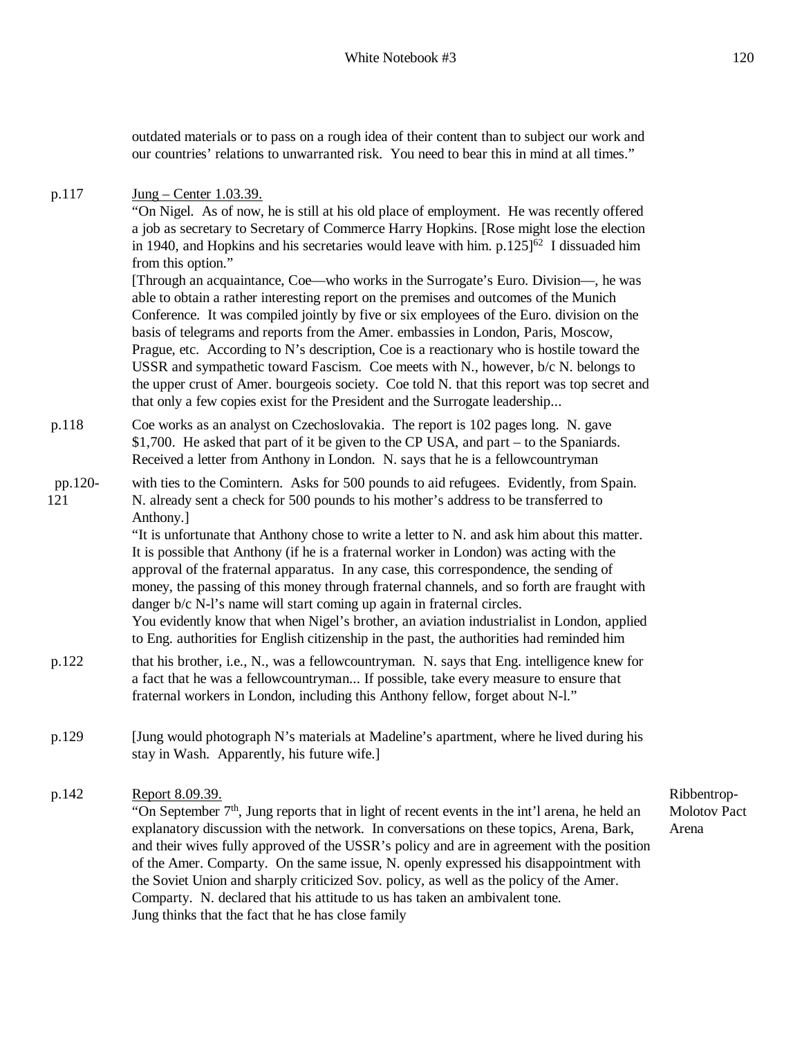outdated materials or to pass on a rough idea of their content than to subject our work and our countries' relations to unwarranted risk. You need to bear this in mind at all times."

p.117 <u>Jung – Center 1.03.39.</u>

"On Nigel. As of now, he is still at his old place of employment. He was recently offered a job as secretary to Secretary of Commerce Harry Hopkins. [Rose might lose the election in 1940, and Hopkins and his secretaries would leave with him. p.125][62] I dissuaded him from this option."

[Through an acquaintance, Coe—who works in the Surrogate's Euro. Division—, he was able to obtain a rather interesting report on the premises and outcomes of the Munich Conference. It was compiled jointly by five or six employees of the Euro. division on the basis of telegrams and reports from the Amer. embassies in London, Paris, Moscow, Prague, etc. According to N's description, Coe is a reactionary who is hostile toward the USSR and sympathetic toward Fascism. Coe meets with N., however, b/c N. belongs to the upper crust of Amer. bourgeois society. Coe told N. that this report was top secret and that only a few copies exist for the President and the Surrogate leadership...

p.118 Coe works as an analyst on Czechoslovakia. The report is 102 pages long. N. gave $1,700. He asked that part of it be given to the CP USA, and part – to the Spaniards. Received a letter from Anthony in London. N. says that he is a fellowcountryman

pp.120-121 with ties to the Comintern. Asks for 500 pounds to aid refugees. Evidently, from Spain. N. already sent a check for 500 pounds to his mother's address to be transferred to Anthony.]

"It is unfortunate that Anthony chose to write a letter to N. and ask him about this matter. It is possible that Anthony (if he is a fraternal worker in London) was acting with the approval of the fraternal apparatus. In any case, this correspondence, the sending of money, the passing of this money through fraternal channels, and so forth are fraught with danger b/c N-l's name will start coming up again in fraternal circles.

You evidently know that when Nigel's brother, an aviation industrialist in London, applied to Eng. authorities for English citizenship in the past, the authorities had reminded him

p.122 that his brother, i.e., N., was a fellowcountryman. N. says that Eng. intelligence knew for a fact that he was a fellowcountryman... If possible, take every measure to ensure that fraternal workers in London, including this Anthony fellow, forget about N-l."

p.129 [Jung would photograph N's materials at Madeline's apartment, where he lived during his stay in Wash. Apparently, his future wife.]

p.142 <u>Report 8.09.39.</u>

*Ribbentrop-Molotov Pact*
*Arena*

"On September 7th, Jung reports that in light of recent events in the int'l arena, he held an explanatory discussion with the network. In conversations on these topics, Arena, Bark, and their wives fully approved of the USSR's policy and are in agreement with the position of the Amer. Comparty. On the same issue, N. openly expressed his disappointment with the Soviet Union and sharply criticized Sov. policy, as well as the policy of the Amer. Comparty. N. declared that his attitude to us has taken an ambivalent tone.

Jung thinks that the fact that he has close family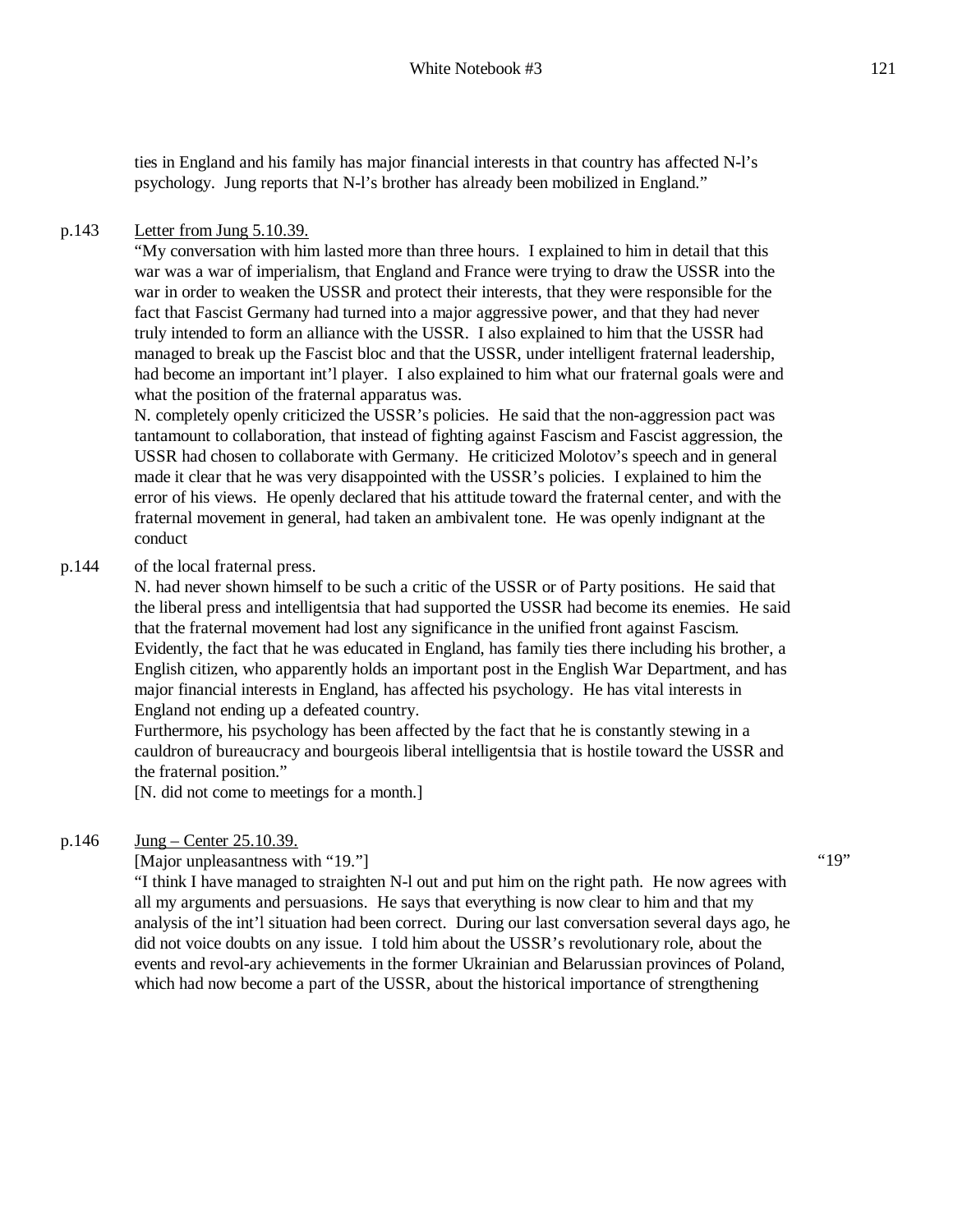ties in England and his family has major financial interests in that country has affected N-l's psychology. Jung reports that N-l's brother has already been mobilized in England."

p.143 Letter from Jung 5.10.39.

"My conversation with him lasted more than three hours. I explained to him in detail that this war was a war of imperialism, that England and France were trying to draw the USSR into the war in order to weaken the USSR and protect their interests, that they were responsible for the fact that Fascist Germany had turned into a major aggressive power, and that they had never truly intended to form an alliance with the USSR. I also explained to him that the USSR had managed to break up the Fascist bloc and that the USSR, under intelligent fraternal leadership, had become an important int'l player. I also explained to him what our fraternal goals were and what the position of the fraternal apparatus was.

N. completely openly criticized the USSR's policies. He said that the non-aggression pact was tantamount to collaboration, that instead of fighting against Fascism and Fascist aggression, the USSR had chosen to collaborate with Germany. He criticized Molotov's speech and in general made it clear that he was very disappointed with the USSR's policies. I explained to him the error of his views. He openly declared that his attitude toward the fraternal center, and with the fraternal movement in general, had taken an ambivalent tone. He was openly indignant at the conduct

p.144 of the local fraternal press.

N. had never shown himself to be such a critic of the USSR or of Party positions. He said that the liberal press and intelligentsia that had supported the USSR had become its enemies. He said that the fraternal movement had lost any significance in the unified front against Fascism. Evidently, the fact that he was educated in England, has family ties there including his brother, a English citizen, who apparently holds an important post in the English War Department, and has major financial interests in England, has affected his psychology. He has vital interests in England not ending up a defeated country.

Furthermore, his psychology has been affected by the fact that he is constantly stewing in a cauldron of bureaucracy and bourgeois liberal intelligentsia that is hostile toward the USSR and the fraternal position."

[N. did not come to meetings for a month.]

p.146 Jung – Center 25.10.39.

[Major unpleasantness with "19."] "19"

"I think I have managed to straighten N-l out and put him on the right path. He now agrees with all my arguments and persuasions. He says that everything is now clear to him and that my analysis of the int'l situation had been correct. During our last conversation several days ago, he did not voice doubts on any issue. I told him about the USSR's revolutionary role, about the events and revol-ary achievements in the former Ukrainian and Belarussian provinces of Poland, which had now become a part of the USSR, about the historical importance of strengthening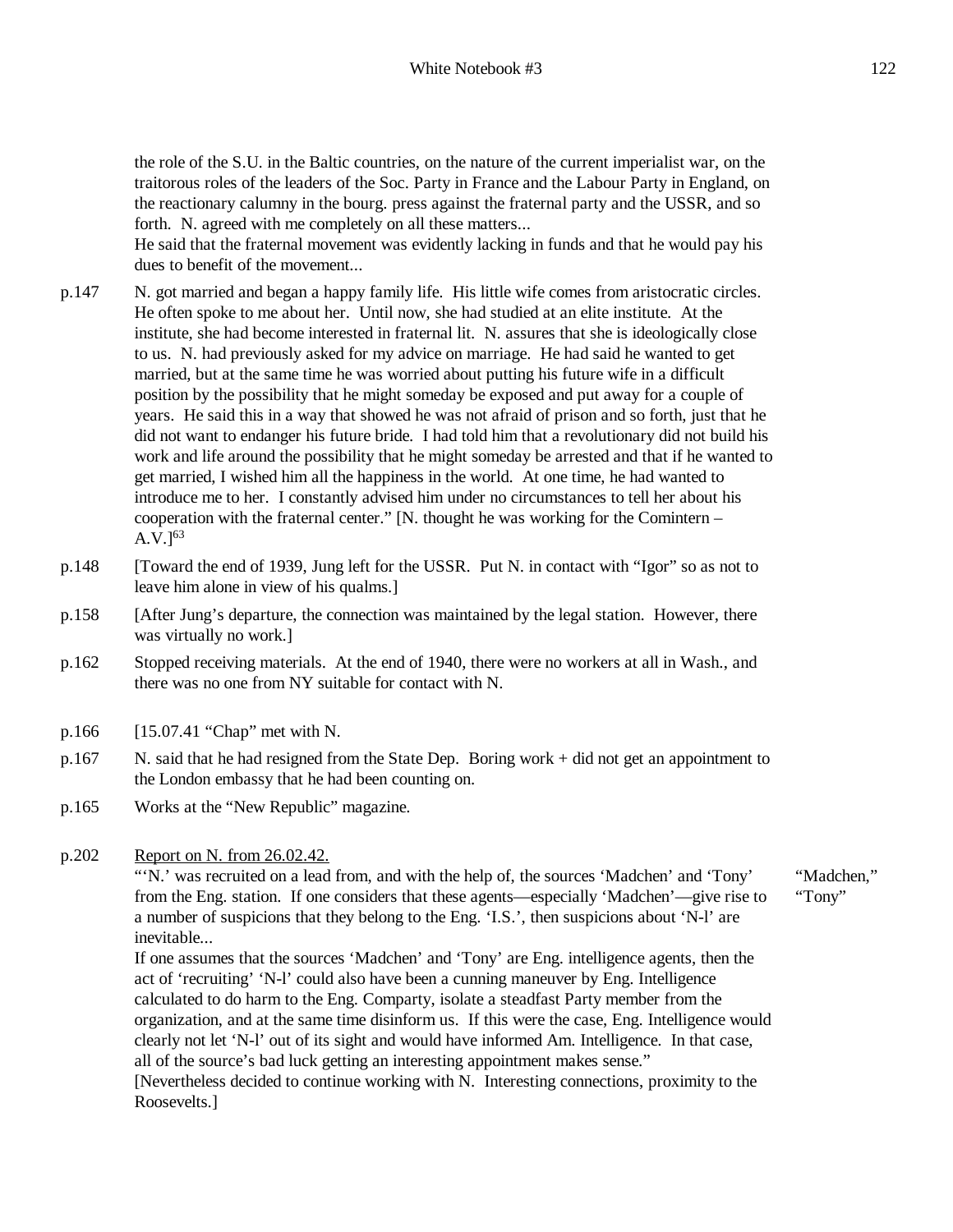the role of the S.U. in the Baltic countries, on the nature of the current imperialist war, on the traitorous roles of the leaders of the Soc. Party in France and the Labour Party in England, on the reactionary calumny in the bourg. press against the fraternal party and the USSR, and so forth. N. agreed with me completely on all these matters...
He said that the fraternal movement was evidently lacking in funds and that he would pay his dues to benefit of the movement...

p.147 N. got married and began a happy family life. His little wife comes from aristocratic circles. He often spoke to me about her. Until now, she had studied at an elite institute. At the institute, she had become interested in fraternal lit. N. assures that she is ideologically close to us. N. had previously asked for my advice on marriage. He had said he wanted to get married, but at the same time he was worried about putting his future wife in a difficult position by the possibility that he might someday be exposed and put away for a couple of years. He said this in a way that showed he was not afraid of prison and so forth, just that he did not want to endanger his future bride. I had told him that a revolutionary did not build his work and life around the possibility that he might someday be arrested and that if he wanted to get married, I wished him all the happiness in the world. At one time, he had wanted to introduce me to her. I constantly advised him under no circumstances to tell her about his cooperation with the fraternal center." [N. thought he was working for the Comintern – A.V.][63]

p.148 [Toward the end of 1939, Jung left for the USSR. Put N. in contact with "Igor" so as not to leave him alone in view of his qualms.]

p.158 [After Jung's departure, the connection was maintained by the legal station. However, there was virtually no work.]

p.162 Stopped receiving materials. At the end of 1940, there were no workers at all in Wash., and there was no one from NY suitable for contact with N.

p.166 [15.07.41 "Chap" met with N.

p.167 N. said that he had resigned from the State Dep. Boring work + did not get an appointment to the London embassy that he had been counting on.

p.165 Works at the "New Republic" magazine.

p.202 Report on N. from 26.02.42.
"'N.' was recruited on a lead from, and with the help of, the sources 'Madchen' and 'Tony' from the Eng. station. If one considers that these agents—especially 'Madchen'—give rise to a number of suspicions that they belong to the Eng. 'I.S.', then suspicions about 'N-l' are inevitable...
If one assumes that the sources 'Madchen' and 'Tony' are Eng. intelligence agents, then the act of 'recruiting' 'N-l' could also have been a cunning maneuver by Eng. Intelligence calculated to do harm to the Eng. Comparty, isolate a steadfast Party member from the organization, and at the same time disinform us. If this were the case, Eng. Intelligence would clearly not let 'N-l' out of its sight and would have informed Am. Intelligence. In that case, all of the source's bad luck getting an interesting appointment makes sense."
[Nevertheless decided to continue working with N. Interesting connections, proximity to the Roosevelts.]

"Madchen," "Tony"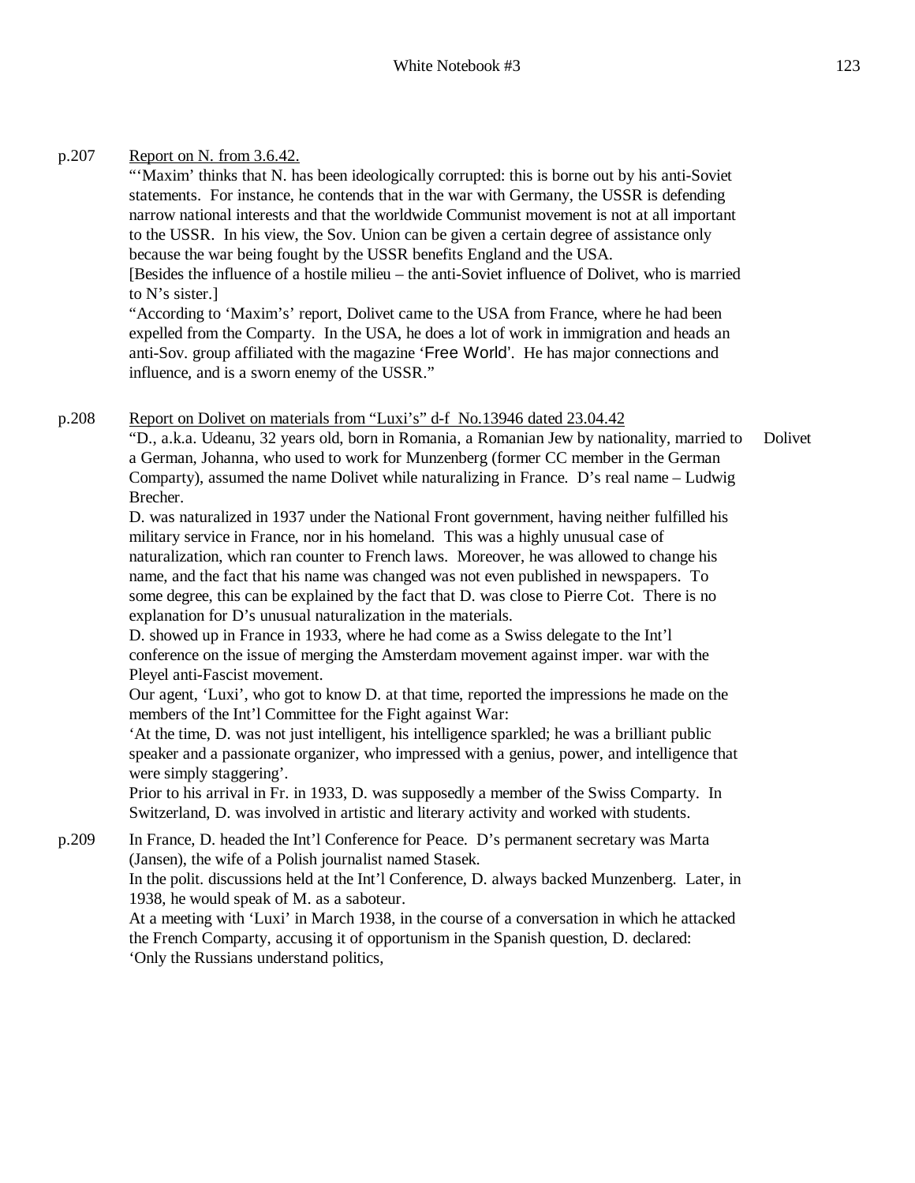p.207 Report on N. from 3.6.42.

"'Maxim' thinks that N. has been ideologically corrupted: this is borne out by his anti-Soviet statements. For instance, he contends that in the war with Germany, the USSR is defending narrow national interests and that the worldwide Communist movement is not at all important to the USSR. In his view, the Sov. Union can be given a certain degree of assistance only because the war being fought by the USSR benefits England and the USA.

[Besides the influence of a hostile milieu – the anti-Soviet influence of Dolivet, who is married to N's sister.]

"According to 'Maxim's' report, Dolivet came to the USA from France, where he had been expelled from the Comparty. In the USA, he does a lot of work in immigration and heads an anti-Sov. group affiliated with the magazine 'Free World'. He has major connections and influence, and is a sworn enemy of the USSR."

p.208 Report on Dolivet on materials from "Luxi's" d-f No.13946 dated 23.04.42

Dolivet

"D., a.k.a. Udeanu, 32 years old, born in Romania, a Romanian Jew by nationality, married to a German, Johanna, who used to work for Munzenberg (former CC member in the German Comparty), assumed the name Dolivet while naturalizing in France. D's real name – Ludwig Brecher.

D. was naturalized in 1937 under the National Front government, having neither fulfilled his military service in France, nor in his homeland. This was a highly unusual case of naturalization, which ran counter to French laws. Moreover, he was allowed to change his name, and the fact that his name was changed was not even published in newspapers. To some degree, this can be explained by the fact that D. was close to Pierre Cot. There is no explanation for D's unusual naturalization in the materials.

D. showed up in France in 1933, where he had come as a Swiss delegate to the Int'l conference on the issue of merging the Amsterdam movement against imper. war with the Pleyel anti-Fascist movement.

Our agent, 'Luxi', who got to know D. at that time, reported the impressions he made on the members of the Int'l Committee for the Fight against War:

'At the time, D. was not just intelligent, his intelligence sparkled; he was a brilliant public speaker and a passionate organizer, who impressed with a genius, power, and intelligence that were simply staggering'.

Prior to his arrival in Fr. in 1933, D. was supposedly a member of the Swiss Comparty. In Switzerland, D. was involved in artistic and literary activity and worked with students.

p.209 In France, D. headed the Int'l Conference for Peace. D's permanent secretary was Marta (Jansen), the wife of a Polish journalist named Stasek.

In the polit. discussions held at the Int'l Conference, D. always backed Munzenberg. Later, in 1938, he would speak of M. as a saboteur.

At a meeting with 'Luxi' in March 1938, in the course of a conversation in which he attacked the French Comparty, accusing it of opportunism in the Spanish question, D. declared: 'Only the Russians understand politics,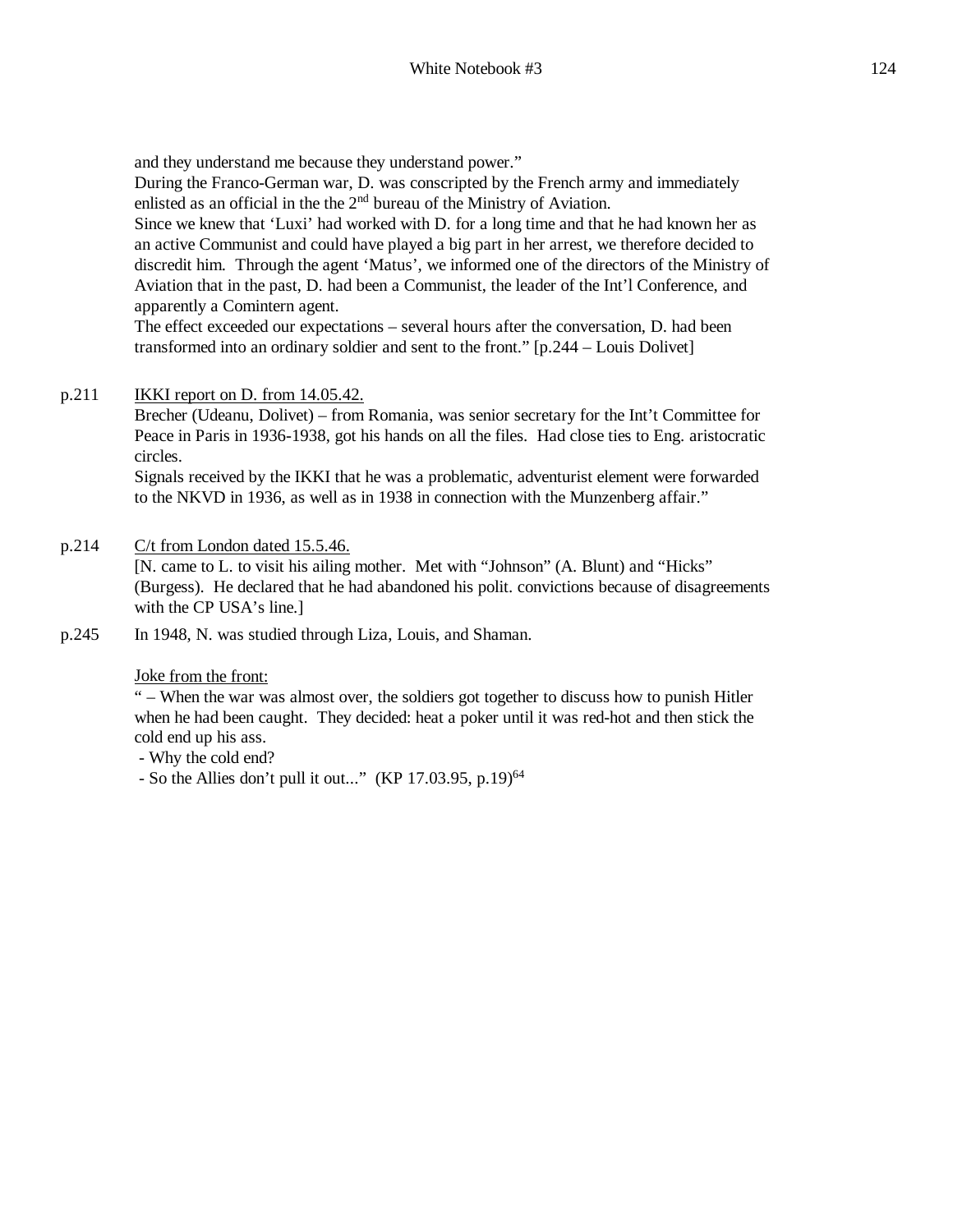and they understand me because they understand power."
During the Franco-German war, D. was conscripted by the French army and immediately enlisted as an official in the the 2nd bureau of the Ministry of Aviation.
Since we knew that 'Luxi' had worked with D. for a long time and that he had known her as an active Communist and could have played a big part in her arrest, we therefore decided to discredit him. Through the agent 'Matus', we informed one of the directors of the Ministry of Aviation that in the past, D. had been a Communist, the leader of the Int'l Conference, and apparently a Comintern agent.
The effect exceeded our expectations – several hours after the conversation, D. had been transformed into an ordinary soldier and sent to the front." [p.244 – Louis Dolivet]

p.211 <u>IKKI report on D. from 14.05.42.</u>
Brecher (Udeanu, Dolivet) – from Romania, was senior secretary for the Int't Committee for Peace in Paris in 1936-1938, got his hands on all the files. Had close ties to Eng. aristocratic circles.
Signals received by the IKKI that he was a problematic, adventurist element were forwarded to the NKVD in 1936, as well as in 1938 in connection with the Munzenberg affair."

p.214 <u>C/t from London dated 15.5.46.</u>
[N. came to L. to visit his ailing mother. Met with "Johnson" (A. Blunt) and "Hicks" (Burgess). He declared that he had abandoned his polit. convictions because of disagreements with the CP USA's line.]

p.245 In 1948, N. was studied through Liza, Louis, and Shaman.

<u>Joke from the front:</u>
" – When the war was almost over, the soldiers got together to discuss how to punish Hitler when he had been caught. They decided: heat a poker until it was red-hot and then stick the cold end up his ass.
- Why the cold end?
- So the Allies don't pull it out..." (KP 17.03.95, p.19)[64]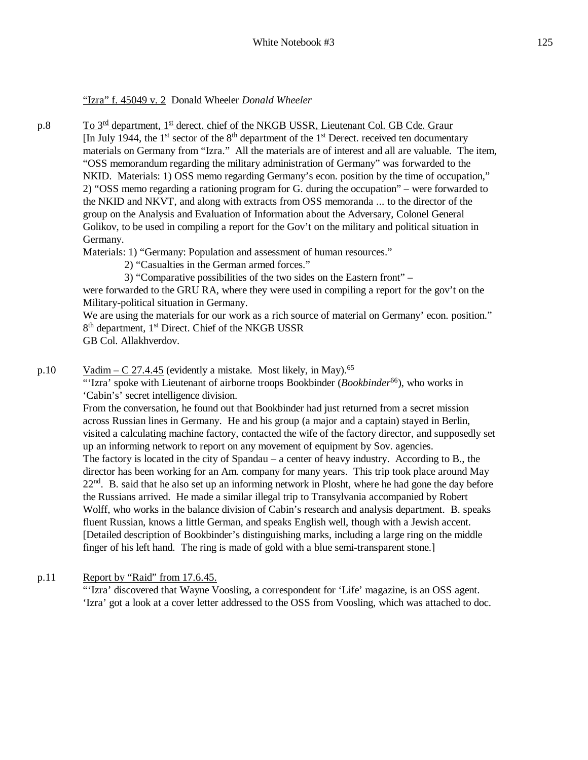<u>"Izra" f. 45049 v. 2</u> Donald Wheeler *Donald Wheeler*

p.8 <u>To 3rd department, 1st derect. chief of the NKGB USSR, Lieutenant Col. GB Cde. Graur</u>

[In July 1944, the 1st sector of the 8th department of the 1st Derect. received ten documentary materials on Germany from "Izra." All the materials are of interest and all are valuable. The item, "OSS memorandum regarding the military administration of Germany" was forwarded to the NKID. Materials: 1) OSS memo regarding Germany's econ. position by the time of occupation," 2) "OSS memo regarding a rationing program for G. during the occupation" – were forwarded to the NKID and NKVT, and along with extracts from OSS memoranda ... to the director of the group on the Analysis and Evaluation of Information about the Adversary, Colonel General Golikov, to be used in compiling a report for the Gov't on the military and political situation in Germany.

Materials: 1) "Germany: Population and assessment of human resources."

2) "Casualties in the German armed forces."

3) "Comparative possibilities of the two sides on the Eastern front" –

were forwarded to the GRU RA, where they were used in compiling a report for the gov't on the Military-political situation in Germany.

We are using the materials for our work as a rich source of material on Germany' econ. position."

8th department, 1st Direct. Chief of the NKGB USSR

GB Col. Allakhverdov.

p.10 <u>Vadim – C 27.4.45</u> (evidently a mistake. Most likely, in May).[65]

"'Izra' spoke with Lieutenant of airborne troops Bookbinder (*Bookbinder*[66]), who works in 'Cabin's' secret intelligence division.

From the conversation, he found out that Bookbinder had just returned from a secret mission across Russian lines in Germany. He and his group (a major and a captain) stayed in Berlin, visited a calculating machine factory, contacted the wife of the factory director, and supposedly set up an informing network to report on any movement of equipment by Sov. agencies.

The factory is located in the city of Spandau – a center of heavy industry. According to B., the director has been working for an Am. company for many years. This trip took place around May 22nd. B. said that he also set up an informing network in Plosht, where he had gone the day before the Russians arrived. He made a similar illegal trip to Transylvania accompanied by Robert Wolff, who works in the balance division of Cabin's research and analysis department. B. speaks fluent Russian, knows a little German, and speaks English well, though with a Jewish accent.

[Detailed description of Bookbinder's distinguishing marks, including a large ring on the middle finger of his left hand. The ring is made of gold with a blue semi-transparent stone.]

p.11 <u>Report by "Raid" from 17.6.45.</u>

"'Izra' discovered that Wayne Voosling, a correspondent for 'Life' magazine, is an OSS agent. 'Izra' got a look at a cover letter addressed to the OSS from Voosling, which was attached to doc.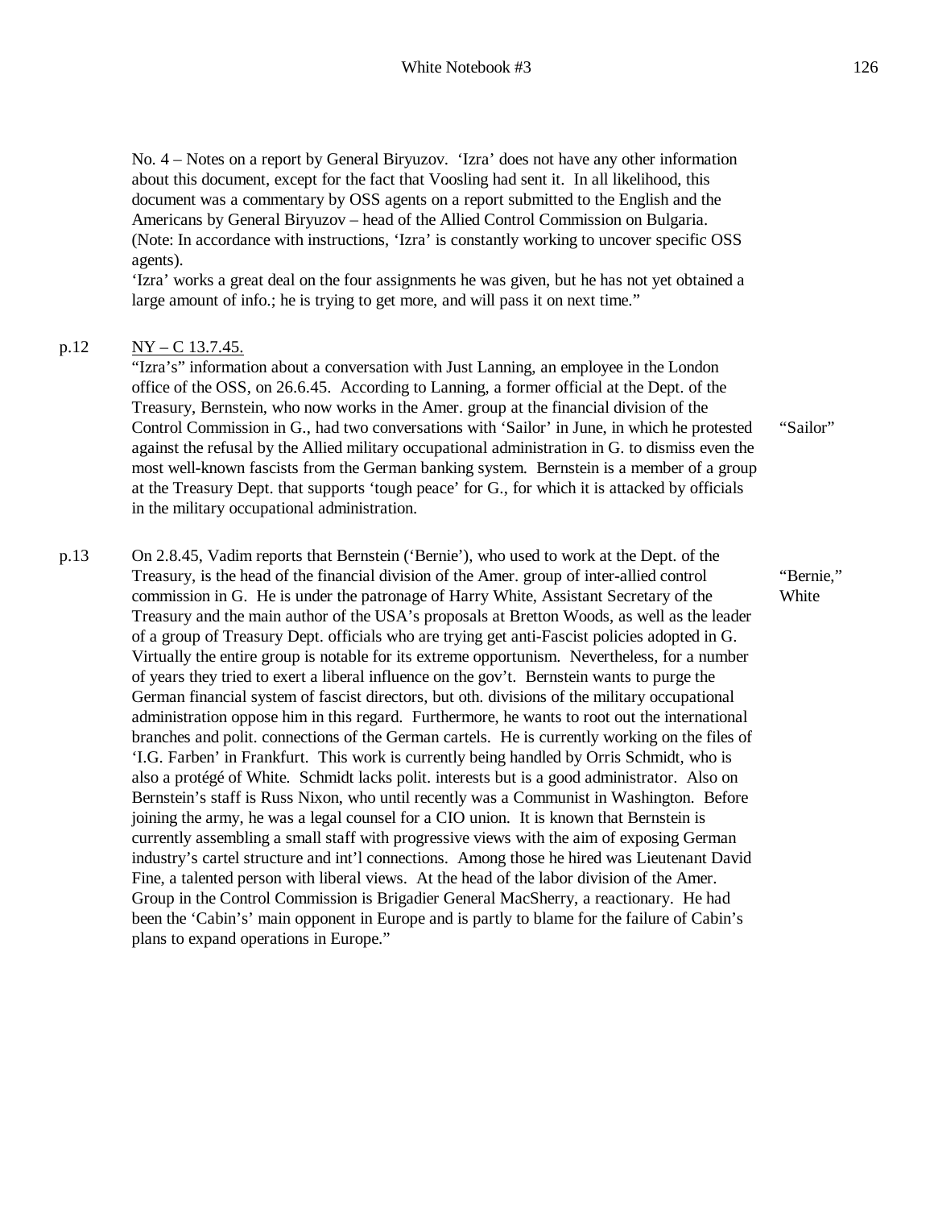No. 4 – Notes on a report by General Biryuzov. 'Izra' does not have any other information about this document, except for the fact that Voosling had sent it. In all likelihood, this document was a commentary by OSS agents on a report submitted to the English and the Americans by General Biryuzov – head of the Allied Control Commission on Bulgaria. (Note: In accordance with instructions, 'Izra' is constantly working to uncover specific OSS agents).
'Izra' works a great deal on the four assignments he was given, but he has not yet obtained a large amount of info.; he is trying to get more, and will pass it on next time."

p.12 NY – C 13.7.45.
"Izra's" information about a conversation with Just Lanning, an employee in the London office of the OSS, on 26.6.45. According to Lanning, a former official at the Dept. of the Treasury, Bernstein, who now works in the Amer. group at the financial division of the Control Commission in G., had two conversations with 'Sailor' in June, in which he protested against the refusal by the Allied military occupational administration in G. to dismiss even the most well-known fascists from the German banking system. Bernstein is a member of a group at the Treasury Dept. that supports 'tough peace' for G., for which it is attacked by officials in the military occupational administration.

"Sailor"

p.13 On 2.8.45, Vadim reports that Bernstein ('Bernie'), who used to work at the Dept. of the Treasury, is the head of the financial division of the Amer. group of inter-allied control commission in G. He is under the patronage of Harry White, Assistant Secretary of the Treasury and the main author of the USA's proposals at Bretton Woods, as well as the leader of a group of Treasury Dept. officials who are trying get anti-Fascist policies adopted in G. Virtually the entire group is notable for its extreme opportunism. Nevertheless, for a number of years they tried to exert a liberal influence on the gov't. Bernstein wants to purge the German financial system of fascist directors, but oth. divisions of the military occupational administration oppose him in this regard. Furthermore, he wants to root out the international branches and polit. connections of the German cartels. He is currently working on the files of 'I.G. Farben' in Frankfurt. This work is currently being handled by Orris Schmidt, who is also a protégé of White. Schmidt lacks polit. interests but is a good administrator. Also on Bernstein's staff is Russ Nixon, who until recently was a Communist in Washington. Before joining the army, he was a legal counsel for a CIO union. It is known that Bernstein is currently assembling a small staff with progressive views with the aim of exposing German industry's cartel structure and int'l connections. Among those he hired was Lieutenant David Fine, a talented person with liberal views. At the head of the labor division of the Amer. Group in the Control Commission is Brigadier General MacSherry, a reactionary. He had been the 'Cabin's' main opponent in Europe and is partly to blame for the failure of Cabin's plans to expand operations in Europe."

"Bernie," White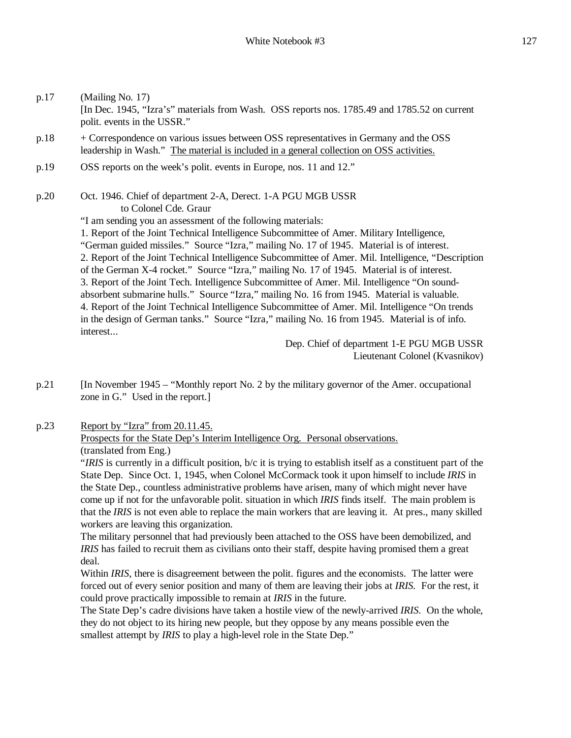p.17 (Mailing No. 17)
[In Dec. 1945, "Izra's" materials from Wash. OSS reports nos. 1785.49 and 1785.52 on current polit. events in the USSR."

p.18 + Correspondence on various issues between OSS representatives in Germany and the OSS leadership in Wash." <u>The material is included in a general collection on OSS activities.</u>

p.19 OSS reports on the week's polit. events in Europe, nos. 11 and 12."

p.20 Oct. 1946. Chief of department 2-A, Derect. 1-A PGU MGB USSR
to Colonel Cde. Graur
"I am sending you an assessment of the following materials:
1. Report of the Joint Technical Intelligence Subcommittee of Amer. Military Intelligence, "German guided missiles." Source "Izra," mailing No. 17 of 1945. Material is of interest.
2. Report of the Joint Technical Intelligence Subcommittee of Amer. Mil. Intelligence, "Description of the German X-4 rocket." Source "Izra," mailing No. 17 of 1945. Material is of interest.
3. Report of the Joint Tech. Intelligence Subcommittee of Amer. Mil. Intelligence "On sound-absorbent submarine hulls." Source "Izra," mailing No. 16 from 1945. Material is valuable.
4. Report of the Joint Technical Intelligence Subcommittee of Amer. Mil. Intelligence "On trends in the design of German tanks." Source "Izra," mailing No. 16 from 1945. Material is of info. interest...

Dep. Chief of department 1-E PGU MGB USSR
Lieutenant Colonel (Kvasnikov)

p.21 [In November 1945 – "Monthly report No. 2 by the military governor of the Amer. occupational zone in G." Used in the report.]

p.23 <u>Report by "Izra" from 20.11.45.</u>
<u>Prospects for the State Dep's Interim Intelligence Org. Personal observations.</u>
(translated from Eng.)
"*IRIS* is currently in a difficult position, b/c it is trying to establish itself as a constituent part of the State Dep. Since Oct. 1, 1945, when Colonel McCormack took it upon himself to include *IRIS* in the State Dep., countless administrative problems have arisen, many of which might never have come up if not for the unfavorable polit. situation in which *IRIS* finds itself. The main problem is that the *IRIS* is not even able to replace the main workers that are leaving it. At pres., many skilled workers are leaving this organization.
The military personnel that had previously been attached to the OSS have been demobilized, and *IRIS* has failed to recruit them as civilians onto their staff, despite having promised them a great deal.
Within *IRIS*, there is disagreement between the polit. figures and the economists. The latter were forced out of every senior position and many of them are leaving their jobs at *IRIS*. For the rest, it could prove practically impossible to remain at *IRIS* in the future.
The State Dep's cadre divisions have taken a hostile view of the newly-arrived *IRIS*. On the whole, they do not object to its hiring new people, but they oppose by any means possible even the smallest attempt by *IRIS* to play a high-level role in the State Dep."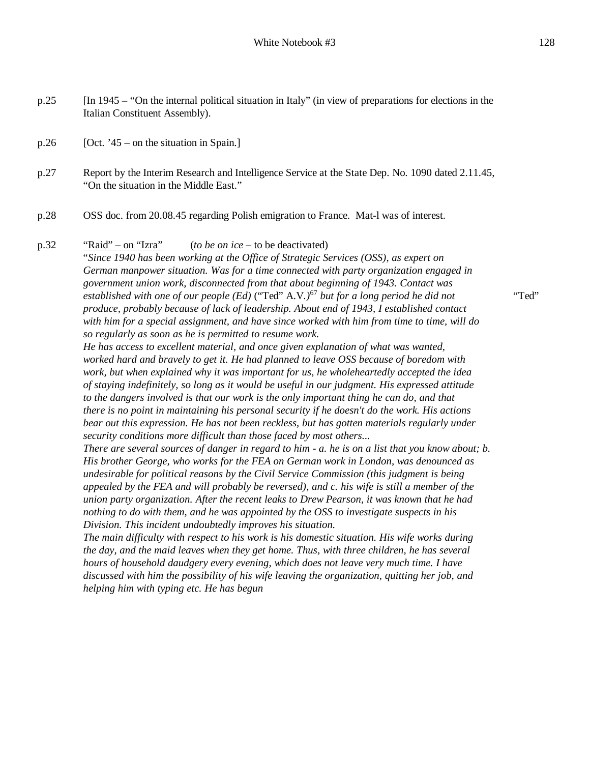p.25 [In 1945 – "On the internal political situation in Italy" (in view of preparations for elections in the Italian Constituent Assembly).

p.26 [Oct. '45 – on the situation in Spain.]

p.27 Report by the Interim Research and Intelligence Service at the State Dep. No. 1090 dated 2.11.45, "On the situation in the Middle East."

p.28 OSS doc. from 20.08.45 regarding Polish emigration to France. Mat-l was of interest.

p.32 <u>"Raid" – on "Izra"</u> (*to be on ice* – to be deactivated)

"*Since 1940 has been working at the Office of Strategic Services (OSS), as expert on German manpower situation. Was for a time connected with party organization engaged in government union work, disconnected from that about beginning of 1943. Contact was established with one of our people (Ed)* ("Ted" A.V.*)*[67] *but for a long period he did not produce, probably because of lack of leadership. About end of 1943, I established contact with him for a special assignment, and have since worked with him from time to time, will do so regularly as soon as he is permitted to resume work.* "Ted"

*He has access to excellent material, and once given explanation of what was wanted, worked hard and bravely to get it. He had planned to leave OSS because of boredom with work, but when explained why it was important for us, he wholeheartedly accepted the idea of staying indefinitely, so long as it would be useful in our judgment. His expressed attitude to the dangers involved is that our work is the only important thing he can do, and that there is no point in maintaining his personal security if he doesn't do the work. His actions bear out this expression. He has not been reckless, but has gotten materials regularly under security conditions more difficult than those faced by most others...*

*There are several sources of danger in regard to him - a. he is on a list that you know about; b. His brother George, who works for the FEA on German work in London, was denounced as undesirable for political reasons by the Civil Service Commission (this judgment is being appealed by the FEA and will probably be reversed), and c. his wife is still a member of the union party organization. After the recent leaks to Drew Pearson, it was known that he had nothing to do with them, and he was appointed by the OSS to investigate suspects in his Division. This incident undoubtedly improves his situation.*

*The main difficulty with respect to his work is his domestic situation. His wife works during the day, and the maid leaves when they get home. Thus, with three children, he has several hours of household daudgery every evening, which does not leave very much time. I have discussed with him the possibility of his wife leaving the organization, quitting her job, and helping him with typing etc. He has begun*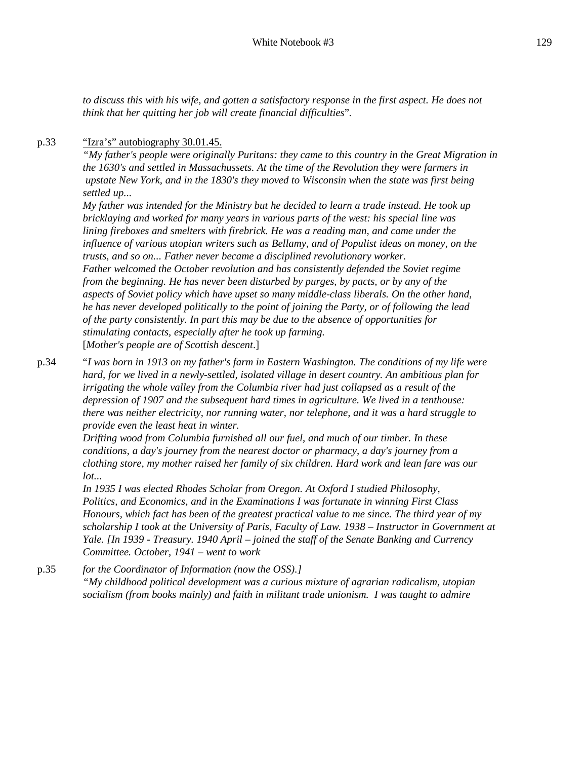*to discuss this with his wife, and gotten a satisfactory response in the first aspect. He does not think that her quitting her job will create financial difficulties*".

p.33 "Izra's" autobiography 30.01.45.

*"My father's people were originally Puritans: they came to this country in the Great Migration in the 1630's and settled in Massachussets. At the time of the Revolution they were farmers in upstate New York, and in the 1830's they moved to Wisconsin when the state was first being settled up...*

*My father was intended for the Ministry but he decided to learn a trade instead. He took up bricklaying and worked for many years in various parts of the west: his special line was lining fireboxes and smelters with firebrick. He was a reading man, and came under the influence of various utopian writers such as Bellamy, and of Populist ideas on money, on the trusts, and so on... Father never became a disciplined revolutionary worker.*

*Father welcomed the October revolution and has consistently defended the Soviet regime from the beginning. He has never been disturbed by purges, by pacts, or by any of the aspects of Soviet policy which have upset so many middle-class liberals. On the other hand, he has never developed politically to the point of joining the Party, or of following the lead of the party consistently. In part this may be due to the absence of opportunities for stimulating contacts, especially after he took up farming.*

[*Mother's people are of Scottish descent*.]

p.34 "*I was born in 1913 on my father's farm in Eastern Washington. The conditions of my life were hard, for we lived in a newly-settled, isolated village in desert country. An ambitious plan for irrigating the whole valley from the Columbia river had just collapsed as a result of the depression of 1907 and the subsequent hard times in agriculture. We lived in a tenthouse: there was neither electricity, nor running water, nor telephone, and it was a hard struggle to provide even the least heat in winter.*

*Drifting wood from Columbia furnished all our fuel, and much of our timber. In these conditions, a day's journey from the nearest doctor or pharmacy, a day's journey from a clothing store, my mother raised her family of six children. Hard work and lean fare was our lot...*

*In 1935 I was elected Rhodes Scholar from Oregon. At Oxford I studied Philosophy, Politics, and Economics, and in the Examinations I was fortunate in winning First Class Honours, which fact has been of the greatest practical value to me since. The third year of my scholarship I took at the University of Paris, Faculty of Law. 1938 – Instructor in Government at Yale. [In 1939 - Treasury. 1940 April – joined the staff of the Senate Banking and Currency Committee. October, 1941 – went to work*

p.35 *for the Coordinator of Information (now the OSS).]*

*"My childhood political development was a curious mixture of agrarian radicalism, utopian socialism (from books mainly) and faith in militant trade unionism. I was taught to admire*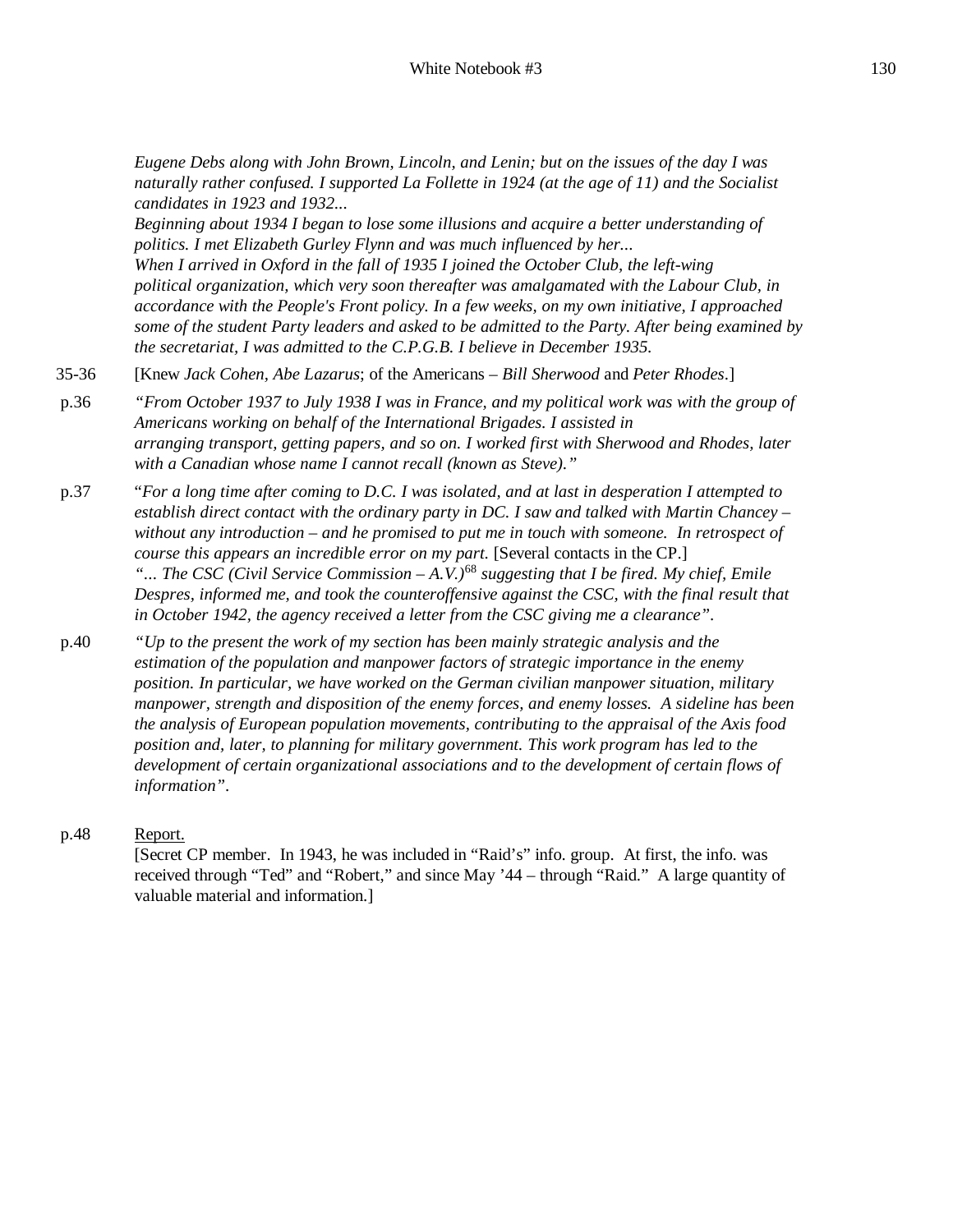*Eugene Debs along with John Brown, Lincoln, and Lenin; but on the issues of the day I was naturally rather confused. I supported La Follette in 1924 (at the age of 11) and the Socialist candidates in 1923 and 1932...*
*Beginning about 1934 I began to lose some illusions and acquire a better understanding of politics. I met Elizabeth Gurley Flynn and was much influenced by her...*
*When I arrived in Oxford in the fall of 1935 I joined the October Club, the left-wing political organization, which very soon thereafter was amalgamated with the Labour Club, in accordance with the People's Front policy. In a few weeks, on my own initiative, I approached some of the student Party leaders and asked to be admitted to the Party. After being examined by the secretariat, I was admitted to the C.P.G.B. I believe in December 1935.*

35-36 [Knew *Jack Cohen*, *Abe Lazarus*; of the Americans – *Bill Sherwood* and *Peter Rhodes*.]

p.36 *"From October 1937 to July 1938 I was in France, and my political work was with the group of Americans working on behalf of the International Brigades. I assisted in arranging transport, getting papers, and so on. I worked first with Sherwood and Rhodes, later with a Canadian whose name I cannot recall (known as Steve)."*

p.37 "*For a long time after coming to D.C. I was isolated, and at last in desperation I attempted to establish direct contact with the ordinary party in DC. I saw and talked with Martin Chancey – without any introduction – and he promised to put me in touch with someone. In retrospect of course this appears an incredible error on my part.* [Several contacts in the CP.]
*"... The CSC (Civil Service Commission – A.V.)*[68] *suggesting that I be fired. My chief, Emile Despres, informed me, and took the counteroffensive against the CSC, with the final result that in October 1942, the agency received a letter from the CSC giving me a clearance".*

p.40 *"Up to the present the work of my section has been mainly strategic analysis and the estimation of the population and manpower factors of strategic importance in the enemy position. In particular, we have worked on the German civilian manpower situation, military manpower, strength and disposition of the enemy forces, and enemy losses. A sideline has been the analysis of European population movements, contributing to the appraisal of the Axis food position and, later, to planning for military government. This work program has led to the development of certain organizational associations and to the development of certain flows of information".*

p.48 Report.
[Secret CP member. In 1943, he was included in "Raid's" info. group. At first, the info. was received through "Ted" and "Robert," and since May '44 – through "Raid." A large quantity of valuable material and information.]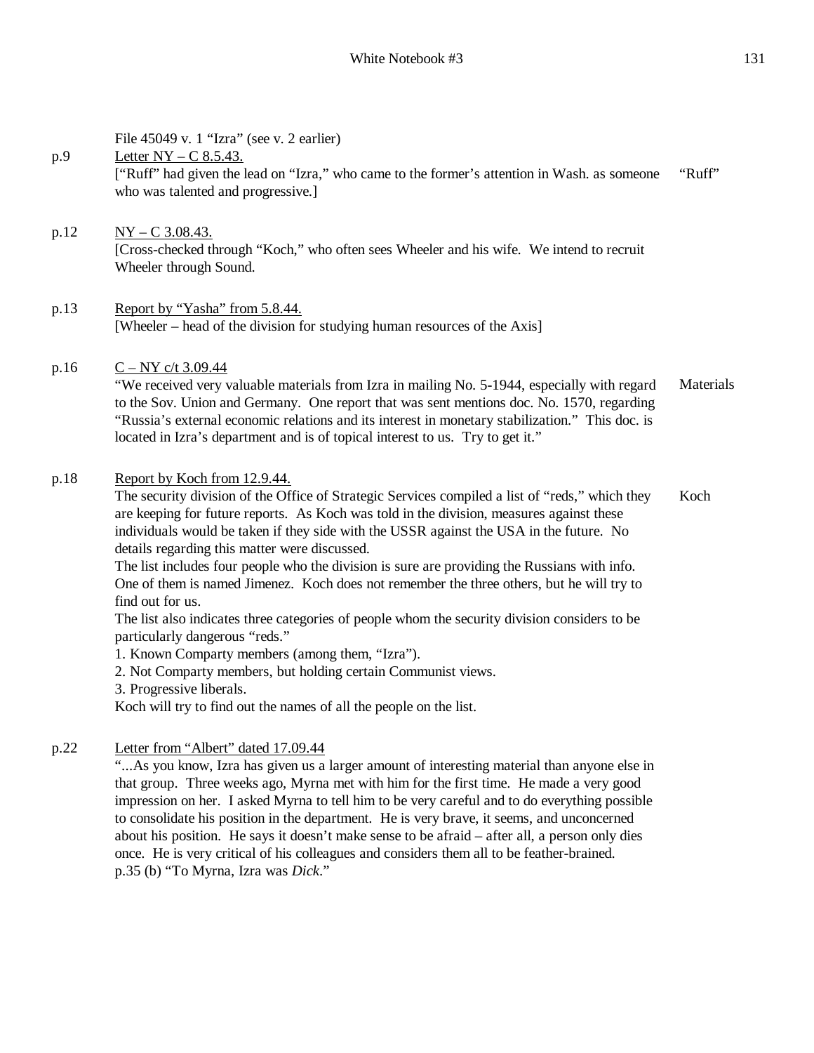File 45049 v. 1 "Izra" (see v. 2 earlier)

p.9 Letter NY – C 8.5.43.

["Ruff" had given the lead on "Izra," who came to the former's attention in Wash. as someone who was talented and progressive.] "Ruff"

p.12 NY – C 3.08.43.

[Cross-checked through "Koch," who often sees Wheeler and his wife. We intend to recruit Wheeler through Sound.

p.13 Report by "Yasha" from 5.8.44.

[Wheeler – head of the division for studying human resources of the Axis]

p.16 C – NY c/t 3.09.44

"We received very valuable materials from Izra in mailing No. 5-1944, especially with regard to the Sov. Union and Germany. One report that was sent mentions doc. No. 1570, regarding "Russia's external economic relations and its interest in monetary stabilization." This doc. is located in Izra's department and is of topical interest to us. Try to get it." Materials

p.18 Report by Koch from 12.9.44.

The security division of the Office of Strategic Services compiled a list of "reds," which they are keeping for future reports. As Koch was told in the division, measures against these individuals would be taken if they side with the USSR against the USA in the future. No details regarding this matter were discussed. Koch

The list includes four people who the division is sure are providing the Russians with info. One of them is named Jimenez. Koch does not remember the three others, but he will try to find out for us.

The list also indicates three categories of people whom the security division considers to be particularly dangerous "reds."

1. Known Comparty members (among them, "Izra").
2. Not Comparty members, but holding certain Communist views.
3. Progressive liberals.

Koch will try to find out the names of all the people on the list.

p.22 Letter from "Albert" dated 17.09.44

"...As you know, Izra has given us a larger amount of interesting material than anyone else in that group. Three weeks ago, Myrna met with him for the first time. He made a very good impression on her. I asked Myrna to tell him to be very careful and to do everything possible to consolidate his position in the department. He is very brave, it seems, and unconcerned about his position. He says it doesn't make sense to be afraid – after all, a person only dies once. He is very critical of his colleagues and considers them all to be feather-brained.

p.35 (b) "To Myrna, Izra was *Dick*."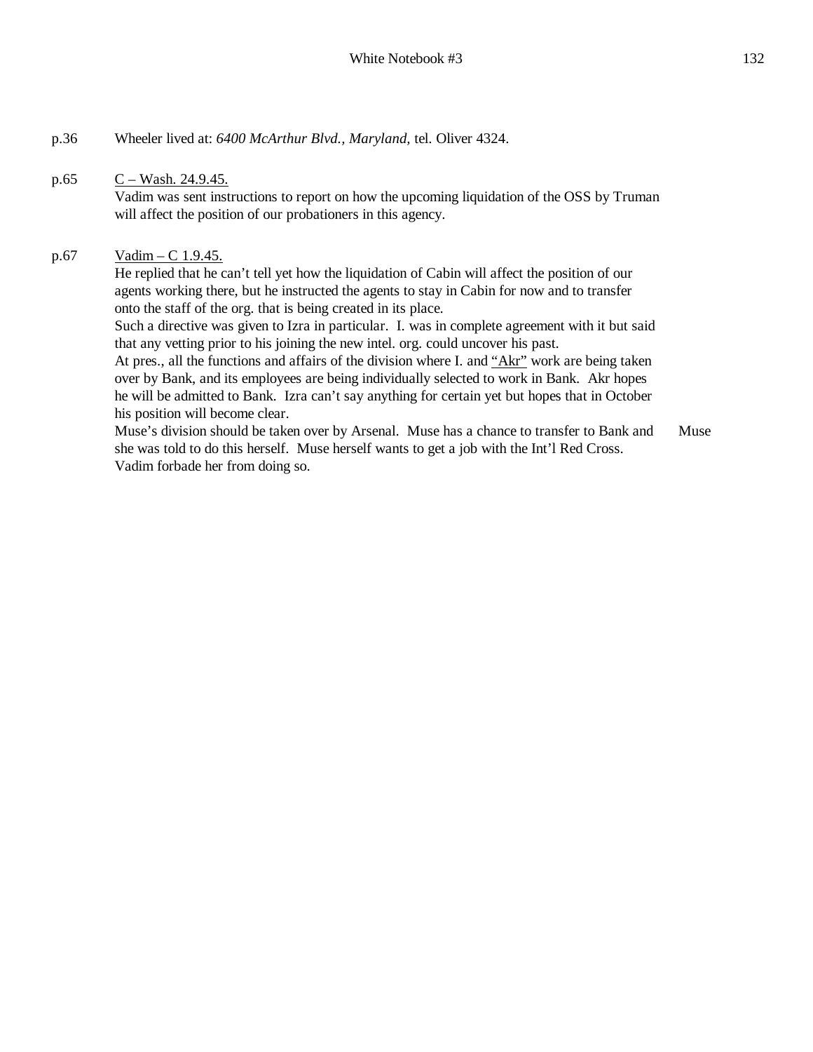p.36 Wheeler lived at: *6400 McArthur Blvd., Maryland,* tel. Oliver 4324.

p.65 <u>C – Wash. 24.9.45.</u>
Vadim was sent instructions to report on how the upcoming liquidation of the OSS by Truman will affect the position of our probationers in this agency.

p.67 <u>Vadim – C 1.9.45.</u>
He replied that he can't tell yet how the liquidation of Cabin will affect the position of our agents working there, but he instructed the agents to stay in Cabin for now and to transfer onto the staff of the org. that is being created in its place.
Such a directive was given to Izra in particular. I. was in complete agreement with it but said that any vetting prior to his joining the new intel. org. could uncover his past.
At pres., all the functions and affairs of the division where I. and <u>"Akr"</u> work are being taken over by Bank, and its employees are being individually selected to work in Bank. Akr hopes he will be admitted to Bank. Izra can't say anything for certain yet but hopes that in October his position will become clear.
Muse's division should be taken over by Arsenal. Muse has a chance to transfer to Bank and she was told to do this herself. Muse herself wants to get a job with the Int'l Red Cross. Vadim forbade her from doing so. Muse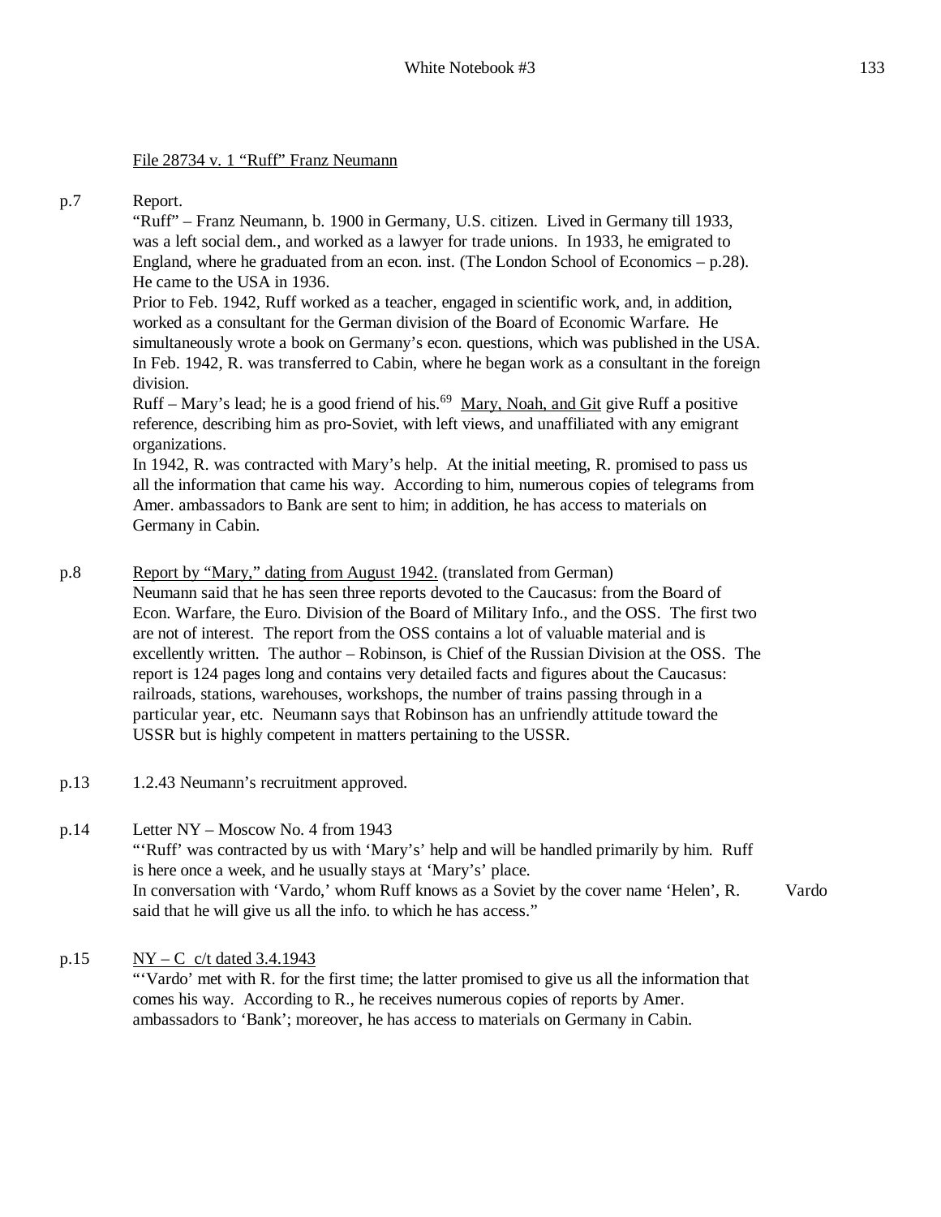<u>File 28734 v. 1 "Ruff" Franz Neumann</u>

p.7 Report.

"Ruff" – Franz Neumann, b. 1900 in Germany, U.S. citizen. Lived in Germany till 1933, was a left social dem., and worked as a lawyer for trade unions. In 1933, he emigrated to England, where he graduated from an econ. inst. (The London School of Economics – p.28). He came to the USA in 1936.

Prior to Feb. 1942, Ruff worked as a teacher, engaged in scientific work, and, in addition, worked as a consultant for the German division of the Board of Economic Warfare. He simultaneously wrote a book on Germany's econ. questions, which was published in the USA. In Feb. 1942, R. was transferred to Cabin, where he began work as a consultant in the foreign division.

Ruff – Mary's lead; he is a good friend of his.[69] <u>Mary, Noah, and Git</u> give Ruff a positive reference, describing him as pro-Soviet, with left views, and unaffiliated with any emigrant organizations.

In 1942, R. was contracted with Mary's help. At the initial meeting, R. promised to pass us all the information that came his way. According to him, numerous copies of telegrams from Amer. ambassadors to Bank are sent to him; in addition, he has access to materials on Germany in Cabin.

p.8 <u>Report by "Mary," dating from August 1942.</u> (translated from German)

Neumann said that he has seen three reports devoted to the Caucasus: from the Board of Econ. Warfare, the Euro. Division of the Board of Military Info., and the OSS. The first two are not of interest. The report from the OSS contains a lot of valuable material and is excellently written. The author – Robinson, is Chief of the Russian Division at the OSS. The report is 124 pages long and contains very detailed facts and figures about the Caucasus: railroads, stations, warehouses, workshops, the number of trains passing through in a particular year, etc. Neumann says that Robinson has an unfriendly attitude toward the USSR but is highly competent in matters pertaining to the USSR.

p.13 1.2.43 Neumann's recruitment approved.

p.14 Letter NY – Moscow No. 4 from 1943

"'Ruff' was contracted by us with 'Mary's' help and will be handled primarily by him. Ruff is here once a week, and he usually stays at 'Mary's' place.

In conversation with 'Vardo,' whom Ruff knows as a Soviet by the cover name 'Helen', R. said that he will give us all the info. to which he has access." Vardo

p.15 <u>NY – C c/t dated 3.4.1943</u>

"'Vardo' met with R. for the first time; the latter promised to give us all the information that comes his way. According to R., he receives numerous copies of reports by Amer. ambassadors to 'Bank'; moreover, he has access to materials on Germany in Cabin.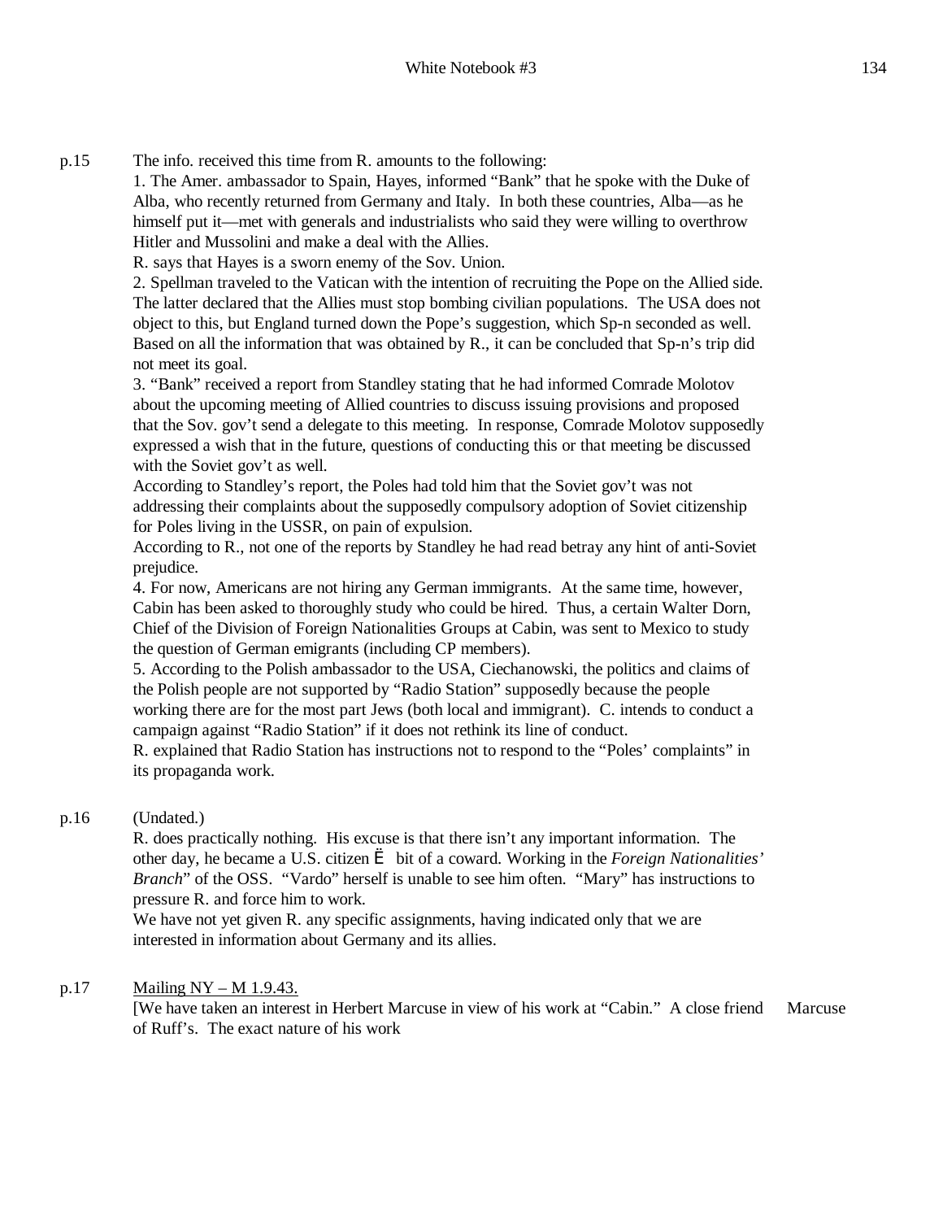p.15 The info. received this time from R. amounts to the following:

1. The Amer. ambassador to Spain, Hayes, informed "Bank" that he spoke with the Duke of Alba, who recently returned from Germany and Italy. In both these countries, Alba—as he himself put it—met with generals and industrialists who said they were willing to overthrow Hitler and Mussolini and make a deal with the Allies.

R. says that Hayes is a sworn enemy of the Sov. Union.

2. Spellman traveled to the Vatican with the intention of recruiting the Pope on the Allied side. The latter declared that the Allies must stop bombing civilian populations. The USA does not object to this, but England turned down the Pope's suggestion, which Sp-n seconded as well. Based on all the information that was obtained by R., it can be concluded that Sp-n's trip did not meet its goal.

3. "Bank" received a report from Standley stating that he had informed Comrade Molotov about the upcoming meeting of Allied countries to discuss issuing provisions and proposed that the Sov. gov't send a delegate to this meeting. In response, Comrade Molotov supposedly expressed a wish that in the future, questions of conducting this or that meeting be discussed with the Soviet gov't as well.

According to Standley's report, the Poles had told him that the Soviet gov't was not addressing their complaints about the supposedly compulsory adoption of Soviet citizenship for Poles living in the USSR, on pain of expulsion.

According to R., not one of the reports by Standley he had read betray any hint of anti-Soviet prejudice.

4. For now, Americans are not hiring any German immigrants. At the same time, however, Cabin has been asked to thoroughly study who could be hired. Thus, a certain Walter Dorn, Chief of the Division of Foreign Nationalities Groups at Cabin, was sent to Mexico to study the question of German emigrants (including CP members).

5. According to the Polish ambassador to the USA, Ciechanowski, the politics and claims of the Polish people are not supported by "Radio Station" supposedly because the people working there are for the most part Jews (both local and immigrant). C. intends to conduct a campaign against "Radio Station" if it does not rethink its line of conduct.

R. explained that Radio Station has instructions not to respond to the "Poles' complaints" in its propaganda work.

p.16 (Undated.)

R. does practically nothing. His excuse is that there isn't any important information. The other day, he became a U.S. citizen Ë bit of a coward. Working in the *Foreign Nationalities' Branch*" of the OSS. "Vardo" herself is unable to see him often. "Mary" has instructions to pressure R. and force him to work.

We have not yet given R. any specific assignments, having indicated only that we are interested in information about Germany and its allies.

p.17 <u>Mailing NY – M 1.9.43.</u>

[We have taken an interest in Herbert Marcuse in view of his work at "Cabin." A close friend of Ruff's. The exact nature of his work  Marcuse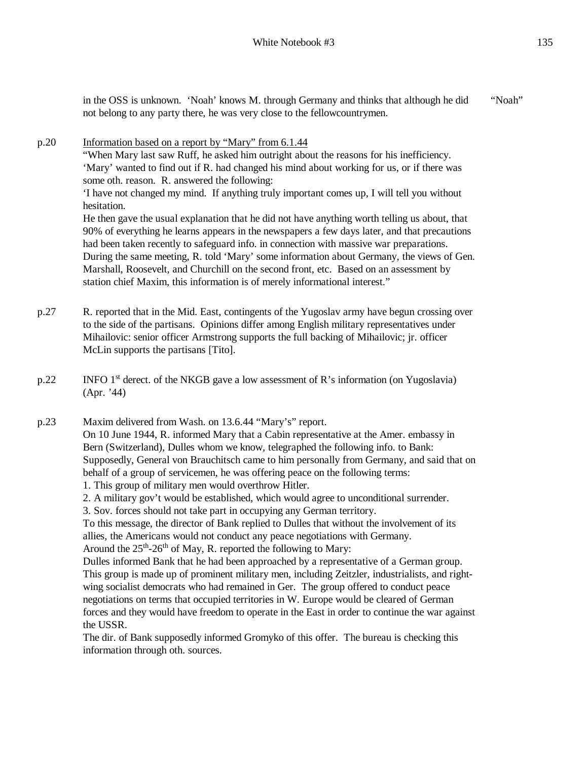in the OSS is unknown. 'Noah' knows M. through Germany and thinks that although he did not belong to any party there, he was very close to the fellowcountrymen. "Noah"

p.20 Information based on a report by "Mary" from 6.1.44

"When Mary last saw Ruff, he asked him outright about the reasons for his inefficiency. 'Mary' wanted to find out if R. had changed his mind about working for us, or if there was some oth. reason. R. answered the following:

'I have not changed my mind. If anything truly important comes up, I will tell you without hesitation.

He then gave the usual explanation that he did not have anything worth telling us about, that 90% of everything he learns appears in the newspapers a few days later, and that precautions had been taken recently to safeguard info. in connection with massive war preparations. During the same meeting, R. told 'Mary' some information about Germany, the views of Gen. Marshall, Roosevelt, and Churchill on the second front, etc. Based on an assessment by station chief Maxim, this information is of merely informational interest."

p.27 R. reported that in the Mid. East, contingents of the Yugoslav army have begun crossing over to the side of the partisans. Opinions differ among English military representatives under Mihailovic: senior officer Armstrong supports the full backing of Mihailovic; jr. officer McLin supports the partisans [Tito].

p.22 INFO 1st derect. of the NKGB gave a low assessment of R's information (on Yugoslavia) (Apr. '44)

p.23 Maxim delivered from Wash. on 13.6.44 "Mary's" report.

On 10 June 1944, R. informed Mary that a Cabin representative at the Amer. embassy in Bern (Switzerland), Dulles whom we know, telegraphed the following info. to Bank: Supposedly, General von Brauchitsch came to him personally from Germany, and said that on behalf of a group of servicemen, he was offering peace on the following terms:

1. This group of military men would overthrow Hitler.
2. A military gov't would be established, which would agree to unconditional surrender.
3. Sov. forces should not take part in occupying any German territory.

To this message, the director of Bank replied to Dulles that without the involvement of its allies, the Americans would not conduct any peace negotiations with Germany.

Around the 25th-26th of May, R. reported the following to Mary:

Dulles informed Bank that he had been approached by a representative of a German group. This group is made up of prominent military men, including Zeitzler, industrialists, and right-wing socialist democrats who had remained in Ger. The group offered to conduct peace negotiations on terms that occupied territories in W. Europe would be cleared of German forces and they would have freedom to operate in the East in order to continue the war against the USSR.

The dir. of Bank supposedly informed Gromyko of this offer. The bureau is checking this information through oth. sources.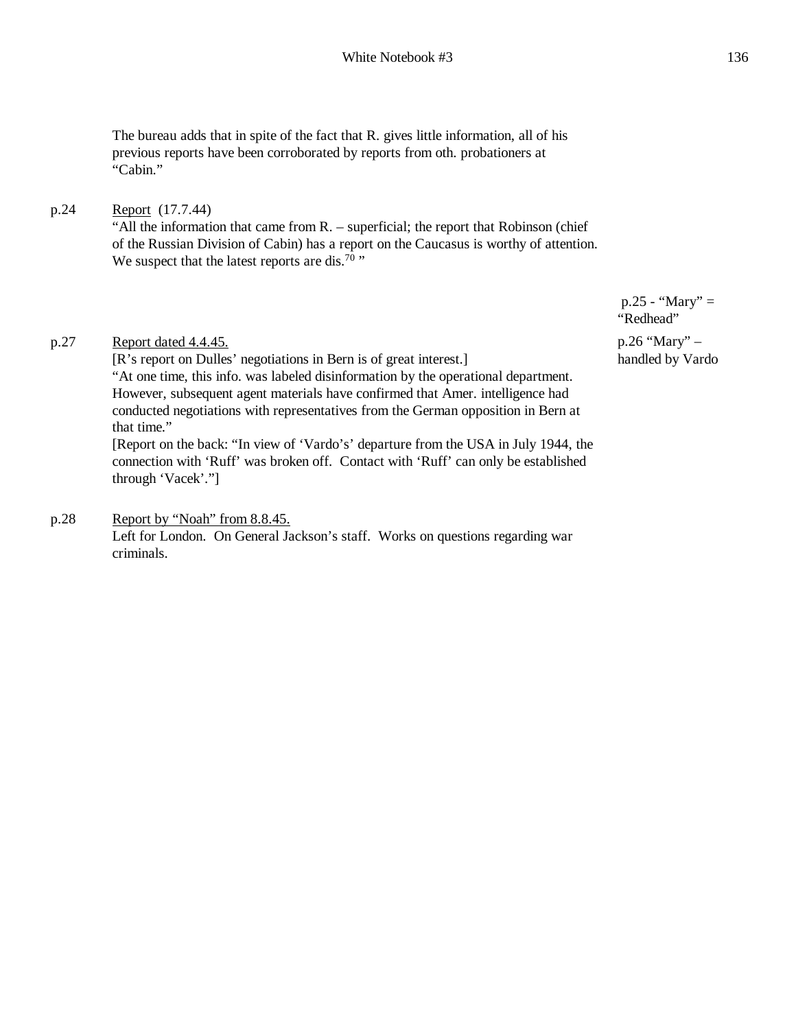The bureau adds that in spite of the fact that R. gives little information, all of his previous reports have been corroborated by reports from oth. probationers at "Cabin."

p.24 Report (17.7.44)
"All the information that came from R. – superficial; the report that Robinson (chief of the Russian Division of Cabin) has a report on the Caucasus is worthy of attention. We suspect that the latest reports are dis.[70] "

p.25 - "Mary" = "Redhead"

p.26 "Mary" – handled by Vardo

p.27 Report dated 4.4.45.
[R's report on Dulles' negotiations in Bern is of great interest.]
"At one time, this info. was labeled disinformation by the operational department. However, subsequent agent materials have confirmed that Amer. intelligence had conducted negotiations with representatives from the German opposition in Bern at that time."
[Report on the back: "In view of 'Vardo's' departure from the USA in July 1944, the connection with 'Ruff' was broken off. Contact with 'Ruff' can only be established through 'Vacek'."]

p.28 Report by "Noah" from 8.8.45.
Left for London. On General Jackson's staff. Works on questions regarding war criminals.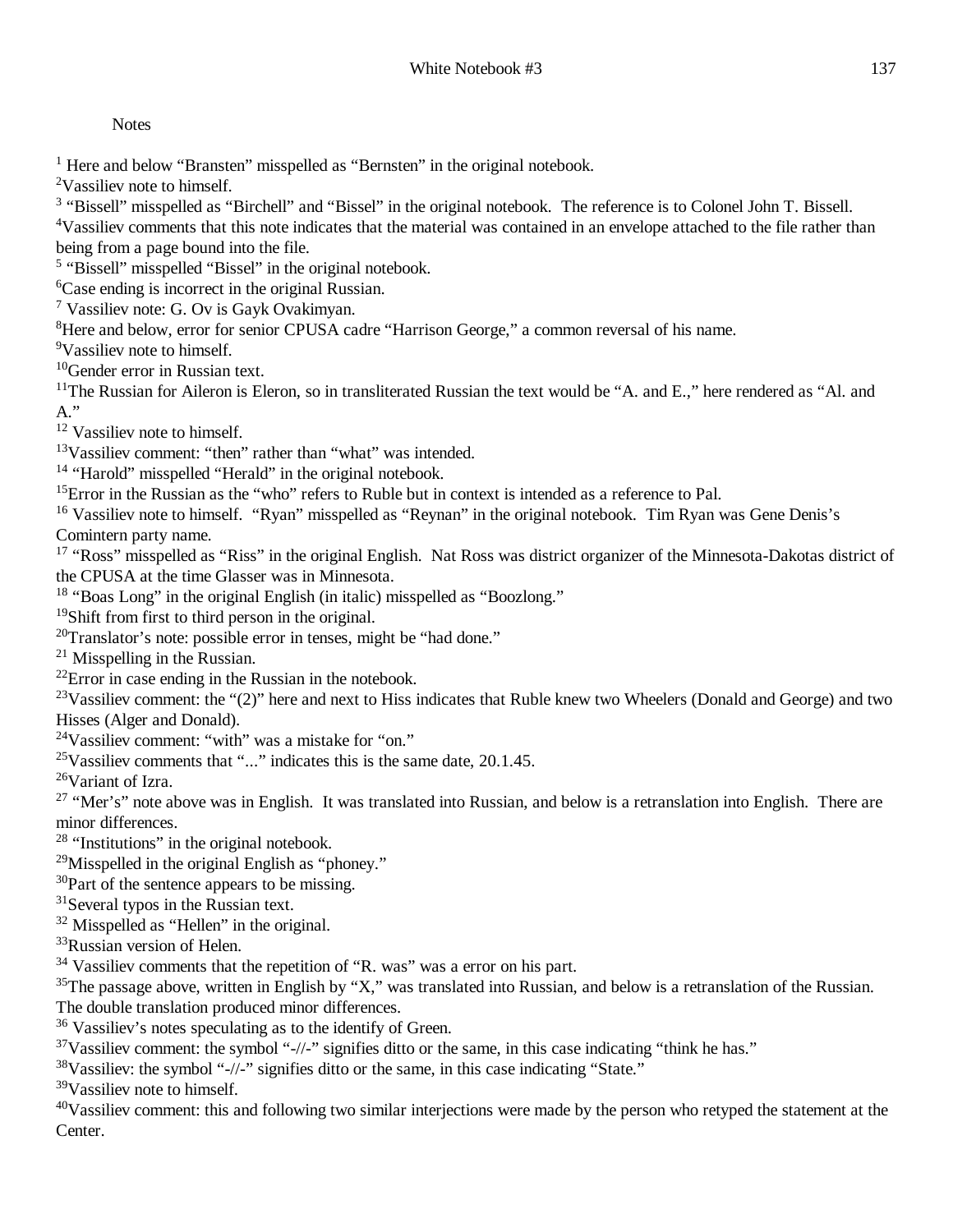Notes

[1] Here and below "Bransten" misspelled as "Bernsten" in the original notebook.

[2]Vassiliev note to himself.

[3] "Bissell" misspelled as "Birchell" and "Bissel" in the original notebook. The reference is to Colonel John T. Bissell.

[4]Vassiliev comments that this note indicates that the material was contained in an envelope attached to the file rather than being from a page bound into the file.

[5] "Bissell" misspelled "Bissel" in the original notebook.

[6]Case ending is incorrect in the original Russian.

[7] Vassiliev note: G. Ov is Gayk Ovakimyan.

[8]Here and below, error for senior CPUSA cadre "Harrison George," a common reversal of his name.

[9]Vassiliev note to himself.

[10]Gender error in Russian text.

[11]The Russian for Aileron is Eleron, so in transliterated Russian the text would be "A. and E.," here rendered as "Al. and A."

[12] Vassiliev note to himself.

[13]Vassiliev comment: "then" rather than "what" was intended.

[14] "Harold" misspelled "Herald" in the original notebook.

[15]Error in the Russian as the "who" refers to Ruble but in context is intended as a reference to Pal.

[16] Vassiliev note to himself. "Ryan" misspelled as "Reynan" in the original notebook. Tim Ryan was Gene Denis's Comintern party name.

[17] "Ross" misspelled as "Riss" in the original English. Nat Ross was district organizer of the Minnesota-Dakotas district of the CPUSA at the time Glasser was in Minnesota.

[18] "Boas Long" in the original English (in italic) misspelled as "Boozlong."

[19]Shift from first to third person in the original.

[20]Translator's note: possible error in tenses, might be "had done."

[21] Misspelling in the Russian.

[22]Error in case ending in the Russian in the notebook.

[23]Vassiliev comment: the "(2)" here and next to Hiss indicates that Ruble knew two Wheelers (Donald and George) and two Hisses (Alger and Donald).

[24]Vassiliev comment: "with" was a mistake for "on."

[25]Vassiliev comments that "..." indicates this is the same date, 20.1.45.

[26]Variant of Izra.

[27] "Mer's" note above was in English. It was translated into Russian, and below is a retranslation into English. There are minor differences.

[28] "Institutions" in the original notebook.

[29]Misspelled in the original English as "phoney."

[30]Part of the sentence appears to be missing.

[31]Several typos in the Russian text.

[32] Misspelled as "Hellen" in the original.

[33]Russian version of Helen.

[34] Vassiliev comments that the repetition of "R. was" was a error on his part.

[35]The passage above, written in English by "X," was translated into Russian, and below is a retranslation of the Russian. The double translation produced minor differences.

[36] Vassiliev's notes speculating as to the identify of Green.

[37]Vassiliev comment: the symbol "-//-" signifies ditto or the same, in this case indicating "think he has."

[38]Vassiliev: the symbol "-//-" signifies ditto or the same, in this case indicating "State."

[39]Vassiliev note to himself.

[40]Vassiliev comment: this and following two similar interjections were made by the person who retyped the statement at the Center.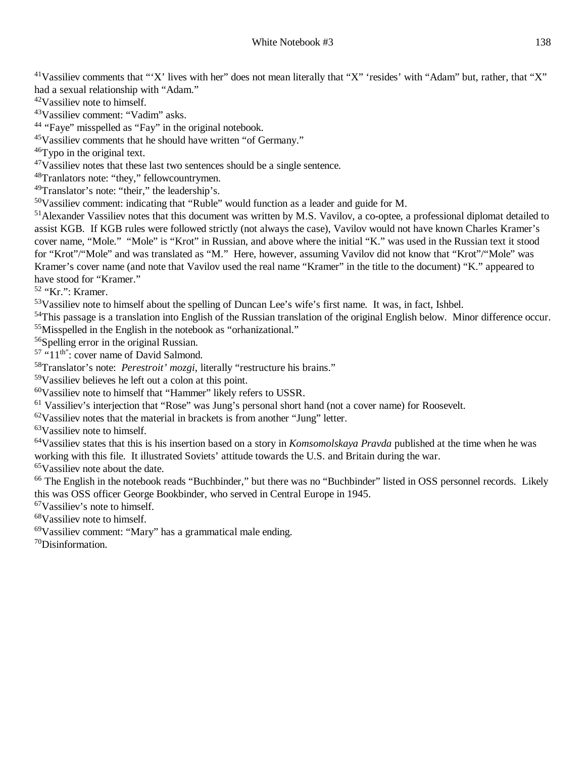[41]Vassiliev comments that "'X' lives with her" does not mean literally that "X" 'resides' with "Adam" but, rather, that "X" had a sexual relationship with "Adam."

[42]Vassiliev note to himself.

[43]Vassiliev comment: "Vadim" asks.

[44] "Faye" misspelled as "Fay" in the original notebook.

[45]Vassiliev comments that he should have written "of Germany."

[46]Typo in the original text.

[47]Vassiliev notes that these last two sentences should be a single sentence.

[48]Tranlators note: "they," fellowcountrymen.

[49]Translator's note: "their," the leadership's.

[50]Vassiliev comment: indicating that "Ruble" would function as a leader and guide for M.

[51]Alexander Vassiliev notes that this document was written by M.S. Vavilov, a co-optee, a professional diplomat detailed to assist KGB. If KGB rules were followed strictly (not always the case), Vavilov would not have known Charles Kramer's cover name, "Mole." "Mole" is "Krot" in Russian, and above where the initial "K." was used in the Russian text it stood for "Krot"/"Mole" and was translated as "M." Here, however, assuming Vavilov did not know that "Krot"/"Mole" was Kramer's cover name (and note that Vavilov used the real name "Kramer" in the title to the document) "K." appeared to have stood for "Kramer."

[52] "Kr.": Kramer.

[53]Vassiliev note to himself about the spelling of Duncan Lee's wife's first name. It was, in fact, Ishbel.

[54]This passage is a translation into English of the Russian translation of the original English below. Minor difference occur.

[55]Misspelled in the English in the notebook as "orhanizational."

[56]Spelling error in the original Russian.

[57] "11th": cover name of David Salmond.

[58]Translator's note: *Perestroit' mozgi*, literally "restructure his brains."

[59]Vassiliev believes he left out a colon at this point.

[60]Vassiliev note to himself that "Hammer" likely refers to USSR.

[61] Vassiliev's interjection that "Rose" was Jung's personal short hand (not a cover name) for Roosevelt.

[62]Vassiliev notes that the material in brackets is from another "Jung" letter.

[63]Vassiliev note to himself.

[64]Vassiliev states that this is his insertion based on a story in *Komsomolskaya Pravda* published at the time when he was working with this file. It illustrated Soviets' attitude towards the U.S. and Britain during the war.

[65]Vassiliev note about the date.

[66] The English in the notebook reads "Buchbinder," but there was no "Buchbinder" listed in OSS personnel records. Likely this was OSS officer George Bookbinder, who served in Central Europe in 1945.

[67]Vassiliev's note to himself.

[68]Vassiliev note to himself.

[69]Vassiliev comment: "Mary" has a grammatical male ending.

[70]Disinformation.